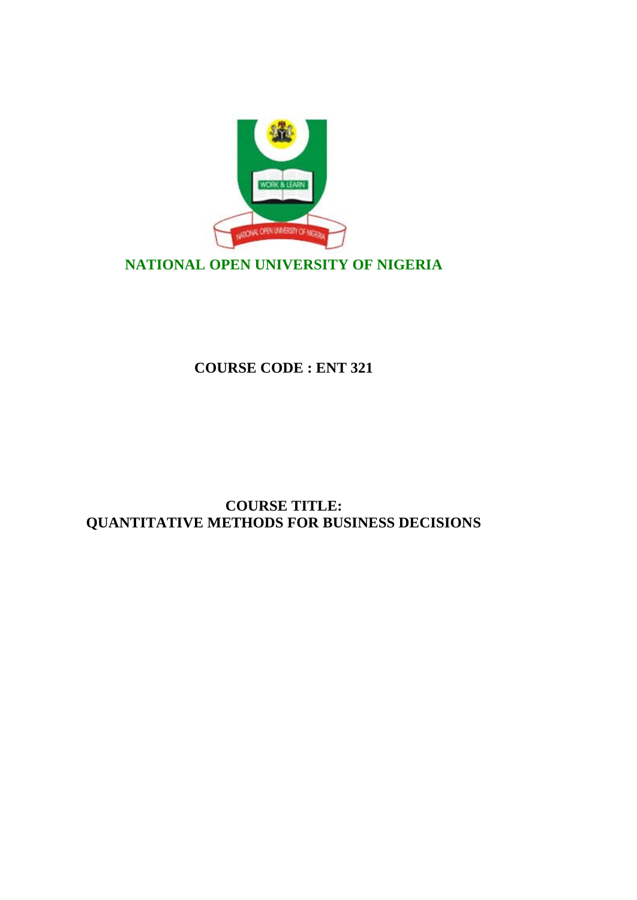**NATIONAL OPEN UNIVERSITY OF NIGERIA**

**COURSE CODE : ENT 321**

**COURSE TITLE:**
**QUANTITATIVE METHODS FOR BUSINESS DECISIONS**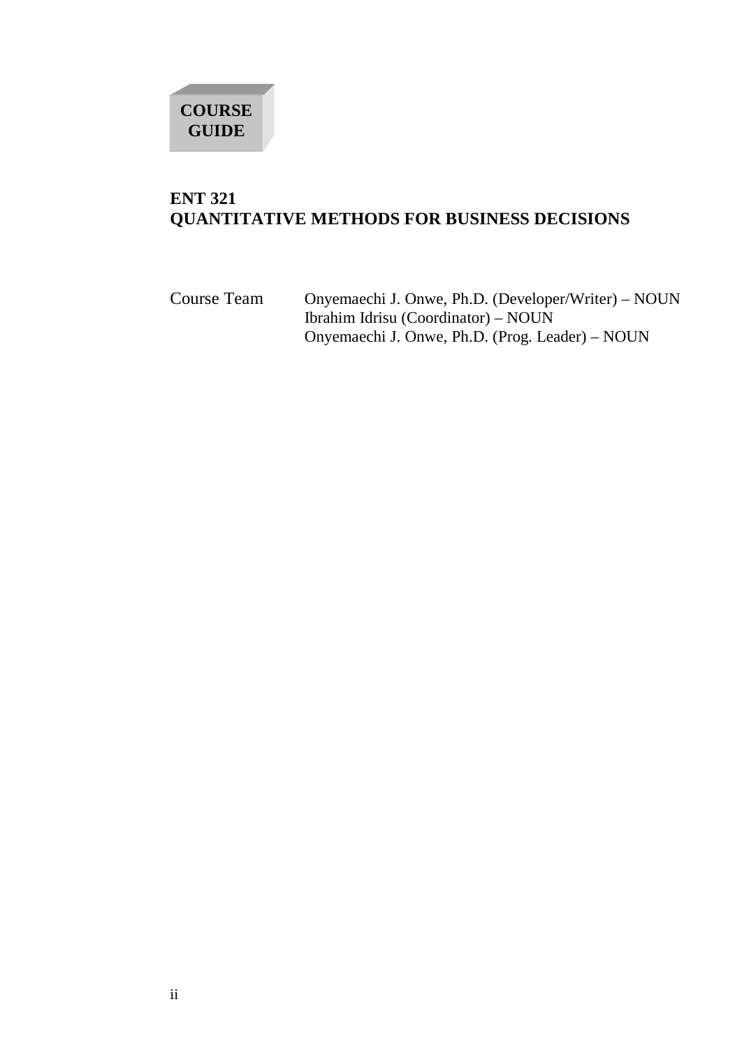**COURSE GUIDE**

# ENT 321
# QUANTITATIVE METHODS FOR BUSINESS DECISIONS

| | |
|---|---|
| Course Team | Onyemaechi J. Onwe, Ph.D. (Developer/Writer) – NOUN |
| | Ibrahim Idrisu (Coordinator) – NOUN |
| | Onyemaechi J. Onwe, Ph.D. (Prog. Leader) – NOUN |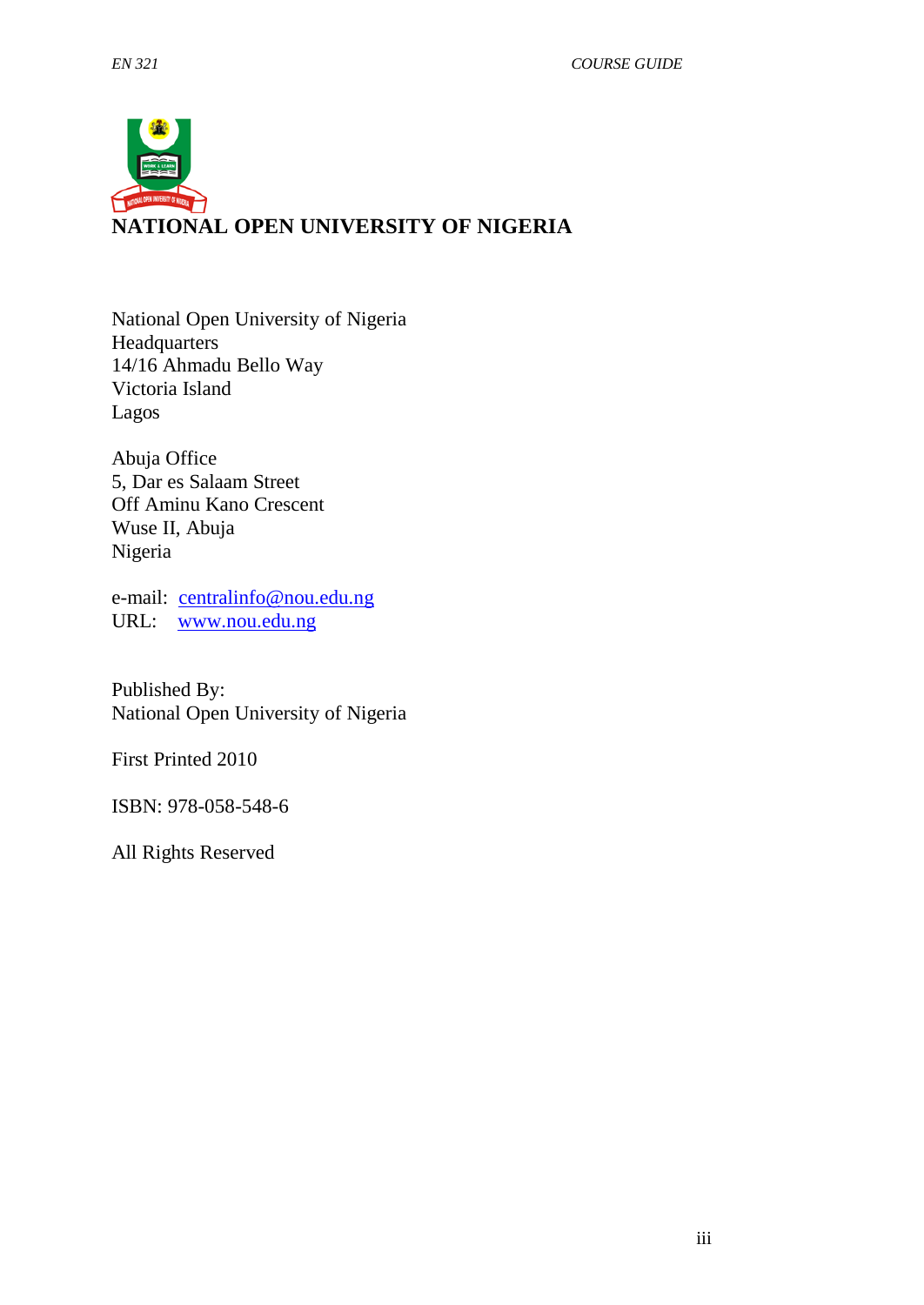# NATIONAL OPEN UNIVERSITY OF NIGERIA

National Open University of Nigeria
Headquarters
14/16 Ahmadu Bello Way
Victoria Island
Lagos

Abuja Office
5, Dar es Salaam Street
Off Aminu Kano Crescent
Wuse II, Abuja
Nigeria

e-mail: centralinfo@nou.edu.ng
URL: www.nou.edu.ng

Published By:
National Open University of Nigeria

First Printed 2010

ISBN: 978-058-548-6

All Rights Reserved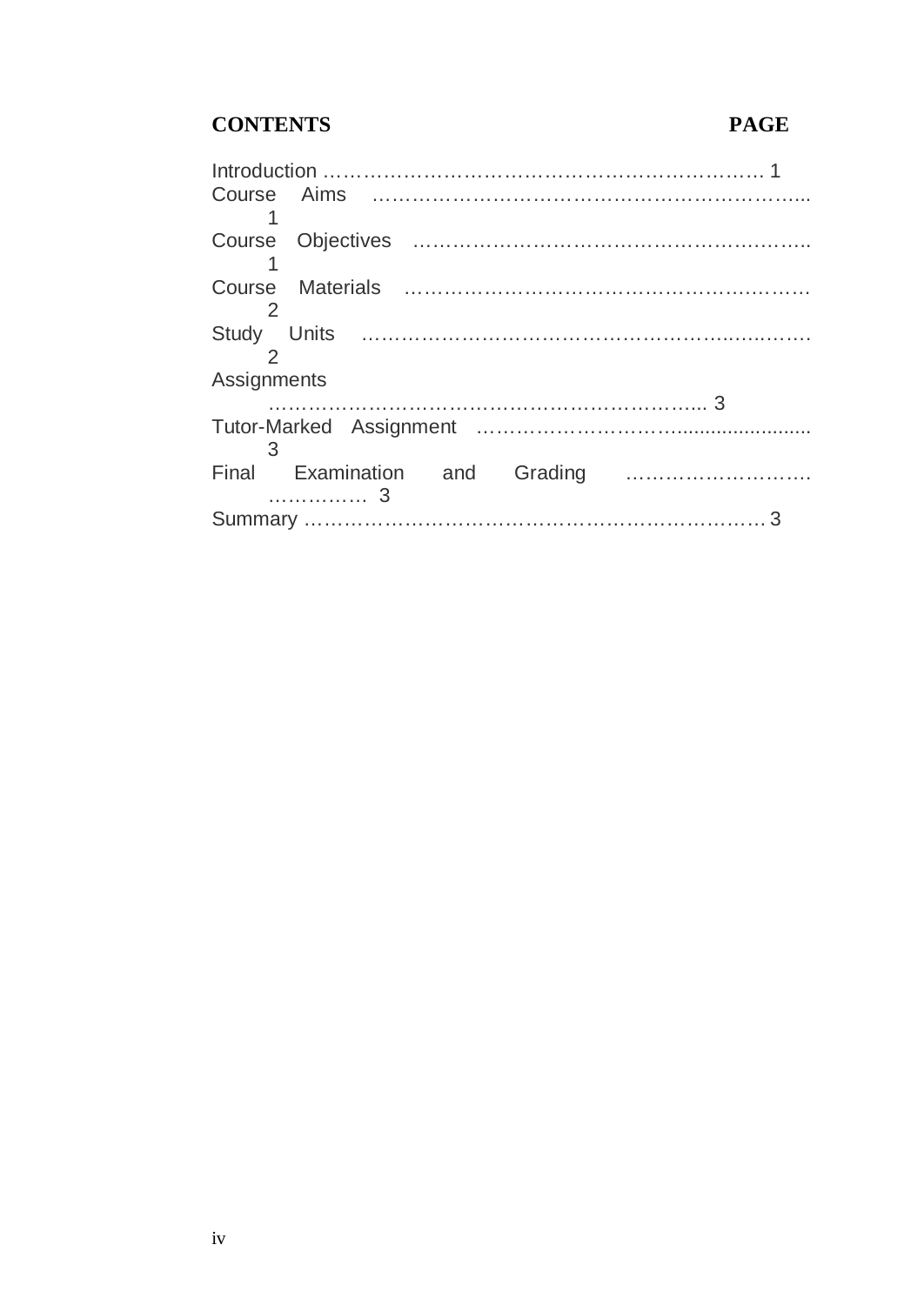| **CONTENTS** | **PAGE** |
| --- | --- |
| Introduction | 1 |
| Course Aims | 1 |
| Course Objectives | 1 |
| Course Materials | 2 |
| Study Units | 2 |
| Assignments | 3 |
| Tutor-Marked Assignment | 3 |
| Final Examination and Grading | 3 |
| Summary | 3 |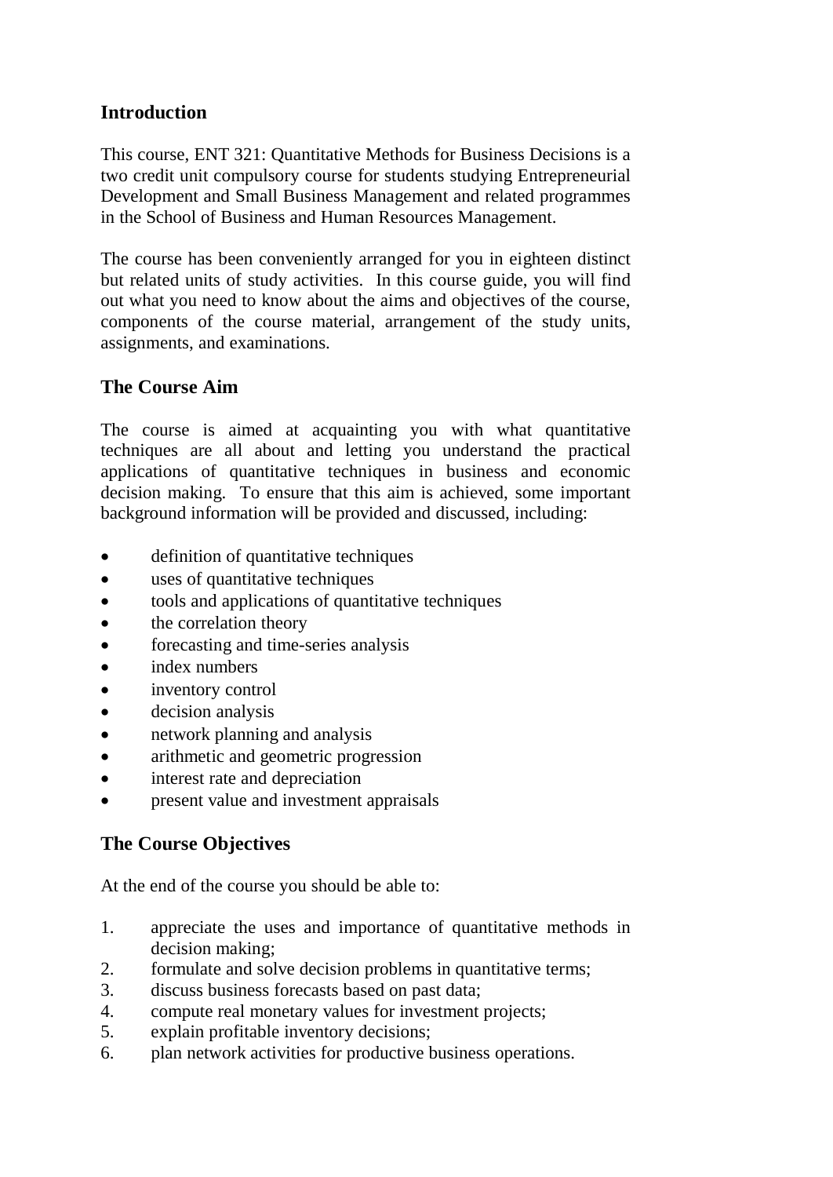## Introduction

This course, ENT 321: Quantitative Methods for Business Decisions is a two credit unit compulsory course for students studying Entrepreneurial Development and Small Business Management and related programmes in the School of Business and Human Resources Management.

The course has been conveniently arranged for you in eighteen distinct but related units of study activities. In this course guide, you will find out what you need to know about the aims and objectives of the course, components of the course material, arrangement of the study units, assignments, and examinations.

## The Course Aim

The course is aimed at acquainting you with what quantitative techniques are all about and letting you understand the practical applications of quantitative techniques in business and economic decision making. To ensure that this aim is achieved, some important background information will be provided and discussed, including:

- definition of quantitative techniques
- uses of quantitative techniques
- tools and applications of quantitative techniques
- the correlation theory
- forecasting and time-series analysis
- index numbers
- inventory control
- decision analysis
- network planning and analysis
- arithmetic and geometric progression
- interest rate and depreciation
- present value and investment appraisals

## The Course Objectives

At the end of the course you should be able to:

1. appreciate the uses and importance of quantitative methods in decision making;
2. formulate and solve decision problems in quantitative terms;
3. discuss business forecasts based on past data;
4. compute real monetary values for investment projects;
5. explain profitable inventory decisions;
6. plan network activities for productive business operations.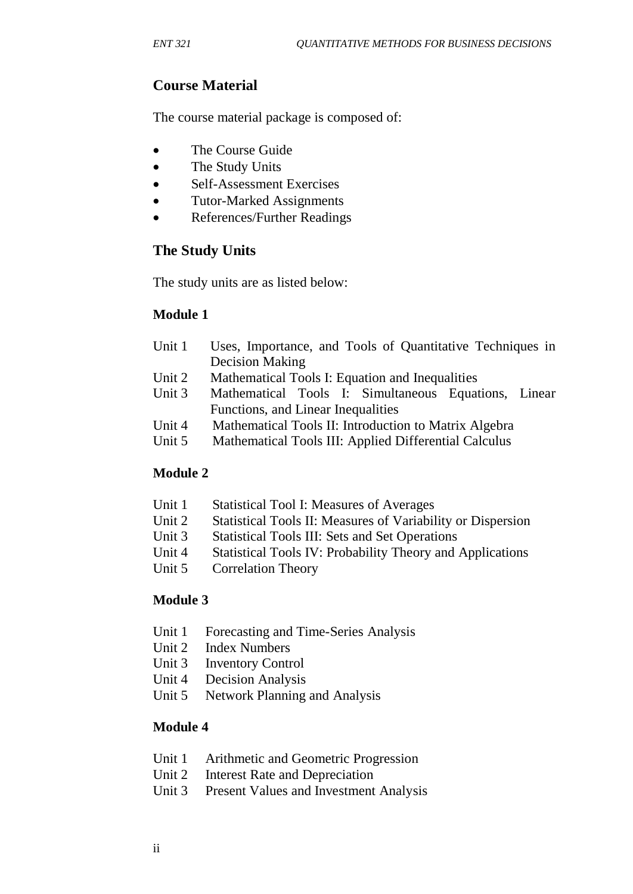## Course Material

The course material package is composed of:

- The Course Guide
- The Study Units
- Self-Assessment Exercises
- Tutor-Marked Assignments
- References/Further Readings

## The Study Units

The study units are as listed below:

### Module 1

Unit 1 Uses, Importance, and Tools of Quantitative Techniques in Decision Making
Unit 2 Mathematical Tools I: Equation and Inequalities
Unit 3 Mathematical Tools I: Simultaneous Equations, Linear Functions, and Linear Inequalities
Unit 4 Mathematical Tools II: Introduction to Matrix Algebra
Unit 5 Mathematical Tools III: Applied Differential Calculus

### Module 2

Unit 1 Statistical Tool I: Measures of Averages
Unit 2 Statistical Tools II: Measures of Variability or Dispersion
Unit 3 Statistical Tools III: Sets and Set Operations
Unit 4 Statistical Tools IV: Probability Theory and Applications
Unit 5 Correlation Theory

### Module 3

Unit 1 Forecasting and Time-Series Analysis
Unit 2 Index Numbers
Unit 3 Inventory Control
Unit 4 Decision Analysis
Unit 5 Network Planning and Analysis

### Module 4

Unit 1 Arithmetic and Geometric Progression
Unit 2 Interest Rate and Depreciation
Unit 3 Present Values and Investment Analysis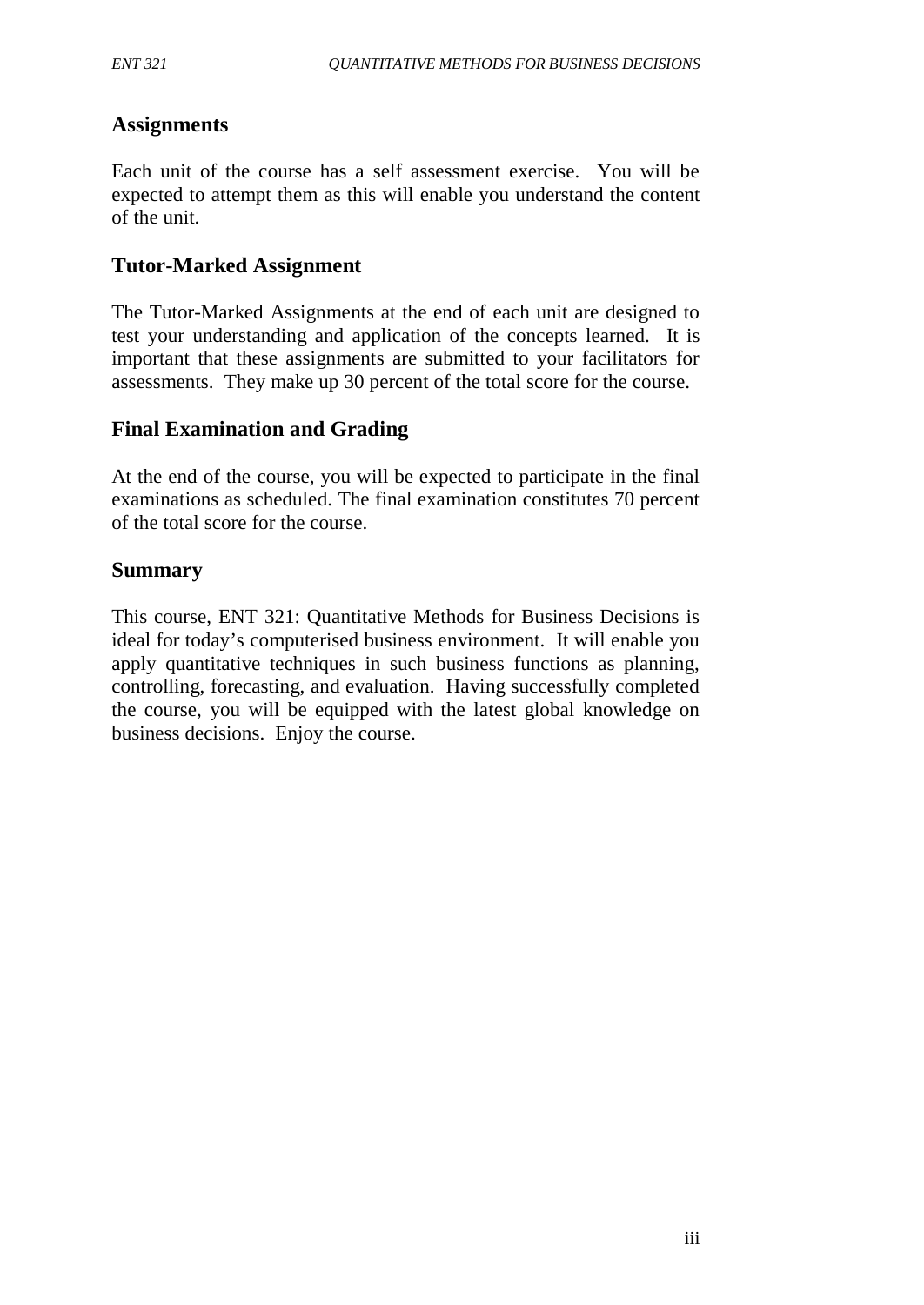## Assignments

Each unit of the course has a self assessment exercise. You will be expected to attempt them as this will enable you understand the content of the unit.

## Tutor-Marked Assignment

The Tutor-Marked Assignments at the end of each unit are designed to test your understanding and application of the concepts learned. It is important that these assignments are submitted to your facilitators for assessments. They make up 30 percent of the total score for the course.

## Final Examination and Grading

At the end of the course, you will be expected to participate in the final examinations as scheduled. The final examination constitutes 70 percent of the total score for the course.

## Summary

This course, ENT 321: Quantitative Methods for Business Decisions is ideal for today's computerised business environment. It will enable you apply quantitative techniques in such business functions as planning, controlling, forecasting, and evaluation. Having successfully completed the course, you will be equipped with the latest global knowledge on business decisions. Enjoy the course.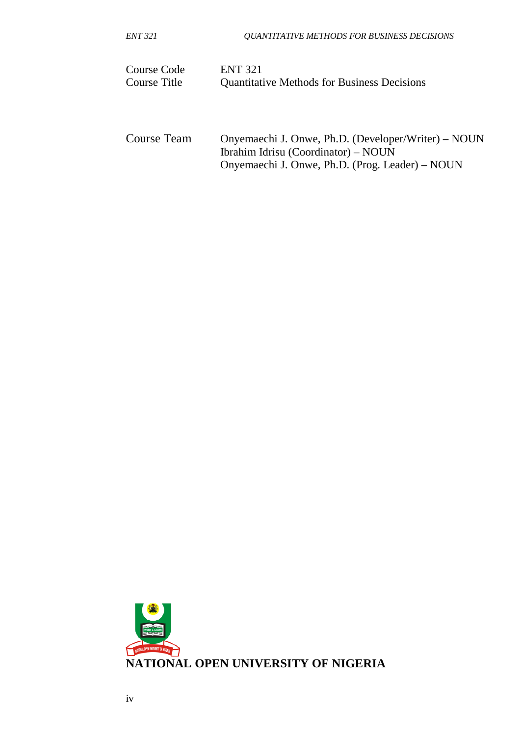| | |
|---|---|
| Course Code | ENT 321 |
| Course Title | Quantitative Methods for Business Decisions |

| | |
|---|---|
| Course Team | Onyemaechi J. Onwe, Ph.D. (Developer/Writer) – NOUN |
| | Ibrahim Idrisu (Coordinator) – NOUN |
| | Onyemaechi J. Onwe, Ph.D. (Prog. Leader) – NOUN |

**NATIONAL OPEN UNIVERSITY OF NIGERIA**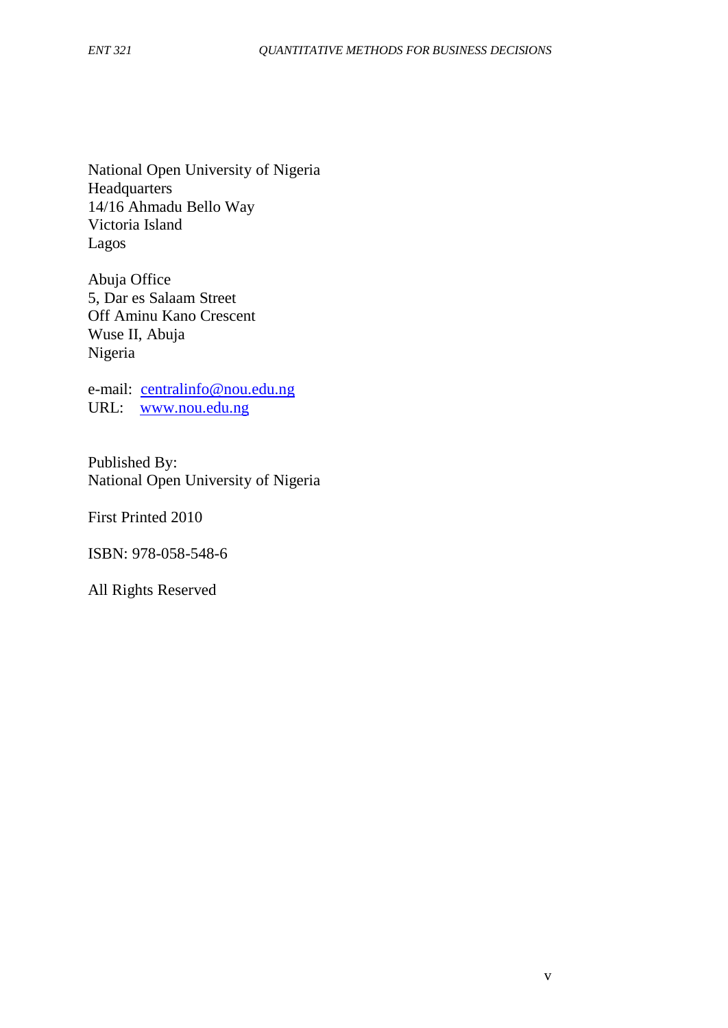National Open University of Nigeria
Headquarters
14/16 Ahmadu Bello Way
Victoria Island
Lagos

Abuja Office
5, Dar es Salaam Street
Off Aminu Kano Crescent
Wuse II, Abuja
Nigeria

e-mail: centralinfo@nou.edu.ng
URL: www.nou.edu.ng

Published By:
National Open University of Nigeria

First Printed 2010

ISBN: 978-058-548-6

All Rights Reserved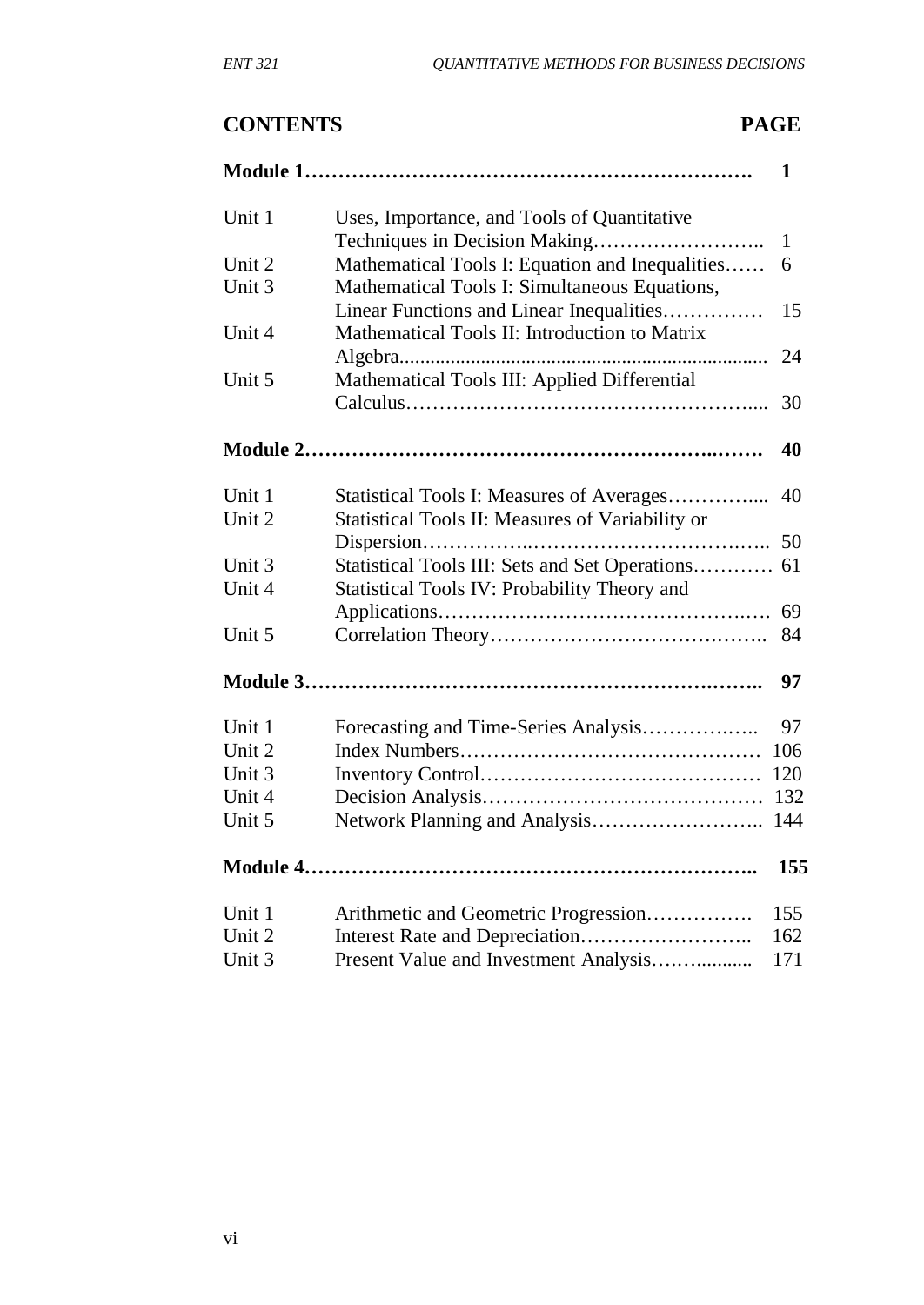## CONTENTS PAGE

| | | |
|---|---|---|
| **Module 1** | | **1** |
| Unit 1 | Uses, Importance, and Tools of Quantitative Techniques in Decision Making | 1 |
| Unit 2 | Mathematical Tools I: Equation and Inequalities | 6 |
| Unit 3 | Mathematical Tools I: Simultaneous Equations, Linear Functions and Linear Inequalities | 15 |
| Unit 4 | Mathematical Tools II: Introduction to Matrix Algebra | 24 |
| Unit 5 | Mathematical Tools III: Applied Differential Calculus | 30 |
| **Module 2** | | **40** |
| Unit 1 | Statistical Tools I: Measures of Averages | 40 |
| Unit 2 | Statistical Tools II: Measures of Variability or Dispersion | 50 |
| Unit 3 | Statistical Tools III: Sets and Set Operations | 61 |
| Unit 4 | Statistical Tools IV: Probability Theory and Applications | 69 |
| Unit 5 | Correlation Theory | 84 |
| **Module 3** | | **97** |
| Unit 1 | Forecasting and Time-Series Analysis | 97 |
| Unit 2 | Index Numbers | 106 |
| Unit 3 | Inventory Control | 120 |
| Unit 4 | Decision Analysis | 132 |
| Unit 5 | Network Planning and Analysis | 144 |
| **Module 4** | | **155** |
| Unit 1 | Arithmetic and Geometric Progression | 155 |
| Unit 2 | Interest Rate and Depreciation | 162 |
| Unit 3 | Present Value and Investment Analysis | 171 |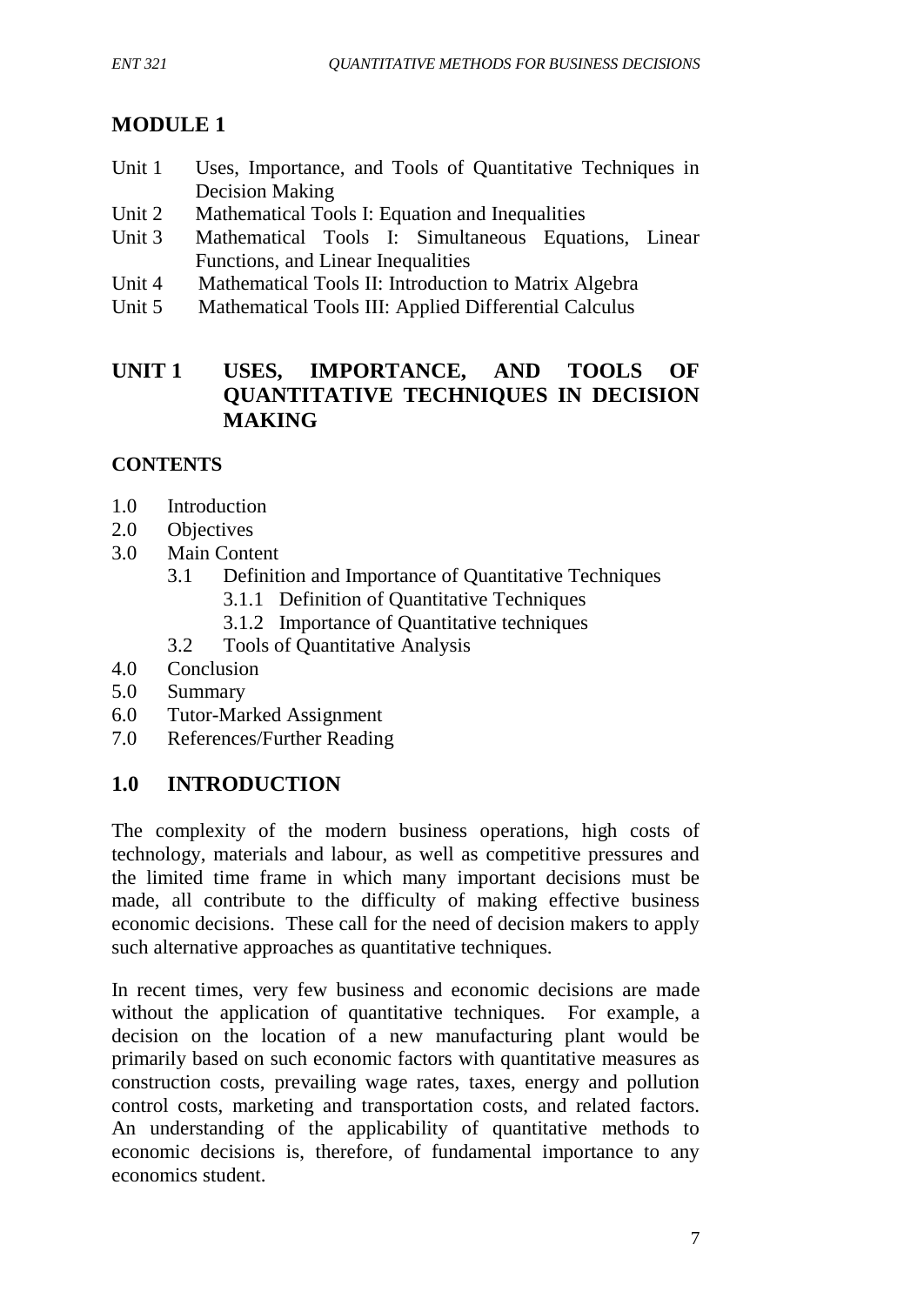# MODULE 1

- Unit 1 Uses, Importance, and Tools of Quantitative Techniques in Decision Making
- Unit 2 Mathematical Tools I: Equation and Inequalities
- Unit 3 Mathematical Tools I: Simultaneous Equations, Linear Functions, and Linear Inequalities
- Unit 4 Mathematical Tools II: Introduction to Matrix Algebra
- Unit 5 Mathematical Tools III: Applied Differential Calculus

## UNIT 1 USES, IMPORTANCE, AND TOOLS OF QUANTITATIVE TECHNIQUES IN DECISION MAKING

### CONTENTS

- 1.0 Introduction
- 2.0 Objectives
- 3.0 Main Content
  - 3.1 Definition and Importance of Quantitative Techniques
    - 3.1.1 Definition of Quantitative Techniques
    - 3.1.2 Importance of Quantitative techniques
  - 3.2 Tools of Quantitative Analysis
- 4.0 Conclusion
- 5.0 Summary
- 6.0 Tutor-Marked Assignment
- 7.0 References/Further Reading

## 1.0 INTRODUCTION

The complexity of the modern business operations, high costs of technology, materials and labour, as well as competitive pressures and the limited time frame in which many important decisions must be made, all contribute to the difficulty of making effective business economic decisions. These call for the need of decision makers to apply such alternative approaches as quantitative techniques.

In recent times, very few business and economic decisions are made without the application of quantitative techniques. For example, a decision on the location of a new manufacturing plant would be primarily based on such economic factors with quantitative measures as construction costs, prevailing wage rates, taxes, energy and pollution control costs, marketing and transportation costs, and related factors. An understanding of the applicability of quantitative methods to economic decisions is, therefore, of fundamental importance to any economics student.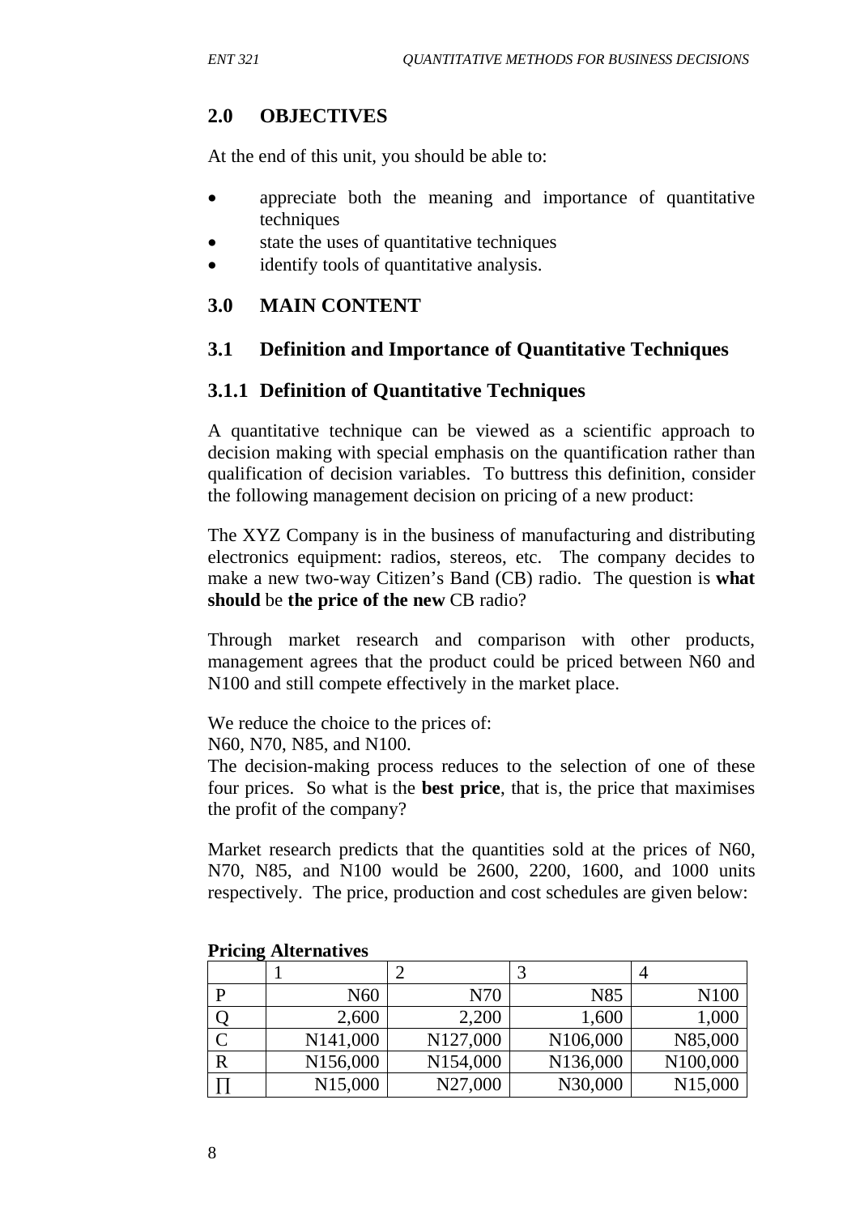## 2.0 OBJECTIVES

At the end of this unit, you should be able to:

- appreciate both the meaning and importance of quantitative techniques
- state the uses of quantitative techniques
- identify tools of quantitative analysis.

## 3.0 MAIN CONTENT

### 3.1 Definition and Importance of Quantitative Techniques

#### 3.1.1 Definition of Quantitative Techniques

A quantitative technique can be viewed as a scientific approach to decision making with special emphasis on the quantification rather than qualification of decision variables. To buttress this definition, consider the following management decision on pricing of a new product:

The XYZ Company is in the business of manufacturing and distributing electronics equipment: radios, stereos, etc. The company decides to make a new two-way Citizen's Band (CB) radio. The question is **what should** be **the price of the new** CB radio?

Through market research and comparison with other products, management agrees that the product could be priced between N60 and N100 and still compete effectively in the market place.

We reduce the choice to the prices of:
N60, N70, N85, and N100.
The decision-making process reduces to the selection of one of these four prices. So what is the **best price**, that is, the price that maximises the profit of the company?

Market research predicts that the quantities sold at the prices of N60, N70, N85, and N100 would be 2600, 2200, 1600, and 1000 units respectively. The price, production and cost schedules are given below:

**Pricing Alternatives**

| | 1 | 2 | 3 | 4 |
|---|---|---|---|---|
| P | N60 | N70 | N85 | N100 |
| Q | 2,600 | 2,200 | 1,600 | 1,000 |
| C | N141,000 | N127,000 | N106,000 | N85,000 |
| R | N156,000 | N154,000 | N136,000 | N100,000 |
| ∏ | N15,000 | N27,000 | N30,000 | N15,000 |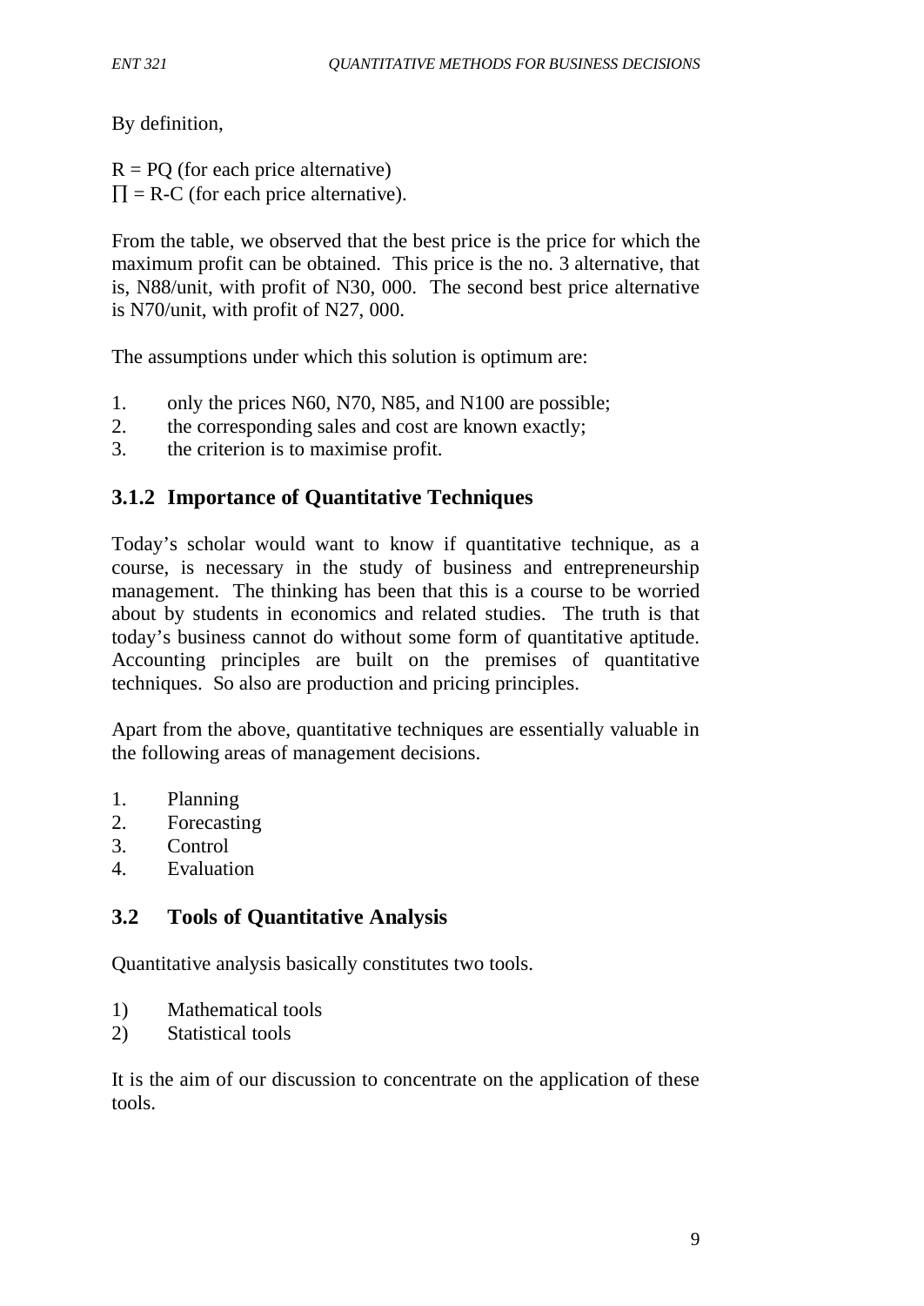By definition,

$R = PQ$ (for each price alternative)
$\prod = R\text{-}C$ (for each price alternative).

From the table, we observed that the best price is the price for which the maximum profit can be obtained. This price is the no. 3 alternative, that is, N88/unit, with profit of N30, 000. The second best price alternative is N70/unit, with profit of N27, 000.

The assumptions under which this solution is optimum are:

1. only the prices N60, N70, N85, and N100 are possible;
2. the corresponding sales and cost are known exactly;
3. the criterion is to maximise profit.

### 3.1.2 Importance of Quantitative Techniques

Today's scholar would want to know if quantitative technique, as a course, is necessary in the study of business and entrepreneurship management. The thinking has been that this is a course to be worried about by students in economics and related studies. The truth is that today's business cannot do without some form of quantitative aptitude. Accounting principles are built on the premises of quantitative techniques. So also are production and pricing principles.

Apart from the above, quantitative techniques are essentially valuable in the following areas of management decisions.

1. Planning
2. Forecasting
3. Control
4. Evaluation

## 3.2 Tools of Quantitative Analysis

Quantitative analysis basically constitutes two tools.

1) Mathematical tools
2) Statistical tools

It is the aim of our discussion to concentrate on the application of these tools.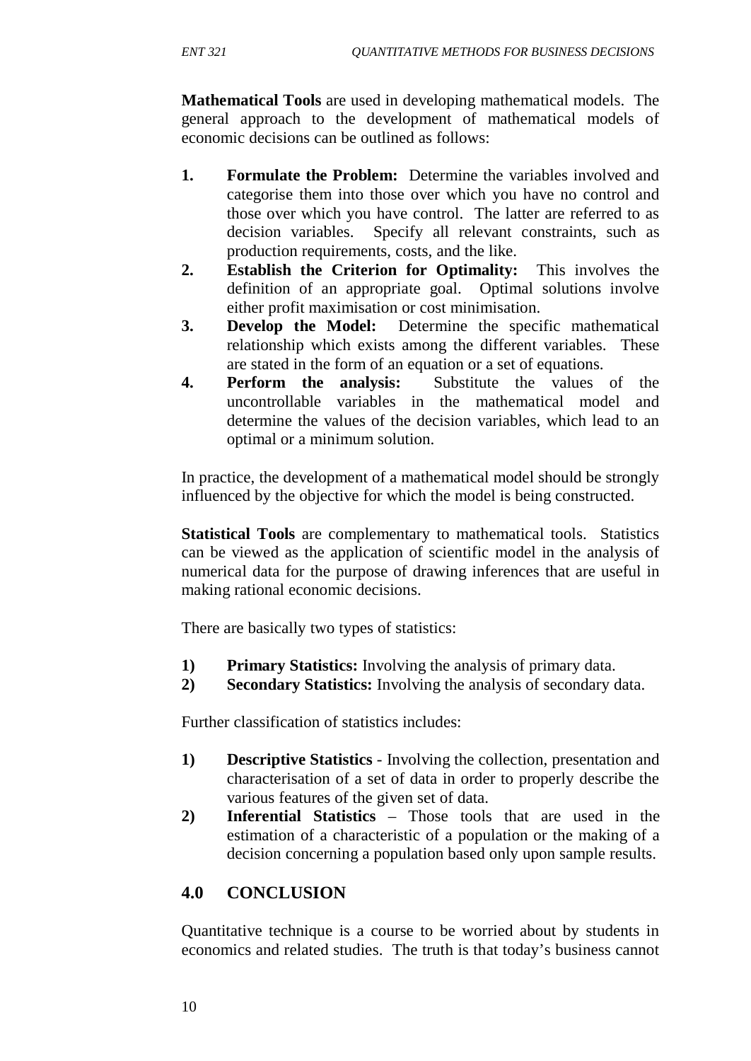**Mathematical Tools** are used in developing mathematical models. The general approach to the development of mathematical models of economic decisions can be outlined as follows:

1. **Formulate the Problem:** Determine the variables involved and categorise them into those over which you have no control and those over which you have control. The latter are referred to as decision variables. Specify all relevant constraints, such as production requirements, costs, and the like.
2. **Establish the Criterion for Optimality:** This involves the definition of an appropriate goal. Optimal solutions involve either profit maximisation or cost minimisation.
3. **Develop the Model:** Determine the specific mathematical relationship which exists among the different variables. These are stated in the form of an equation or a set of equations.
4. **Perform the analysis:** Substitute the values of the uncontrollable variables in the mathematical model and determine the values of the decision variables, which lead to an optimal or a minimum solution.

In practice, the development of a mathematical model should be strongly influenced by the objective for which the model is being constructed.

**Statistical Tools** are complementary to mathematical tools. Statistics can be viewed as the application of scientific model in the analysis of numerical data for the purpose of drawing inferences that are useful in making rational economic decisions.

There are basically two types of statistics:

1) **Primary Statistics:** Involving the analysis of primary data.
2) **Secondary Statistics:** Involving the analysis of secondary data.

Further classification of statistics includes:

1) **Descriptive Statistics** - Involving the collection, presentation and characterisation of a set of data in order to properly describe the various features of the given set of data.
2) **Inferential Statistics** – Those tools that are used in the estimation of a characteristic of a population or the making of a decision concerning a population based only upon sample results.

## 4.0 CONCLUSION

Quantitative technique is a course to be worried about by students in economics and related studies. The truth is that today's business cannot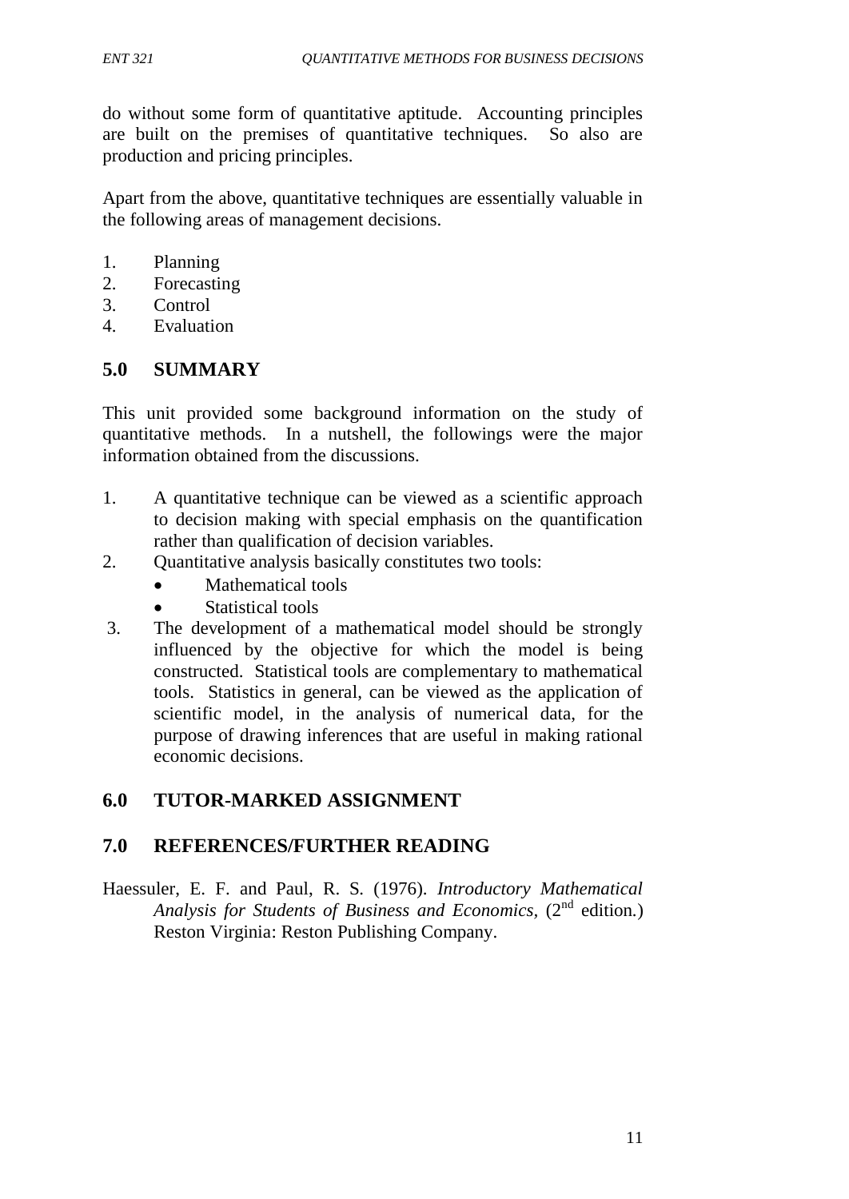do without some form of quantitative aptitude. Accounting principles are built on the premises of quantitative techniques. So also are production and pricing principles.

Apart from the above, quantitative techniques are essentially valuable in the following areas of management decisions.

1. Planning
2. Forecasting
3. Control
4. Evaluation

## 5.0 SUMMARY

This unit provided some background information on the study of quantitative methods. In a nutshell, the followings were the major information obtained from the discussions.

1. A quantitative technique can be viewed as a scientific approach to decision making with special emphasis on the quantification rather than qualification of decision variables.
2. Quantitative analysis basically constitutes two tools:
   - Mathematical tools
   - Statistical tools
3. The development of a mathematical model should be strongly influenced by the objective for which the model is being constructed. Statistical tools are complementary to mathematical tools. Statistics in general, can be viewed as the application of scientific model, in the analysis of numerical data, for the purpose of drawing inferences that are useful in making rational economic decisions.

## 6.0 TUTOR-MARKED ASSIGNMENT

## 7.0 REFERENCES/FURTHER READING

Haessuler, E. F. and Paul, R. S. (1976). *Introductory Mathematical Analysis for Students of Business and Economics*, (2nd edition.) Reston Virginia: Reston Publishing Company.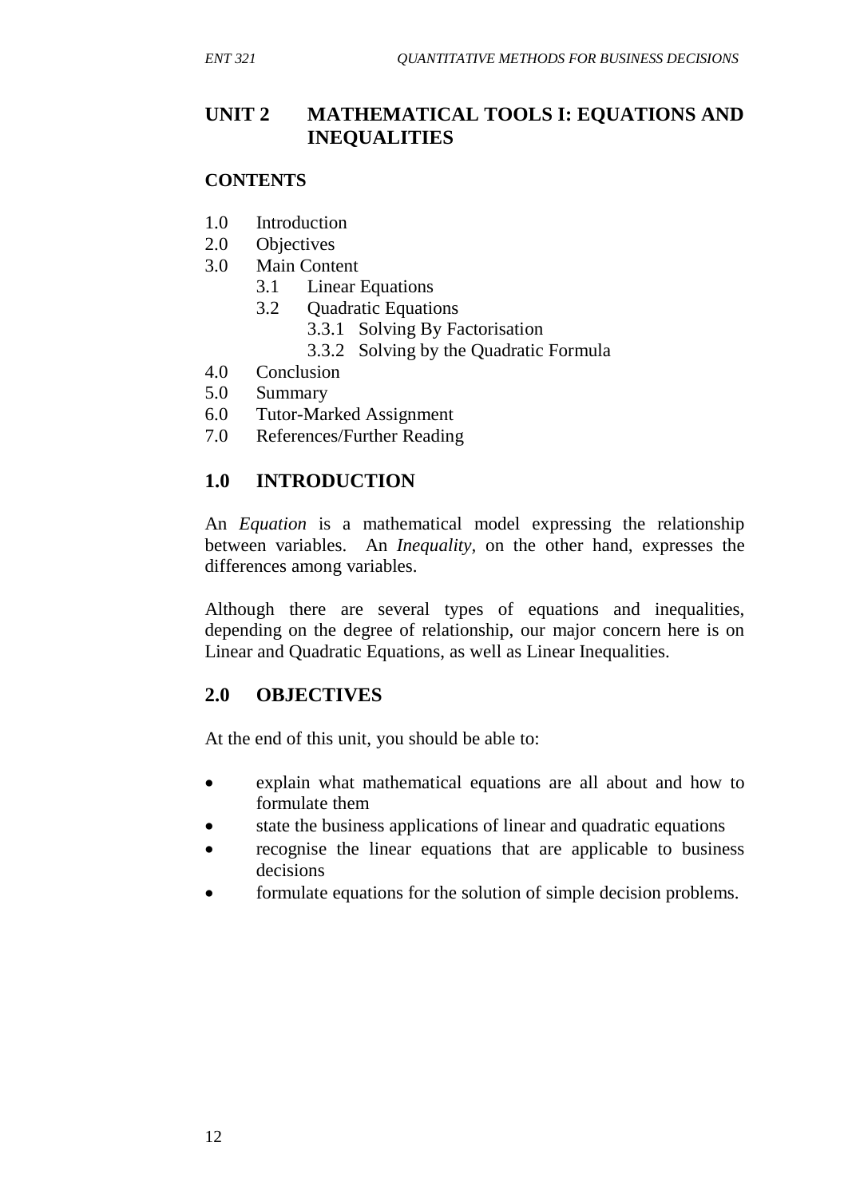## UNIT 2 MATHEMATICAL TOOLS I: EQUATIONS AND INEQUALITIES

**CONTENTS**

- 1.0 Introduction
- 2.0 Objectives
- 3.0 Main Content
  - 3.1 Linear Equations
  - 3.2 Quadratic Equations
    - 3.3.1 Solving By Factorisation
    - 3.3.2 Solving by the Quadratic Formula
- 4.0 Conclusion
- 5.0 Summary
- 6.0 Tutor-Marked Assignment
- 7.0 References/Further Reading

## 1.0 INTRODUCTION

An *Equation* is a mathematical model expressing the relationship between variables. An *Inequality*, on the other hand, expresses the differences among variables.

Although there are several types of equations and inequalities, depending on the degree of relationship, our major concern here is on Linear and Quadratic Equations, as well as Linear Inequalities.

## 2.0 OBJECTIVES

At the end of this unit, you should be able to:

- explain what mathematical equations are all about and how to formulate them
- state the business applications of linear and quadratic equations
- recognise the linear equations that are applicable to business decisions
- formulate equations for the solution of simple decision problems.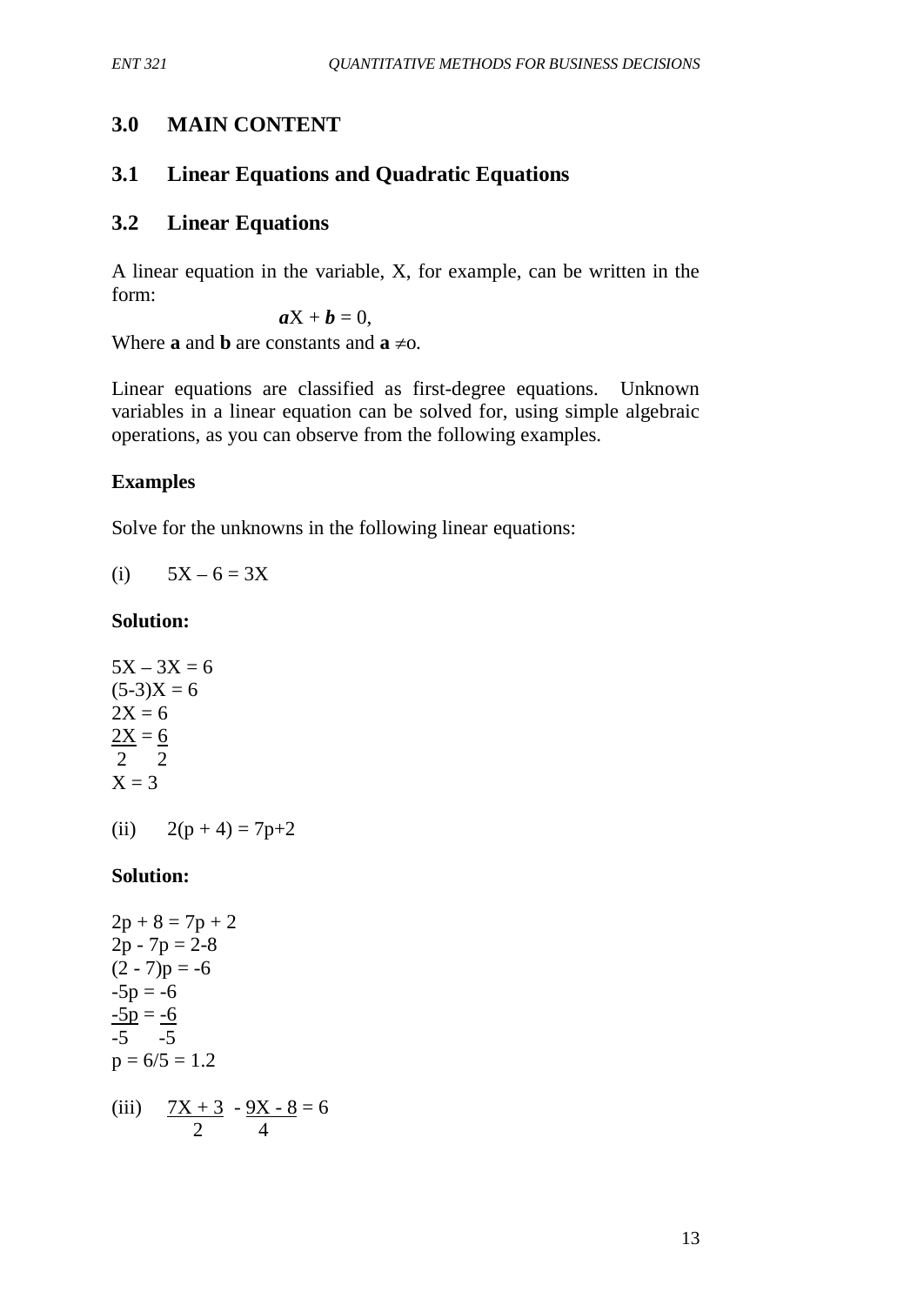## 3.0 MAIN CONTENT

## 3.1 Linear Equations and Quadratic Equations

## 3.2 Linear Equations

A linear equation in the variable, X, for example, can be written in the form:

$$aX + b = 0,$$

Where **a** and **b** are constants and **a** $\neq$ o.

Linear equations are classified as first-degree equations. Unknown variables in a linear equation can be solved for, using simple algebraic operations, as you can observe from the following examples.

**Examples**

Solve for the unknowns in the following linear equations:

(i) $5X - 6 = 3X$

**Solution:**

$5X - 3X = 6$

$(5-3)X = 6$

$2X = 6$

$\frac{2X}{2} = \frac{6}{2}$

$X = 3$

(ii) $2(p + 4) = 7p+2$

**Solution:**

$2p + 8 = 7p + 2$

$2p - 7p = 2-8$

$(2 - 7)p = -6$

$-5p = -6$

$\frac{-5p}{-5} = \frac{-6}{-5}$

$p = 6/5 = 1.2$

(iii) $\frac{7X + 3}{2} - \frac{9X - 8}{4} = 6$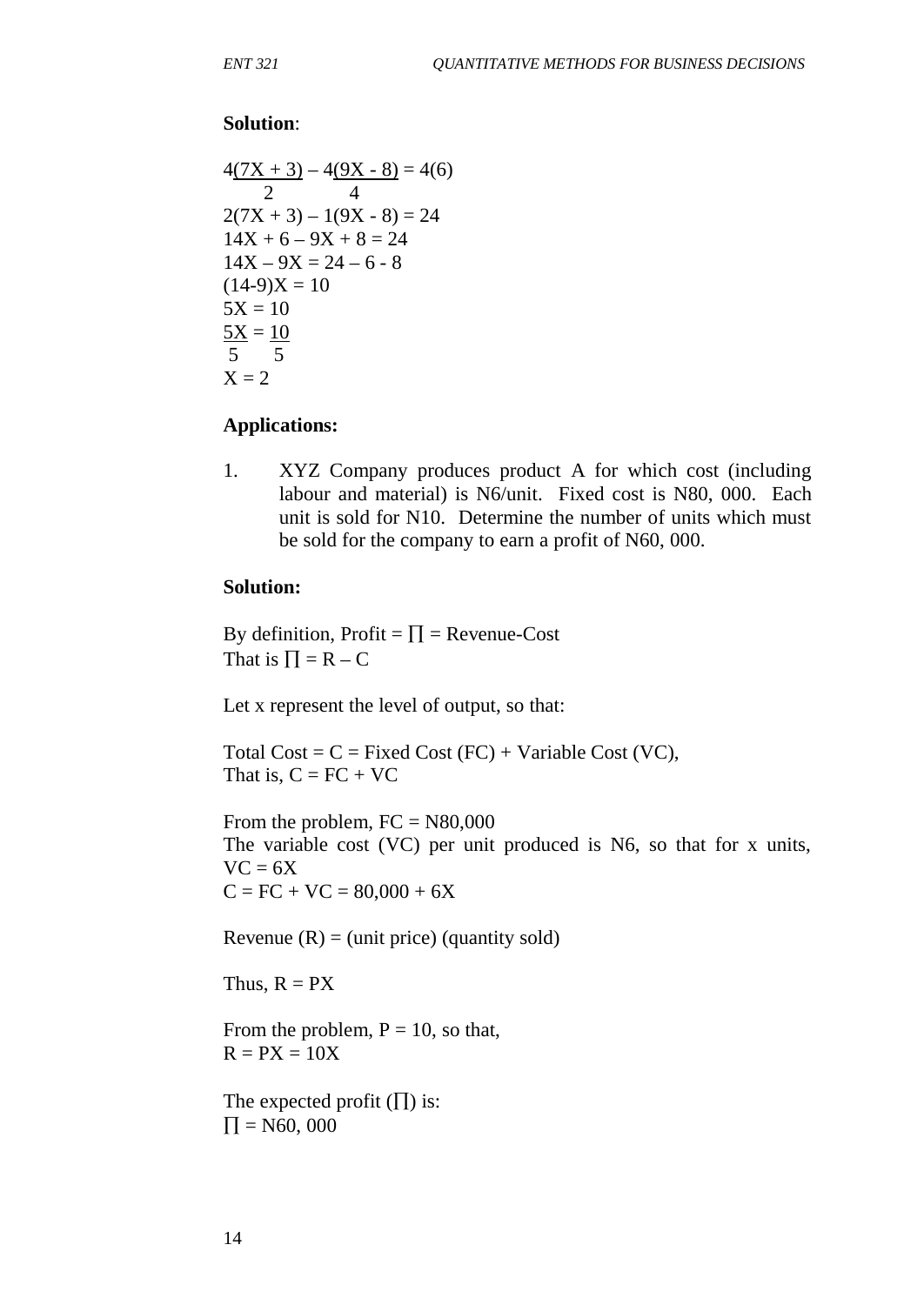**Solution**:

$$4\frac{(7X + 3)}{2} - 4\frac{(9X - 8)}{4} = 4(6)$$

$2(7X + 3) - 1(9X - 8) = 24$
$14X + 6 - 9X + 8 = 24$
$14X - 9X = 24 - 6 - 8$
$(14-9)X = 10$
$5X = 10$

$$\frac{5X}{5} = \frac{10}{5}$$

$X = 2$

**Applications:**

1. XYZ Company produces product A for which cost (including labour and material) is N6/unit. Fixed cost is N80, 000. Each unit is sold for N10. Determine the number of units which must be sold for the company to earn a profit of N60, 000.

**Solution:**

By definition, Profit = $\prod$ = Revenue-Cost
That is $\prod = R - C$

Let x represent the level of output, so that:

Total Cost = C = Fixed Cost (FC) + Variable Cost (VC),
That is, $C = FC + VC$

From the problem, FC = N80,000
The variable cost (VC) per unit produced is N6, so that for x units, $VC = 6X$
$C = FC + VC = 80,000 + 6X$

Revenue (R) = (unit price) (quantity sold)

Thus, $R = PX$

From the problem, $P = 10$, so that,
$R = PX = 10X$

The expected profit ($\prod$) is:
$\prod$ = N60, 000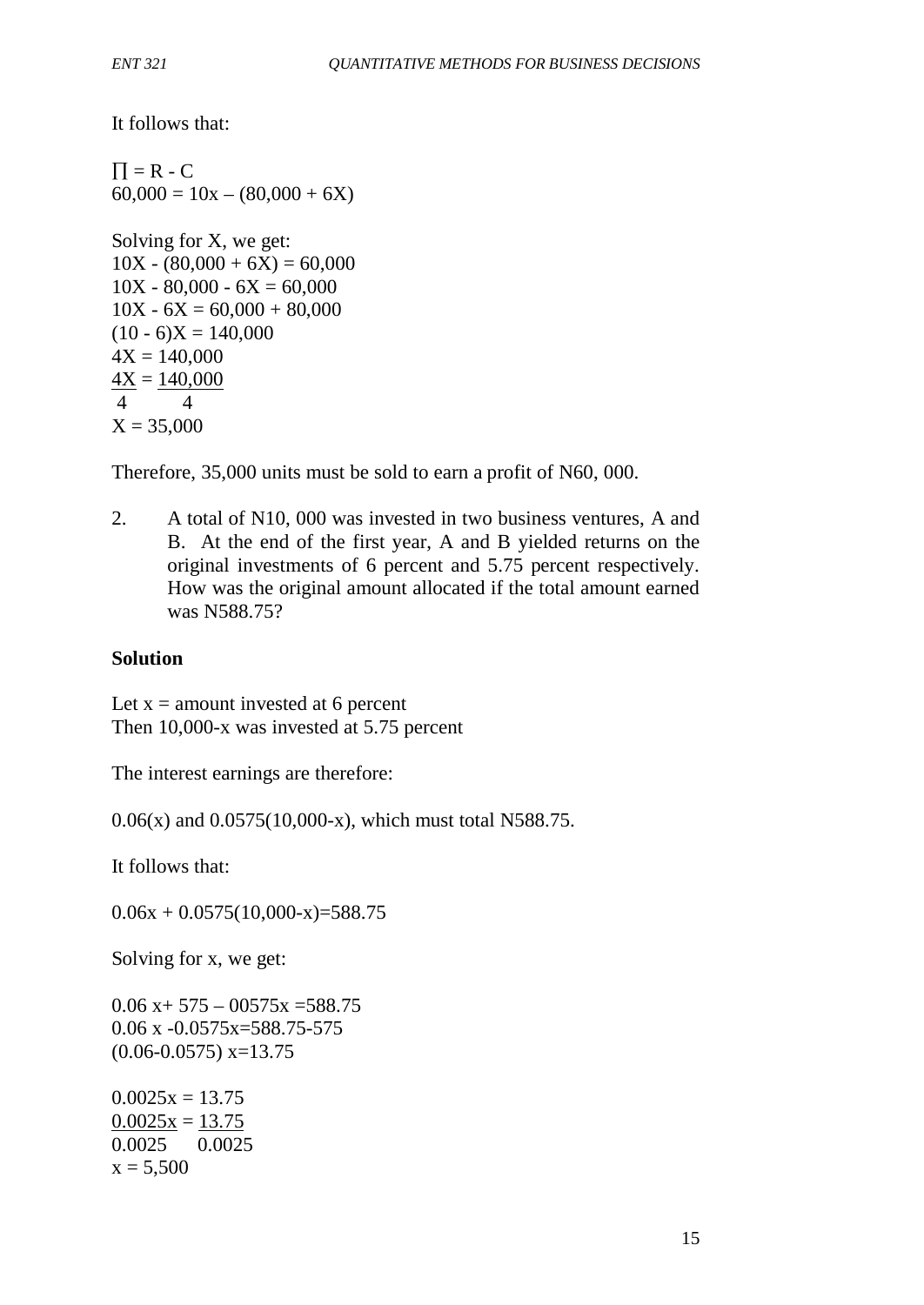It follows that:

$\prod = R - C$
$60{,}000 = 10x - (80{,}000 + 6X)$

Solving for X, we get:

$10X - (80{,}000 + 6X) = 60{,}000$
$10X - 80{,}000 - 6X = 60{,}000$
$10X - 6X = 60{,}000 + 80{,}000$
$(10 - 6)X = 140{,}000$
$4X = 140{,}000$

$$\frac{4X}{4} = \frac{140{,}000}{4}$$

$X = 35{,}000$

Therefore, 35,000 units must be sold to earn a profit of N60, 000.

2. A total of N10, 000 was invested in two business ventures, A and B. At the end of the first year, A and B yielded returns on the original investments of 6 percent and 5.75 percent respectively. How was the original amount allocated if the total amount earned was N588.75?

**Solution**

Let x = amount invested at 6 percent
Then 10,000-x was invested at 5.75 percent

The interest earnings are therefore:

$0.06(x)$ and $0.0575(10{,}000-x)$, which must total N588.75.

It follows that:

$0.06x + 0.0575(10{,}000-x)=588.75$

Solving for x, we get:

$0.06\,x+ 575 - 00575x =588.75$
$0.06\,x -0.0575x=588.75-575$
$(0.06-0.0575)\,x=13.75$

$0.0025x = 13.75$

$$\frac{0.0025x}{0.0025} = \frac{13.75}{0.0025}$$

$x = 5{,}500$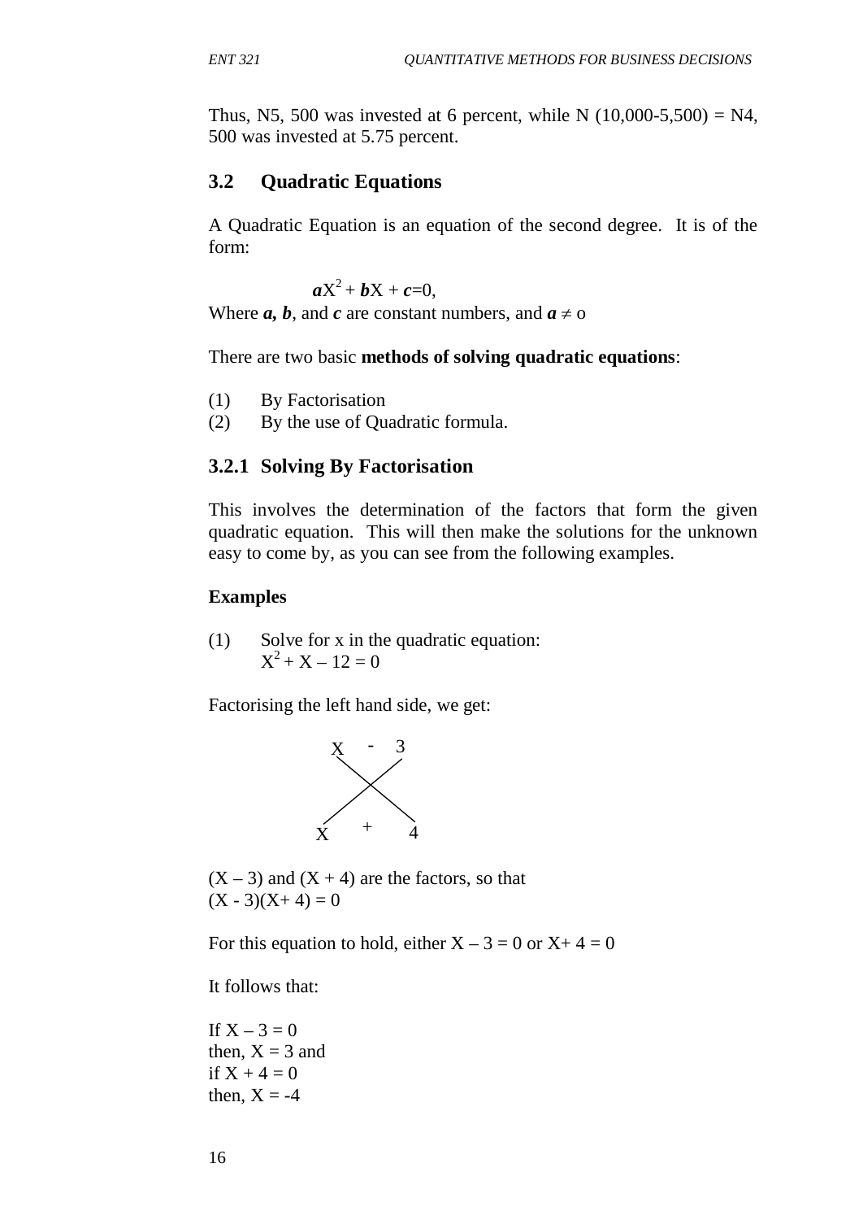Thus, N5, 500 was invested at 6 percent, while N (10,000-5,500) = N4, 500 was invested at 5.75 percent.

## 3.2 Quadratic Equations

A Quadratic Equation is an equation of the second degree. It is of the form:

$$aX^2 + bX + c = 0,$$

Where ***a, b***, and ***c*** are constant numbers, and $a \neq 0$

There are two basic **methods of solving quadratic equations**:

(1) By Factorisation
(2) By the use of Quadratic formula.

### 3.2.1 Solving By Factorisation

This involves the determination of the factors that form the given quadratic equation. This will then make the solutions for the unknown easy to come by, as you can see from the following examples.

**Examples**

(1) Solve for x in the quadratic equation:
$X^2 + X - 12 = 0$

Factorising the left hand side, we get:

```
X  -  3
  \ /
  / \
X  +  4
```

$(X - 3)$ and $(X + 4)$ are the factors, so that
$(X - 3)(X + 4) = 0$

For this equation to hold, either $X - 3 = 0$ or $X + 4 = 0$

It follows that:

If $X - 3 = 0$
then, $X = 3$ and
if $X + 4 = 0$
then, $X = -4$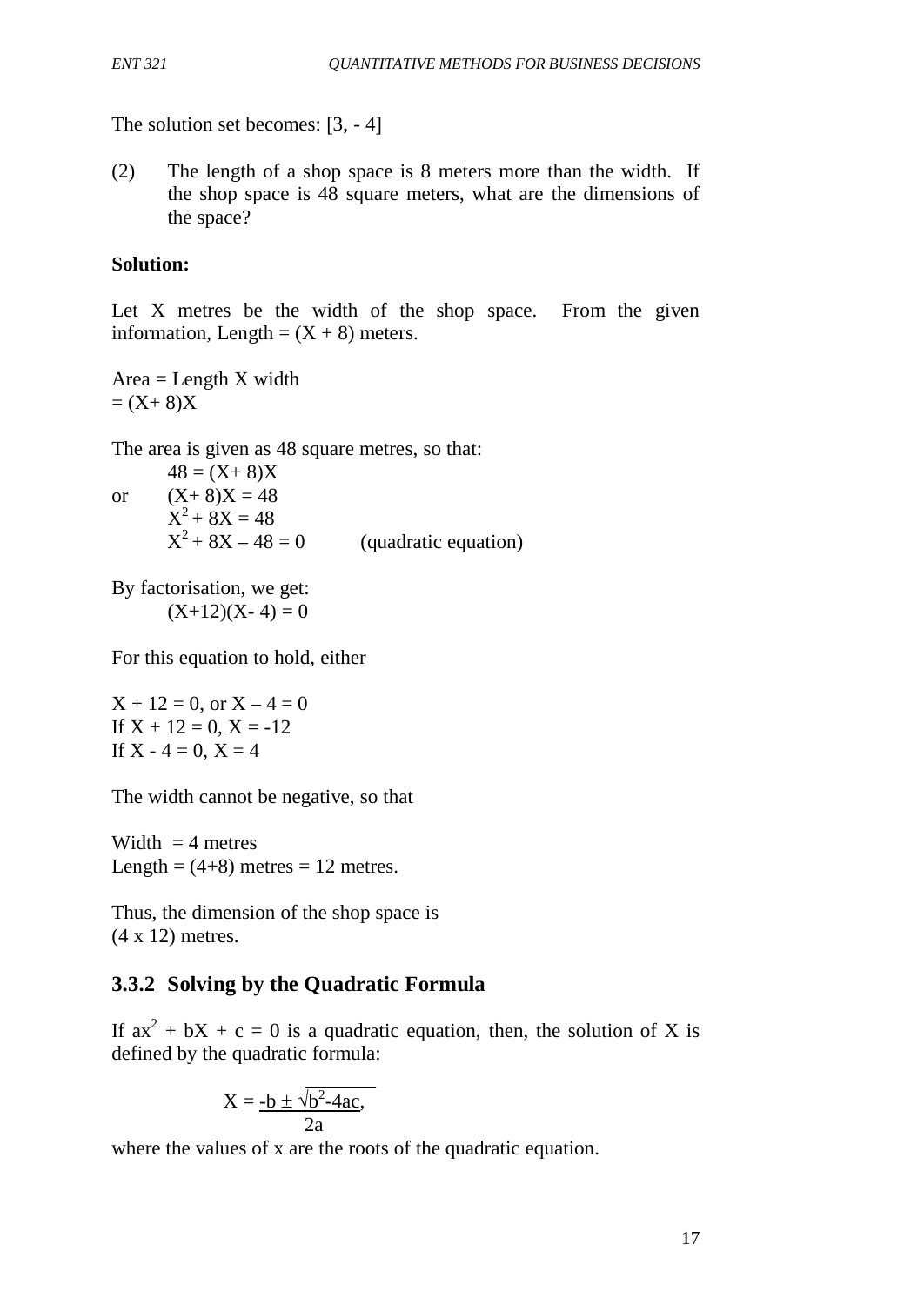The solution set becomes: [3, - 4]

(2) The length of a shop space is 8 meters more than the width. If the shop space is 48 square meters, what are the dimensions of the space?

**Solution:**

Let X metres be the width of the shop space. From the given information, Length = (X + 8) meters.

Area = Length X width
= (X+ 8)X

The area is given as 48 square metres, so that:

$$48 = (X+8)X$$

or $(X+8)X = 48$

$$X^2 + 8X = 48$$

$$X^2 + 8X - 48 = 0 \qquad \text{(quadratic equation)}$$

By factorisation, we get:

$$(X+12)(X-4) = 0$$

For this equation to hold, either

$X + 12 = 0$, or $X - 4 = 0$
If $X + 12 = 0$, $X = -12$
If $X - 4 = 0$, $X = 4$

The width cannot be negative, so that

Width = 4 metres
Length = (4+8) metres = 12 metres.

Thus, the dimension of the shop space is
(4 x 12) metres.

### 3.3.2 Solving by the Quadratic Formula

If $ax^2 + bX + c = 0$ is a quadratic equation, then, the solution of X is defined by the quadratic formula:

$$X = \frac{-b \pm \sqrt{b^2 - 4ac}}{2a},$$

where the values of x are the roots of the quadratic equation.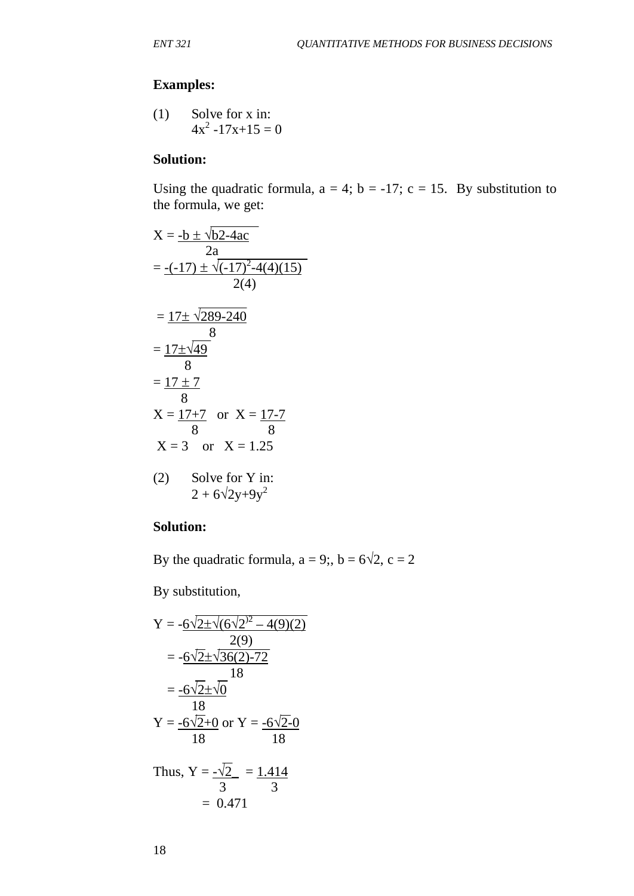**Examples:**

(1) Solve for x in:
$4x^2 - 17x + 15 = 0$

**Solution:**

Using the quadratic formula, a = 4; b = -17; c = 15. By substitution to the formula, we get:

$$X = \frac{-b \pm \sqrt{b2-4ac}}{2a}$$

$$= \frac{-(-17) \pm \sqrt{(-17)^2-4(4)(15)}}{2(4)}$$

$$= \frac{17 \pm \sqrt{289-240}}{8}$$

$$= \frac{17 \pm \sqrt{49}}{8}$$

$$= \frac{17 \pm 7}{8}$$

$$X = \frac{17+7}{8} \quad \text{or} \quad X = \frac{17-7}{8}$$

$$X = 3 \quad \text{or} \quad X = 1.25$$

(2) Solve for Y in:
$2 + 6\sqrt{2}y + 9y^2$

**Solution:**

By the quadratic formula, a = 9;, b = $6\sqrt{2}$, c = 2

By substitution,

$$Y = \frac{-6\sqrt{2} \pm \sqrt{(6\sqrt{2})^2 - 4(9)(2)}}{2(9)}$$

$$= \frac{-6\sqrt{2} \pm \sqrt{36(2)-72}}{18}$$

$$= \frac{-6\sqrt{2} \pm \sqrt{0}}{18}$$

$$Y = \frac{-6\sqrt{2}+0}{18} \text{ or } Y = \frac{-6\sqrt{2}-0}{18}$$

Thus, $Y = \frac{-\sqrt{2}}{3} = \frac{1.414}{3}$

$= 0.471$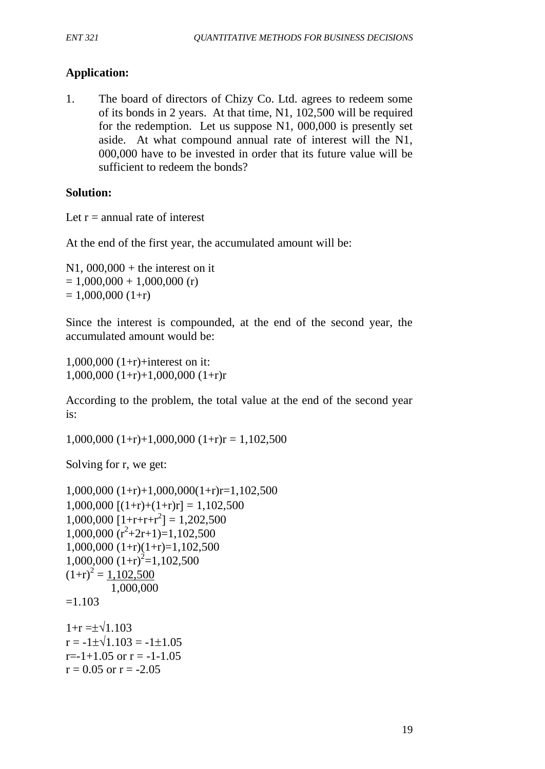**Application:**

1. The board of directors of Chizy Co. Ltd. agrees to redeem some of its bonds in 2 years. At that time, N1, 102,500 will be required for the redemption. Let us suppose N1, 000,000 is presently set aside. At what compound annual rate of interest will the N1, 000,000 have to be invested in order that its future value will be sufficient to redeem the bonds?

**Solution:**

Let r = annual rate of interest

At the end of the first year, the accumulated amount will be:

N1, 000,000 + the interest on it
$= 1,000,000 + 1,000,000 (r)$
$= 1,000,000 (1+r)$

Since the interest is compounded, at the end of the second year, the accumulated amount would be:

$1,000,000 (1+r)$+interest on it:
$1,000,000 (1+r)+1,000,000 (1+r)r$

According to the problem, the total value at the end of the second year is:

$1,000,000 (1+r)+1,000,000 (1+r)r = 1,102,500$

Solving for r, we get:

$1,000,000 (1+r)+1,000,000(1+r)r=1,102,500$
$1,000,000 [(1+r)+(1+r)r] = 1,102,500$
$1,000,000 [1+r+r+r^2] = 1,202,500$
$1,000,000 (r^2+2r+1)=1,102,500$
$1,000,000 (1+r)(1+r)=1,102,500$
$1,000,000 (1+r)^2=1,102,500$
$(1+r)^2 = \frac{1,102,500}{1,000,000}$
$=1.103$

$1+r =\pm\sqrt{1.103}$
$r = -1\pm\sqrt{1.103} = -1\pm1.05$
$r=-1+1.05$ or $r = -1-1.05$
$r = 0.05$ or $r = -2.05$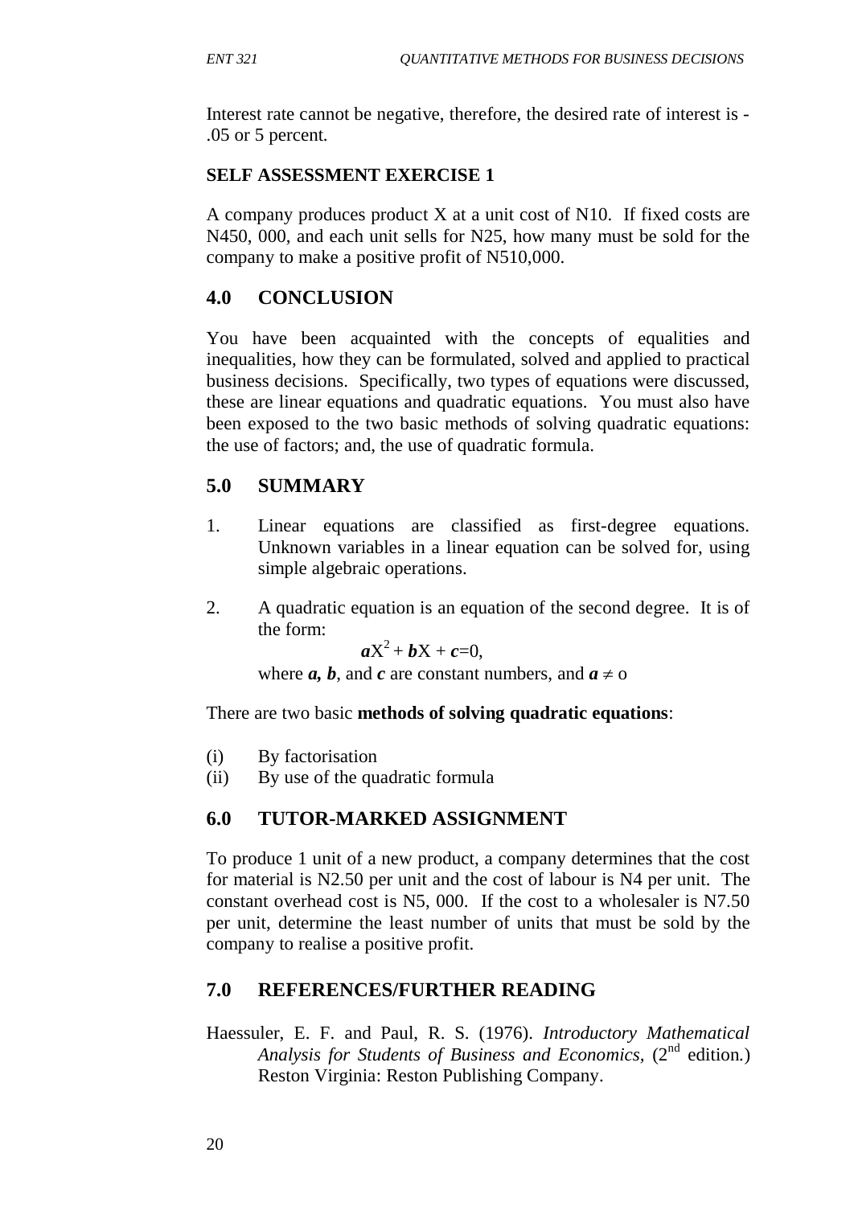Interest rate cannot be negative, therefore, the desired rate of interest is -.05 or 5 percent.

**SELF ASSESSMENT EXERCISE 1**

A company produces product X at a unit cost of N10. If fixed costs are N450, 000, and each unit sells for N25, how many must be sold for the company to make a positive profit of N510,000.

## 4.0 CONCLUSION

You have been acquainted with the concepts of equalities and inequalities, how they can be formulated, solved and applied to practical business decisions. Specifically, two types of equations were discussed, these are linear equations and quadratic equations. You must also have been exposed to the two basic methods of solving quadratic equations: the use of factors; and, the use of quadratic formula.

## 5.0 SUMMARY

1. Linear equations are classified as first-degree equations. Unknown variables in a linear equation can be solved for, using simple algebraic operations.

2. A quadratic equation is an equation of the second degree. It is of the form:

   $$\boldsymbol{a}X^2 + \boldsymbol{b}X + \boldsymbol{c}=0,$$

   where $\boldsymbol{a}$, $\boldsymbol{b}$, and $\boldsymbol{c}$ are constant numbers, and $\boldsymbol{a} \neq$ o

There are two basic **methods of solving quadratic equations**:

(i) By factorisation
(ii) By use of the quadratic formula

## 6.0 TUTOR-MARKED ASSIGNMENT

To produce 1 unit of a new product, a company determines that the cost for material is N2.50 per unit and the cost of labour is N4 per unit. The constant overhead cost is N5, 000. If the cost to a wholesaler is N7.50 per unit, determine the least number of units that must be sold by the company to realise a positive profit.

## 7.0 REFERENCES/FURTHER READING

Haessuler, E. F. and Paul, R. S. (1976). *Introductory Mathematical Analysis for Students of Business and Economics,* (2nd edition.) Reston Virginia: Reston Publishing Company.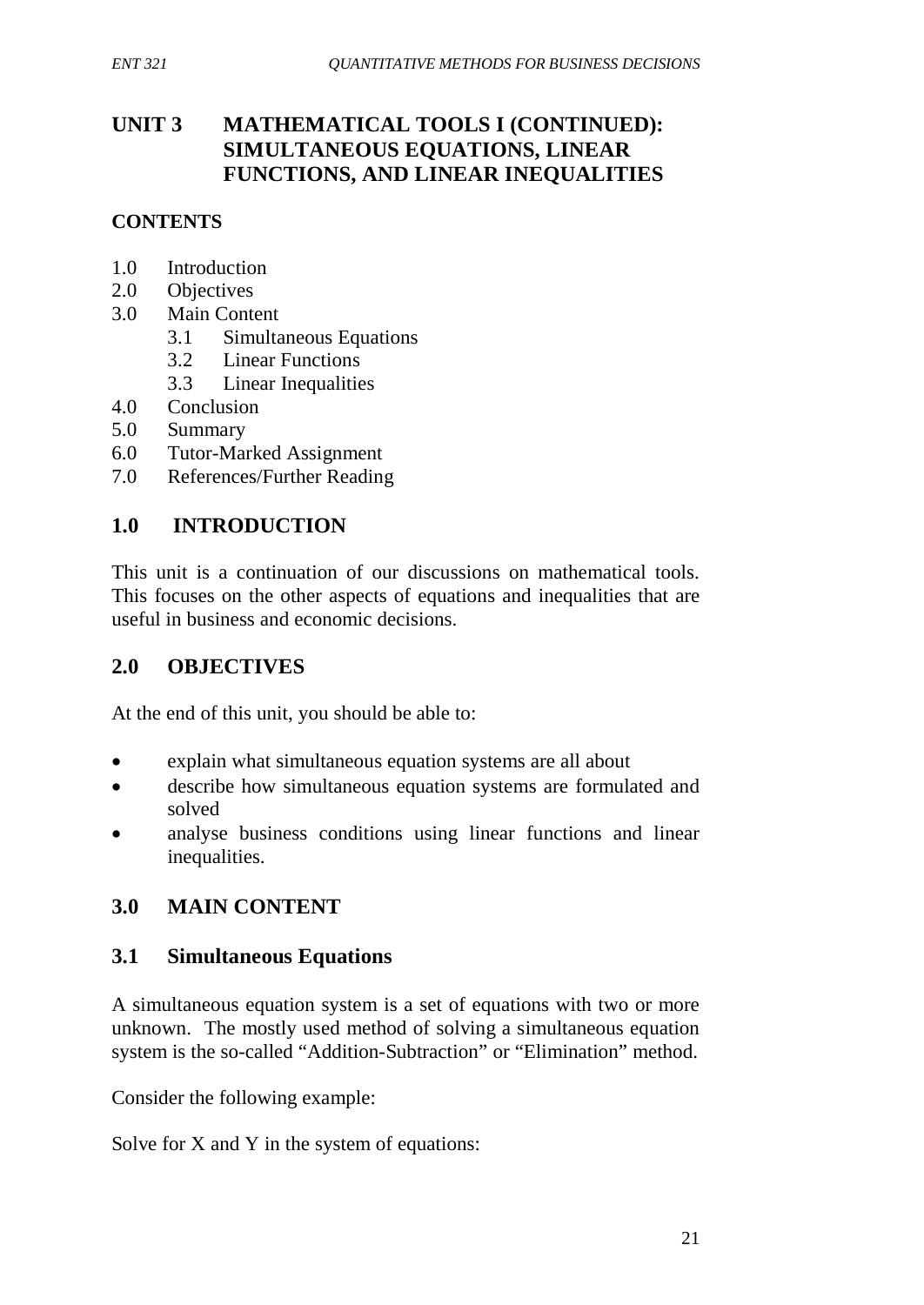# UNIT 3 MATHEMATICAL TOOLS I (CONTINUED): SIMULTANEOUS EQUATIONS, LINEAR FUNCTIONS, AND LINEAR INEQUALITIES

**CONTENTS**

- 1.0 Introduction
- 2.0 Objectives
- 3.0 Main Content
  - 3.1 Simultaneous Equations
  - 3.2 Linear Functions
  - 3.3 Linear Inequalities
- 4.0 Conclusion
- 5.0 Summary
- 6.0 Tutor-Marked Assignment
- 7.0 References/Further Reading

## 1.0 INTRODUCTION

This unit is a continuation of our discussions on mathematical tools. This focuses on the other aspects of equations and inequalities that are useful in business and economic decisions.

## 2.0 OBJECTIVES

At the end of this unit, you should be able to:

- explain what simultaneous equation systems are all about
- describe how simultaneous equation systems are formulated and solved
- analyse business conditions using linear functions and linear inequalities.

## 3.0 MAIN CONTENT

### 3.1 Simultaneous Equations

A simultaneous equation system is a set of equations with two or more unknown. The mostly used method of solving a simultaneous equation system is the so-called "Addition-Subtraction" or "Elimination" method.

Consider the following example:

Solve for X and Y in the system of equations: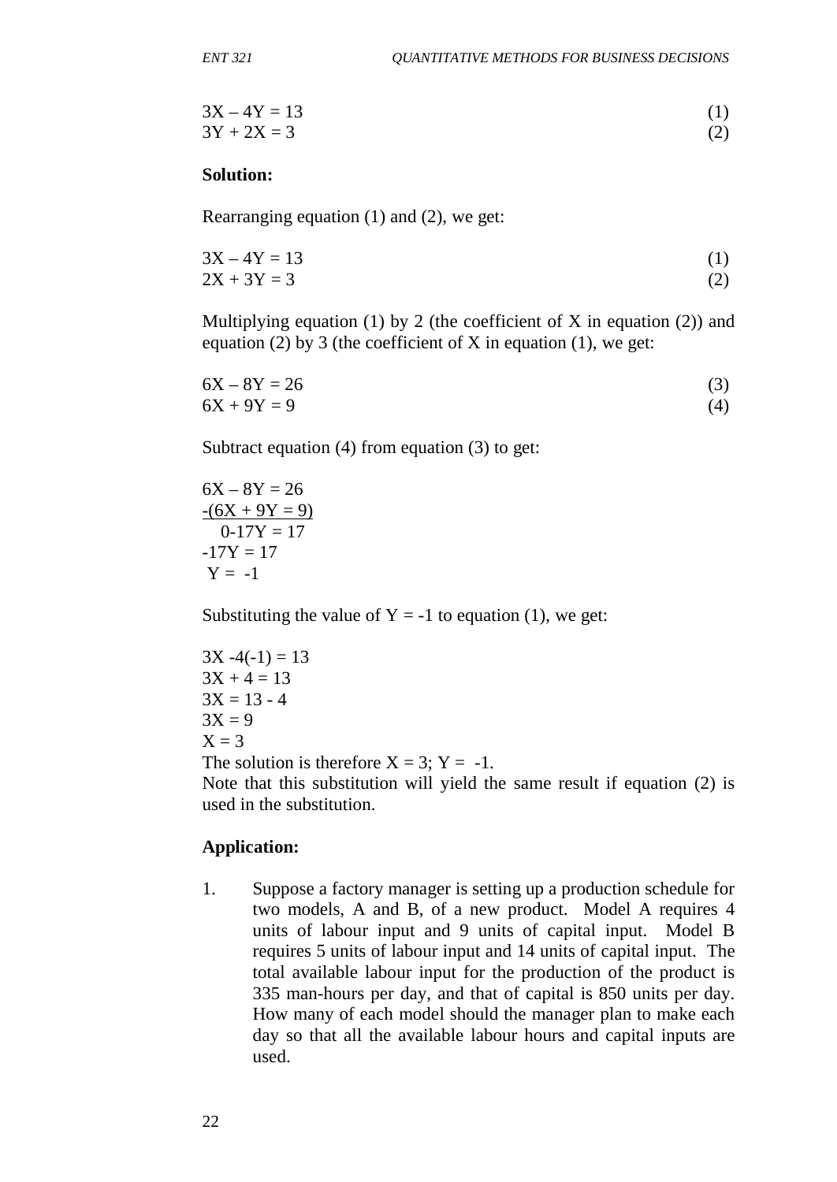$$3X - 4Y = 13 \quad (1)$$
$$3Y + 2X = 3 \quad (2)$$

**Solution:**

Rearranging equation (1) and (2), we get:

$$3X - 4Y = 13 \quad (1)$$
$$2X + 3Y = 3 \quad (2)$$

Multiplying equation (1) by 2 (the coefficient of X in equation (2)) and equation (2) by 3 (the coefficient of X in equation (1), we get:

$$6X - 8Y = 26 \quad (3)$$
$$6X + 9Y = 9 \quad (4)$$

Subtract equation (4) from equation (3) to get:

$$6X - 8Y = 26$$
$$\underline{-(6X + 9Y = 9)}$$
$$0 - 17Y = 17$$
$$-17Y = 17$$
$$Y = -1$$

Substituting the value of $Y = -1$ to equation (1), we get:

$$3X - 4(-1) = 13$$
$$3X + 4 = 13$$
$$3X = 13 - 4$$
$$3X = 9$$
$$X = 3$$

The solution is therefore $X = 3$; $Y = -1$.

Note that this substitution will yield the same result if equation (2) is used in the substitution.

**Application:**

1. Suppose a factory manager is setting up a production schedule for two models, A and B, of a new product. Model A requires 4 units of labour input and 9 units of capital input. Model B requires 5 units of labour input and 14 units of capital input. The total available labour input for the production of the product is 335 man-hours per day, and that of capital is 850 units per day. How many of each model should the manager plan to make each day so that all the available labour hours and capital inputs are used.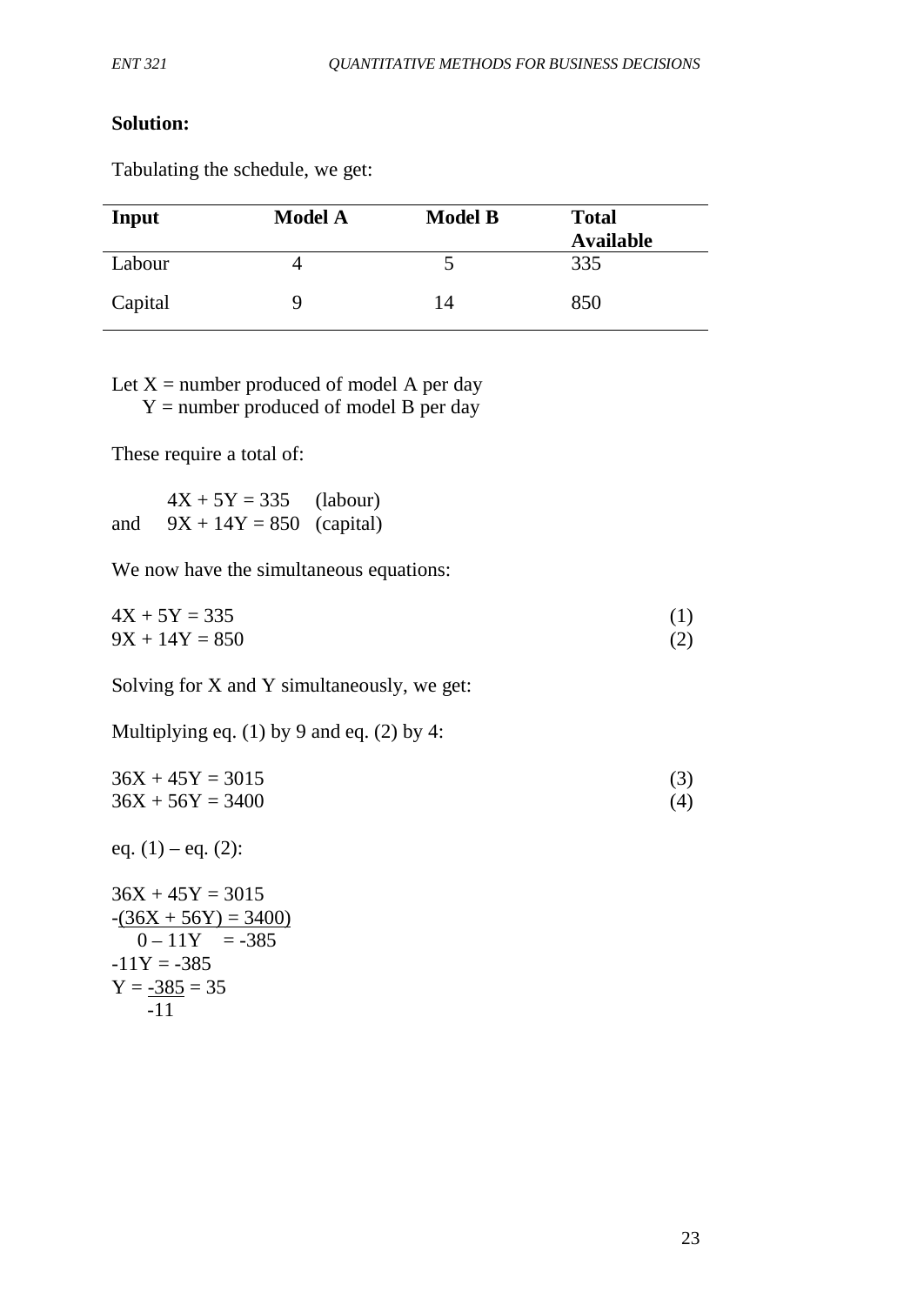**Solution:**

Tabulating the schedule, we get:

| Input | Model A | Model B | Total Available |
|---|---|---|---|
| Labour | 4 | 5 | 335 |
| Capital | 9 | 14 | 850 |

Let X = number produced of model A per day
Y = number produced of model B per day

These require a total of:

$4X + 5Y = 335$ (labour)
and $9X + 14Y = 850$ (capital)

We now have the simultaneous equations:

$$4X + 5Y = 335 \quad (1)$$
$$9X + 14Y = 850 \quad (2)$$

Solving for X and Y simultaneously, we get:

Multiplying eq. (1) by 9 and eq. (2) by 4:

$$36X + 45Y = 3015 \quad (3)$$
$$36X + 56Y = 3400 \quad (4)$$

eq. (1) – eq. (2):

$$36X + 45Y = 3015$$
$$-\underline{(36X + 56Y) = 3400)}$$
$$0 - 11Y \quad = -385$$
$$-11Y = -385$$
$$Y = \frac{-385}{-11} = 35$$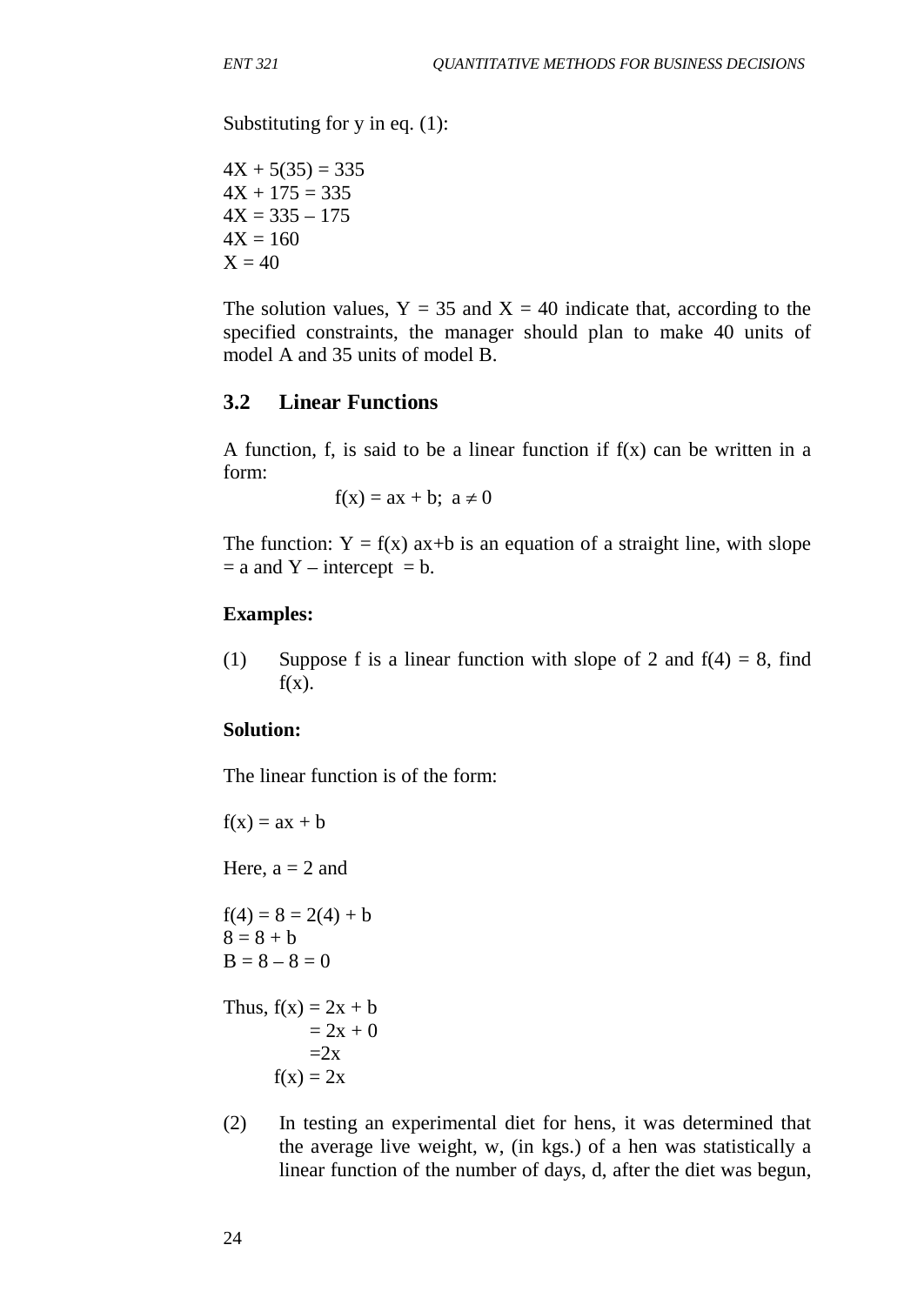Substituting for y in eq. (1):

$4X + 5(35) = 335$
$4X + 175 = 335$
$4X = 335 – 175$
$4X = 160$
$X = 40$

The solution values, $Y = 35$ and $X = 40$ indicate that, according to the specified constraints, the manager should plan to make 40 units of model A and 35 units of model B.

## 3.2 Linear Functions

A function, f, is said to be a linear function if f(x) can be written in a form:

$$f(x) = ax + b; \; a \neq 0$$

The function: $Y = f(x)$ ax+b is an equation of a straight line, with slope = a and Y – intercept = b.

**Examples:**

(1) Suppose f is a linear function with slope of 2 and $f(4) = 8$, find f(x).

**Solution:**

The linear function is of the form:

$f(x) = ax + b$

Here, $a = 2$ and

$f(4) = 8 = 2(4) + b$
$8 = 8 + b$
$B = 8 – 8 = 0$

Thus, $f(x) = 2x + b$
$= 2x + 0$
$=2x$
$f(x) = 2x$

(2) In testing an experimental diet for hens, it was determined that the average live weight, w, (in kgs.) of a hen was statistically a linear function of the number of days, d, after the diet was begun,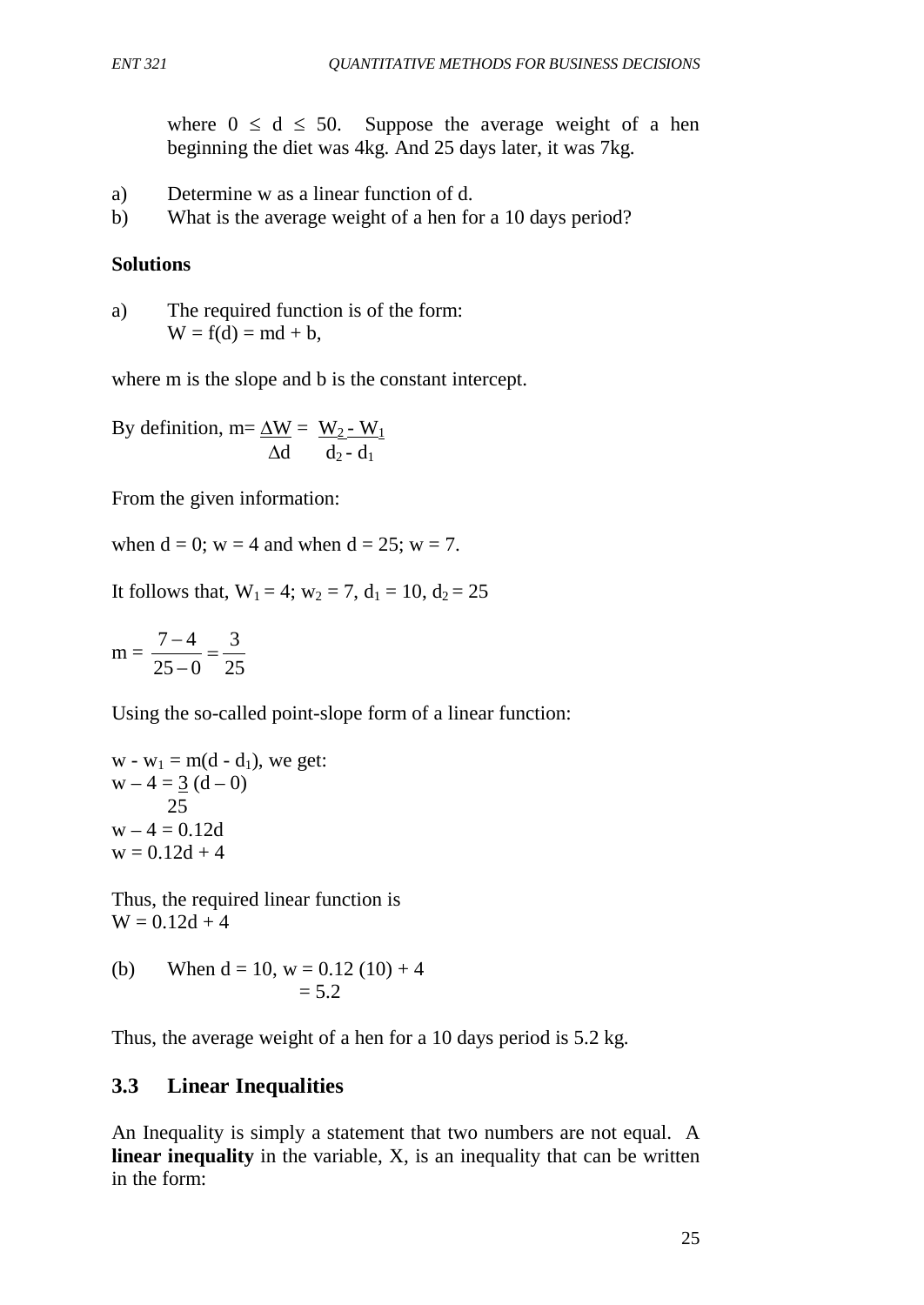where $0 \leq d \leq 50$. Suppose the average weight of a hen beginning the diet was 4kg. And 25 days later, it was 7kg.

a) Determine w as a linear function of d.
b) What is the average weight of a hen for a 10 days period?

**Solutions**

a) The required function is of the form:
$W = f(d) = md + b$,

where m is the slope and b is the constant intercept.

By definition, $m = \frac{\Delta W}{\Delta d} = \frac{W_2 - W_1}{d_2 - d_1}$

From the given information:

when d = 0; w = 4 and when d = 25; w = 7.

It follows that, $W_1 = 4$; $w_2 = 7$, $d_1 = 10$, $d_2 = 25$

$$m = \frac{7-4}{25-0} = \frac{3}{25}$$

Using the so-called point-slope form of a linear function:

$w - w_1 = m(d - d_1)$, we get:

$$w - 4 = \frac{3}{25}(d - 0)$$

$$w - 4 = 0.12d$$

$$w = 0.12d + 4$$

Thus, the required linear function is

$W = 0.12d + 4$

(b) When d = 10, $w = 0.12\,(10) + 4$
$= 5.2$

Thus, the average weight of a hen for a 10 days period is 5.2 kg.

## 3.3 Linear Inequalities

An Inequality is simply a statement that two numbers are not equal. A **linear inequality** in the variable, X, is an inequality that can be written in the form: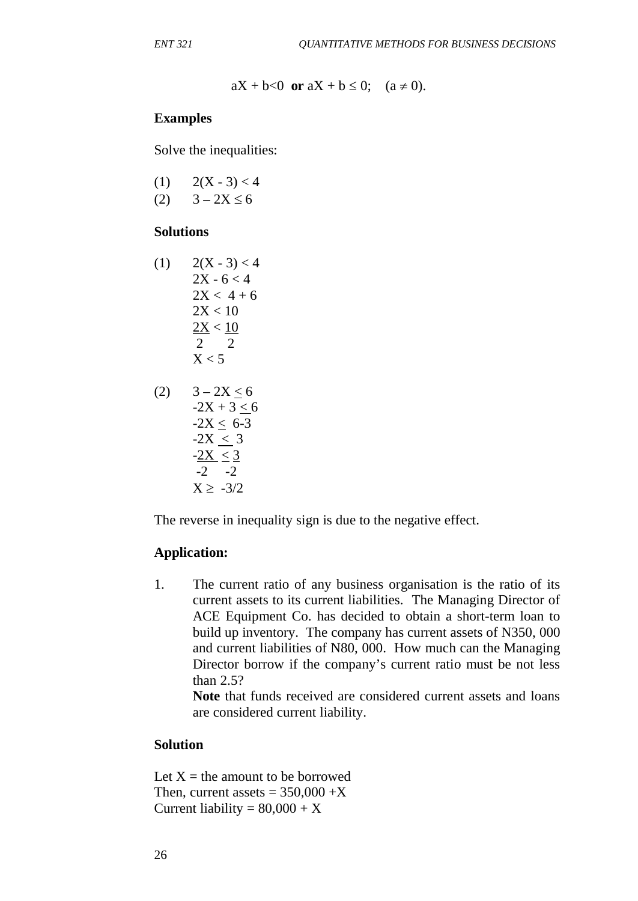$$aX + b<0 \text{ **or** } aX + b \leq 0; \quad (a \neq 0).$$

**Examples**

Solve the inequalities:

(1) $2(X - 3) < 4$
(2) $3 - 2X \leq 6$

**Solutions**

(1) $2(X - 3) < 4$

$2X - 6 < 4$

$2X < 4 + 6$

$2X < 10$

$\frac{2X}{2} < \frac{10}{2}$

$X < 5$

(2) $3 - 2X \leq 6$

$-2X + 3 \leq 6$

$-2X \leq 6-3$

$-2X \leq 3$

$\frac{-2X}{-2} \leq \frac{3}{-2}$

$X \geq -3/2$

The reverse in inequality sign is due to the negative effect.

**Application:**

1. The current ratio of any business organisation is the ratio of its current assets to its current liabilities. The Managing Director of ACE Equipment Co. has decided to obtain a short-term loan to build up inventory. The company has current assets of N350, 000 and current liabilities of N80, 000. How much can the Managing Director borrow if the company's current ratio must be not less than 2.5?

   **Note** that funds received are considered current assets and loans are considered current liability.

**Solution**

Let $X$ = the amount to be borrowed
Then, current assets = $350,000 + X$
Current liability = $80,000 + X$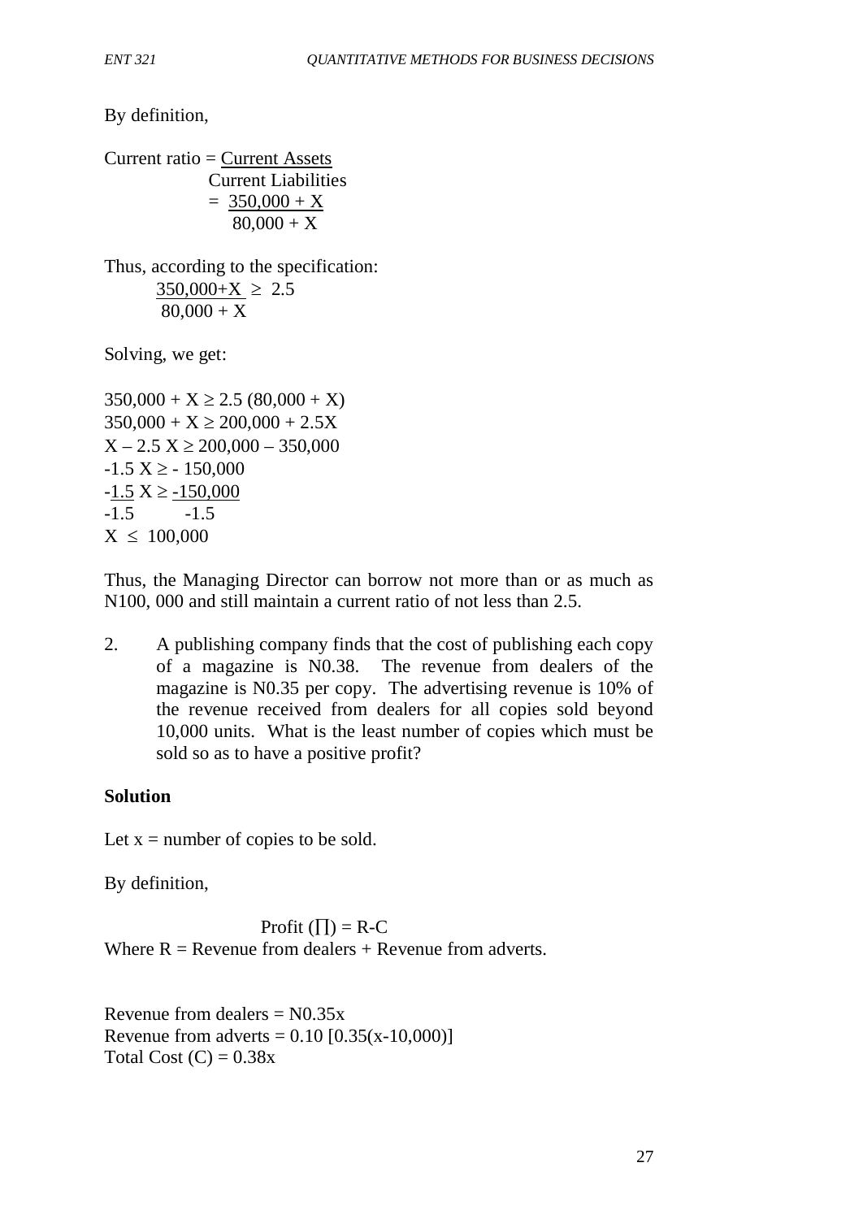By definition,

$$\text{Current ratio} = \frac{\text{Current Assets}}{\text{Current Liabilities}}$$

$$= \frac{350{,}000 + X}{80{,}000 + X}$$

Thus, according to the specification:

$$\frac{350{,}000+X}{80{,}000 + X} \geq 2.5$$

Solving, we get:

$$350{,}000 + X \geq 2.5\,(80{,}000 + X)$$

$$350{,}000 + X \geq 200{,}000 + 2.5X$$

$$X - 2.5\,X \geq 200{,}000 - 350{,}000$$

$$-1.5\,X \geq -\,150{,}000$$

$$\frac{-1.5}{-1.5}\,X \geq \frac{-150{,}000}{-1.5}$$

$$X \leq 100{,}000$$

Thus, the Managing Director can borrow not more than or as much as N100, 000 and still maintain a current ratio of not less than 2.5.

2. A publishing company finds that the cost of publishing each copy of a magazine is N0.38. The revenue from dealers of the magazine is N0.35 per copy. The advertising revenue is 10% of the revenue received from dealers for all copies sold beyond 10,000 units. What is the least number of copies which must be sold so as to have a positive profit?

**Solution**

Let $x$ = number of copies to be sold.

By definition,

$$\text{Profit } (\prod) = R - C$$

Where R = Revenue from dealers + Revenue from adverts.

Revenue from dealers = N0.35x
Revenue from adverts = $0.10\,[0.35(x-10{,}000)]$
Total Cost (C) = $0.38x$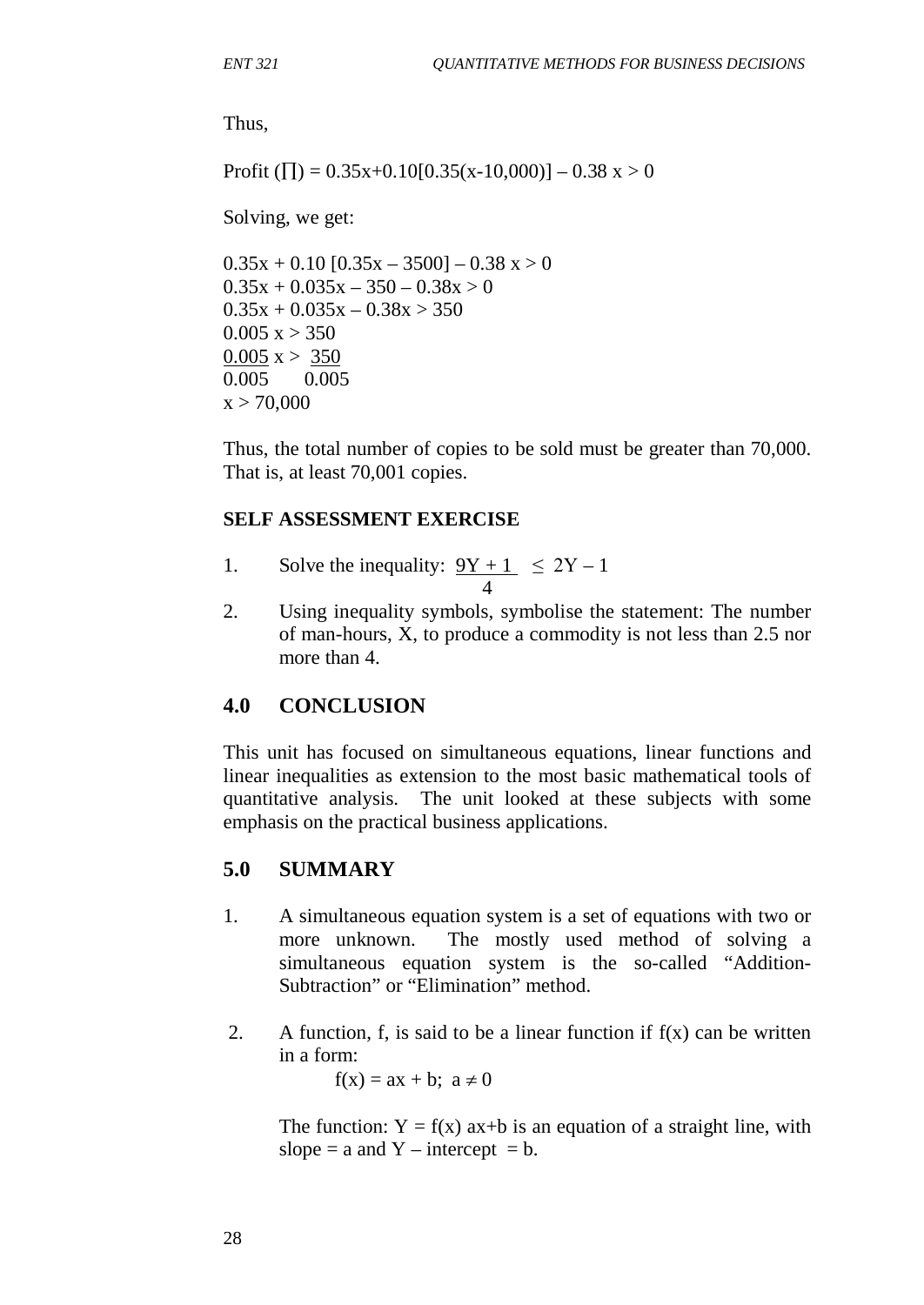Thus,

Profit ($\prod$) = $0.35x+0.10[0.35(x-10,000)] - 0.38x > 0$

Solving, we get:

$$0.35x + 0.10\,[0.35x - 3500] - 0.38x > 0$$
$$0.35x + 0.035x - 350 - 0.38x > 0$$
$$0.35x + 0.035x - 0.38x > 350$$
$$0.005x > 350$$
$$\frac{0.005}{0.005}x > \frac{350}{0.005}$$
$$x > 70{,}000$$

Thus, the total number of copies to be sold must be greater than 70,000. That is, at least 70,001 copies.

**SELF ASSESSMENT EXERCISE**

1. Solve the inequality: $\frac{9Y + 1}{4} \leq 2Y - 1$
2. Using inequality symbols, symbolise the statement: The number of man-hours, X, to produce a commodity is not less than 2.5 nor more than 4.

## 4.0 CONCLUSION

This unit has focused on simultaneous equations, linear functions and linear inequalities as extension to the most basic mathematical tools of quantitative analysis. The unit looked at these subjects with some emphasis on the practical business applications.

## 5.0 SUMMARY

1. A simultaneous equation system is a set of equations with two or more unknown. The mostly used method of solving a simultaneous equation system is the so-called "Addition-Subtraction" or "Elimination" method.

2. A function, f, is said to be a linear function if f(x) can be written in a form:

   $f(x) = ax + b;\ a \neq 0$

   The function: $Y = f(x)\ ax+b$ is an equation of a straight line, with slope = a and Y – intercept = b.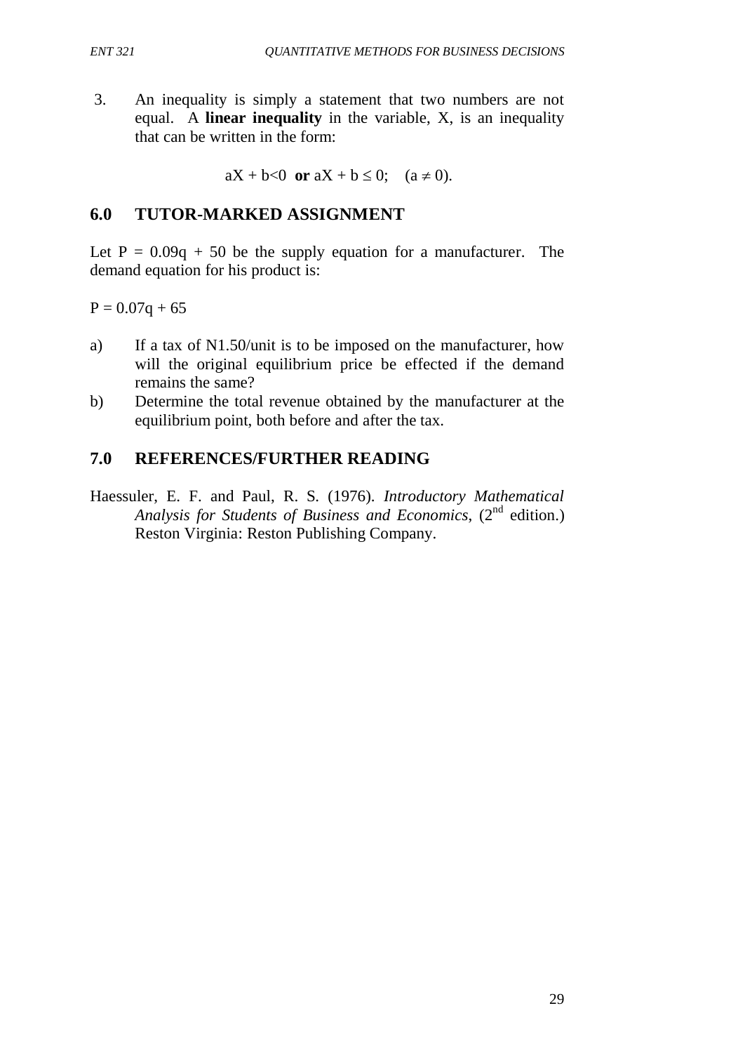3. An inequality is simply a statement that two numbers are not equal. A **linear inequality** in the variable, X, is an inequality that can be written in the form:

$$aX + b<0 \;\; \textbf{or} \;\; aX + b \leq 0; \quad (a \neq 0).$$

## 6.0 TUTOR-MARKED ASSIGNMENT

Let $P = 0.09q + 50$ be the supply equation for a manufacturer. The demand equation for his product is:

$P = 0.07q + 65$

a) If a tax of N1.50/unit is to be imposed on the manufacturer, how will the original equilibrium price be effected if the demand remains the same?

b) Determine the total revenue obtained by the manufacturer at the equilibrium point, both before and after the tax.

## 7.0 REFERENCES/FURTHER READING

Haessuler, E. F. and Paul, R. S. (1976). *Introductory Mathematical Analysis for Students of Business and Economics*, (2nd edition.) Reston Virginia: Reston Publishing Company.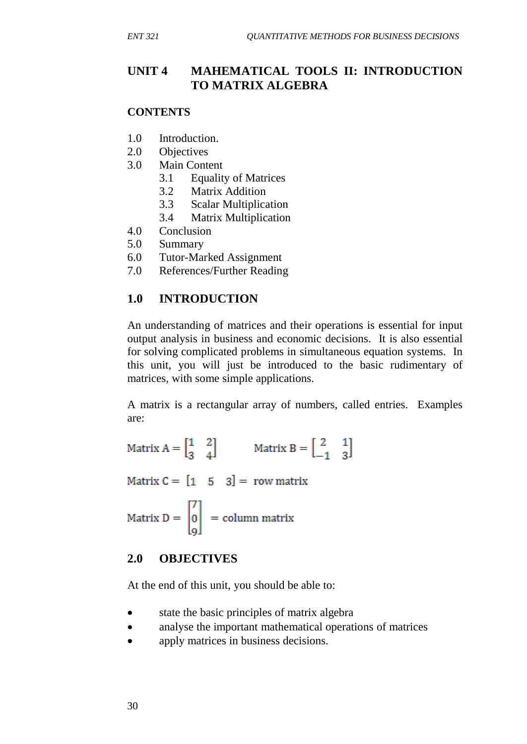# UNIT 4 MAHEMATICAL TOOLS II: INTRODUCTION TO MATRIX ALGEBRA

**CONTENTS**

1.0 Introduction.
2.0 Objectives
3.0 Main Content
  3.1 Equality of Matrices
  3.2 Matrix Addition
  3.3 Scalar Multiplication
  3.4 Matrix Multiplication
4.0 Conclusion
5.0 Summary
6.0 Tutor-Marked Assignment
7.0 References/Further Reading

## 1.0 INTRODUCTION

An understanding of matrices and their operations is essential for input output analysis in business and economic decisions. It is also essential for solving complicated problems in simultaneous equation systems. In this unit, you will just be introduced to the basic rudimentary of matrices, with some simple applications.

A matrix is a rectangular array of numbers, called entries. Examples are:

$$\text{Matrix A} = \begin{bmatrix} 1 & 2 \\ 3 & 4 \end{bmatrix} \qquad \text{Matrix B} = \begin{bmatrix} 2 & 1 \\ -1 & 3 \end{bmatrix}$$

$$\text{Matrix C} = \begin{bmatrix} 1 & 5 & 3 \end{bmatrix} = \text{row matrix}$$

$$\text{Matrix D} = \begin{bmatrix} 7 \\ 0 \\ 9 \end{bmatrix} = \text{column matrix}$$

## 2.0 OBJECTIVES

At the end of this unit, you should be able to:

- state the basic principles of matrix algebra
- analyse the important mathematical operations of matrices
- apply matrices in business decisions.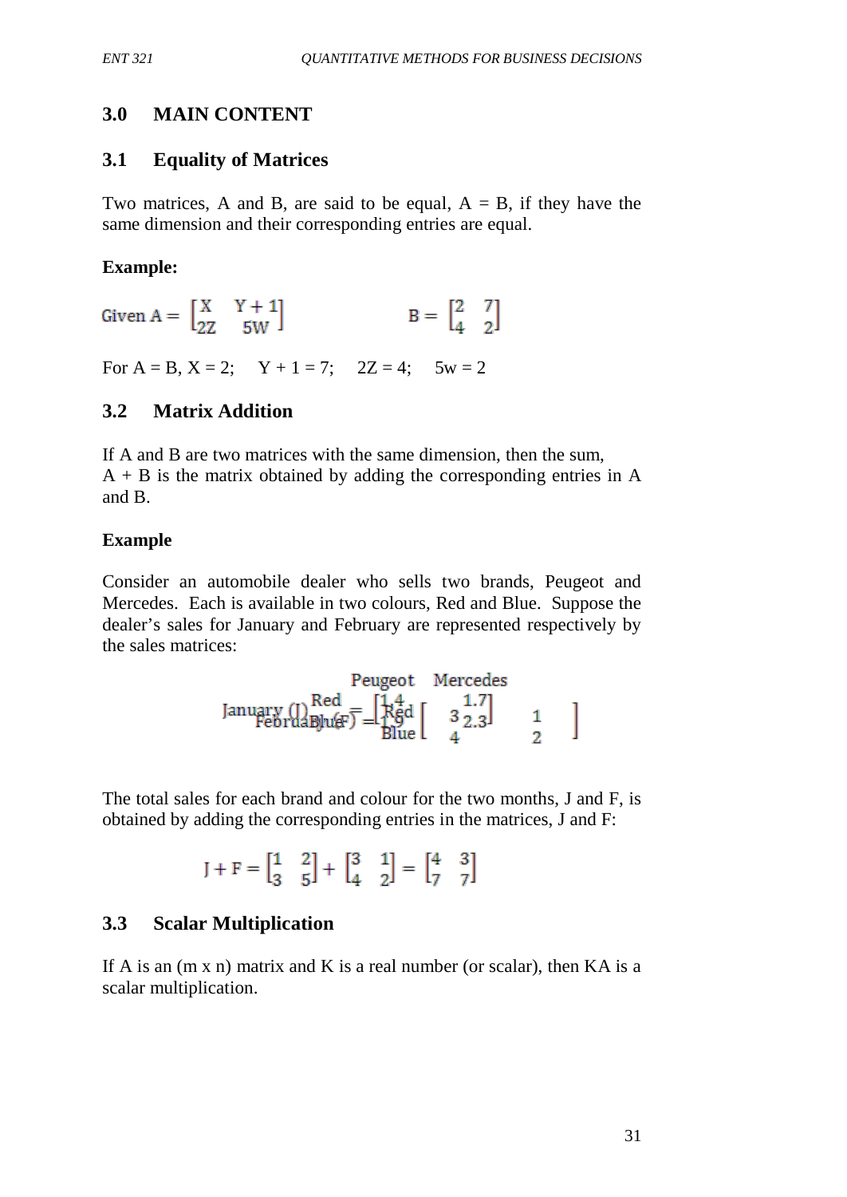## 3.0 MAIN CONTENT

### 3.1 Equality of Matrices

Two matrices, A and B, are said to be equal, A = B, if they have the same dimension and their corresponding entries are equal.

**Example:**

Given $A = \begin{bmatrix} X & Y+1 \\ 2Z & 5W \end{bmatrix}$ $\qquad$ $B = \begin{bmatrix} 2 & 7 \\ 4 & 2 \end{bmatrix}$

For A = B, X = 2; $\quad$ Y + 1 = 7; $\quad$ 2Z = 4; $\quad$ 5w = 2

### 3.2 Matrix Addition

If A and B are two matrices with the same dimension, then the sum,
A + B is the matrix obtained by adding the corresponding entries in A and B.

**Example**

Consider an automobile dealer who sells two brands, Peugeot and Mercedes. Each is available in two colours, Red and Blue. Suppose the dealer's sales for January and February are represented respectively by the sales matrices:

$$\text{January (J)} = \begin{matrix} \text{Red} \\ \text{Blue} \end{matrix} \overset{\begin{matrix} \text{Peugeot} & \text{Mercedes} \end{matrix}}{\begin{bmatrix} 1.4 & 1.7 \\ 1.9 & 2.3 \end{bmatrix}} \qquad \text{February (F)} = \begin{matrix} \text{Red} \\ \text{Blue} \end{matrix} \begin{bmatrix} 3 & 1 \\ 4 & 2 \end{bmatrix}$$

The total sales for each brand and colour for the two months, J and F, is obtained by adding the corresponding entries in the matrices, J and F:

$$J + F = \begin{bmatrix} 1 & 2 \\ 3 & 5 \end{bmatrix} + \begin{bmatrix} 3 & 1 \\ 4 & 2 \end{bmatrix} = \begin{bmatrix} 4 & 3 \\ 7 & 7 \end{bmatrix}$$

### 3.3 Scalar Multiplication

If A is an (m x n) matrix and K is a real number (or scalar), then KA is a scalar multiplication.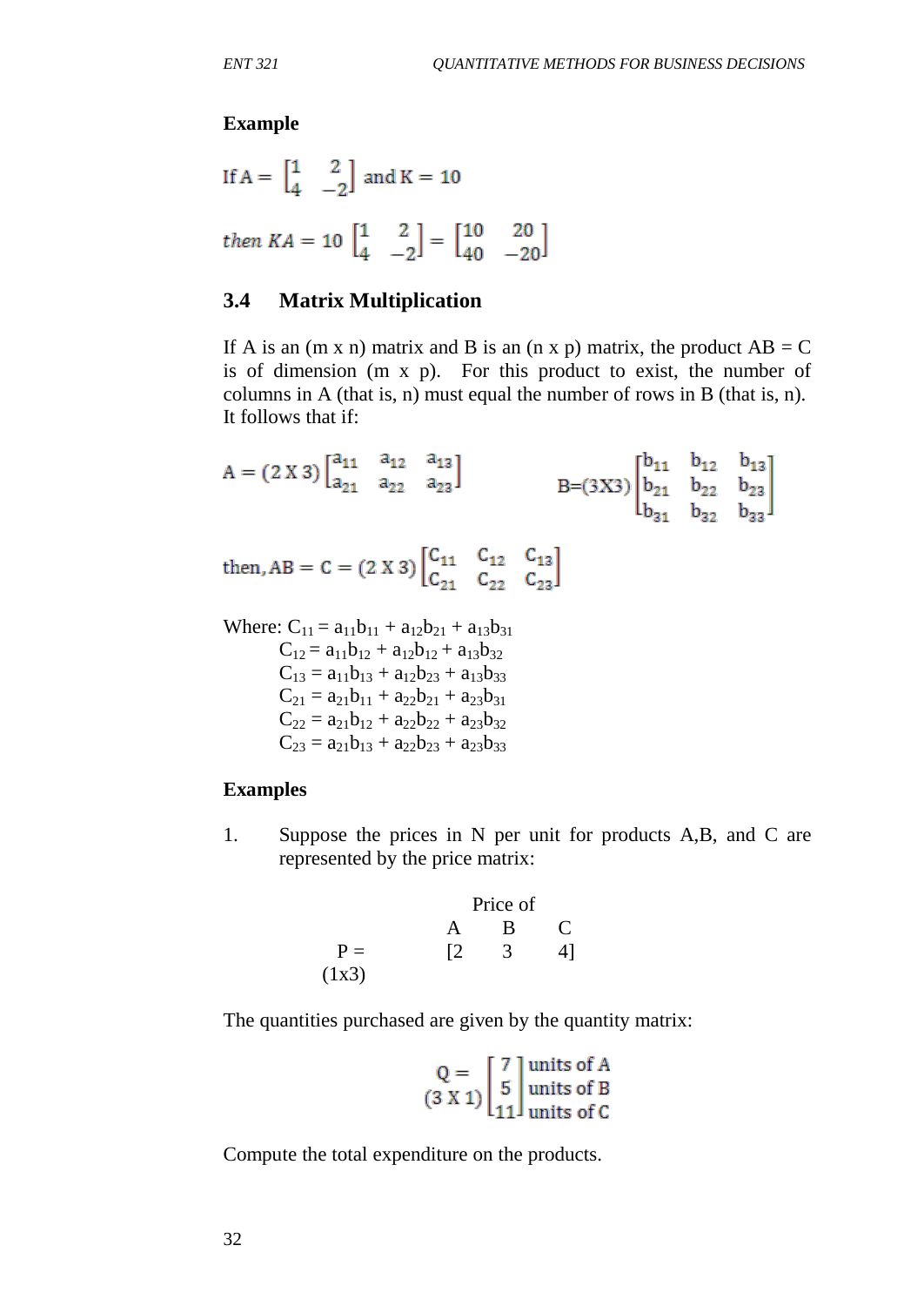**Example**

$$\text{If } A = \begin{bmatrix} 1 & 2 \\ 4 & -2 \end{bmatrix} \text{ and } K = 10$$

$$then\ KA = 10 \begin{bmatrix} 1 & 2 \\ 4 & -2 \end{bmatrix} = \begin{bmatrix} 10 & 20 \\ 40 & -20 \end{bmatrix}$$

## 3.4 Matrix Multiplication

If A is an (m x n) matrix and B is an (n x p) matrix, the product AB = C is of dimension (m x p). For this product to exist, the number of columns in A (that is, n) must equal the number of rows in B (that is, n). It follows that if:

$$A = (2 \text{ X } 3) \begin{bmatrix} a_{11} & a_{12} & a_{13} \\ a_{21} & a_{22} & a_{23} \end{bmatrix} \qquad B = (3\text{X}3) \begin{bmatrix} b_{11} & b_{12} & b_{13} \\ b_{21} & b_{22} & b_{23} \\ b_{31} & b_{32} & b_{33} \end{bmatrix}$$

$$\text{then, } AB = C = (2 \text{ X } 3) \begin{bmatrix} C_{11} & C_{12} & C_{13} \\ C_{21} & C_{22} & C_{23} \end{bmatrix}$$

Where: $C_{11} = a_{11}b_{11} + a_{12}b_{21} + a_{13}b_{31}$
$C_{12} = a_{11}b_{12} + a_{12}b_{12} + a_{13}b_{32}$
$C_{13} = a_{11}b_{13} + a_{12}b_{23} + a_{13}b_{33}$
$C_{21} = a_{21}b_{11} + a_{22}b_{21} + a_{23}b_{31}$
$C_{22} = a_{21}b_{12} + a_{22}b_{22} + a_{23}b_{32}$
$C_{23} = a_{21}b_{13} + a_{22}b_{23} + a_{23}b_{33}$

**Examples**

1. Suppose the prices in N per unit for products A,B, and C are represented by the price matrix:

$$\underset{(1\text{x}3)}{P =} \quad \begin{matrix} & \text{Price of} & \\ A & B & C \\ [2 & 3 & 4] \end{matrix}$$

The quantities purchased are given by the quantity matrix:

$$\underset{(3 \text{ X } 1)}{Q =} \begin{bmatrix} 7 \\ 5 \\ 11 \end{bmatrix} \begin{matrix} \text{units of A} \\ \text{units of B} \\ \text{units of C} \end{matrix}$$

Compute the total expenditure on the products.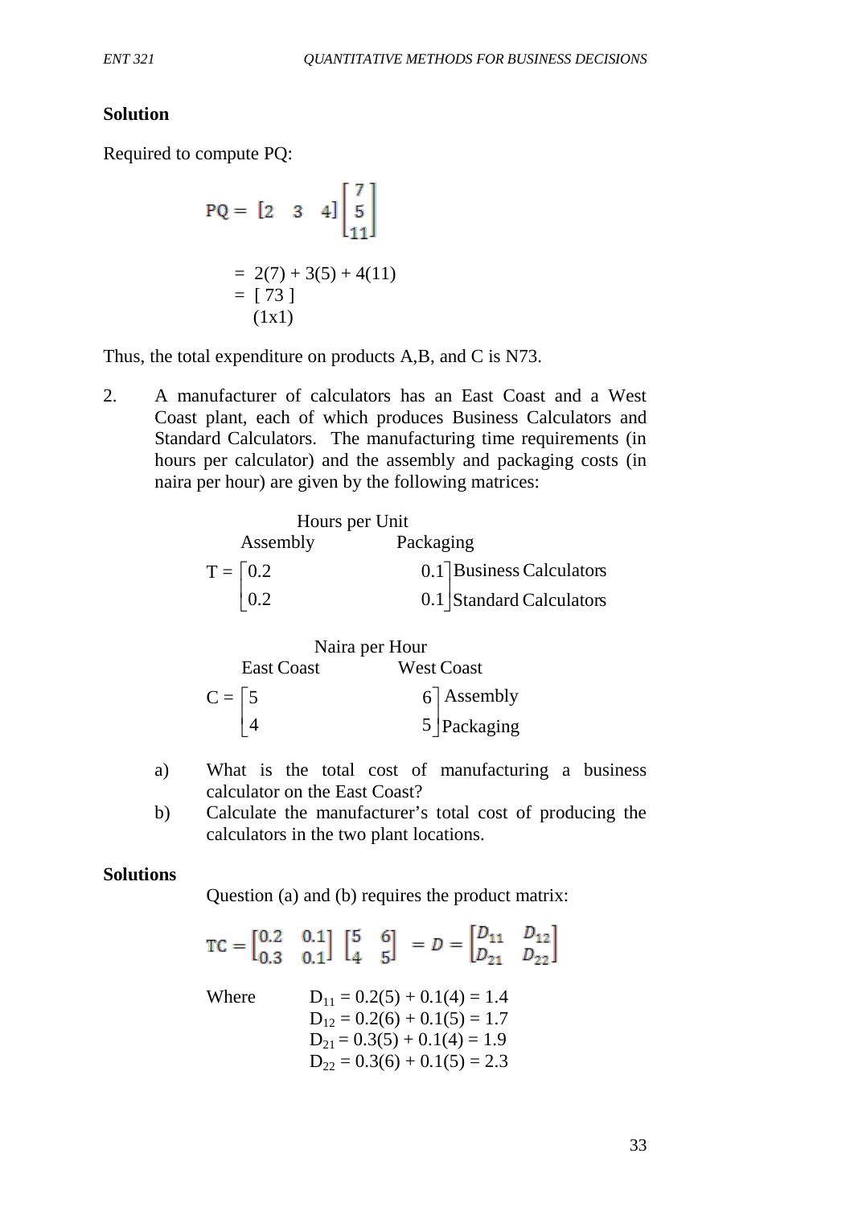**Solution**

Required to compute PQ:

$$PQ = \begin{bmatrix} 2 & 3 & 4 \end{bmatrix} \begin{bmatrix} 7 \\ 5 \\ 11 \end{bmatrix}$$

$$= 2(7) + 3(5) + 4(11)$$

$$= \underset{(1x1)}{[\ 73\ ]}$$

Thus, the total expenditure on products A,B, and C is N73.

2. A manufacturer of calculators has an East Coast and a West Coast plant, each of which produces Business Calculators and Standard Calculators. The manufacturing time requirements (in hours per calculator) and the assembly and packaging costs (in naira per hour) are given by the following matrices:

Hours per Unit

$$\begin{array}{ccl} & \text{Assembly} \quad \text{Packaging} & \\ T = & \begin{bmatrix} 0.2 & 0.1 \\ 0.2 & 0.1 \end{bmatrix} & \begin{array}{l} \text{Business Calculators} \\ \text{Standard Calculators} \end{array} \end{array}$$

Naira per Hour

$$\begin{array}{ccl} & \text{East Coast} \quad \text{West Coast} & \\ C = & \begin{bmatrix} 5 & 6 \\ 4 & 5 \end{bmatrix} & \begin{array}{l} \text{Assembly} \\ \text{Packaging} \end{array} \end{array}$$

a) What is the total cost of manufacturing a business calculator on the East Coast?

b) Calculate the manufacturer's total cost of producing the calculators in the two plant locations.

**Solutions**

Question (a) and (b) requires the product matrix:

$$TC = \begin{bmatrix} 0.2 & 0.1 \\ 0.3 & 0.1 \end{bmatrix} \begin{bmatrix} 5 & 6 \\ 4 & 5 \end{bmatrix} = D = \begin{bmatrix} D_{11} & D_{12} \\ D_{21} & D_{22} \end{bmatrix}$$

Where

$D_{11} = 0.2(5) + 0.1(4) = 1.4$

$D_{12} = 0.2(6) + 0.1(5) = 1.7$

$D_{21} = 0.3(5) + 0.1(4) = 1.9$

$D_{22} = 0.3(6) + 0.1(5) = 2.3$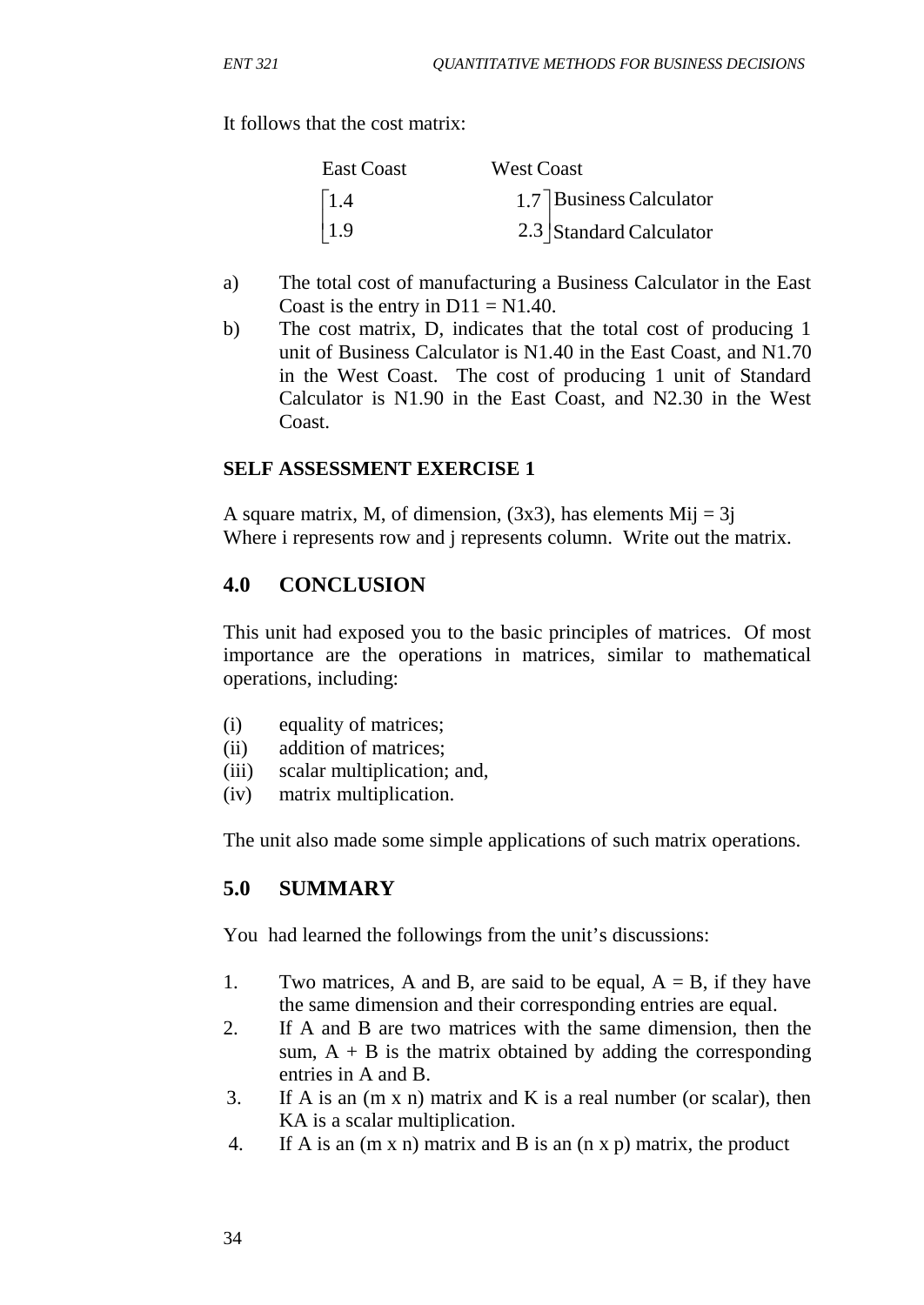It follows that the cost matrix:

$$\begin{array}{cc} \text{East Coast} & \text{West Coast} \end{array}$$
$$\begin{bmatrix} 1.4 & 1.7 \\ 1.9 & 2.3 \end{bmatrix} \begin{array}{l} \text{Business Calculator} \\ \text{Standard Calculator} \end{array}$$

a) The total cost of manufacturing a Business Calculator in the East Coast is the entry in $D11$ = N1.40.

b) The cost matrix, D, indicates that the total cost of producing 1 unit of Business Calculator is N1.40 in the East Coast, and N1.70 in the West Coast. The cost of producing 1 unit of Standard Calculator is N1.90 in the East Coast, and N2.30 in the West Coast.

**SELF ASSESSMENT EXERCISE 1**

A square matrix, M, of dimension, (3x3), has elements $Mij = 3j$
Where i represents row and j represents column. Write out the matrix.

## 4.0 CONCLUSION

This unit had exposed you to the basic principles of matrices. Of most importance are the operations in matrices, similar to mathematical operations, including:

(i) equality of matrices;
(ii) addition of matrices;
(iii) scalar multiplication; and,
(iv) matrix multiplication.

The unit also made some simple applications of such matrix operations.

## 5.0 SUMMARY

You had learned the followings from the unit's discussions:

1. Two matrices, A and B, are said to be equal, A = B, if they have the same dimension and their corresponding entries are equal.
2. If A and B are two matrices with the same dimension, then the sum, A + B is the matrix obtained by adding the corresponding entries in A and B.
3. If A is an (m x n) matrix and K is a real number (or scalar), then KA is a scalar multiplication.
4. If A is an (m x n) matrix and B is an (n x p) matrix, the product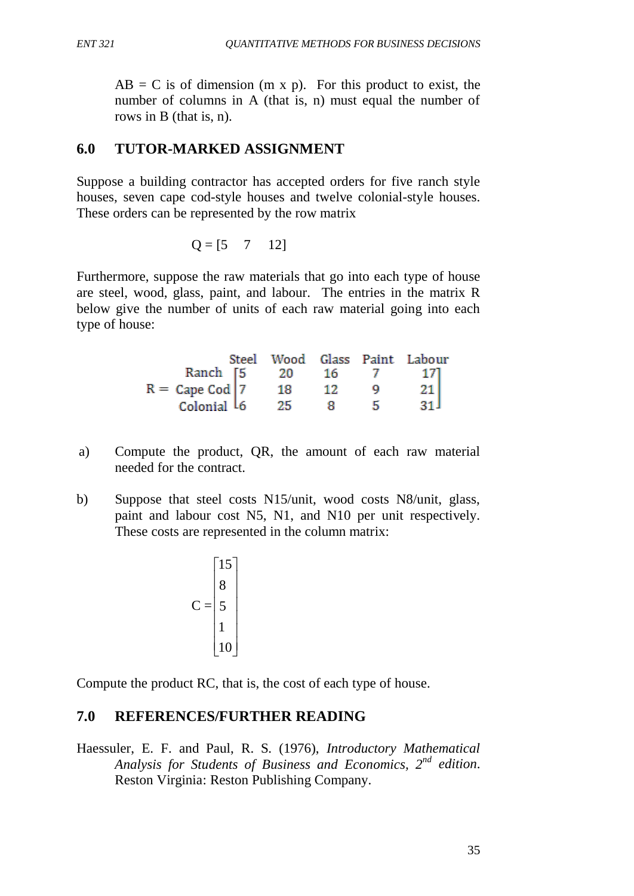AB = C is of dimension (m x p). For this product to exist, the number of columns in A (that is, n) must equal the number of rows in B (that is, n).

## 6.0 TUTOR-MARKED ASSIGNMENT

Suppose a building contractor has accepted orders for five ranch style houses, seven cape cod-style houses and twelve colonial-style houses. These orders can be represented by the row matrix

$$Q = [5 \quad 7 \quad 12]$$

Furthermore, suppose the raw materials that go into each type of house are steel, wood, glass, paint, and labour. The entries in the matrix R below give the number of units of each raw material going into each type of house:

$$R = \begin{array}{r} \\ \text{Ranch} \\ \text{Cape Cod} \\ \text{Colonial} \end{array} \begin{array}{c} \begin{array}{ccccc} \text{Steel} & \text{Wood} & \text{Glass} & \text{Paint} & \text{Labour} \end{array} \\ \begin{bmatrix} 5 & 20 & 16 & 7 & 17 \\ 7 & 18 & 12 & 9 & 21 \\ 6 & 25 & 8 & 5 & 31 \end{bmatrix} \end{array}$$

a) Compute the product, QR, the amount of each raw material needed for the contract.

b) Suppose that steel costs N15/unit, wood costs N8/unit, glass, paint and labour cost N5, N1, and N10 per unit respectively. These costs are represented in the column matrix:

$$C = \begin{bmatrix} 15 \\ 8 \\ 5 \\ 1 \\ 10 \end{bmatrix}$$

Compute the product RC, that is, the cost of each type of house.

## 7.0 REFERENCES/FURTHER READING

Haessuler, E. F. and Paul, R. S. (1976), *Introductory Mathematical Analysis for Students of Business and Economics, 2nd edition.* Reston Virginia: Reston Publishing Company.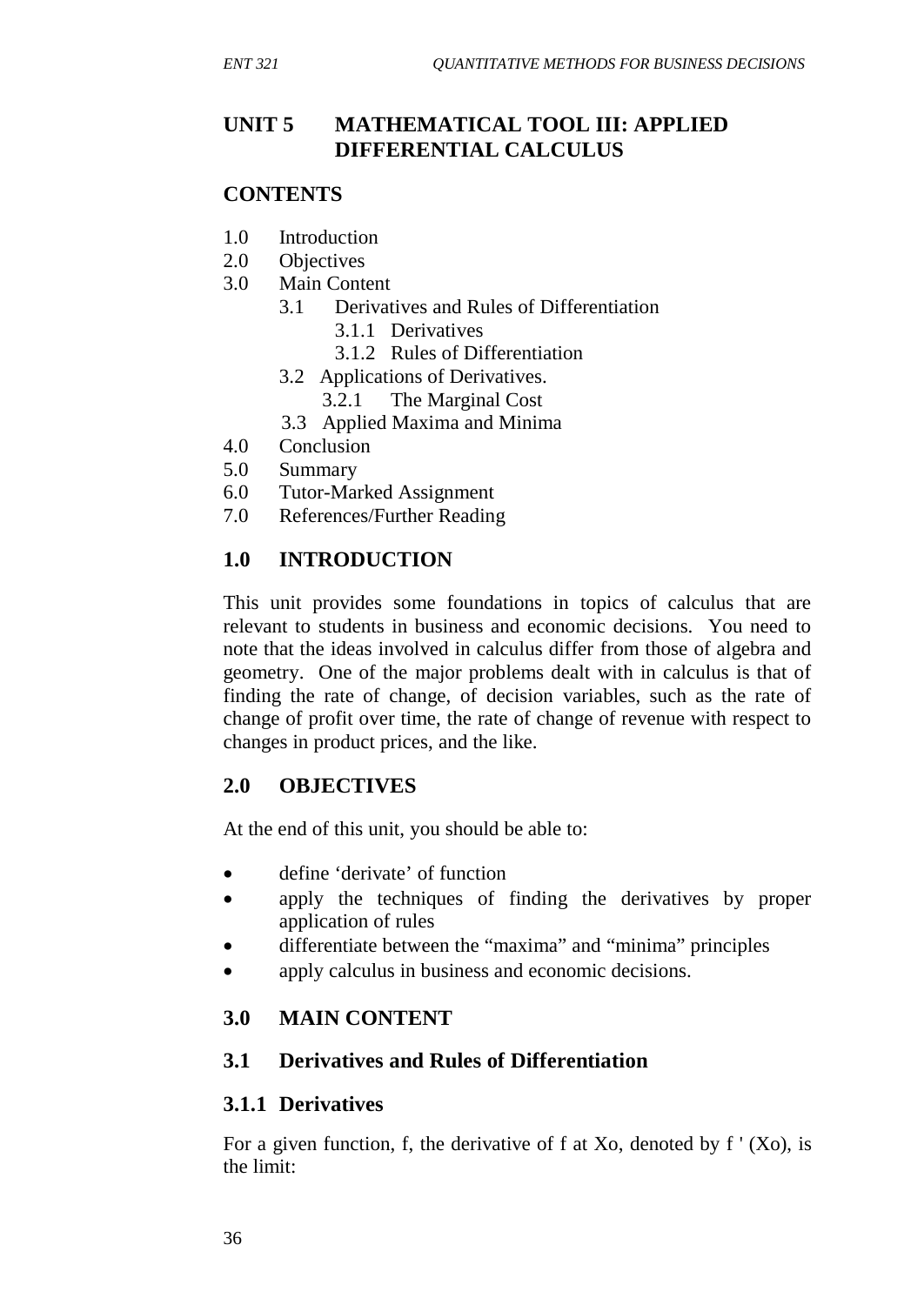## UNIT 5 MATHEMATICAL TOOL III: APPLIED DIFFERENTIAL CALCULUS

### CONTENTS

1.0 Introduction
2.0 Objectives
3.0 Main Content
    3.1 Derivatives and Rules of Differentiation
        3.1.1 Derivatives
        3.1.2 Rules of Differentiation
    3.2 Applications of Derivatives.
        3.2.1 The Marginal Cost
    3.3 Applied Maxima and Minima
4.0 Conclusion
5.0 Summary
6.0 Tutor-Marked Assignment
7.0 References/Further Reading

### 1.0 INTRODUCTION

This unit provides some foundations in topics of calculus that are relevant to students in business and economic decisions. You need to note that the ideas involved in calculus differ from those of algebra and geometry. One of the major problems dealt with in calculus is that of finding the rate of change, of decision variables, such as the rate of change of profit over time, the rate of change of revenue with respect to changes in product prices, and the like.

### 2.0 OBJECTIVES

At the end of this unit, you should be able to:

- define 'derivate' of function
- apply the techniques of finding the derivatives by proper application of rules
- differentiate between the "maxima" and "minima" principles
- apply calculus in business and economic decisions.

### 3.0 MAIN CONTENT

### 3.1 Derivatives and Rules of Differentiation

#### 3.1.1 Derivatives

For a given function, f, the derivative of f at Xo, denoted by $f'(Xo)$, is the limit: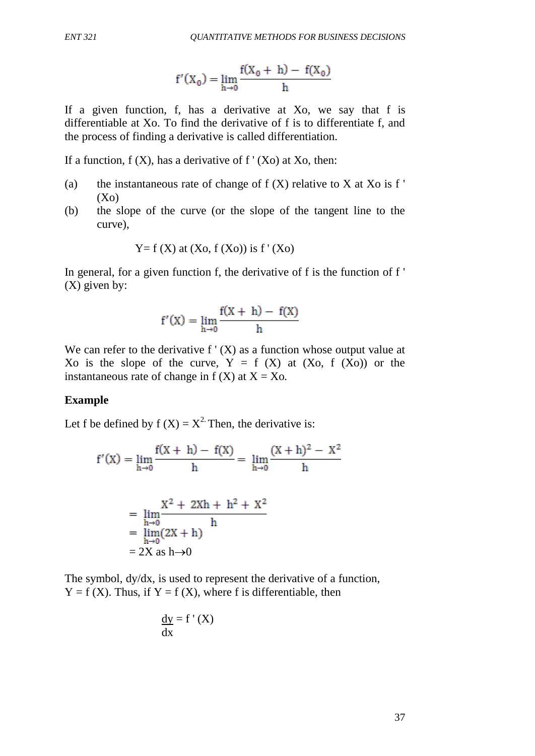$$f'(X_0) = \lim_{h \to 0} \frac{f(X_0 + h) - f(X_0)}{h}$$

If a given function, f, has a derivative at Xo, we say that f is differentiable at Xo. To find the derivative of f is to differentiate f, and the process of finding a derivative is called differentiation.

If a function, f (X), has a derivative of f ' (Xo) at Xo, then:

(a) the instantaneous rate of change of f (X) relative to X at Xo is f ' (Xo)

(b) the slope of the curve (or the slope of the tangent line to the curve),

Y= f (X) at (Xo, f (Xo)) is f ' (Xo)

In general, for a given function f, the derivative of f is the function of f ' (X) given by:

$$f'(X) = \lim_{h \to 0} \frac{f(X + h) - f(X)}{h}$$

We can refer to the derivative f ' (X) as a function whose output value at Xo is the slope of the curve, Y = f (X) at (Xo, f (Xo)) or the instantaneous rate of change in f (X) at X = Xo.

**Example**

Let f be defined by f (X) = $X^2$. Then, the derivative is:

$$f'(X) = \lim_{h \to 0} \frac{f(X + h) - f(X)}{h} = \lim_{h \to 0} \frac{(X + h)^2 - X^2}{h}$$

$$= \lim_{h \to 0} \frac{X^2 + 2Xh + h^2 + X^2}{h}$$

$$= \lim_{h \to 0} (2X + h)$$

$$= 2X \text{ as } h \to 0$$

The symbol, dy/dx, is used to represent the derivative of a function, Y = f (X). Thus, if Y = f (X), where f is differentiable, then

$$\frac{dy}{dx} = f'(X)$$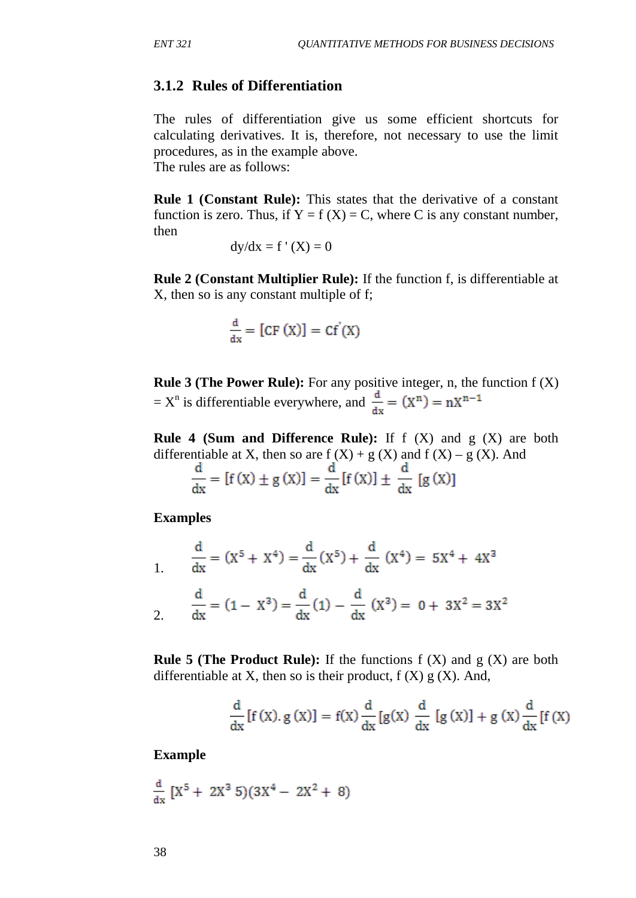### 3.1.2 Rules of Differentiation

The rules of differentiation give us some efficient shortcuts for calculating derivatives. It is, therefore, not necessary to use the limit procedures, as in the example above.
The rules are as follows:

**Rule 1 (Constant Rule):** This states that the derivative of a constant function is zero. Thus, if Y = f (X) = C, where C is any constant number, then

$$dy/dx = f'(X) = 0$$

**Rule 2 (Constant Multiplier Rule):** If the function f, is differentiable at X, then so is any constant multiple of f;

$$\frac{d}{dx} = [CF(X)] = Cf'(X)$$

**Rule 3 (The Power Rule):** For any positive integer, n, the function f (X) = $X^n$ is differentiable everywhere, and $\frac{d}{dx} = (X^n) = nX^{n-1}$

**Rule 4 (Sum and Difference Rule):** If f (X) and g (X) are both differentiable at X, then so are f (X) + g (X) and f (X) – g (X). And

$$\frac{d}{dx} = [f(X) \pm g(X)] = \frac{d}{dx}[f(X)] \pm \frac{d}{dx}[g(X)]$$

**Examples**

1. $\frac{d}{dx} = (X^5 + X^4) = \frac{d}{dx}(X^5) + \frac{d}{dx}(X^4) = 5X^4 + 4X^3$

2. $\frac{d}{dx} = (1 - X^3) = \frac{d}{dx}(1) - \frac{d}{dx}(X^3) = 0 + 3X^2 = 3X^2$

**Rule 5 (The Product Rule):** If the functions f (X) and g (X) are both differentiable at X, then so is their product, f (X) g (X). And,

$$\frac{d}{dx}[f(X).g(X)] = f(X)\frac{d}{dx}[g(X) \frac{d}{dx}[g(X)] + g(X)\frac{d}{dx}[f(X)$$

**Example**

$\frac{d}{dx}[X^5 + 2X^3 5)(3X^4 - 2X^2 + 8)$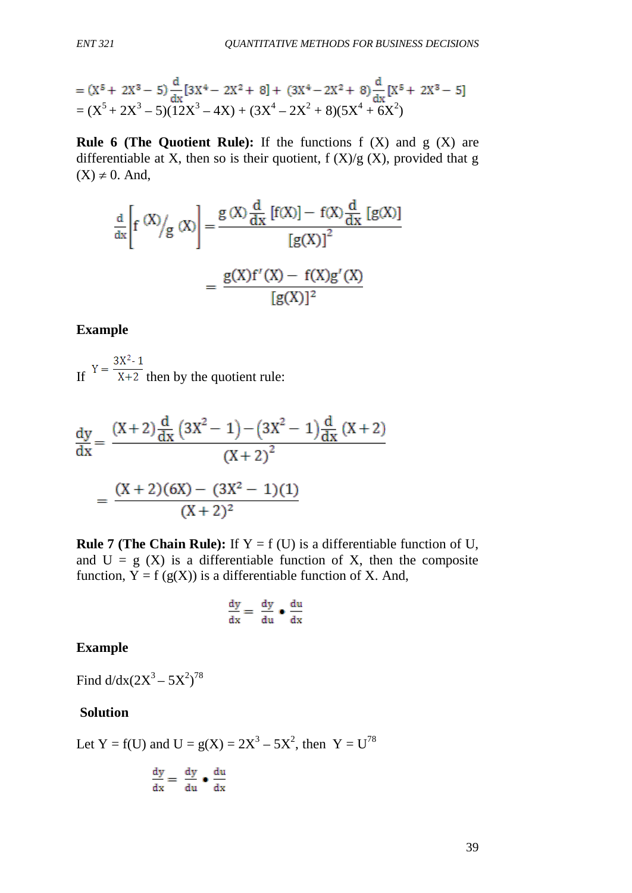$$= (X^5 + 2X^3 - 5)\frac{d}{dx}[3X^4 - 2X^2 + 8] + (3X^4 - 2X^2 + 8)\frac{d}{dx}[X^5 + 2X^3 - 5]$$

$$= (X^5 + 2X^3 - 5)(12X^3 - 4X) + (3X^4 - 2X^2 + 8)(5X^4 + 6X^2)$$

**Rule 6 (The Quotient Rule):** If the functions f (X) and g (X) are differentiable at X, then so is their quotient, f (X)/g (X), provided that g (X) ≠ 0. And,

$$\frac{d}{dx}\left[f(X)/g(X)\right] = \frac{g(X)\frac{d}{dx}[f(X)] - f(X)\frac{d}{dx}[g(X)]}{[g(X)]^2}$$

$$= \frac{g(X)f'(X) - f(X)g'(X)}{[g(X)]^2}$$

**Example**

If $Y = \frac{3X^2 - 1}{X+2}$ then by the quotient rule:

$$\frac{dy}{dx} = \frac{(X+2)\frac{d}{dx}(3X^2 - 1) - (3X^2 - 1)\frac{d}{dx}(X+2)}{(X+2)^2}$$

$$= \frac{(X+2)(6X) - (3X^2 - 1)(1)}{(X+2)^2}$$

**Rule 7 (The Chain Rule):** If Y = f (U) is a differentiable function of U, and U = g (X) is a differentiable function of X, then the composite function, Y = f (g(X)) is a differentiable function of X. And,

$$\frac{dy}{dx} = \frac{dy}{du} \bullet \frac{du}{dx}$$

**Example**

Find $d/dx(2X^3 - 5X^2)^{78}$

**Solution**

Let Y = f(U) and U = g(X) = $2X^3 - 5X^2$, then $Y = U^{78}$

$$\frac{dy}{dx} = \frac{dy}{du} \bullet \frac{du}{dx}$$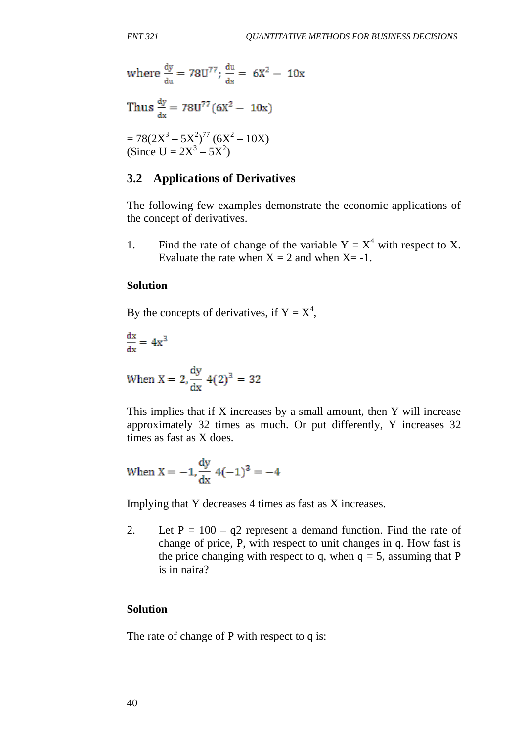where $\frac{dy}{du} = 78U^{77}$; $\frac{du}{dx} = 6X^2 - 10x$

Thus $\frac{dy}{dx} = 78U^{77}(6X^2 - 10x)$

$= 78(2X^3 - 5X^2)^{77}(6X^2 - 10X)$
(Since $U = 2X^3 - 5X^2$)

### 3.2 Applications of Derivatives

The following few examples demonstrate the economic applications of the concept of derivatives.

1. Find the rate of change of the variable $Y = X^4$ with respect to X. Evaluate the rate when X = 2 and when X= -1.

**Solution**

By the concepts of derivatives, if $Y = X^4$,

$$\frac{dx}{dx} = 4x^3$$

$$\text{When } X = 2, \frac{dy}{dx}\ 4(2)^3 = 32$$

This implies that if X increases by a small amount, then Y will increase approximately 32 times as much. Or put differently, Y increases 32 times as fast as X does.

$$\text{When } X = -1, \frac{dy}{dx}\ 4(-1)^3 = -4$$

Implying that Y decreases 4 times as fast as X increases.

2. Let P = 100 – q2 represent a demand function. Find the rate of change of price, P, with respect to unit changes in q. How fast is the price changing with respect to q, when q = 5, assuming that P is in naira?

**Solution**

The rate of change of P with respect to q is: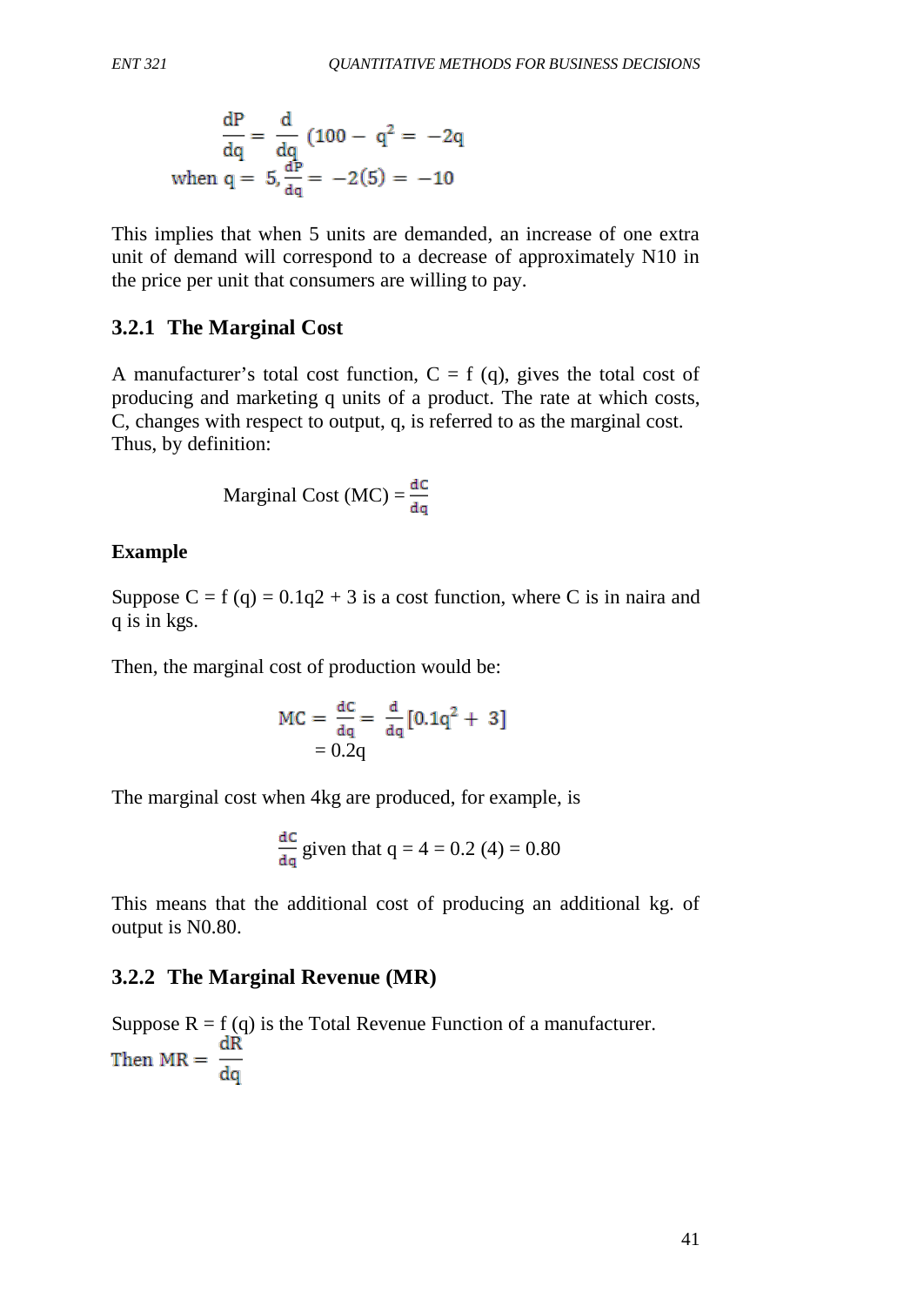$$\frac{dP}{dq} = \frac{d}{dq}(100 - q^2 = -2q$$

$$\text{when } q = 5, \frac{dP}{dq} = -2(5) = -10$$

This implies that when 5 units are demanded, an increase of one extra unit of demand will correspond to a decrease of approximately N10 in the price per unit that consumers are willing to pay.

### 3.2.1 The Marginal Cost

A manufacturer's total cost function, $C = f(q)$, gives the total cost of producing and marketing q units of a product. The rate at which costs, C, changes with respect to output, q, is referred to as the marginal cost. Thus, by definition:

$$\text{Marginal Cost (MC)} = \frac{dC}{dq}$$

**Example**

Suppose $C = f(q) = 0.1q2 + 3$ is a cost function, where C is in naira and q is in kgs.

Then, the marginal cost of production would be:

$$MC = \frac{dC}{dq} = \frac{d}{dq}[0.1q^2 + 3]$$
$$= 0.2q$$

The marginal cost when 4kg are produced, for example, is

$$\frac{dC}{dq} \text{ given that } q = 4 = 0.2(4) = 0.80$$

This means that the additional cost of producing an additional kg. of output is N0.80.

### 3.2.2 The Marginal Revenue (MR)

Suppose $R = f(q)$ is the Total Revenue Function of a manufacturer.

Then $MR = \frac{dR}{dq}$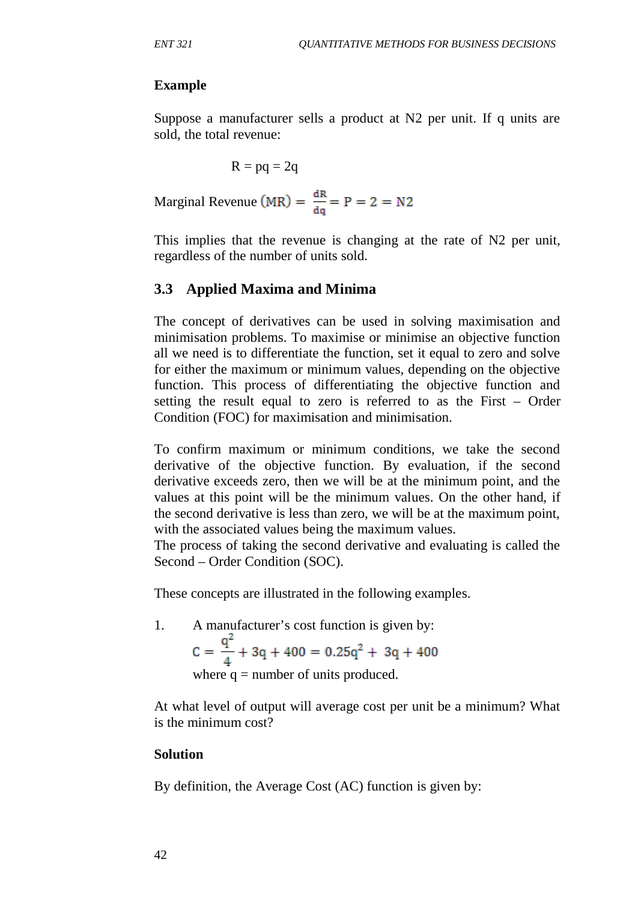**Example**

Suppose a manufacturer sells a product at N2 per unit. If q units are sold, the total revenue:

$$R = pq = 2q$$

Marginal Revenue $(MR) = \frac{dR}{dq} = P = 2 = N2$

This implies that the revenue is changing at the rate of N2 per unit, regardless of the number of units sold.

## 3.3 Applied Maxima and Minima

The concept of derivatives can be used in solving maximisation and minimisation problems. To maximise or minimise an objective function all we need is to differentiate the function, set it equal to zero and solve for either the maximum or minimum values, depending on the objective function. This process of differentiating the objective function and setting the result equal to zero is referred to as the First – Order Condition (FOC) for maximisation and minimisation.

To confirm maximum or minimum conditions, we take the second derivative of the objective function. By evaluation, if the second derivative exceeds zero, then we will be at the minimum point, and the values at this point will be the minimum values. On the other hand, if the second derivative is less than zero, we will be at the maximum point, with the associated values being the maximum values.
The process of taking the second derivative and evaluating is called the Second – Order Condition (SOC).

These concepts are illustrated in the following examples.

1. A manufacturer's cost function is given by:
   $$C = \frac{q^2}{4} + 3q + 400 = 0.25q^2 + 3q + 400$$
   where q = number of units produced.

At what level of output will average cost per unit be a minimum? What is the minimum cost?

**Solution**

By definition, the Average Cost (AC) function is given by: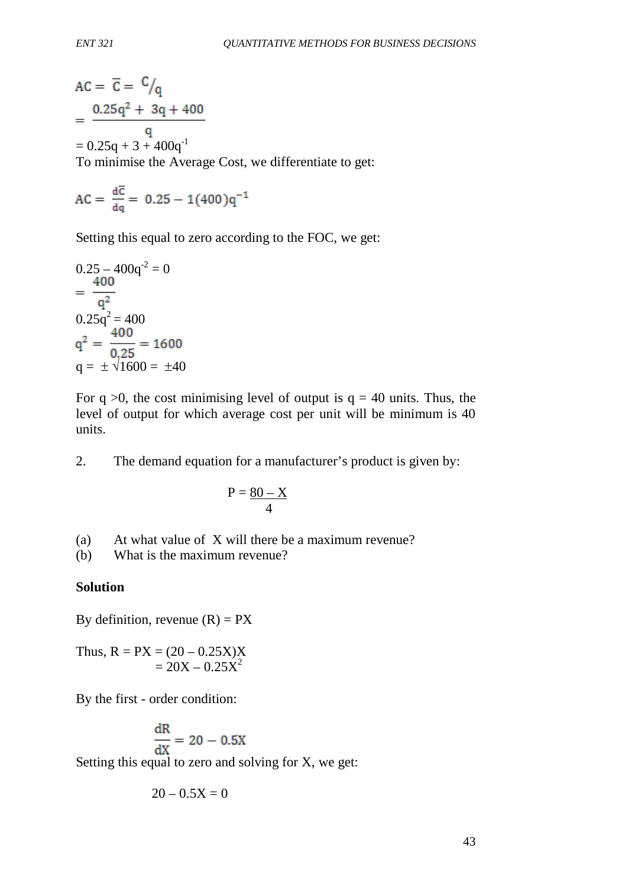$$AC = \bar{C} = {}^{C}/_{q}$$

$$= \frac{0.25q^2 + 3q + 400}{q}$$

$= 0.25q + 3 + 400q^{-1}$

To minimise the Average Cost, we differentiate to get:

$$AC = \frac{d\bar{c}}{dq} = 0.25 - 1(400)q^{-1}$$

Setting this equal to zero according to the FOC, we get:

$0.25 – 400q^{-2} = 0$

$$= \frac{400}{q^2}$$

$0.25q^2 = 400$

$$q^2 = \frac{400}{0.25} = 1600$$

$q = \pm \sqrt{1600} = \pm 40$

For $q > 0$, the cost minimising level of output is $q = 40$ units. Thus, the level of output for which average cost per unit will be minimum is 40 units.

2. The demand equation for a manufacturer's product is given by:

$$P = \frac{80 - X}{4}$$

(a) At what value of X will there be a maximum revenue?
(b) What is the maximum revenue?

**Solution**

By definition, revenue (R) = PX

Thus, $R = PX = (20 – 0.25X)X$
$= 20X – 0.25X^2$

By the first - order condition:

$$\frac{dR}{dX} = 20 - 0.5X$$

Setting this equal to zero and solving for X, we get:

$$20 – 0.5X = 0$$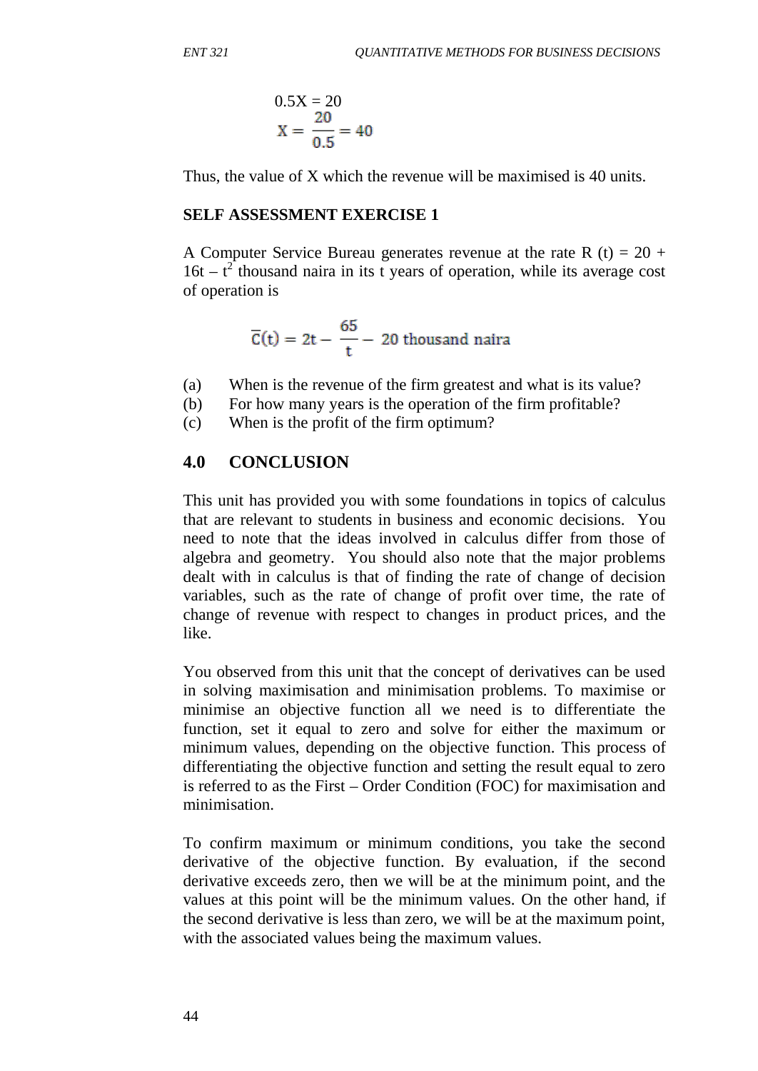$$0.5X = 20$$

$$X = \frac{20}{0.5} = 40$$

Thus, the value of X which the revenue will be maximised is 40 units.

**SELF ASSESSMENT EXERCISE 1**

A Computer Service Bureau generates revenue at the rate $R(t) = 20 + 16t - t^2$ thousand naira in its t years of operation, while its average cost of operation is

$$\overline{C}(t) = 2t - \frac{65}{t} - 20 \text{ thousand naira}$$

(a) When is the revenue of the firm greatest and what is its value?

(b) For how many years is the operation of the firm profitable?

(c) When is the profit of the firm optimum?

## 4.0 CONCLUSION

This unit has provided you with some foundations in topics of calculus that are relevant to students in business and economic decisions. You need to note that the ideas involved in calculus differ from those of algebra and geometry. You should also note that the major problems dealt with in calculus is that of finding the rate of change of decision variables, such as the rate of change of profit over time, the rate of change of revenue with respect to changes in product prices, and the like.

You observed from this unit that the concept of derivatives can be used in solving maximisation and minimisation problems. To maximise or minimise an objective function all we need is to differentiate the function, set it equal to zero and solve for either the maximum or minimum values, depending on the objective function. This process of differentiating the objective function and setting the result equal to zero is referred to as the First – Order Condition (FOC) for maximisation and minimisation.

To confirm maximum or minimum conditions, you take the second derivative of the objective function. By evaluation, if the second derivative exceeds zero, then we will be at the minimum point, and the values at this point will be the minimum values. On the other hand, if the second derivative is less than zero, we will be at the maximum point, with the associated values being the maximum values.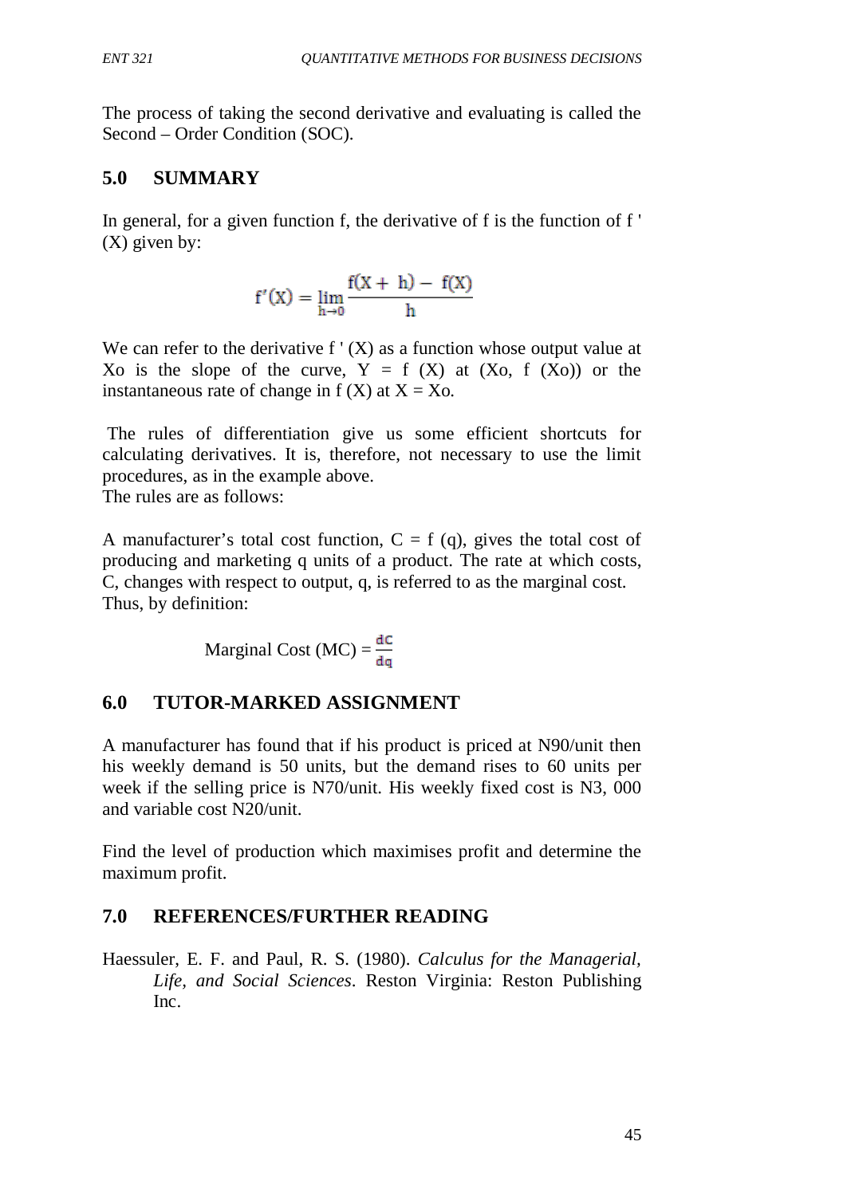The process of taking the second derivative and evaluating is called the Second – Order Condition (SOC).

## 5.0 SUMMARY

In general, for a given function f, the derivative of f is the function of f ' (X) given by:

$$f'(X) = \lim_{h \to 0} \frac{f(X + h) - f(X)}{h}$$

We can refer to the derivative f ' (X) as a function whose output value at Xo is the slope of the curve, Y = f (X) at (Xo, f (Xo)) or the instantaneous rate of change in f (X) at X = Xo.

The rules of differentiation give us some efficient shortcuts for calculating derivatives. It is, therefore, not necessary to use the limit procedures, as in the example above.
The rules are as follows:

A manufacturer's total cost function, C = f (q), gives the total cost of producing and marketing q units of a product. The rate at which costs, C, changes with respect to output, q, is referred to as the marginal cost. Thus, by definition:

$$\text{Marginal Cost (MC)} = \frac{dC}{dq}$$

## 6.0 TUTOR-MARKED ASSIGNMENT

A manufacturer has found that if his product is priced at N90/unit then his weekly demand is 50 units, but the demand rises to 60 units per week if the selling price is N70/unit. His weekly fixed cost is N3, 000 and variable cost N20/unit.

Find the level of production which maximises profit and determine the maximum profit.

## 7.0 REFERENCES/FURTHER READING

Haessuler, E. F. and Paul, R. S. (1980). *Calculus for the Managerial, Life, and Social Sciences*. Reston Virginia: Reston Publishing Inc.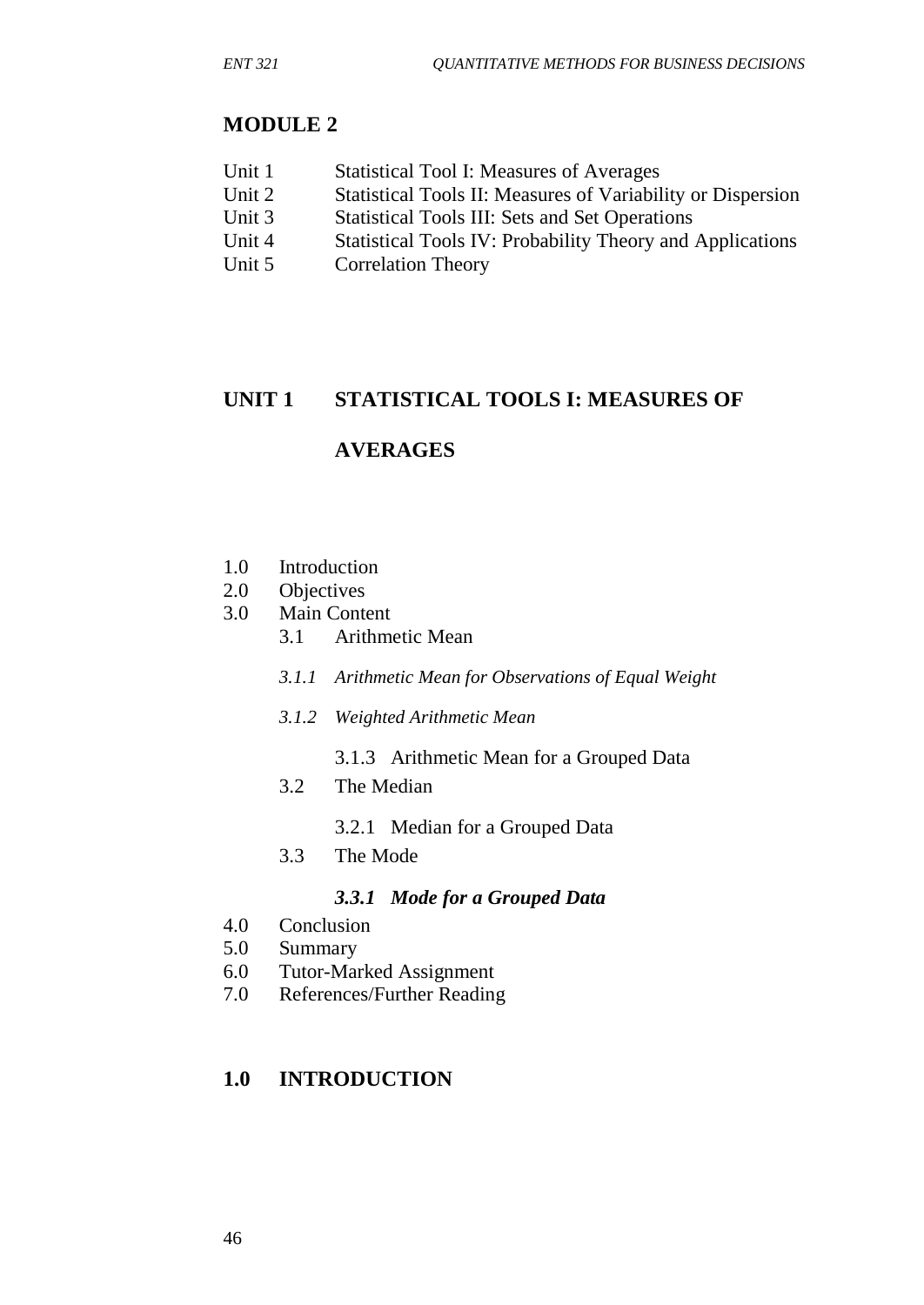# MODULE 2

| | |
|---|---|
| Unit 1 | Statistical Tool I: Measures of Averages |
| Unit 2 | Statistical Tools II: Measures of Variability or Dispersion |
| Unit 3 | Statistical Tools III: Sets and Set Operations |
| Unit 4 | Statistical Tools IV: Probability Theory and Applications |
| Unit 5 | Correlation Theory |

## UNIT 1 STATISTICAL TOOLS I: MEASURES OF AVERAGES

1.0 Introduction
2.0 Objectives
3.0 Main Content
   3.1 Arithmetic Mean
      *3.1.1 Arithmetic Mean for Observations of Equal Weight*
      *3.1.2 Weighted Arithmetic Mean*
      3.1.3 Arithmetic Mean for a Grouped Data
   3.2 The Median
      3.2.1 Median for a Grouped Data
   3.3 The Mode
      ***3.3.1 Mode for a Grouped Data***
4.0 Conclusion
5.0 Summary
6.0 Tutor-Marked Assignment
7.0 References/Further Reading

## 1.0 INTRODUCTION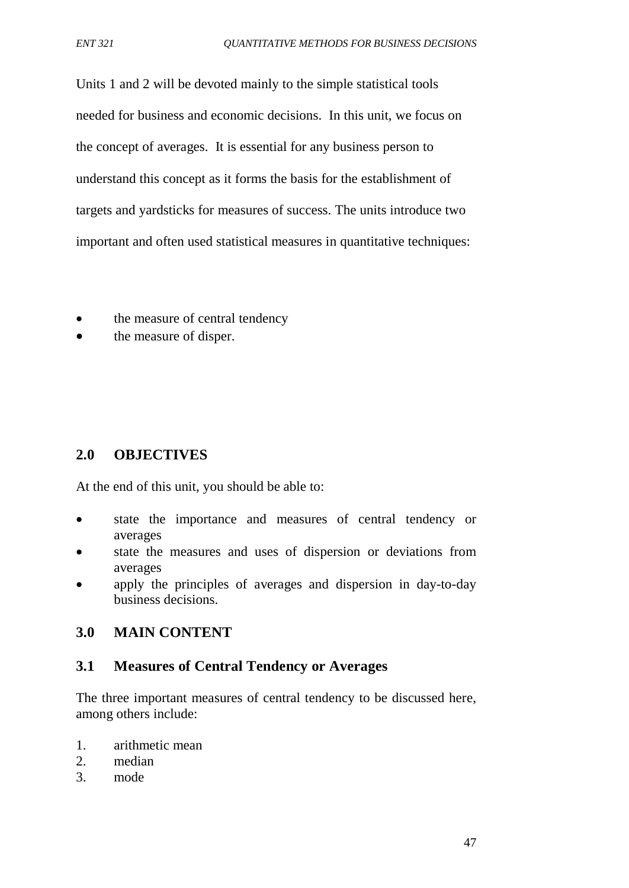Units 1 and 2 will be devoted mainly to the simple statistical tools needed for business and economic decisions. In this unit, we focus on the concept of averages. It is essential for any business person to understand this concept as it forms the basis for the establishment of targets and yardsticks for measures of success. The units introduce two important and often used statistical measures in quantitative techniques:

- the measure of central tendency
- the measure of disper.

## 2.0 OBJECTIVES

At the end of this unit, you should be able to:

- state the importance and measures of central tendency or averages
- state the measures and uses of dispersion or deviations from averages
- apply the principles of averages and dispersion in day-to-day business decisions.

## 3.0 MAIN CONTENT

### 3.1 Measures of Central Tendency or Averages

The three important measures of central tendency to be discussed here, among others include:

1. arithmetic mean
2. median
3. mode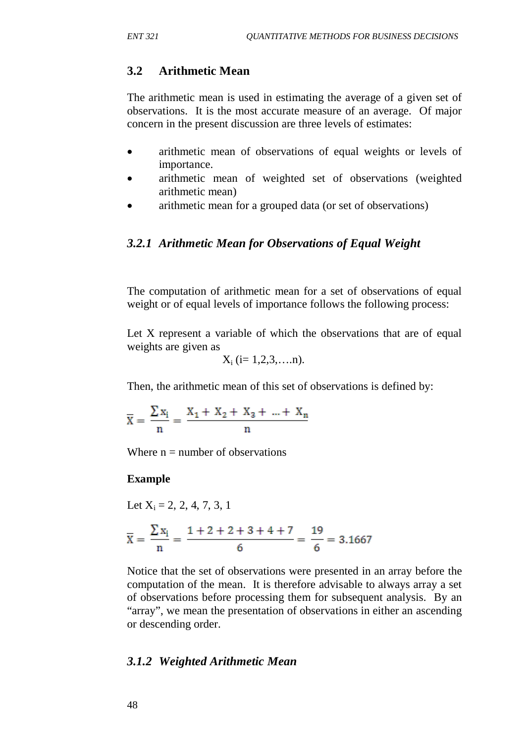## 3.2 Arithmetic Mean

The arithmetic mean is used in estimating the average of a given set of observations. It is the most accurate measure of an average. Of major concern in the present discussion are three levels of estimates:

- arithmetic mean of observations of equal weights or levels of importance.
- arithmetic mean of weighted set of observations (weighted arithmetic mean)
- arithmetic mean for a grouped data (or set of observations)

### *3.2.1 Arithmetic Mean for Observations of Equal Weight*

The computation of arithmetic mean for a set of observations of equal weight or of equal levels of importance follows the following process:

Let X represent a variable of which the observations that are of equal weights are given as

$$X_i \ (i = 1,2,3,\ldots.n).$$

Then, the arithmetic mean of this set of observations is defined by:

$$\overline{X} = \frac{\sum x_i}{n} = \frac{X_1 + X_2 + X_3 + \ldots + X_n}{n}$$

Where n = number of observations

**Example**

Let $X_i$ = 2, 2, 4, 7, 3, 1

$$\overline{X} = \frac{\sum x_i}{n} = \frac{1+2+2+3+4+7}{6} = \frac{19}{6} = 3.1667$$

Notice that the set of observations were presented in an array before the computation of the mean. It is therefore advisable to always array a set of observations before processing them for subsequent analysis. By an "array", we mean the presentation of observations in either an ascending or descending order.

### *3.1.2 Weighted Arithmetic Mean*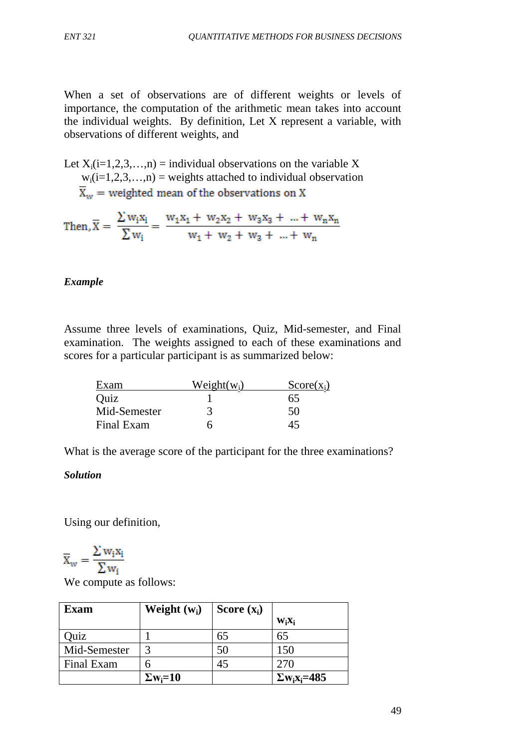When a set of observations are of different weights or levels of importance, the computation of the arithmetic mean takes into account the individual weights. By definition, Let X represent a variable, with observations of different weights, and

Let $X_i(i=1,2,3,\ldots,n)$ = individual observations on the variable X
$w_i(i=1,2,3,\ldots,n)$ = weights attached to individual observation
$\overline{X}_w$ = weighted mean of the observations on X

$$\text{Then, } \overline{X} = \frac{\sum w_i x_i}{\sum w_i} = \frac{w_1x_1 + w_2x_2 + w_3x_3 + \ldots + w_nx_n}{w_1 + w_2 + w_3 + \ldots + w_n}$$

***Example***

Assume three levels of examinations, Quiz, Mid-semester, and Final examination. The weights assigned to each of these examinations and scores for a particular participant is as summarized below:

| Exam | Weight($w_i$) | Score($x_i$) |
|---|---|---|
| Quiz | 1 | 65 |
| Mid-Semester | 3 | 50 |
| Final Exam | 6 | 45 |

What is the average score of the participant for the three examinations?

***Solution***

Using our definition,

$$\overline{X}_w = \frac{\sum w_i x_i}{\sum w_i}$$

We compute as follows:

| **Exam** | **Weight ($w_i$)** | **Score ($x_i$)** | $w_ix_i$ |
|---|---|---|---|
| Quiz | 1 | 65 | 65 |
| Mid-Semester | 3 | 50 | 150 |
| Final Exam | 6 | 45 | 270 |
| | $\Sigma w_i = 10$ | | $\Sigma w_ix_i = 485$ |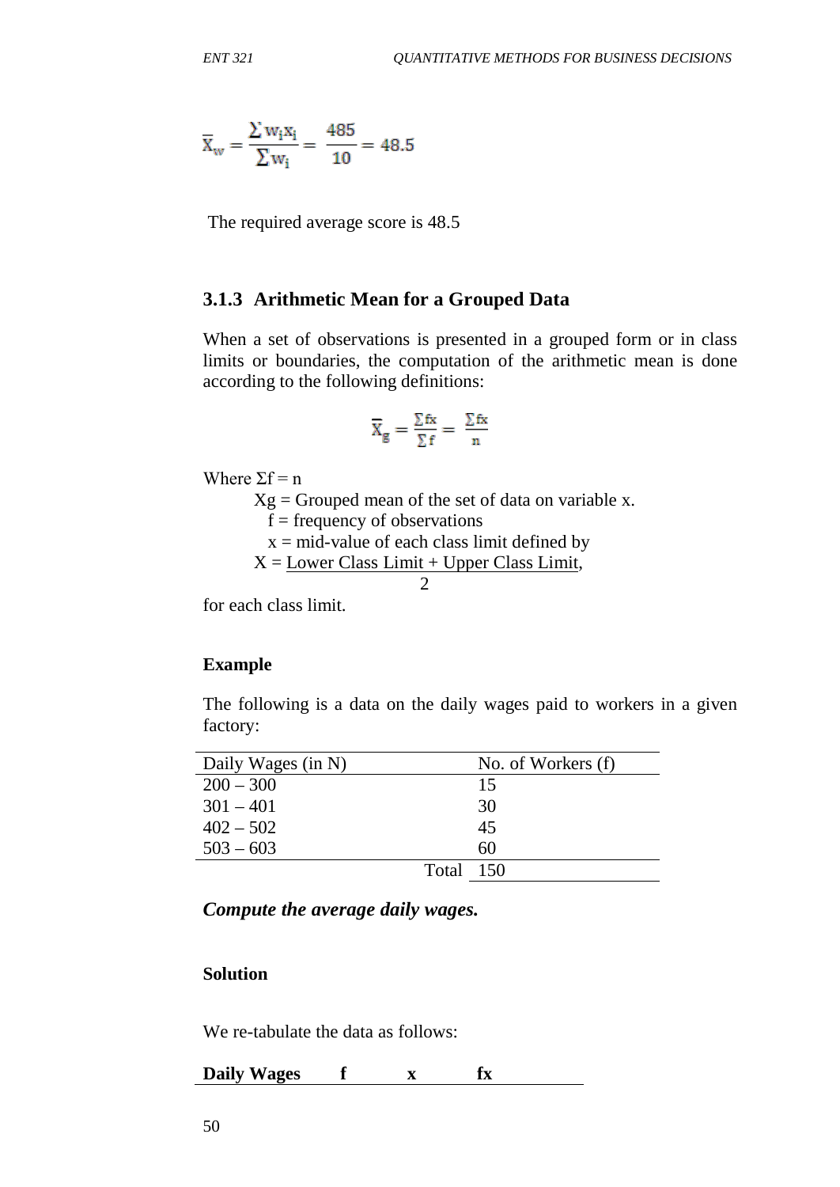$$\overline{X}_w = \frac{\sum w_i x_i}{\sum w_i} = \frac{485}{10} = 48.5$$

The required average score is 48.5

### 3.1.3 Arithmetic Mean for a Grouped Data

When a set of observations is presented in a grouped form or in class limits or boundaries, the computation of the arithmetic mean is done according to the following definitions:

$$\overline{X}_g = \frac{\sum fx}{\sum f} = \frac{\sum fx}{n}$$

Where $\Sigma f = n$

$X_g$ = Grouped mean of the set of data on variable x.

f = frequency of observations

x = mid-value of each class limit defined by

$$X = \frac{\text{Lower Class Limit + Upper Class Limit}}{2},$$

for each class limit.

**Example**

The following is a data on the daily wages paid to workers in a given factory:

| Daily Wages (in N) | No. of Workers (f) |
|---|---|
| 200 – 300 | 15 |
| 301 – 401 | 30 |
| 402 – 502 | 45 |
| 503 – 603 | 60 |
| Total | 150 |

***Compute the average daily wages.***

**Solution**

We re-tabulate the data as follows:

| **Daily Wages** | **f** | **x** | **fx** |
|---|---|---|---|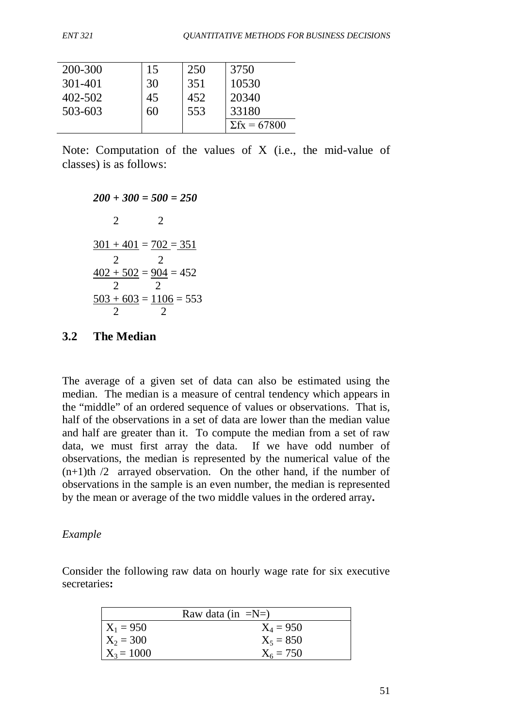| | | | |
|---|---|---|---|
| 200-300 | 15 | 250 | 3750 |
| 301-401 | 30 | 351 | 10530 |
| 402-502 | 45 | 452 | 20340 |
| 503-603 | 60 | 553 | 33180 |
| | | | $\Sigma fx = 67800$ |

Note: Computation of the values of X (i.e., the mid-value of classes) is as follows:

$$\frac{200 + 300}{2} = \frac{500}{2} = 250$$

$$\frac{301 + 401}{2} = \frac{702}{2} = 351$$

$$\frac{402 + 502}{2} = \frac{904}{2} = 452$$

$$\frac{503 + 603}{2} = \frac{1106}{2} = 553$$

## 3.2 The Median

The average of a given set of data can also be estimated using the median. The median is a measure of central tendency which appears in the "middle" of an ordered sequence of values or observations. That is, half of the observations in a set of data are lower than the median value and half are greater than it. To compute the median from a set of raw data, we must first array the data. If we have odd number of observations, the median is represented by the numerical value of the $(n+1)$th /2 arrayed observation. On the other hand, if the number of observations in the sample is an even number, the median is represented by the mean or average of the two middle values in the ordered array**.**

*Example*

Consider the following raw data on hourly wage rate for six executive secretaries**:**

| Raw data (in =N=) | |
|---|---|
| $X_1 = 950$ | $X_4 = 950$ |
| $X_2 = 300$ | $X_5 = 850$ |
| $X_3 = 1000$ | $X_6 = 750$ |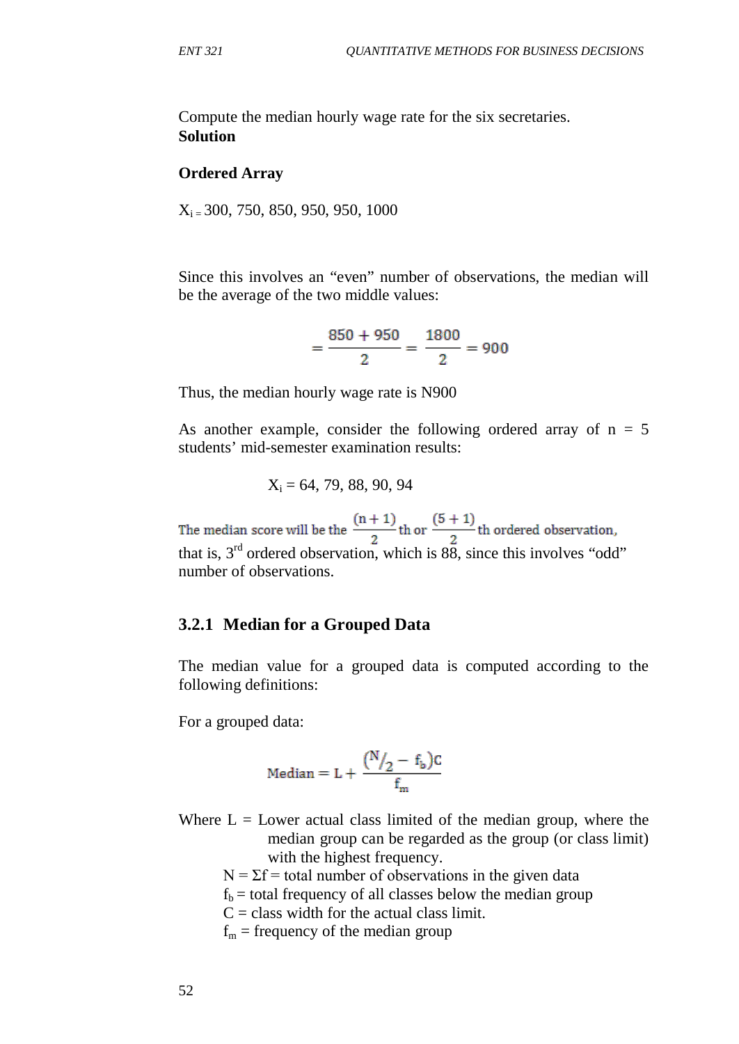Compute the median hourly wage rate for the six secretaries.
**Solution**

**Ordered Array**

$X_{i}$ = 300, 750, 850, 950, 950, 1000

Since this involves an "even" number of observations, the median will be the average of the two middle values:

$$= \frac{850 + 950}{2} = \frac{1800}{2} = 900$$

Thus, the median hourly wage rate is N900

As another example, consider the following ordered array of n = 5 students' mid-semester examination results:

$X_i$ = 64, 79, 88, 90, 94

The median score will be the $\frac{(n+1)}{2}$th or $\frac{(5+1)}{2}$th ordered observation, that is, 3rd ordered observation, which is 88, since this involves "odd" number of observations.

### 3.2.1 Median for a Grouped Data

The median value for a grouped data is computed according to the following definitions:

For a grouped data:

$$\text{Median} = L + \frac{\left(\frac{N}{2} - f_b\right)C}{f_m}$$

Where L = Lower actual class limited of the median group, where the median group can be regarded as the group (or class limit) with the highest frequency.

$N = \Sigma f$ = total number of observations in the given data

$f_b$ = total frequency of all classes below the median group

C = class width for the actual class limit.

$f_m$ = frequency of the median group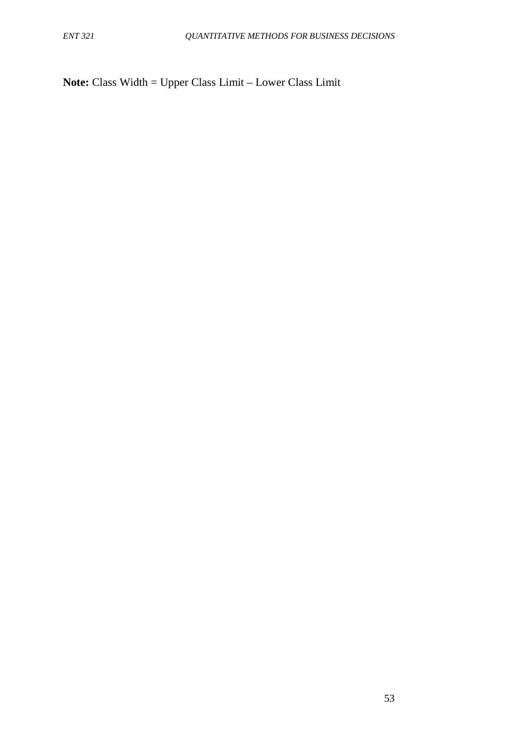**Note:** Class Width = Upper Class Limit – Lower Class Limit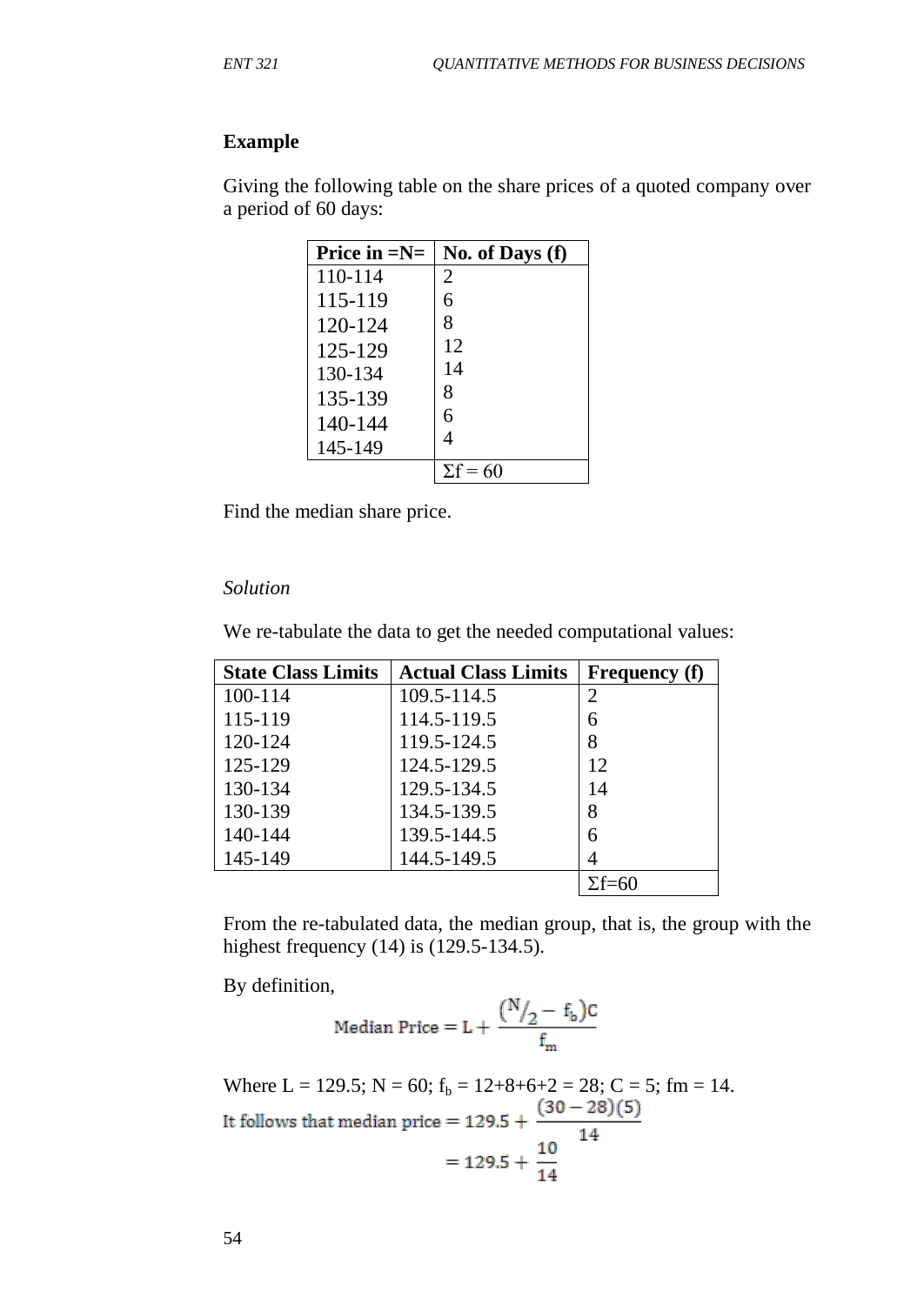**Example**

Giving the following table on the share prices of a quoted company over a period of 60 days:

| Price in =N= | No. of Days (f) |
|---|---|
| 110-114 | 2 |
| 115-119 | 6 |
| 120-124 | 8 |
| 125-129 | 12 |
| 130-134 | 14 |
| 135-139 | 8 |
| 140-144 | 6 |
| 145-149 | 4 |
| | $\Sigma f = 60$ |

Find the median share price.

*Solution*

We re-tabulate the data to get the needed computational values:

| State Class Limits | Actual Class Limits | Frequency (f) |
|---|---|---|
| 100-114 | 109.5-114.5 | 2 |
| 115-119 | 114.5-119.5 | 6 |
| 120-124 | 119.5-124.5 | 8 |
| 125-129 | 124.5-129.5 | 12 |
| 130-134 | 129.5-134.5 | 14 |
| 130-139 | 134.5-139.5 | 8 |
| 140-144 | 139.5-144.5 | 6 |
| 145-149 | 144.5-149.5 | 4 |
| | | $\Sigma f=60$ |

From the re-tabulated data, the median group, that is, the group with the highest frequency (14) is (129.5-134.5).

By definition,

$$\text{Median Price} = L + \frac{(N/_2 - f_b)C}{f_m}$$

Where L = 129.5; N = 60; $f_b$ = 12+8+6+2 = 28; C = 5; fm = 14.

$$\text{It follows that median price} = 129.5 + \frac{(30-28)(5)}{14}$$

$$= 129.5 + \frac{10}{14}$$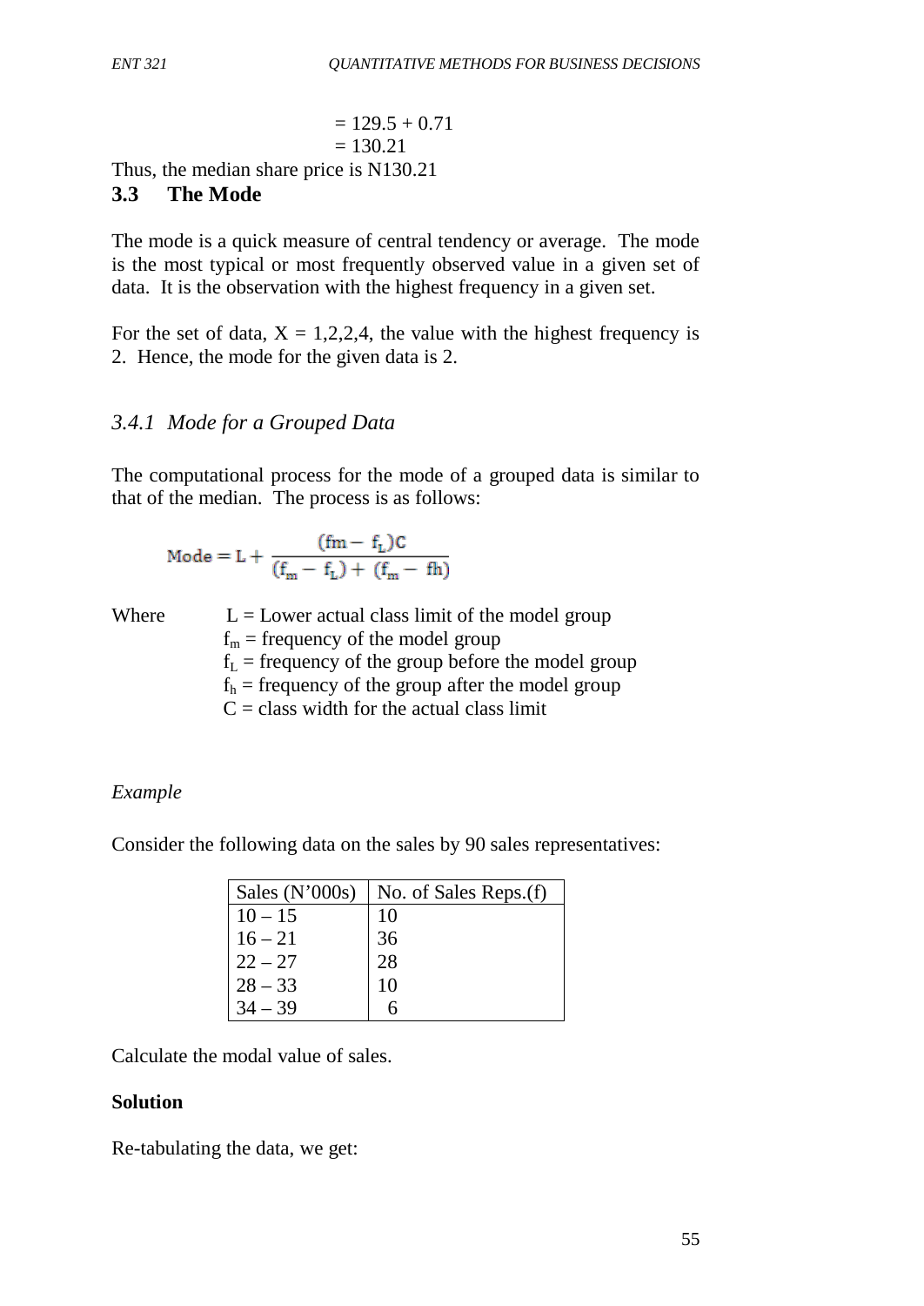$= 129.5 + 0.71$
$= 130.21$

Thus, the median share price is N130.21

## 3.3 The Mode

The mode is a quick measure of central tendency or average. The mode is the most typical or most frequently observed value in a given set of data. It is the observation with the highest frequency in a given set.

For the set of data, X = 1,2,2,4, the value with the highest frequency is 2. Hence, the mode for the given data is 2.

### *3.4.1 Mode for a Grouped Data*

The computational process for the mode of a grouped data is similar to that of the median. The process is as follows:

$$\text{Mode} = L + \frac{(fm - f_L)C}{(f_m - f_L) + (f_m - fh)}$$

Where
- L = Lower actual class limit of the model group
- $f_m$ = frequency of the model group
- $f_L$ = frequency of the group before the model group
- $f_h$ = frequency of the group after the model group
- C = class width for the actual class limit

*Example*

Consider the following data on the sales by 90 sales representatives:

| Sales (N'000s) | No. of Sales Reps.(f) |
|---|---|
| 10 – 15 | 10 |
| 16 – 21 | 36 |
| 22 – 27 | 28 |
| 28 – 33 | 10 |
| 34 – 39 | 6 |

Calculate the modal value of sales.

**Solution**

Re-tabulating the data, we get: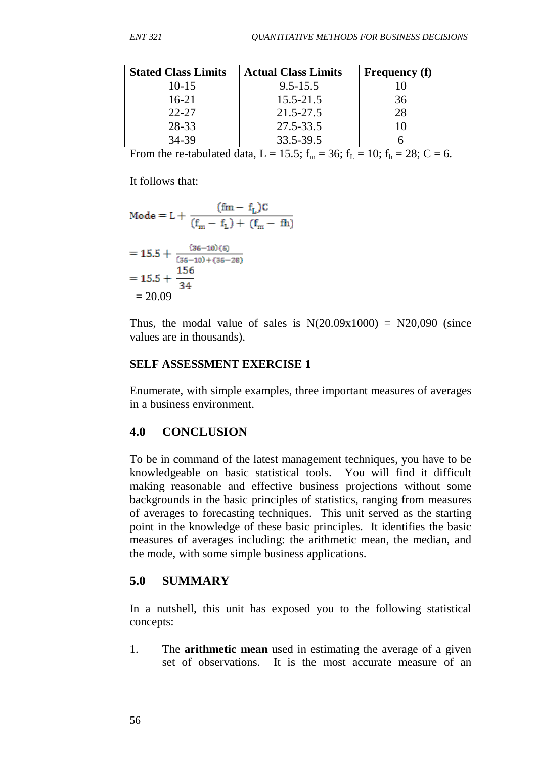| Stated Class Limits | Actual Class Limits | Frequency (f) |
|---|---|---|
| 10-15 | 9.5-15.5 | 10 |
| 16-21 | 15.5-21.5 | 36 |
| 22-27 | 21.5-27.5 | 28 |
| 28-33 | 27.5-33.5 | 10 |
| 34-39 | 33.5-39.5 | 6 |

From the re-tabulated data, $L = 15.5$; $f_m = 36$; $f_L = 10$; $f_h = 28$; $C = 6$.

It follows that:

$$\text{Mode} = L + \frac{(fm - f_L)C}{(f_m - f_L) + (f_m - fh)}$$

$$= 15.5 + \frac{(36-10)(6)}{(36-10)+(36-28)}$$

$$= 15.5 + \frac{156}{34}$$

$$= 20.09$$

Thus, the modal value of sales is N(20.09x1000) = N20,090 (since values are in thousands).

**SELF ASSESSMENT EXERCISE 1**

Enumerate, with simple examples, three important measures of averages in a business environment.

## 4.0 CONCLUSION

To be in command of the latest management techniques, you have to be knowledgeable on basic statistical tools. You will find it difficult making reasonable and effective business projections without some backgrounds in the basic principles of statistics, ranging from measures of averages to forecasting techniques. This unit served as the starting point in the knowledge of these basic principles. It identifies the basic measures of averages including: the arithmetic mean, the median, and the mode, with some simple business applications.

## 5.0 SUMMARY

In a nutshell, this unit has exposed you to the following statistical concepts:

1. The **arithmetic mean** used in estimating the average of a given set of observations. It is the most accurate measure of an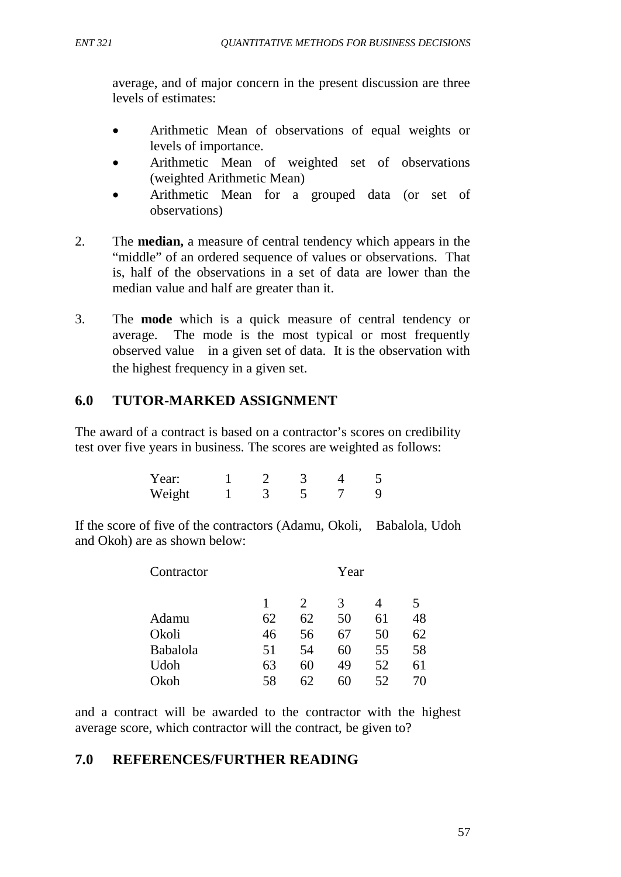average, and of major concern in the present discussion are three levels of estimates:

- Arithmetic Mean of observations of equal weights or levels of importance.
- Arithmetic Mean of weighted set of observations (weighted Arithmetic Mean)
- Arithmetic Mean for a grouped data (or set of observations)

2. The **median,** a measure of central tendency which appears in the "middle" of an ordered sequence of values or observations. That is, half of the observations in a set of data are lower than the median value and half are greater than it.

3. The **mode** which is a quick measure of central tendency or average. The mode is the most typical or most frequently observed value in a given set of data. It is the observation with the highest frequency in a given set.

## 6.0 TUTOR-MARKED ASSIGNMENT

The award of a contract is based on a contractor's scores on credibility test over five years in business. The scores are weighted as follows:

| Year: | 1 | 2 | 3 | 4 | 5 |
|---|---|---|---|---|---|
| Weight | 1 | 3 | 5 | 7 | 9 |

If the score of five of the contractors (Adamu, Okoli, Babalola, Udoh and Okoh) are as shown below:

| Contractor | Year | | | | |
|---|---|---|---|---|---|
| | 1 | 2 | 3 | 4 | 5 |
| Adamu | 62 | 62 | 50 | 61 | 48 |
| Okoli | 46 | 56 | 67 | 50 | 62 |
| Babalola | 51 | 54 | 60 | 55 | 58 |
| Udoh | 63 | 60 | 49 | 52 | 61 |
| Okoh | 58 | 62 | 60 | 52 | 70 |

and a contract will be awarded to the contractor with the highest average score, which contractor will the contract, be given to?

## 7.0 REFERENCES/FURTHER READING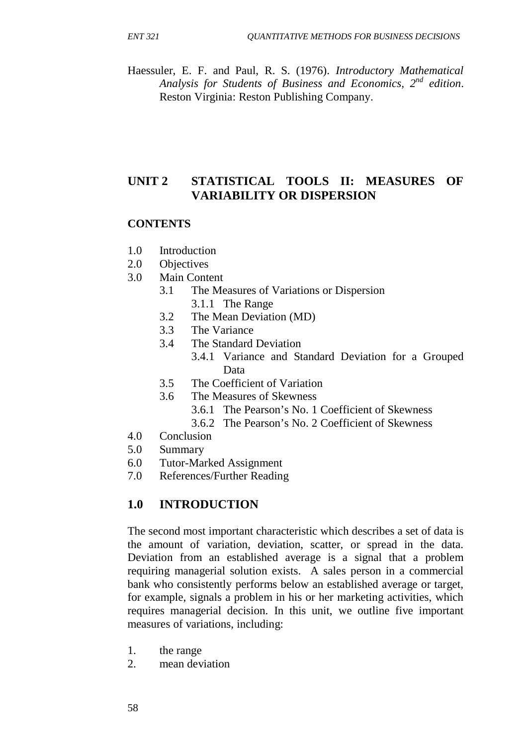Haessuler, E. F. and Paul, R. S. (1976). *Introductory Mathematical Analysis for Students of Business and Economics, 2nd edition*. Reston Virginia: Reston Publishing Company.

## UNIT 2 STATISTICAL TOOLS II: MEASURES OF VARIABILITY OR DISPERSION

**CONTENTS**

1.0 Introduction
2.0 Objectives
3.0 Main Content
   3.1 The Measures of Variations or Dispersion
      3.1.1 The Range
   3.2 The Mean Deviation (MD)
   3.3 The Variance
   3.4 The Standard Deviation
      3.4.1 Variance and Standard Deviation for a Grouped Data
   3.5 The Coefficient of Variation
   3.6 The Measures of Skewness
      3.6.1 The Pearson's No. 1 Coefficient of Skewness
      3.6.2 The Pearson's No. 2 Coefficient of Skewness
4.0 Conclusion
5.0 Summary
6.0 Tutor-Marked Assignment
7.0 References/Further Reading

## 1.0 INTRODUCTION

The second most important characteristic which describes a set of data is the amount of variation, deviation, scatter, or spread in the data. Deviation from an established average is a signal that a problem requiring managerial solution exists. A sales person in a commercial bank who consistently performs below an established average or target, for example, signals a problem in his or her marketing activities, which requires managerial decision. In this unit, we outline five important measures of variations, including:

1. the range
2. mean deviation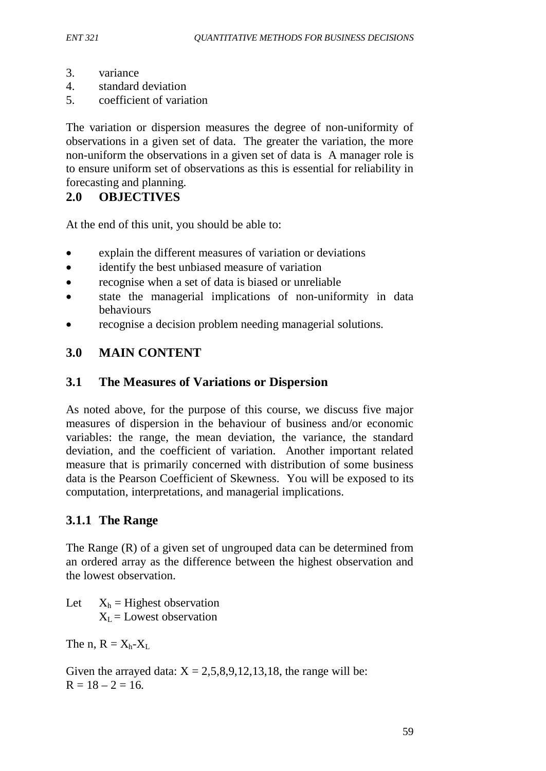3. variance
4. standard deviation
5. coefficient of variation

The variation or dispersion measures the degree of non-uniformity of observations in a given set of data. The greater the variation, the more non-uniform the observations in a given set of data is A manager role is to ensure uniform set of observations as this is essential for reliability in forecasting and planning.

## 2.0 OBJECTIVES

At the end of this unit, you should be able to:

- explain the different measures of variation or deviations
- identify the best unbiased measure of variation
- recognise when a set of data is biased or unreliable
- state the managerial implications of non-uniformity in data behaviours
- recognise a decision problem needing managerial solutions.

## 3.0 MAIN CONTENT

### 3.1 The Measures of Variations or Dispersion

As noted above, for the purpose of this course, we discuss five major measures of dispersion in the behaviour of business and/or economic variables: the range, the mean deviation, the variance, the standard deviation, and the coefficient of variation. Another important related measure that is primarily concerned with distribution of some business data is the Pearson Coefficient of Skewness. You will be exposed to its computation, interpretations, and managerial implications.

### 3.1.1 The Range

The Range (R) of a given set of ungrouped data can be determined from an ordered array as the difference between the highest observation and the lowest observation.

Let $X_h$ = Highest observation
$X_L$ = Lowest observation

The n, $R = X_h - X_L$

Given the arrayed data: $X = 2,5,8,9,12,13,18$, the range will be:
$R = 18 - 2 = 16.$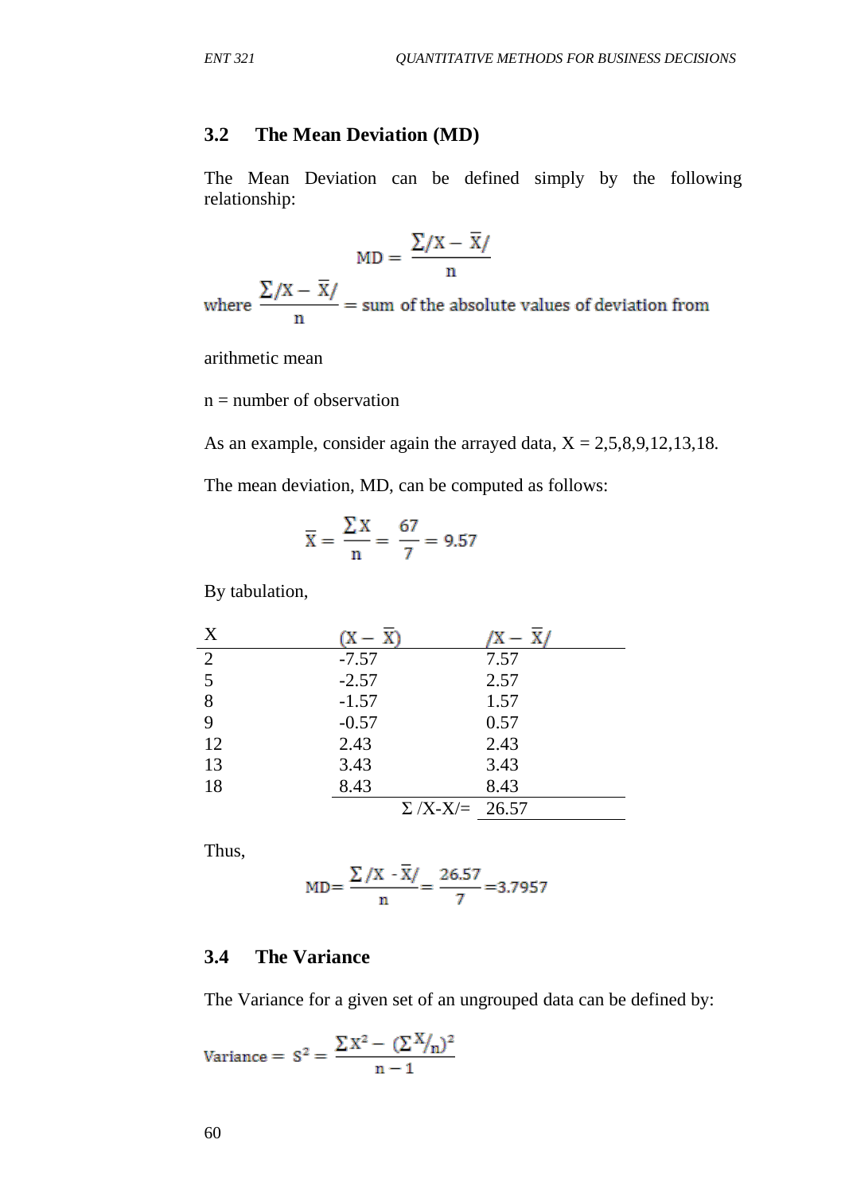## 3.2 The Mean Deviation (MD)

The Mean Deviation can be defined simply by the following relationship:

$$MD = \frac{\sum /X - \bar{X}/}{n}$$

where $\frac{\sum /X - \bar{X}/}{n}$ = sum of the absolute values of deviation from arithmetic mean

n = number of observation

As an example, consider again the arrayed data, X = 2,5,8,9,12,13,18.

The mean deviation, MD, can be computed as follows:

$$\bar{X} = \frac{\sum X}{n} = \frac{67}{7} = 9.57$$

By tabulation,

| X | $(X - \bar{X})$ | $/X - \bar{X}/$ |
|---|---|---|
| 2 | -7.57 | 7.57 |
| 5 | -2.57 | 2.57 |
| 8 | -1.57 | 1.57 |
| 9 | -0.57 | 0.57 |
| 12 | 2.43 | 2.43 |
| 13 | 3.43 | 3.43 |
| 18 | 8.43 | 8.43 |
| | Σ /X-X/= | 26.57 |

Thus,

$$MD = \frac{\sum /X - \bar{X}/}{n} = \frac{26.57}{7} = 3.7957$$

## 3.4 The Variance

The Variance for a given set of an ungrouped data can be defined by:

$$\text{Variance} = S^2 = \frac{\sum X^2 - (\sum X/_n)^2}{n-1}$$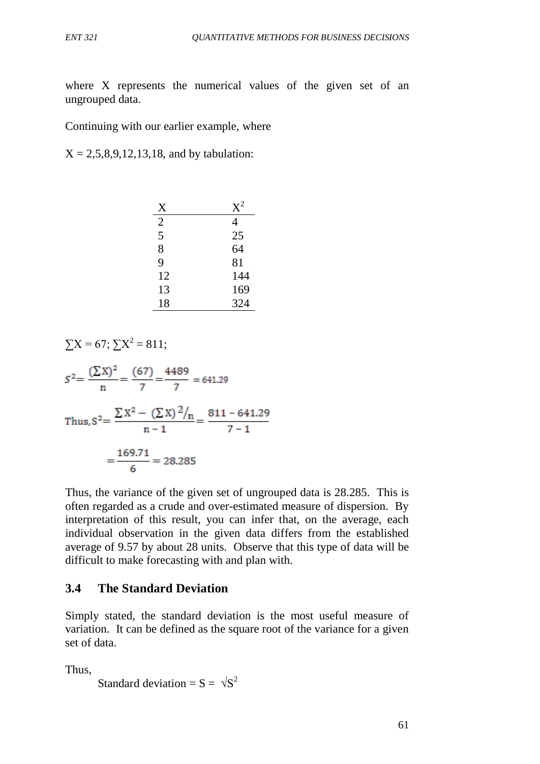where X represents the numerical values of the given set of an ungrouped data.

Continuing with our earlier example, where

X = 2,5,8,9,12,13,18, and by tabulation:

| X | $X^2$ |
|---|---|
| 2 | 4 |
| 5 | 25 |
| 8 | 64 |
| 9 | 81 |
| 12 | 144 |
| 13 | 169 |
| 18 | 324 |

$\sum X = 67$; $\sum X^2 = 811$;

$$S^2 = \frac{(\sum X)^2}{n} = \frac{(67)}{7} = \frac{4489}{7} = 641.29$$

$$\text{Thus, } S^2 = \frac{\sum X^2 - (\sum X)^2/n}{n-1} = \frac{811 - 641.29}{7-1}$$

$$= \frac{169.71}{6} = 28.285$$

Thus, the variance of the given set of ungrouped data is 28.285. This is often regarded as a crude and over-estimated measure of dispersion. By interpretation of this result, you can infer that, on the average, each individual observation in the given data differs from the established average of 9.57 by about 28 units. Observe that this type of data will be difficult to make forecasting with and plan with.

### 3.4 The Standard Deviation

Simply stated, the standard deviation is the most useful measure of variation. It can be defined as the square root of the variance for a given set of data.

Thus,

Standard deviation = $S = \sqrt{S^2}$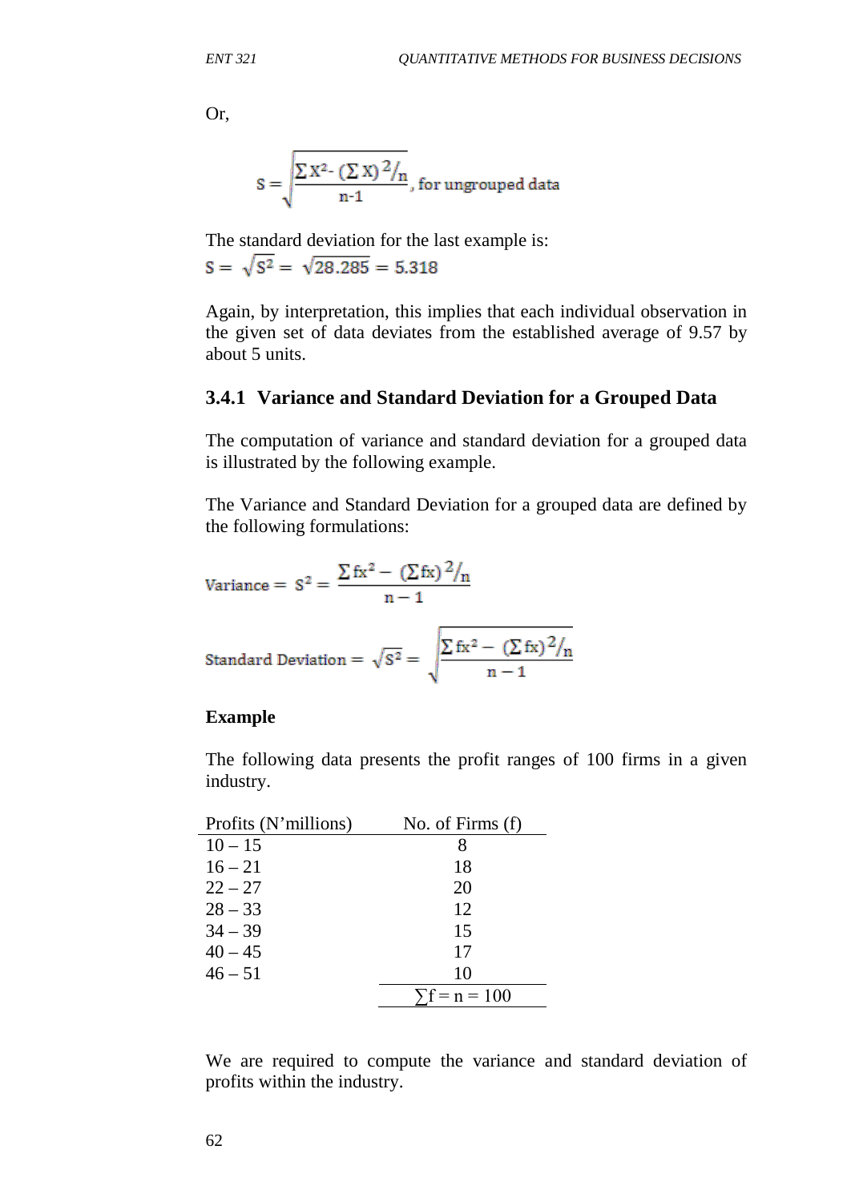Or,

$$S = \sqrt{\frac{\sum X^2 - (\sum X)^2/_n}{n-1}}, \text{ for ungrouped data}$$

The standard deviation for the last example is:

$$S = \sqrt{S^2} = \sqrt{28.285} = 5.318$$

Again, by interpretation, this implies that each individual observation in the given set of data deviates from the established average of 9.57 by about 5 units.

### 3.4.1 Variance and Standard Deviation for a Grouped Data

The computation of variance and standard deviation for a grouped data is illustrated by the following example.

The Variance and Standard Deviation for a grouped data are defined by the following formulations:

$$\text{Variance} = S^2 = \frac{\sum fx^2 - (\sum fx)^2/_n}{n-1}$$

$$\text{Standard Deviation} = \sqrt{S^2} = \sqrt{\frac{\sum fx^2 - (\sum fx)^2/_n}{n-1}}$$

**Example**

The following data presents the profit ranges of 100 firms in a given industry.

| Profits (N'millions) | No. of Firms (f) |
|---|---|
| 10 – 15 | 8 |
| 16 – 21 | 18 |
| 22 – 27 | 20 |
| 28 – 33 | 12 |
| 34 – 39 | 15 |
| 40 – 45 | 17 |
| 46 – 51 | 10 |
| | $\sum f = n = 100$ |

We are required to compute the variance and standard deviation of profits within the industry.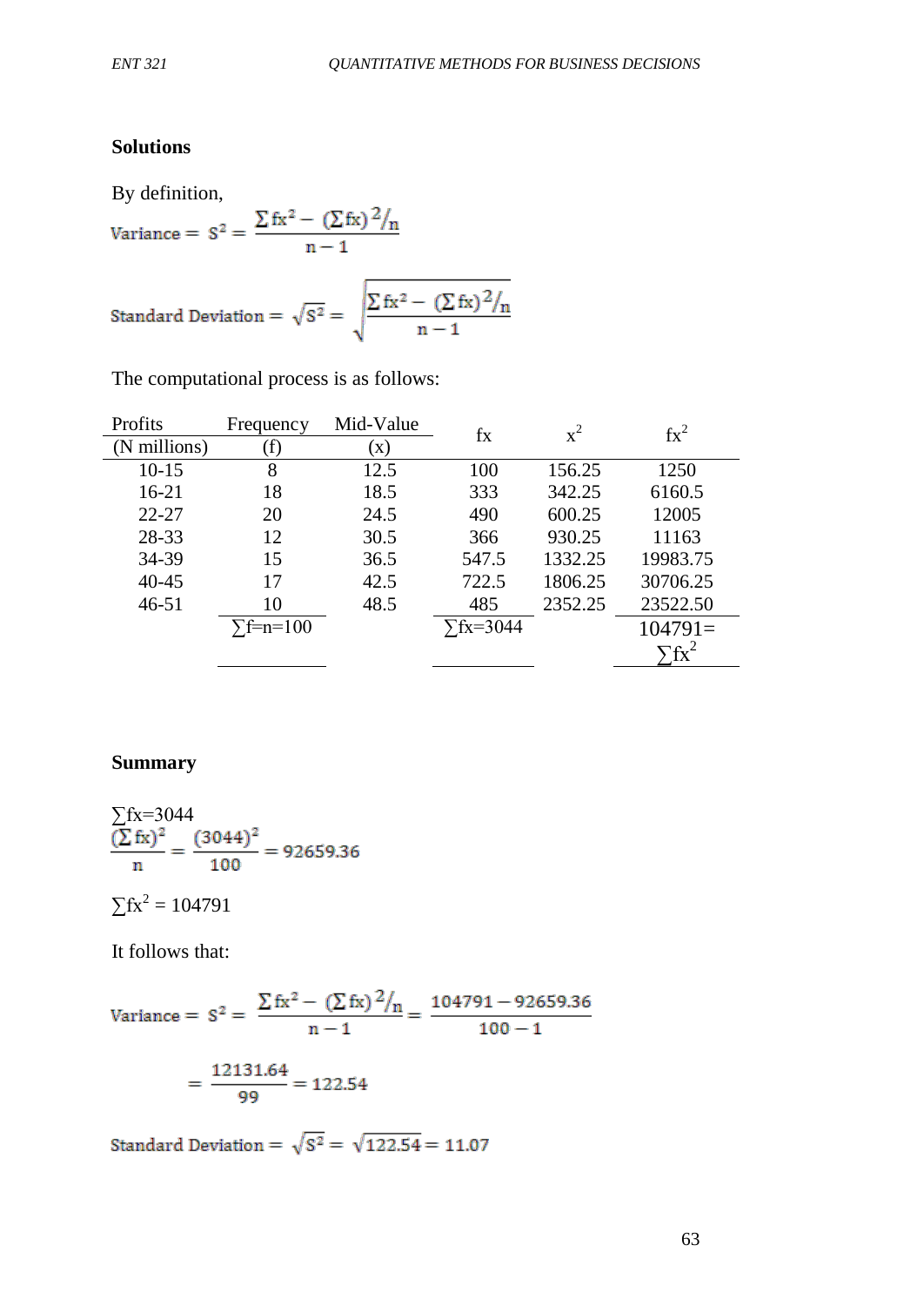**Solutions**

By definition,

$$\text{Variance} = S^2 = \frac{\sum fx^2 - (\sum fx)^2/_n}{n-1}$$

$$\text{Standard Deviation} = \sqrt{S^2} = \sqrt{\frac{\sum fx^2 - (\sum fx)^2/_n}{n-1}}$$

The computational process is as follows:

| Profits (N millions) | Frequency (f) | Mid-Value (x) | fx | $x^2$ | $fx^2$ |
|---|---|---|---|---|---|
| 10-15 | 8 | 12.5 | 100 | 156.25 | 1250 |
| 16-21 | 18 | 18.5 | 333 | 342.25 | 6160.5 |
| 22-27 | 20 | 24.5 | 490 | 600.25 | 12005 |
| 28-33 | 12 | 30.5 | 366 | 930.25 | 11163 |
| 34-39 | 15 | 36.5 | 547.5 | 1332.25 | 19983.75 |
| 40-45 | 17 | 42.5 | 722.5 | 1806.25 | 30706.25 |
| 46-51 | 10 | 48.5 | 485 | 2352.25 | 23522.50 |
| | $\sum f = n = 100$ | | $\sum fx = 3044$ | | $104791 = \sum fx^2$ |

**Summary**

$\sum fx = 3044$

$$\frac{(\sum fx)^2}{n} = \frac{(3044)^2}{100} = 92659.36$$

$\sum fx^2 = 104791$

It follows that:

$$\text{Variance} = S^2 = \frac{\sum fx^2 - (\sum fx)^2/_n}{n-1} = \frac{104791 - 92659.36}{100-1}$$

$$= \frac{12131.64}{99} = 122.54$$

$$\text{Standard Deviation} = \sqrt{S^2} = \sqrt{122.54} = 11.07$$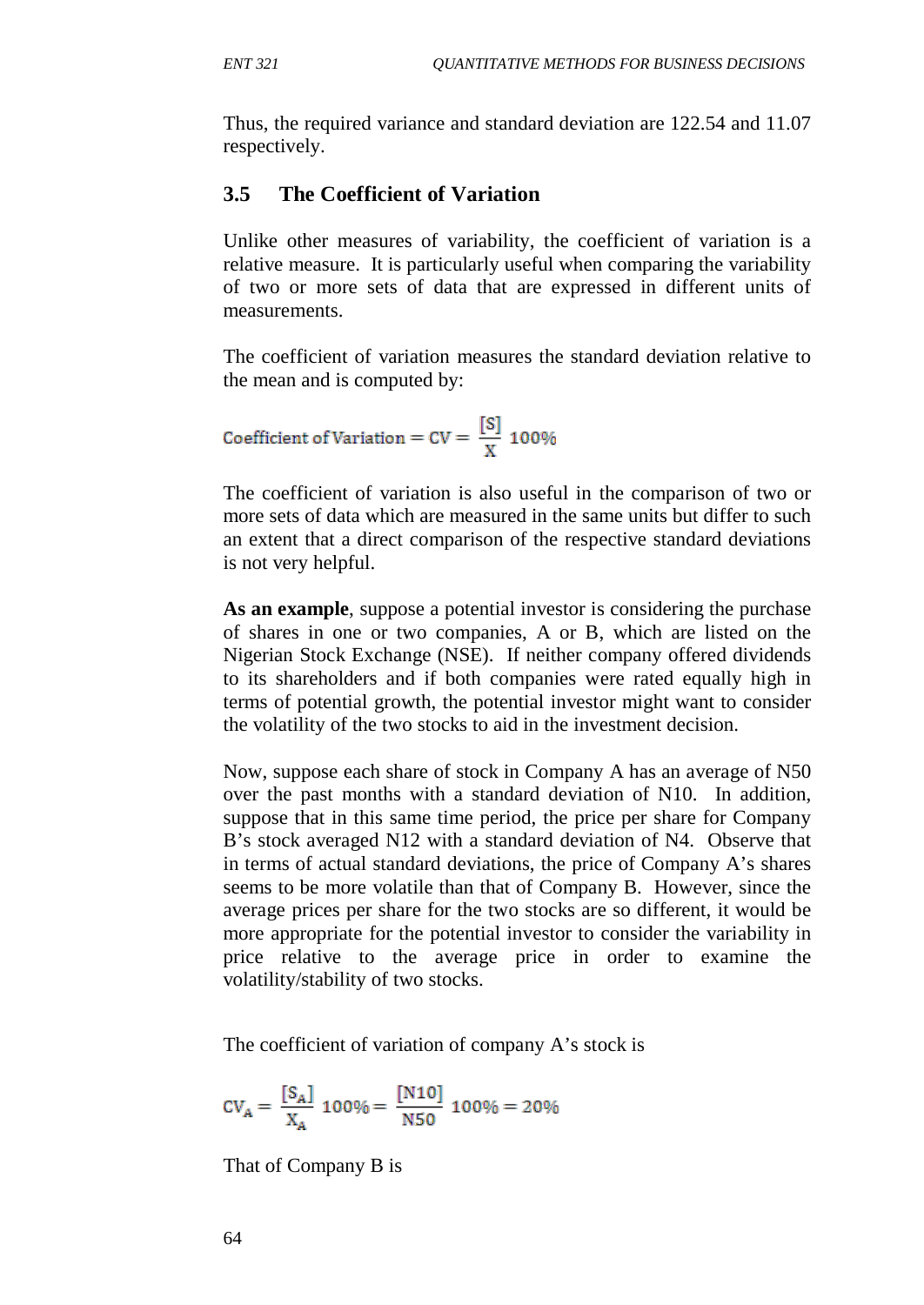Thus, the required variance and standard deviation are 122.54 and 11.07 respectively.

### 3.5 The Coefficient of Variation

Unlike other measures of variability, the coefficient of variation is a relative measure. It is particularly useful when comparing the variability of two or more sets of data that are expressed in different units of measurements.

The coefficient of variation measures the standard deviation relative to the mean and is computed by:

$$\text{Coefficient of Variation} = CV = \frac{[S]}{X}\ 100\%$$

The coefficient of variation is also useful in the comparison of two or more sets of data which are measured in the same units but differ to such an extent that a direct comparison of the respective standard deviations is not very helpful.

**As an example**, suppose a potential investor is considering the purchase of shares in one or two companies, A or B, which are listed on the Nigerian Stock Exchange (NSE). If neither company offered dividends to its shareholders and if both companies were rated equally high in terms of potential growth, the potential investor might want to consider the volatility of the two stocks to aid in the investment decision.

Now, suppose each share of stock in Company A has an average of N50 over the past months with a standard deviation of N10. In addition, suppose that in this same time period, the price per share for Company B's stock averaged N12 with a standard deviation of N4. Observe that in terms of actual standard deviations, the price of Company A's shares seems to be more volatile than that of Company B. However, since the average prices per share for the two stocks are so different, it would be more appropriate for the potential investor to consider the variability in price relative to the average price in order to examine the volatility/stability of two stocks.

The coefficient of variation of company A's stock is

$$CV_A = \frac{[S_A]}{X_A}\ 100\% = \frac{[N10]}{N50}\ 100\% = 20\%$$

That of Company B is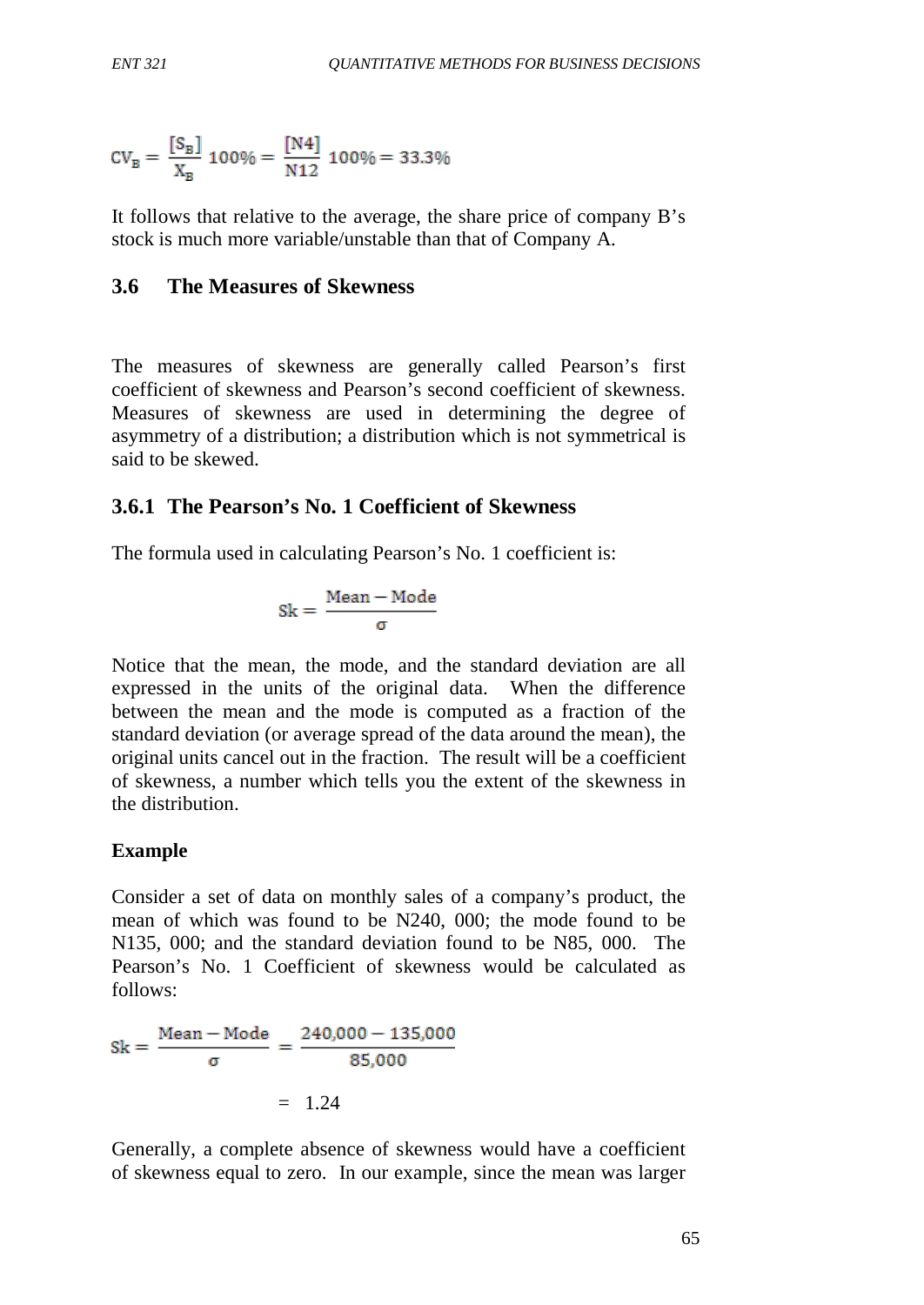$$CV_B = \frac{[S_B]}{X_B} 100\% = \frac{[N4]}{N12} 100\% = 33.3\%$$

It follows that relative to the average, the share price of company B's stock is much more variable/unstable than that of Company A.

## 3.6 The Measures of Skewness

The measures of skewness are generally called Pearson's first coefficient of skewness and Pearson's second coefficient of skewness. Measures of skewness are used in determining the degree of asymmetry of a distribution; a distribution which is not symmetrical is said to be skewed.

### 3.6.1 The Pearson's No. 1 Coefficient of Skewness

The formula used in calculating Pearson's No. 1 coefficient is:

$$Sk = \frac{\text{Mean} - \text{Mode}}{\sigma}$$

Notice that the mean, the mode, and the standard deviation are all expressed in the units of the original data. When the difference between the mean and the mode is computed as a fraction of the standard deviation (or average spread of the data around the mean), the original units cancel out in the fraction. The result will be a coefficient of skewness, a number which tells you the extent of the skewness in the distribution.

**Example**

Consider a set of data on monthly sales of a company's product, the mean of which was found to be N240, 000; the mode found to be N135, 000; and the standard deviation found to be N85, 000. The Pearson's No. 1 Coefficient of skewness would be calculated as follows:

$$Sk = \frac{\text{Mean} - \text{Mode}}{\sigma} = \frac{240{,}000 - 135{,}000}{85{,}000}$$

$$= 1.24$$

Generally, a complete absence of skewness would have a coefficient of skewness equal to zero. In our example, since the mean was larger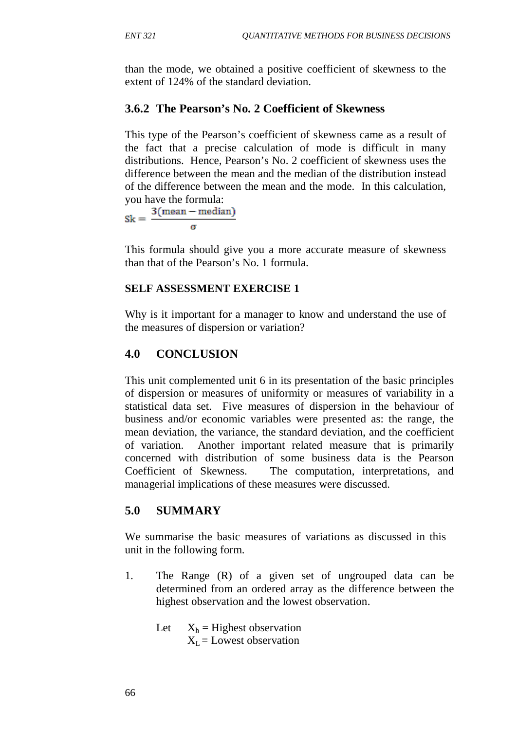than the mode, we obtained a positive coefficient of skewness to the extent of 124% of the standard deviation.

### 3.6.2 The Pearson's No. 2 Coefficient of Skewness

This type of the Pearson's coefficient of skewness came as a result of the fact that a precise calculation of mode is difficult in many distributions. Hence, Pearson's No. 2 coefficient of skewness uses the difference between the mean and the median of the distribution instead of the difference between the mean and the mode. In this calculation, you have the formula:

$$Sk = \frac{3(\text{mean} - \text{median})}{\sigma}$$

This formula should give you a more accurate measure of skewness than that of the Pearson's No. 1 formula.

**SELF ASSESSMENT EXERCISE 1**

Why is it important for a manager to know and understand the use of the measures of dispersion or variation?

## 4.0 CONCLUSION

This unit complemented unit 6 in its presentation of the basic principles of dispersion or measures of uniformity or measures of variability in a statistical data set. Five measures of dispersion in the behaviour of business and/or economic variables were presented as: the range, the mean deviation, the variance, the standard deviation, and the coefficient of variation. Another important related measure that is primarily concerned with distribution of some business data is the Pearson Coefficient of Skewness. The computation, interpretations, and managerial implications of these measures were discussed.

## 5.0 SUMMARY

We summarise the basic measures of variations as discussed in this unit in the following form.

1. The Range (R) of a given set of ungrouped data can be determined from an ordered array as the difference between the highest observation and the lowest observation.

   Let $X_h$ = Highest observation
   $X_L$ = Lowest observation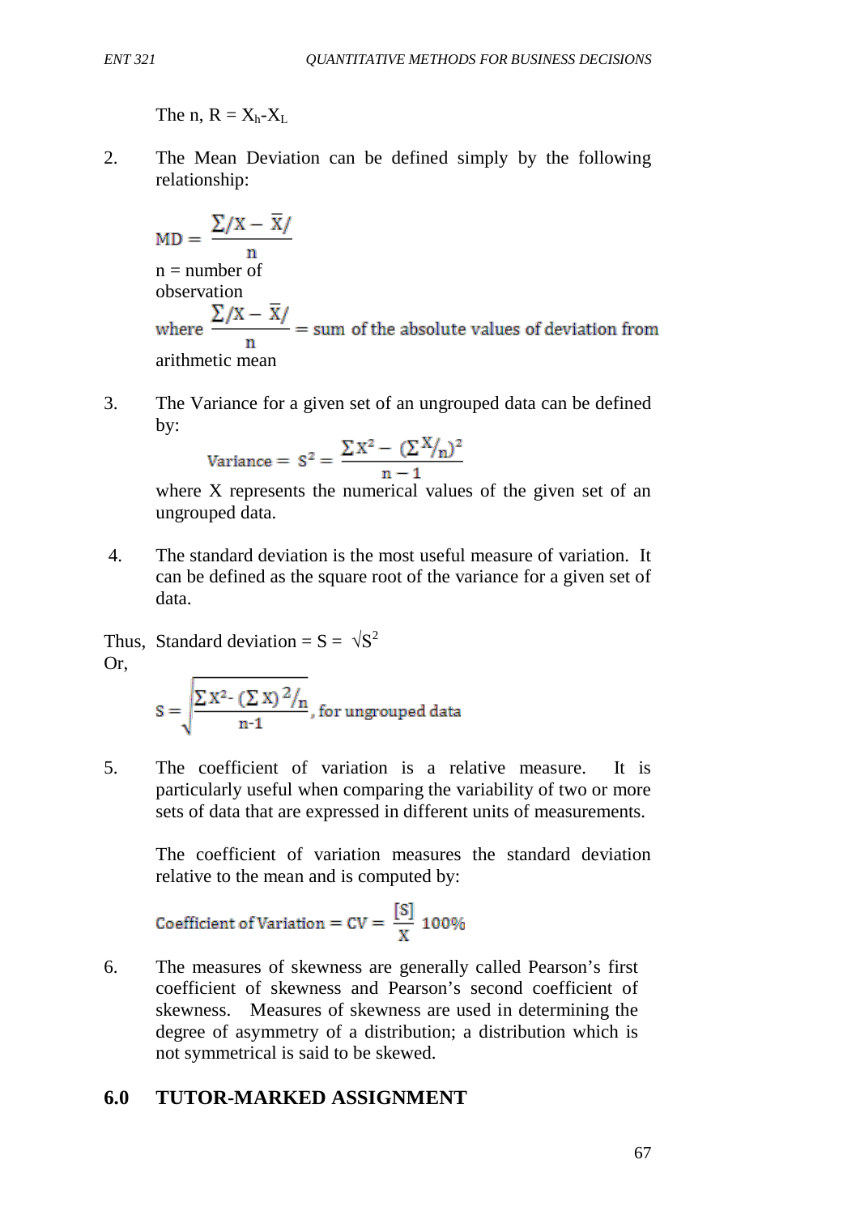The n, $R = X_h - X_L$

2. The Mean Deviation can be defined simply by the following relationship:

$$MD = \frac{\sum /X - \bar{X}/}{n}$$

n = number of observation

where $\frac{\sum /X - \bar{X}/}{n}$ = sum of the absolute values of deviation from arithmetic mean

3. The Variance for a given set of an ungrouped data can be defined by:

$$\text{Variance} = S^2 = \frac{\sum X^2 - (\sum X/_n)^2}{n - 1}$$

where X represents the numerical values of the given set of an ungrouped data.

4. The standard deviation is the most useful measure of variation. It can be defined as the square root of the variance for a given set of data.

Thus, Standard deviation = $S = \sqrt{S^2}$

Or,

$$S = \sqrt{\frac{\sum X^2 - (\sum X)^2/_n}{n-1}}, \text{ for ungrouped data}$$

5. The coefficient of variation is a relative measure. It is particularly useful when comparing the variability of two or more sets of data that are expressed in different units of measurements.

   The coefficient of variation measures the standard deviation relative to the mean and is computed by:

$$\text{Coefficient of Variation} = CV = \frac{[S]}{X} \; 100\%$$

6. The measures of skewness are generally called Pearson's first coefficient of skewness and Pearson's second coefficient of skewness. Measures of skewness are used in determining the degree of asymmetry of a distribution; a distribution which is not symmetrical is said to be skewed.

## 6.0 TUTOR-MARKED ASSIGNMENT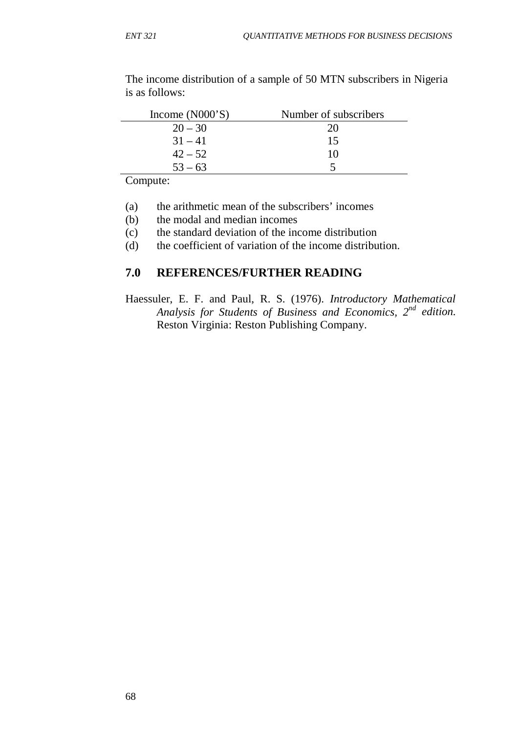The income distribution of a sample of 50 MTN subscribers in Nigeria is as follows:

| Income (N000'S) | Number of subscribers |
|---|---|
| 20 – 30 | 20 |
| 31 – 41 | 15 |
| 42 – 52 | 10 |
| 53 – 63 | 5 |

Compute:

(a) the arithmetic mean of the subscribers' incomes
(b) the modal and median incomes
(c) the standard deviation of the income distribution
(d) the coefficient of variation of the income distribution.

## 7.0 REFERENCES/FURTHER READING

Haessuler, E. F. and Paul, R. S. (1976). *Introductory Mathematical Analysis for Students of Business and Economics, 2nd edition.* Reston Virginia: Reston Publishing Company.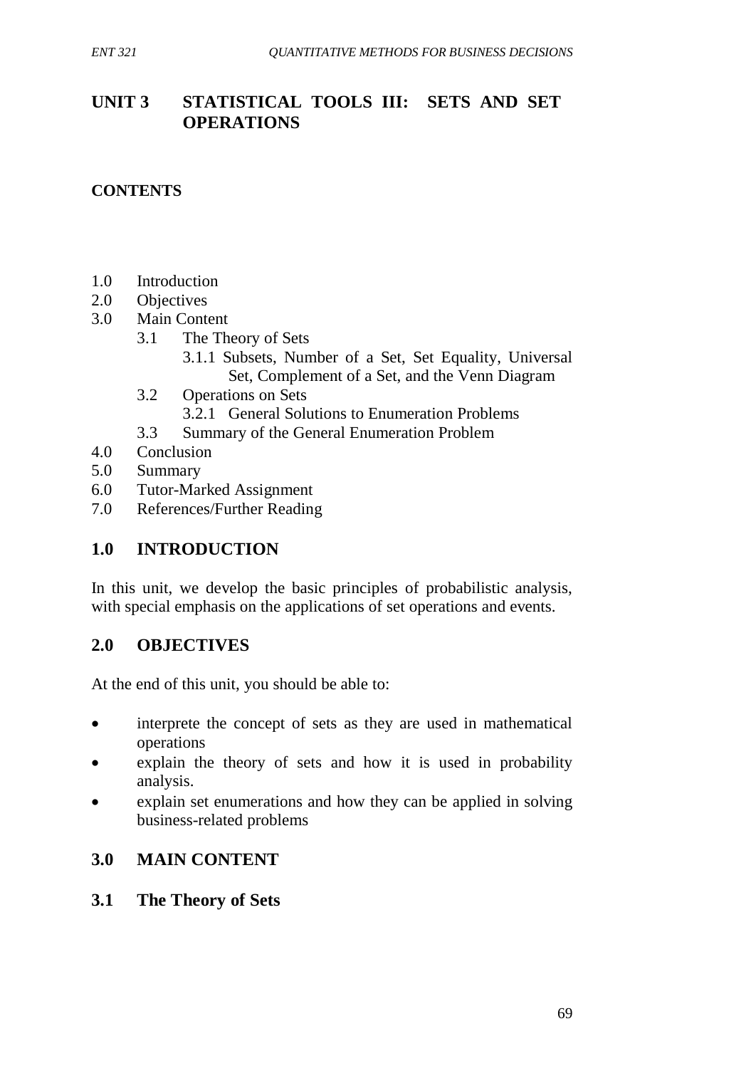# UNIT 3 STATISTICAL TOOLS III: SETS AND SET OPERATIONS

## CONTENTS

1.0 Introduction
2.0 Objectives
3.0 Main Content
   - 3.1 The Theory of Sets
     - 3.1.1 Subsets, Number of a Set, Set Equality, Universal Set, Complement of a Set, and the Venn Diagram
   - 3.2 Operations on Sets
     - 3.2.1 General Solutions to Enumeration Problems
   - 3.3 Summary of the General Enumeration Problem

4.0 Conclusion
5.0 Summary
6.0 Tutor-Marked Assignment
7.0 References/Further Reading

## 1.0 INTRODUCTION

In this unit, we develop the basic principles of probabilistic analysis, with special emphasis on the applications of set operations and events.

## 2.0 OBJECTIVES

At the end of this unit, you should be able to:

- interprete the concept of sets as they are used in mathematical operations
- explain the theory of sets and how it is used in probability analysis.
- explain set enumerations and how they can be applied in solving business-related problems

## 3.0 MAIN CONTENT

### 3.1 The Theory of Sets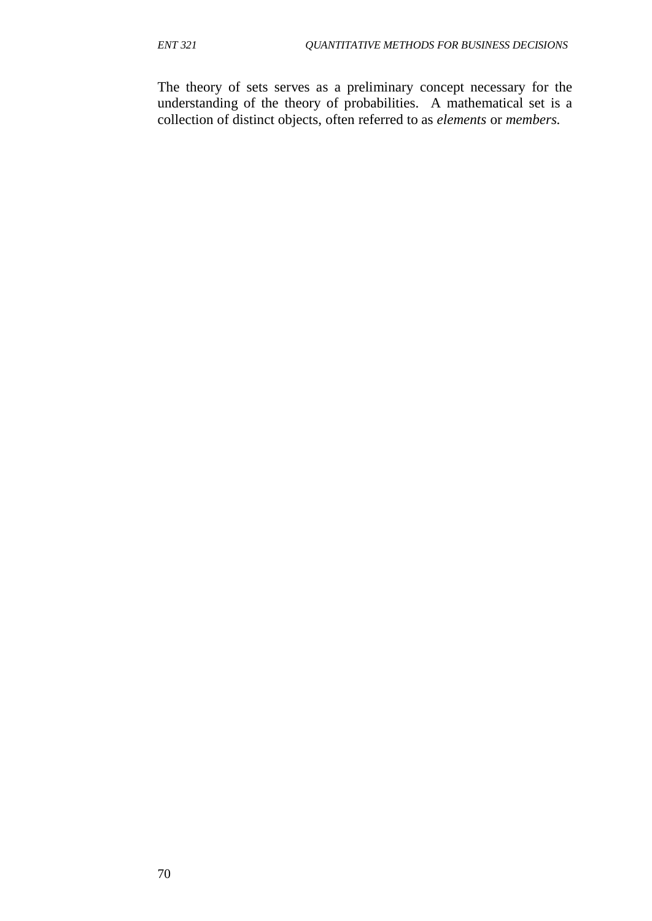The theory of sets serves as a preliminary concept necessary for the understanding of the theory of probabilities. A mathematical set is a collection of distinct objects, often referred to as *elements* or *members.*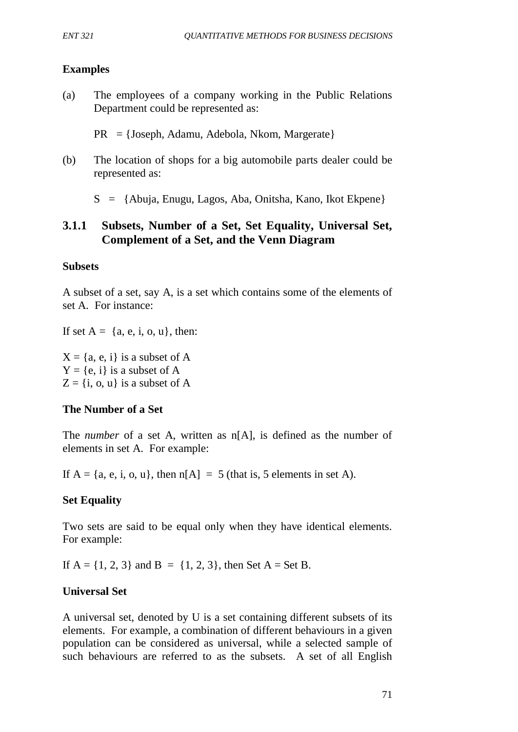**Examples**

(a) The employees of a company working in the Public Relations Department could be represented as:

PR = {Joseph, Adamu, Adebola, Nkom, Margerate}

(b) The location of shops for a big automobile parts dealer could be represented as:

S = {Abuja, Enugu, Lagos, Aba, Onitsha, Kano, Ikot Ekpene}

### 3.1.1 Subsets, Number of a Set, Set Equality, Universal Set, Complement of a Set, and the Venn Diagram

**Subsets**

A subset of a set, say A, is a set which contains some of the elements of set A. For instance:

If set A = {a, e, i, o, u}, then:

X = {a, e, i} is a subset of A
Y = {e, i} is a subset of A
Z = {i, o, u} is a subset of A

**The Number of a Set**

The *number* of a set A, written as n[A], is defined as the number of elements in set A. For example:

If A = {a, e, i, o, u}, then n[A] = 5 (that is, 5 elements in set A).

**Set Equality**

Two sets are said to be equal only when they have identical elements. For example:

If A = {1, 2, 3} and B = {1, 2, 3}, then Set A = Set B.

**Universal Set**

A universal set, denoted by U is a set containing different subsets of its elements. For example, a combination of different behaviours in a given population can be considered as universal, while a selected sample of such behaviours are referred to as the subsets. A set of all English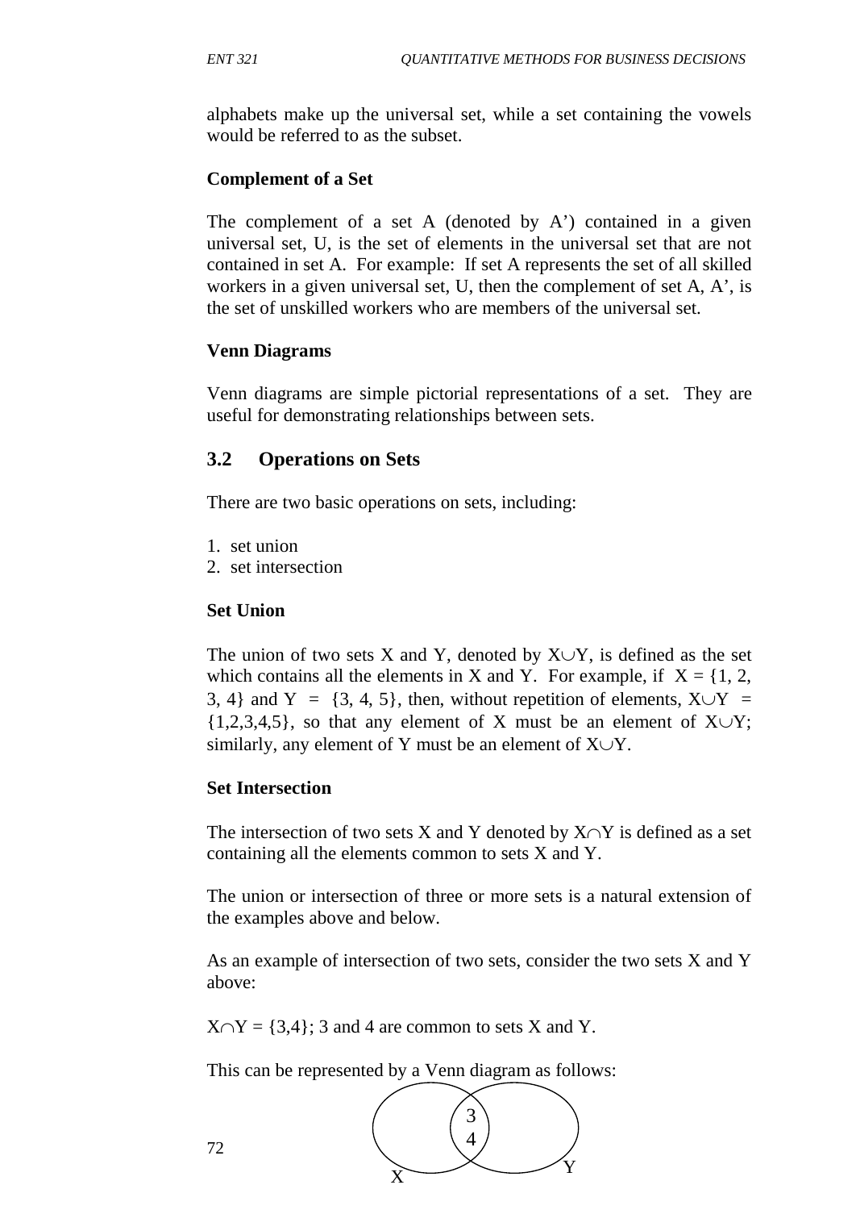alphabets make up the universal set, while a set containing the vowels would be referred to as the subset.

**Complement of a Set**

The complement of a set A (denoted by A') contained in a given universal set, U, is the set of elements in the universal set that are not contained in set A. For example: If set A represents the set of all skilled workers in a given universal set, U, then the complement of set A, A', is the set of unskilled workers who are members of the universal set.

**Venn Diagrams**

Venn diagrams are simple pictorial representations of a set. They are useful for demonstrating relationships between sets.

## 3.2 Operations on Sets

There are two basic operations on sets, including:

1. set union
2. set intersection

**Set Union**

The union of two sets X and Y, denoted by $X \cup Y$, is defined as the set which contains all the elements in X and Y. For example, if $X = \{1, 2, 3, 4\}$ and $Y = \{3, 4, 5\}$, then, without repetition of elements, $X \cup Y = \{1,2,3,4,5\}$, so that any element of X must be an element of $X \cup Y$; similarly, any element of Y must be an element of $X \cup Y$.

**Set Intersection**

The intersection of two sets X and Y denoted by $X \cap Y$ is defined as a set containing all the elements common to sets X and Y.

The union or intersection of three or more sets is a natural extension of the examples above and below.

As an example of intersection of two sets, consider the two sets X and Y above:

$X \cap Y = \{3,4\}$; 3 and 4 are common to sets X and Y.

This can be represented by a Venn diagram as follows:

3
4

X Y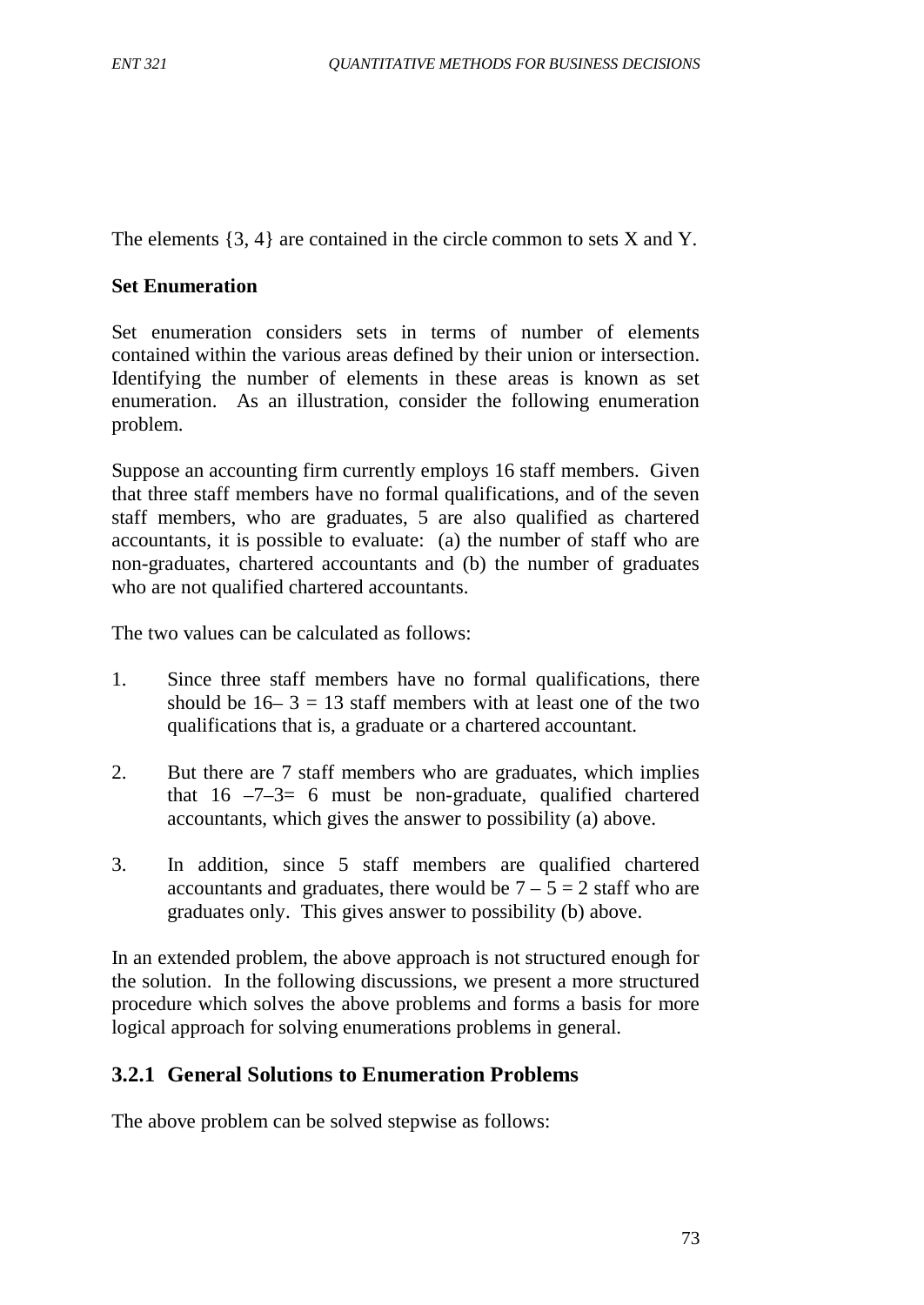The elements {3, 4} are contained in the circle common to sets X and Y.

**Set Enumeration**

Set enumeration considers sets in terms of number of elements contained within the various areas defined by their union or intersection. Identifying the number of elements in these areas is known as set enumeration. As an illustration, consider the following enumeration problem.

Suppose an accounting firm currently employs 16 staff members. Given that three staff members have no formal qualifications, and of the seven staff members, who are graduates, 5 are also qualified as chartered accountants, it is possible to evaluate: (a) the number of staff who are non-graduates, chartered accountants and (b) the number of graduates who are not qualified chartered accountants.

The two values can be calculated as follows:

1. Since three staff members have no formal qualifications, there should be $16 – 3 = 13$ staff members with at least one of the two qualifications that is, a graduate or a chartered accountant.

2. But there are 7 staff members who are graduates, which implies that $16 – 7 – 3 = 6$ must be non-graduate, qualified chartered accountants, which gives the answer to possibility (a) above.

3. In addition, since 5 staff members are qualified chartered accountants and graduates, there would be $7 – 5 = 2$ staff who are graduates only. This gives answer to possibility (b) above.

In an extended problem, the above approach is not structured enough for the solution. In the following discussions, we present a more structured procedure which solves the above problems and forms a basis for more logical approach for solving enumerations problems in general.

### 3.2.1 General Solutions to Enumeration Problems

The above problem can be solved stepwise as follows: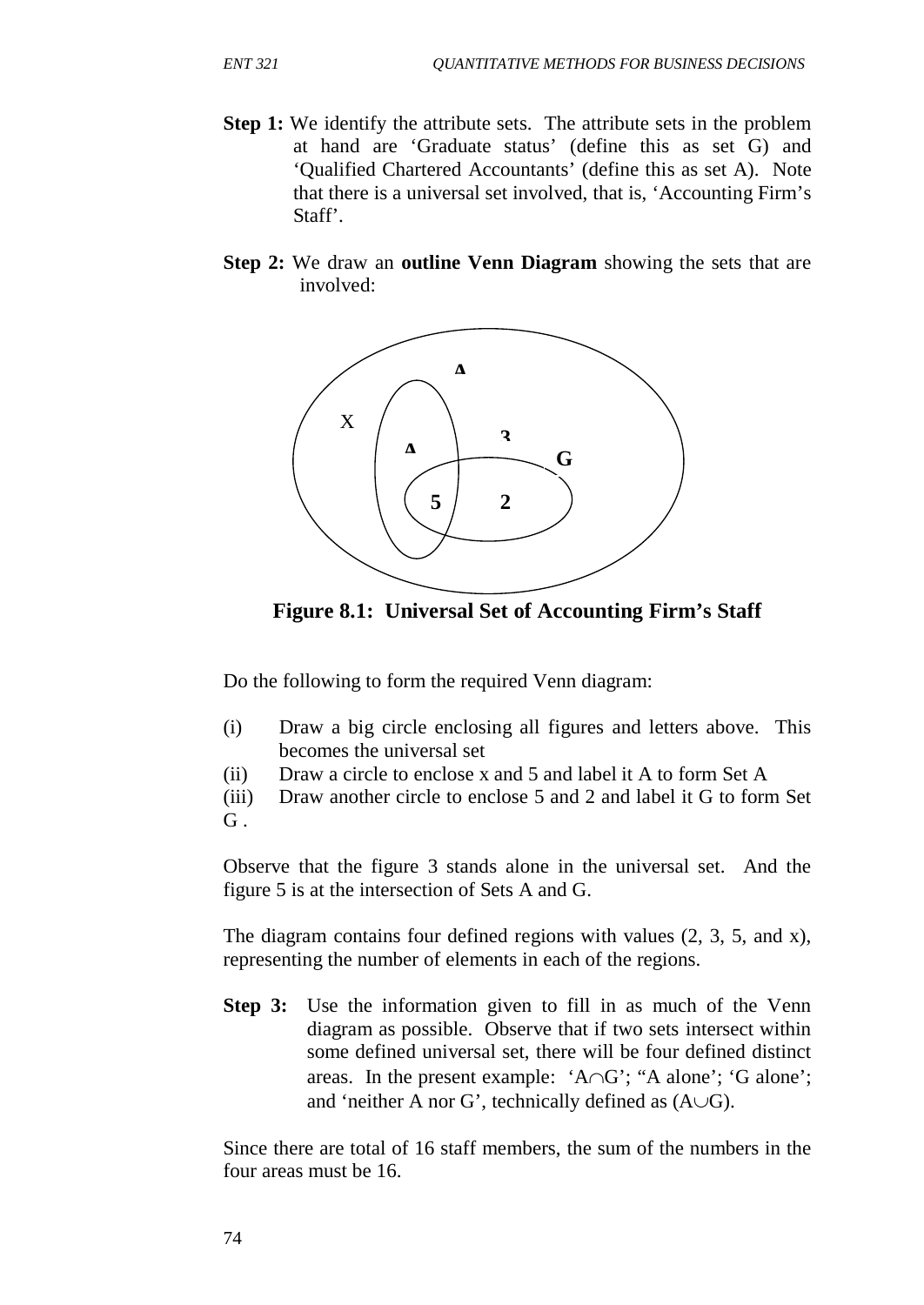**Step 1:** We identify the attribute sets. The attribute sets in the problem at hand are 'Graduate status' (define this as set G) and 'Qualified Chartered Accountants' (define this as set A). Note that there is a universal set involved, that is, 'Accounting Firm's Staff'.

**Step 2:** We draw an **outline Venn Diagram** showing the sets that are involved:

**Figure 8.1: Universal Set of Accounting Firm's Staff**

Do the following to form the required Venn diagram:

(i) Draw a big circle enclosing all figures and letters above. This becomes the universal set

(ii) Draw a circle to enclose x and 5 and label it A to form Set A

(iii) Draw another circle to enclose 5 and 2 and label it G to form Set G .

Observe that the figure 3 stands alone in the universal set. And the figure 5 is at the intersection of Sets A and G.

The diagram contains four defined regions with values (2, 3, 5, and x), representing the number of elements in each of the regions.

**Step 3:** Use the information given to fill in as much of the Venn diagram as possible. Observe that if two sets intersect within some defined universal set, there will be four defined distinct areas. In the present example: '$A \cap G$'; "A alone'; 'G alone'; and 'neither A nor G', technically defined as ($A \cup G$).

Since there are total of 16 staff members, the sum of the numbers in the four areas must be 16.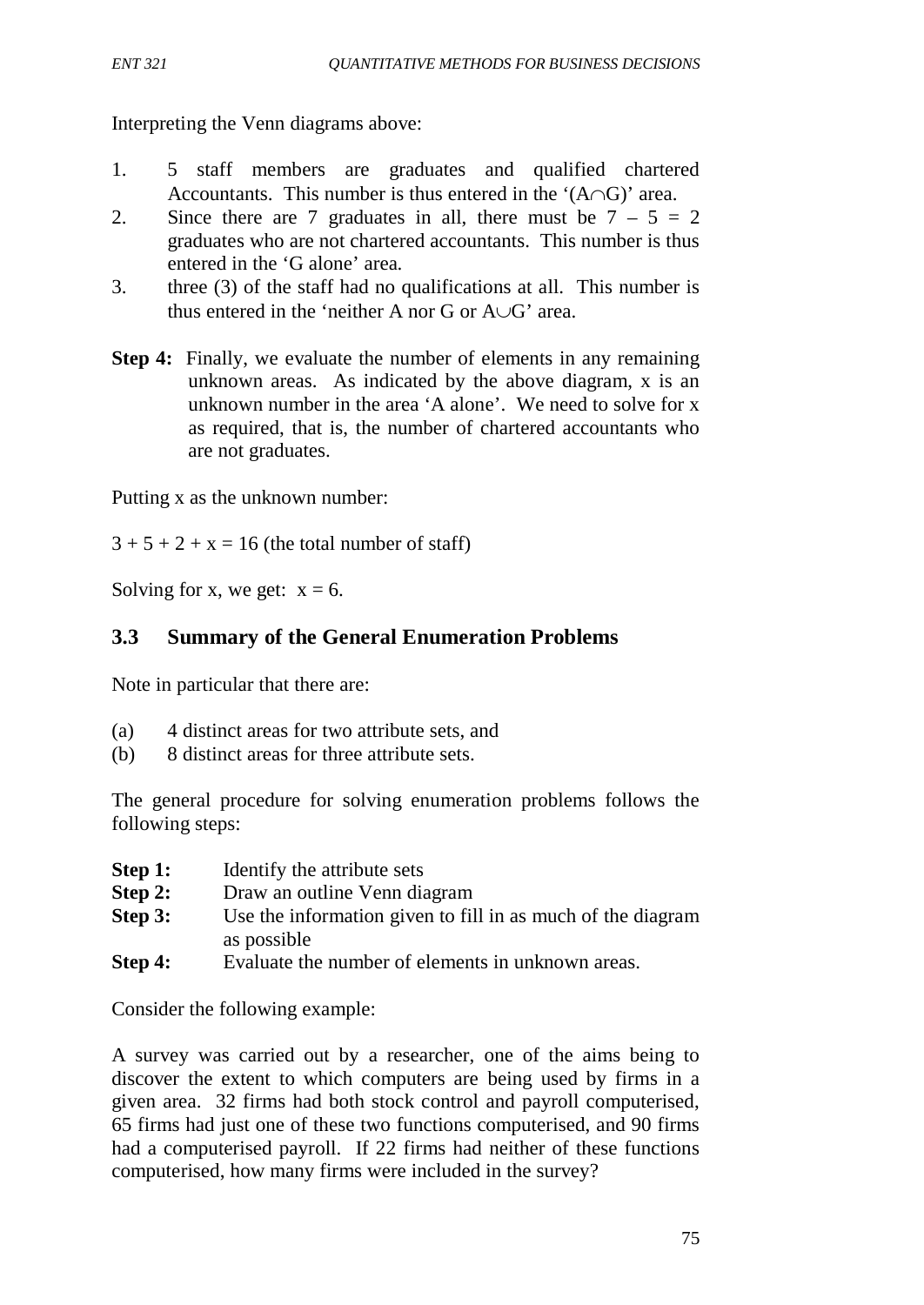Interpreting the Venn diagrams above:

1. 5 staff members are graduates and qualified chartered Accountants. This number is thus entered in the '($A \cap G$)' area.
2. Since there are 7 graduates in all, there must be $7 - 5 = 2$ graduates who are not chartered accountants. This number is thus entered in the 'G alone' area.
3. three (3) of the staff had no qualifications at all. This number is thus entered in the 'neither A nor G or $A \cup G$' area.

**Step 4:** Finally, we evaluate the number of elements in any remaining unknown areas. As indicated by the above diagram, x is an unknown number in the area 'A alone'. We need to solve for x as required, that is, the number of chartered accountants who are not graduates.

Putting x as the unknown number:

$3 + 5 + 2 + x = 16$ (the total number of staff)

Solving for x, we get: $x = 6$.

## 3.3 Summary of the General Enumeration Problems

Note in particular that there are:

(a) 4 distinct areas for two attribute sets, and
(b) 8 distinct areas for three attribute sets.

The general procedure for solving enumeration problems follows the following steps:

**Step 1:** Identify the attribute sets
**Step 2:** Draw an outline Venn diagram
**Step 3:** Use the information given to fill in as much of the diagram as possible
**Step 4:** Evaluate the number of elements in unknown areas.

Consider the following example:

A survey was carried out by a researcher, one of the aims being to discover the extent to which computers are being used by firms in a given area. 32 firms had both stock control and payroll computerised, 65 firms had just one of these two functions computerised, and 90 firms had a computerised payroll. If 22 firms had neither of these functions computerised, how many firms were included in the survey?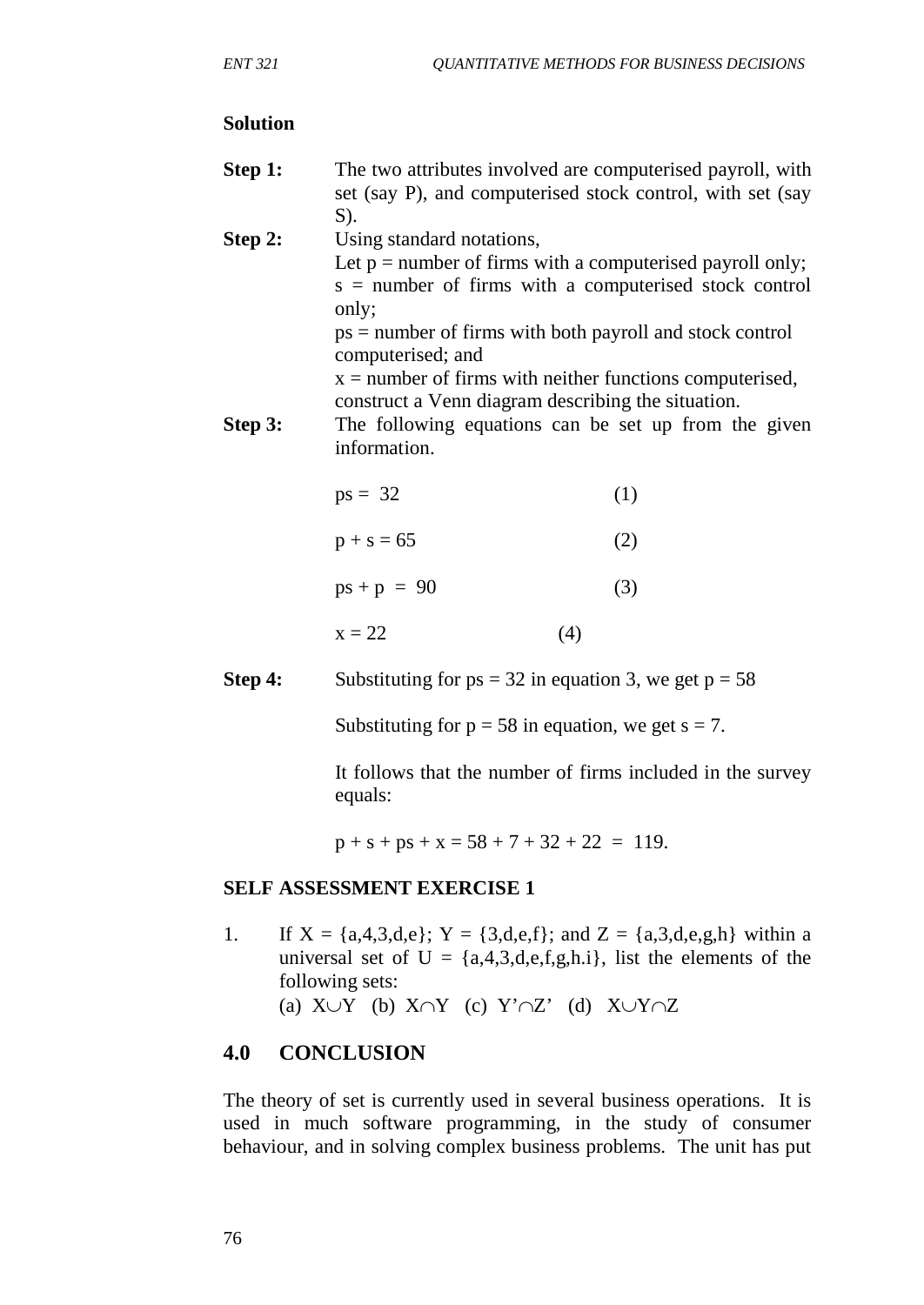**Solution**

**Step 1:** The two attributes involved are computerised payroll, with set (say P), and computerised stock control, with set (say S).

**Step 2:** Using standard notations,
Let p = number of firms with a computerised payroll only;
s = number of firms with a computerised stock control only;
ps = number of firms with both payroll and stock control computerised; and
x = number of firms with neither functions computerised, construct a Venn diagram describing the situation.

**Step 3:** The following equations can be set up from the given information.

$ps = 32$ (1)

$p + s = 65$ (2)

$ps + p = 90$ (3)

$x = 22$ (4)

**Step 4:** Substituting for $ps = 32$ in equation 3, we get $p = 58$

Substituting for $p = 58$ in equation, we get $s = 7$.

It follows that the number of firms included in the survey equals:

$p + s + ps + x = 58 + 7 + 32 + 22 = 119$.

**SELF ASSESSMENT EXERCISE 1**

1. If X = {a,4,3,d,e}; Y = {3,d,e,f}; and Z = {a,3,d,e,g,h} within a universal set of U = {a,4,3,d,e,f,g,h.i}, list the elements of the following sets:
   (a) $X \cup Y$ (b) $X \cap Y$ (c) $Y' \cap Z'$ (d) $X \cup Y \cap Z$

## 4.0 CONCLUSION

The theory of set is currently used in several business operations. It is used in much software programming, in the study of consumer behaviour, and in solving complex business problems. The unit has put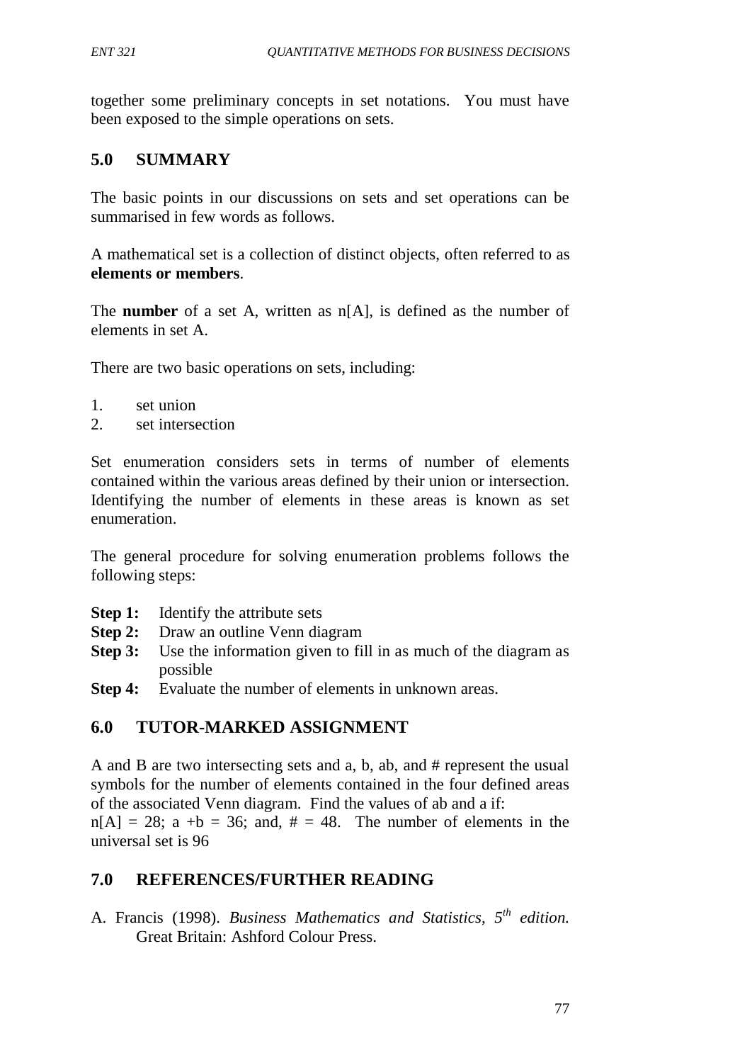together some preliminary concepts in set notations. You must have been exposed to the simple operations on sets.

## 5.0 SUMMARY

The basic points in our discussions on sets and set operations can be summarised in few words as follows.

A mathematical set is a collection of distinct objects, often referred to as **elements or members**.

The **number** of a set A, written as n[A], is defined as the number of elements in set A.

There are two basic operations on sets, including:

1. set union
2. set intersection

Set enumeration considers sets in terms of number of elements contained within the various areas defined by their union or intersection. Identifying the number of elements in these areas is known as set enumeration.

The general procedure for solving enumeration problems follows the following steps:

**Step 1:** Identify the attribute sets
**Step 2:** Draw an outline Venn diagram
**Step 3:** Use the information given to fill in as much of the diagram as possible
**Step 4:** Evaluate the number of elements in unknown areas.

## 6.0 TUTOR-MARKED ASSIGNMENT

A and B are two intersecting sets and a, b, ab, and # represent the usual symbols for the number of elements contained in the four defined areas of the associated Venn diagram. Find the values of ab and a if:
n[A] = 28; a +b = 36; and, # = 48. The number of elements in the universal set is 96

## 7.0 REFERENCES/FURTHER READING

A. Francis (1998). *Business Mathematics and Statistics, 5th edition.* Great Britain: Ashford Colour Press.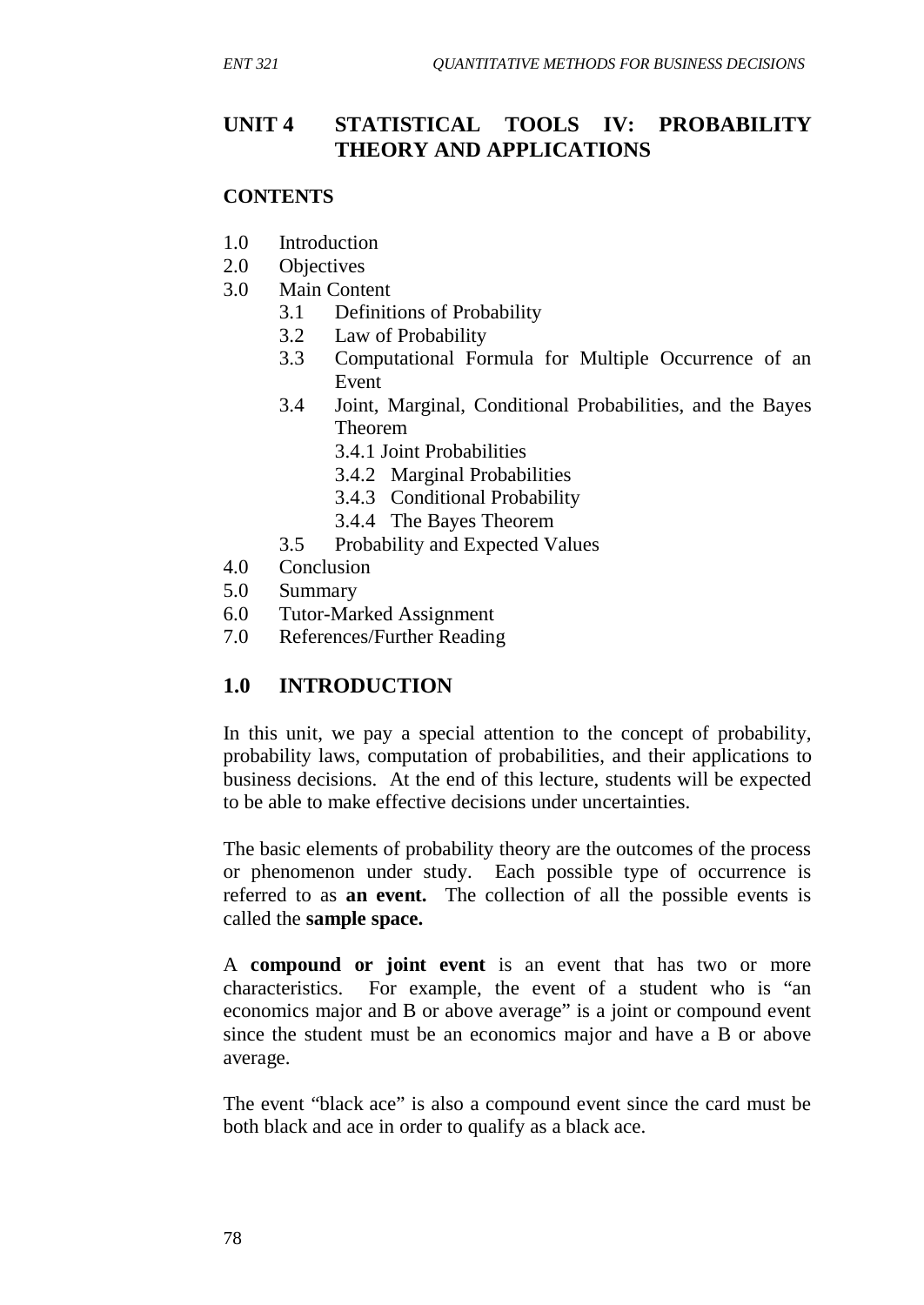# UNIT 4 STATISTICAL TOOLS IV: PROBABILITY THEORY AND APPLICATIONS

**CONTENTS**

- 1.0 Introduction
- 2.0 Objectives
- 3.0 Main Content
  - 3.1 Definitions of Probability
  - 3.2 Law of Probability
  - 3.3 Computational Formula for Multiple Occurrence of an Event
  - 3.4 Joint, Marginal, Conditional Probabilities, and the Bayes Theorem
    - 3.4.1 Joint Probabilities
    - 3.4.2 Marginal Probabilities
    - 3.4.3 Conditional Probability
    - 3.4.4 The Bayes Theorem
  - 3.5 Probability and Expected Values
- 4.0 Conclusion
- 5.0 Summary
- 6.0 Tutor-Marked Assignment
- 7.0 References/Further Reading

## 1.0 INTRODUCTION

In this unit, we pay a special attention to the concept of probability, probability laws, computation of probabilities, and their applications to business decisions. At the end of this lecture, students will be expected to be able to make effective decisions under uncertainties.

The basic elements of probability theory are the outcomes of the process or phenomenon under study. Each possible type of occurrence is referred to as **an event.** The collection of all the possible events is called the **sample space.**

A **compound or joint event** is an event that has two or more characteristics. For example, the event of a student who is "an economics major and B or above average" is a joint or compound event since the student must be an economics major and have a B or above average.

The event "black ace" is also a compound event since the card must be both black and ace in order to qualify as a black ace.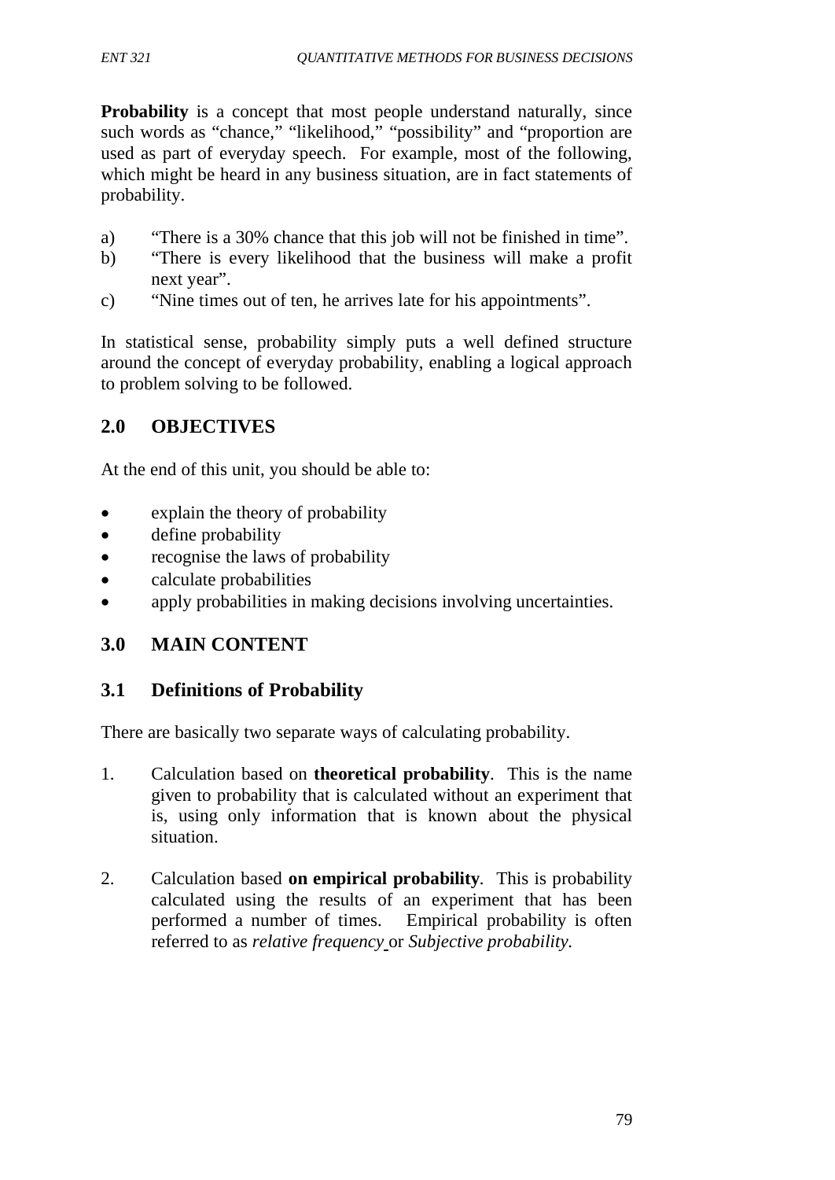**Probability** is a concept that most people understand naturally, since such words as "chance," "likelihood," "possibility" and "proportion are used as part of everyday speech. For example, most of the following, which might be heard in any business situation, are in fact statements of probability.

a) "There is a 30% chance that this job will not be finished in time".
b) "There is every likelihood that the business will make a profit next year".
c) "Nine times out of ten, he arrives late for his appointments".

In statistical sense, probability simply puts a well defined structure around the concept of everyday probability, enabling a logical approach to problem solving to be followed.

## 2.0 OBJECTIVES

At the end of this unit, you should be able to:

- explain the theory of probability
- define probability
- recognise the laws of probability
- calculate probabilities
- apply probabilities in making decisions involving uncertainties.

## 3.0 MAIN CONTENT

### 3.1 Definitions of Probability

There are basically two separate ways of calculating probability.

1. Calculation based on **theoretical probability**. This is the name given to probability that is calculated without an experiment that is, using only information that is known about the physical situation.

2. Calculation based **on empirical probability**. This is probability calculated using the results of an experiment that has been performed a number of times. Empirical probability is often referred to as *relative frequency* or *Subjective probability*.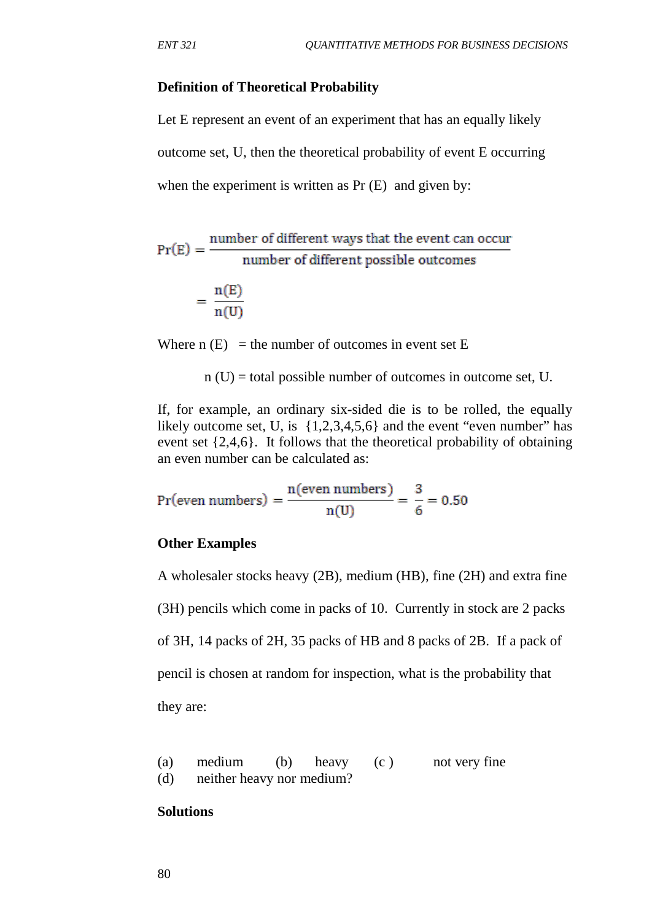**Definition of Theoretical Probability**

Let E represent an event of an experiment that has an equally likely outcome set, U, then the theoretical probability of event E occurring when the experiment is written as Pr (E) and given by:

$$\Pr(E) = \frac{\text{number of different ways that the event can occur}}{\text{number of different possible outcomes}}$$

$$= \frac{n(E)}{n(U)}$$

Where n (E) = the number of outcomes in event set E

n (U) = total possible number of outcomes in outcome set, U.

If, for example, an ordinary six-sided die is to be rolled, the equally likely outcome set, U, is {1,2,3,4,5,6} and the event "even number" has event set {2,4,6}. It follows that the theoretical probability of obtaining an even number can be calculated as:

$$\Pr(\text{even numbers}) = \frac{n(\text{even numbers})}{n(U)} = \frac{3}{6} = 0.50$$

**Other Examples**

A wholesaler stocks heavy (2B), medium (HB), fine (2H) and extra fine (3H) pencils which come in packs of 10. Currently in stock are 2 packs of 3H, 14 packs of 2H, 35 packs of HB and 8 packs of 2B. If a pack of pencil is chosen at random for inspection, what is the probability that they are:

(a) medium (b) heavy (c ) not very fine
(d) neither heavy nor medium?

**Solutions**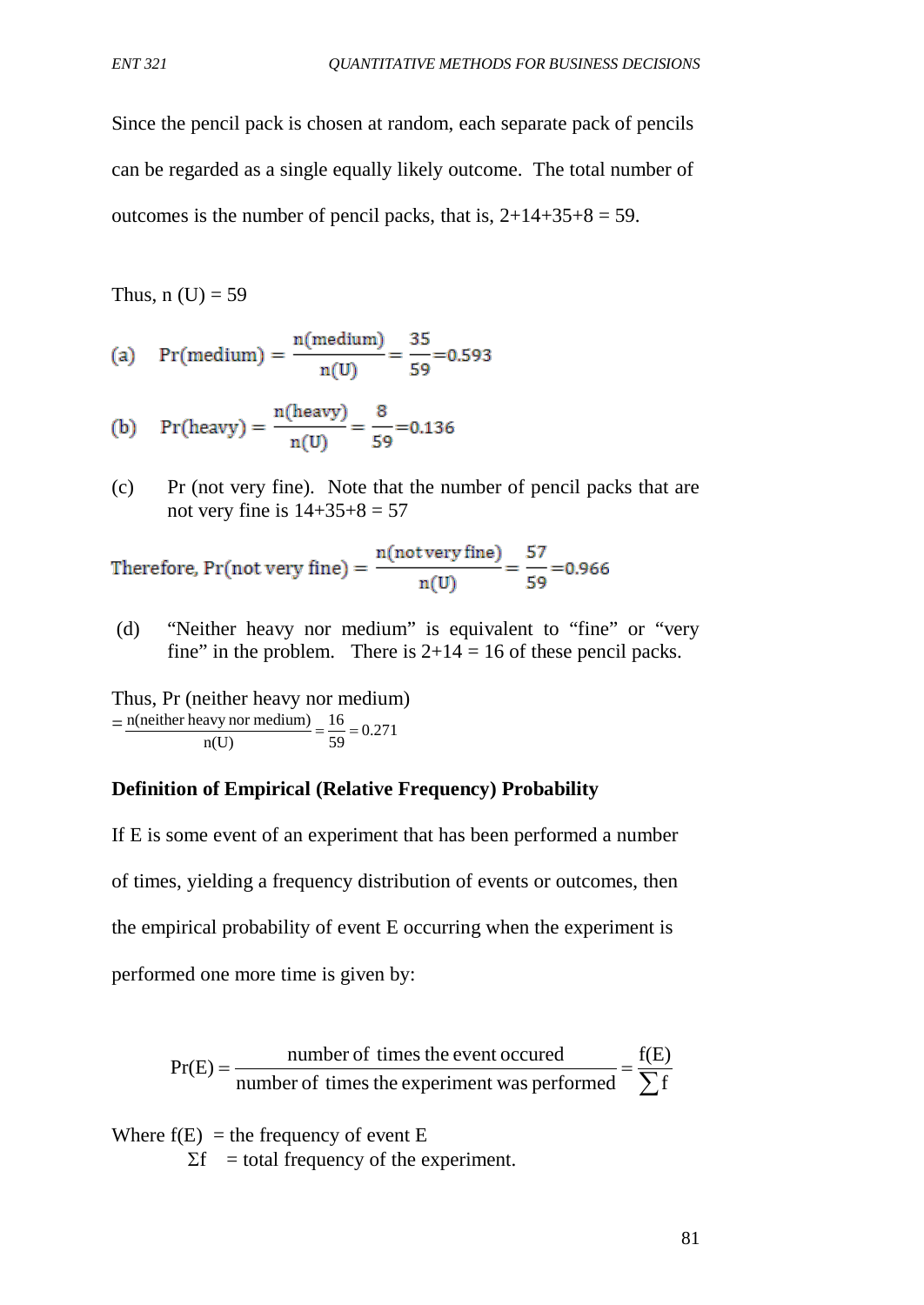Since the pencil pack is chosen at random, each separate pack of pencils can be regarded as a single equally likely outcome. The total number of outcomes is the number of pencil packs, that is, 2+14+35+8 = 59.

Thus, n (U) = 59

(a) $\Pr(\text{medium}) = \dfrac{n(\text{medium})}{n(U)} = \dfrac{35}{59} = 0.593$

(b) $\Pr(\text{heavy}) = \dfrac{n(\text{heavy})}{n(U)} = \dfrac{8}{59} = 0.136$

(c) Pr (not very fine). Note that the number of pencil packs that are not very fine is 14+35+8 = 57

Therefore, $\Pr(\text{not very fine}) = \dfrac{n(\text{not very fine})}{n(U)} = \dfrac{57}{59} = 0.966$

(d) "Neither heavy nor medium" is equivalent to "fine" or "very fine" in the problem. There is 2+14 = 16 of these pencil packs.

Thus, Pr (neither heavy nor medium)
$= \dfrac{n(\text{neither heavy nor medium})}{n(U)} = \dfrac{16}{59} = 0.271$

**Definition of Empirical (Relative Frequency) Probability**

If E is some event of an experiment that has been performed a number of times, yielding a frequency distribution of events or outcomes, then the empirical probability of event E occurring when the experiment is performed one more time is given by:

$$\Pr(E) = \frac{\text{number of times the event occured}}{\text{number of times the experiment was performed}} = \frac{f(E)}{\sum f}$$

Where $f(E)$ = the frequency of event E
$\Sigma f$ = total frequency of the experiment.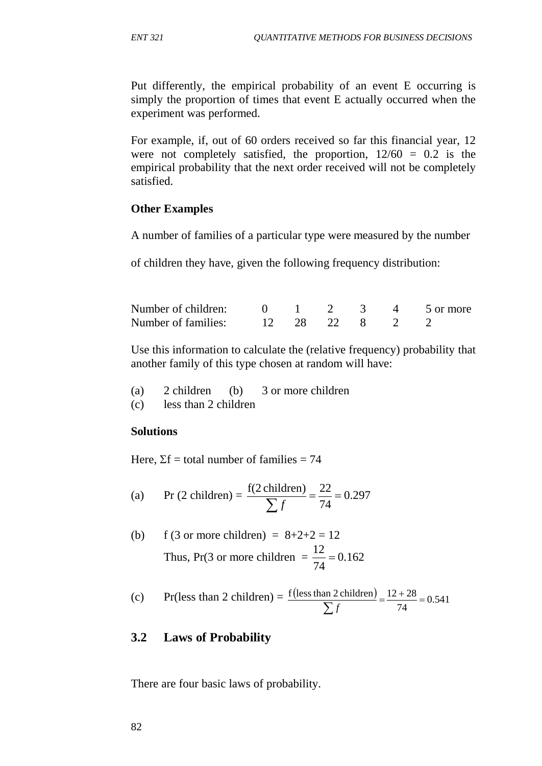Put differently, the empirical probability of an event E occurring is simply the proportion of times that event E actually occurred when the experiment was performed.

For example, if, out of 60 orders received so far this financial year, 12 were not completely satisfied, the proportion, 12/60 = 0.2 is the empirical probability that the next order received will not be completely satisfied.

**Other Examples**

A number of families of a particular type were measured by the number of children they have, given the following frequency distribution:

| Number of children: | 0 | 1 | 2 | 3 | 4 | 5 or more |
|---|---|---|---|---|---|---|
| Number of families: | 12 | 28 | 22 | 8 | 2 | 2 |

Use this information to calculate the (relative frequency) probability that another family of this type chosen at random will have:

(a) 2 children (b) 3 or more children
(c) less than 2 children

**Solutions**

Here, $\Sigma f$ = total number of families = 74

(a) Pr (2 children) = $\dfrac{\text{f(2 children)}}{\sum f} = \dfrac{22}{74} = 0.297$

(b) f (3 or more children) = 8+2+2 = 12

Thus, Pr(3 or more children = $\dfrac{12}{74} = 0.162$

(c) Pr(less than 2 children) = $\dfrac{\text{f(less than 2 children)}}{\sum f} = \dfrac{12+28}{74} = 0.541$

## 3.2 Laws of Probability

There are four basic laws of probability.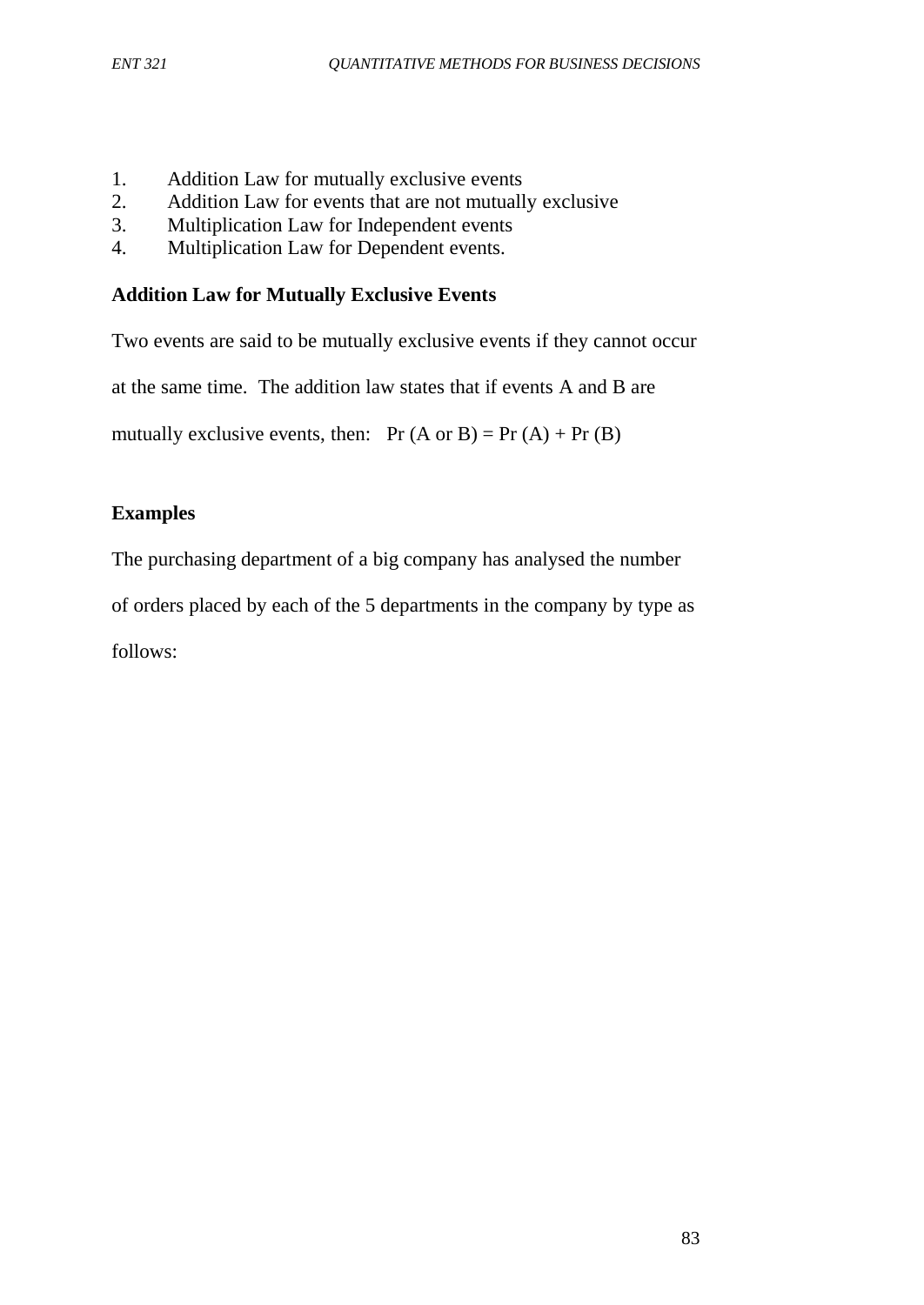1. Addition Law for mutually exclusive events
2. Addition Law for events that are not mutually exclusive
3. Multiplication Law for Independent events
4. Multiplication Law for Dependent events.

**Addition Law for Mutually Exclusive Events**

Two events are said to be mutually exclusive events if they cannot occur at the same time. The addition law states that if events A and B are mutually exclusive events, then: $\Pr(A \text{ or } B) = \Pr(A) + \Pr(B)$

**Examples**

The purchasing department of a big company has analysed the number of orders placed by each of the 5 departments in the company by type as follows: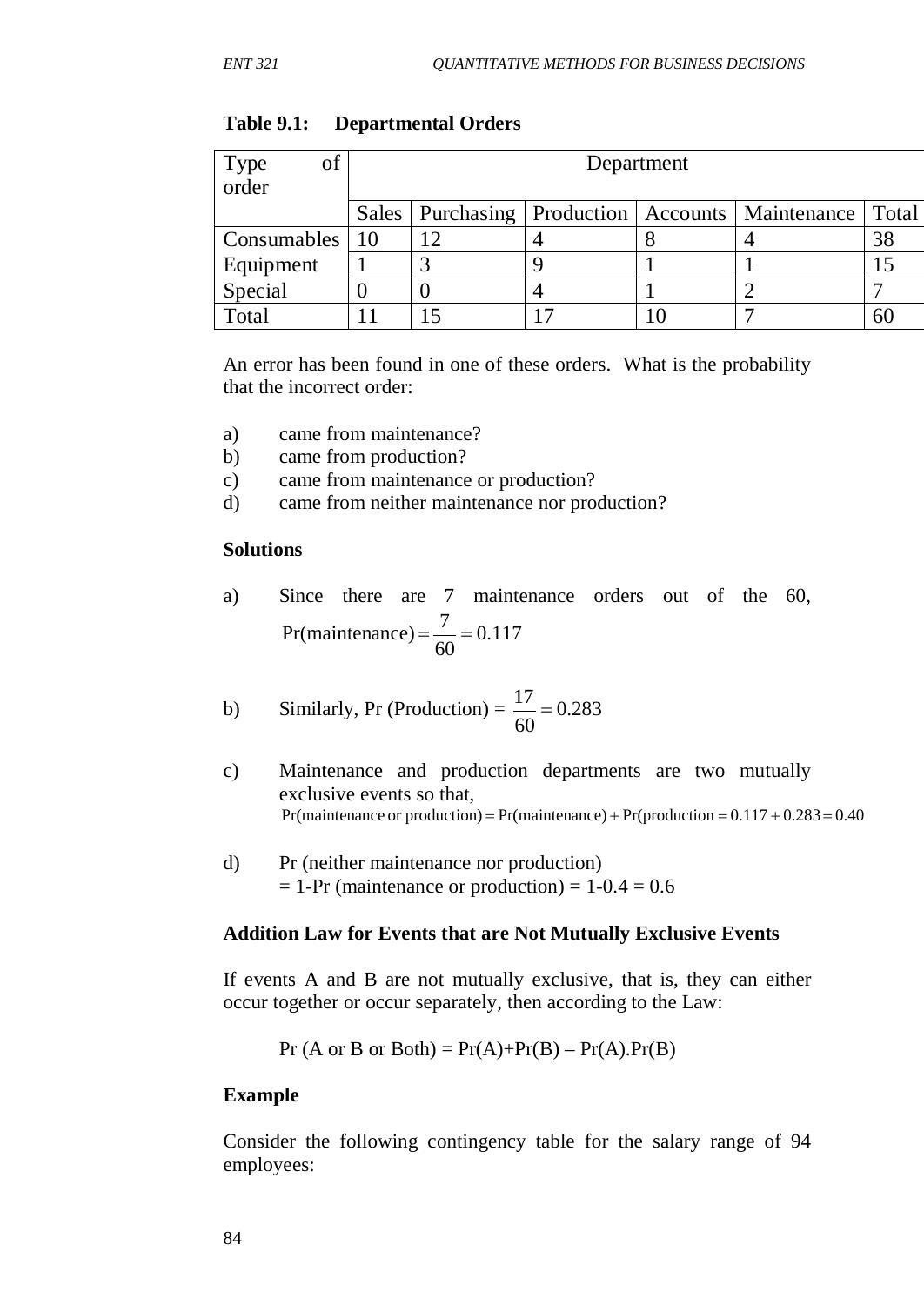**Table 9.1: Departmental Orders**

| Type of order | Department | | | | | |
|---|---|---|---|---|---|---|
| | Sales | Purchasing | Production | Accounts | Maintenance | Total |
| Consumables | 10 | 12 | 4 | 8 | 4 | 38 |
| Equipment | 1 | 3 | 9 | 1 | 1 | 15 |
| Special | 0 | 0 | 4 | 1 | 2 | 7 |
| Total | 11 | 15 | 17 | 10 | 7 | 60 |

An error has been found in one of these orders. What is the probability that the incorrect order:

a) came from maintenance?
b) came from production?
c) came from maintenance or production?
d) came from neither maintenance nor production?

**Solutions**

a) Since there are 7 maintenance orders out of the 60,
$\Pr(\text{maintenance}) = \frac{7}{60} = 0.117$

b) Similarly, Pr (Production) = $\frac{17}{60} = 0.283$

c) Maintenance and production departments are two mutually exclusive events so that,
$\Pr(\text{maintenance or production}) = \Pr(\text{maintenance}) + \Pr(\text{production} = 0.117 + 0.283 = 0.40$

d) Pr (neither maintenance nor production)
= 1-Pr (maintenance or production) = 1-0.4 = 0.6

**Addition Law for Events that are Not Mutually Exclusive Events**

If events A and B are not mutually exclusive, that is, they can either occur together or occur separately, then according to the Law:

$$\Pr(\text{A or B or Both}) = \Pr(A)+\Pr(B) - \Pr(A).\Pr(B)$$

**Example**

Consider the following contingency table for the salary range of 94 employees: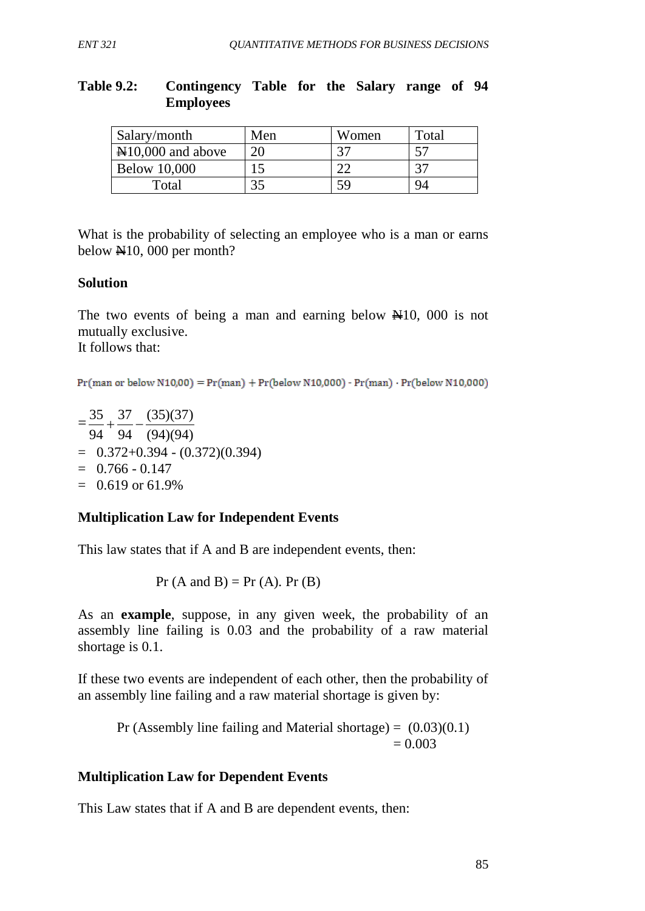**Table 9.2: Contingency Table for the Salary range of 94 Employees**

| Salary/month | Men | Women | Total |
|---|---|---|---|
| ₦10,000 and above | 20 | 37 | 57 |
| Below 10,000 | 15 | 22 | 37 |
| Total | 35 | 59 | 94 |

What is the probability of selecting an employee who is a man or earns below ₦10, 000 per month?

**Solution**

The two events of being a man and earning below ₦10, 000 is not mutually exclusive.
It follows that:

$$\Pr(\text{man or below N10,00}) = \Pr(\text{man}) + \Pr(\text{below N10,000}) - \Pr(\text{man}) \cdot \Pr(\text{below N10,000})$$

$$= \frac{35}{94} + \frac{37}{94} - \frac{(35)(37)}{(94)(94)}$$

$= \;$ 0.372+0.394 - (0.372)(0.394)

$= \;$ 0.766 - 0.147

$= \;$ 0.619 or 61.9%

**Multiplication Law for Independent Events**

This law states that if A and B are independent events, then:

$$\Pr(A \text{ and } B) = \Pr(A).\Pr(B)$$

As an **example**, suppose, in any given week, the probability of an assembly line failing is 0.03 and the probability of a raw material shortage is 0.1.

If these two events are independent of each other, then the probability of an assembly line failing and a raw material shortage is given by:

$$\Pr(\text{Assembly line failing and Material shortage}) = (0.03)(0.1) = 0.003$$

**Multiplication Law for Dependent Events**

This Law states that if A and B are dependent events, then: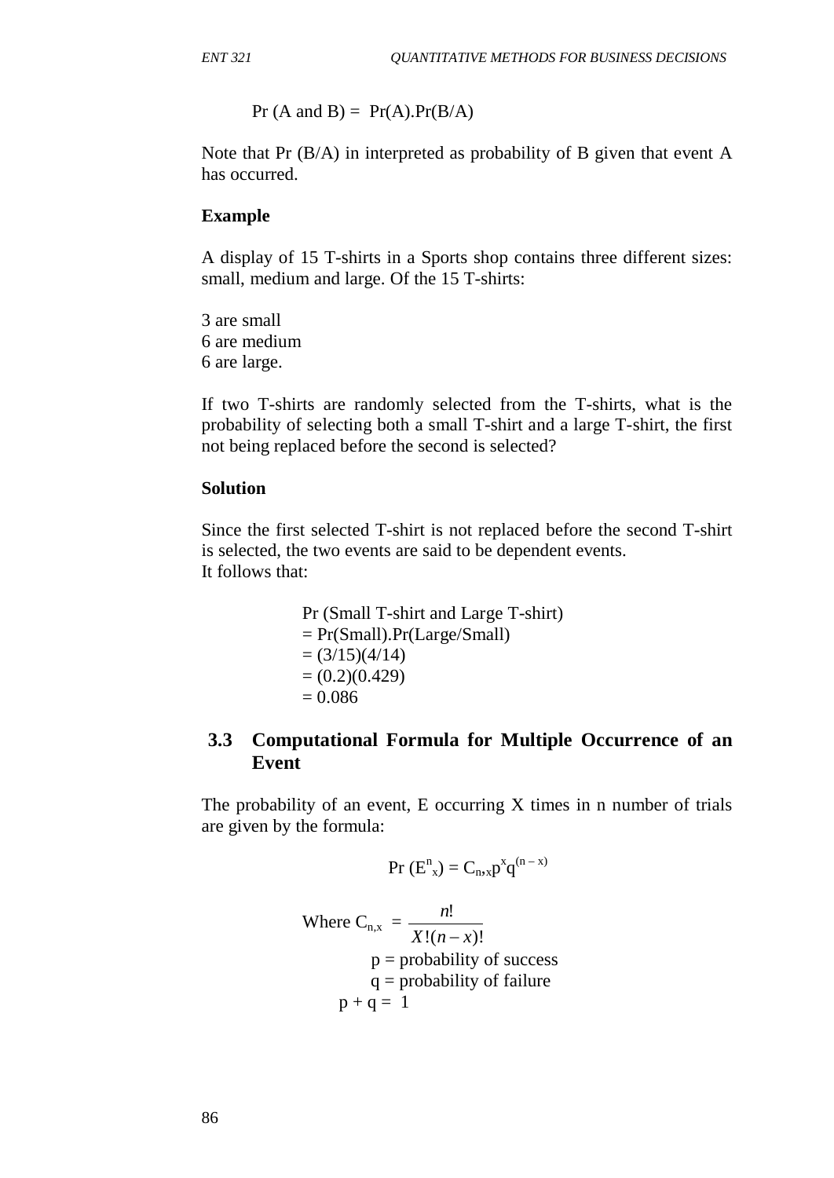$$Pr\ (A \text{ and } B) = Pr(A).Pr(B/A)$$

Note that Pr (B/A) in interpreted as probability of B given that event A has occurred.

**Example**

A display of 15 T-shirts in a Sports shop contains three different sizes: small, medium and large. Of the 15 T-shirts:

3 are small
6 are medium
6 are large.

If two T-shirts are randomly selected from the T-shirts, what is the probability of selecting both a small T-shirt and a large T-shirt, the first not being replaced before the second is selected?

**Solution**

Since the first selected T-shirt is not replaced before the second T-shirt is selected, the two events are said to be dependent events.
It follows that:

Pr (Small T-shirt and Large T-shirt)
= Pr(Small).Pr(Large/Small)
= (3/15)(4/14)
= (0.2)(0.429)
= 0.086

## 3.3 Computational Formula for Multiple Occurrence of an Event

The probability of an event, E occurring X times in n number of trials are given by the formula:

$$Pr\ (E^n_x) = C_{n,x}p^x q^{(n-x)}$$

Where $C_{n,x} = \dfrac{n!}{X!(n-x)!}$

p = probability of success
q = probability of failure
$p + q = 1$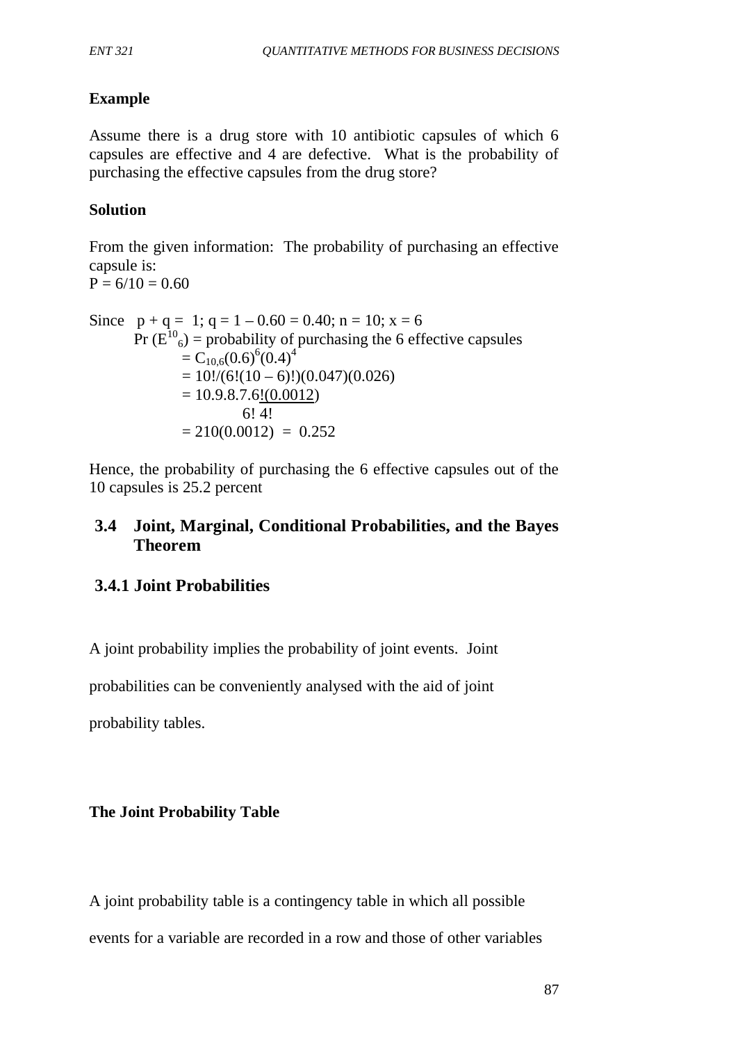**Example**

Assume there is a drug store with 10 antibiotic capsules of which 6 capsules are effective and 4 are defective. What is the probability of purchasing the effective capsules from the drug store?

**Solution**

From the given information: The probability of purchasing an effective capsule is:
$P = 6/10 = 0.60$

Since $p + q = 1$; $q = 1 – 0.60 = 0.40$; $n = 10$; $x = 6$

$Pr(E^{10}{}_{6})$ = probability of purchasing the 6 effective capsules

$$= C_{10,6}(0.6)^6(0.4)^4$$

$$= 10!/(6!(10 – 6)!)(0.047)(0.026)$$

$$= \frac{10.9.8.7.6!(0.0012)}{6!\ 4!}$$

$$= 210(0.0012) = 0.252$$

Hence, the probability of purchasing the 6 effective capsules out of the 10 capsules is 25.2 percent

## 3.4 Joint, Marginal, Conditional Probabilities, and the Bayes Theorem

### 3.4.1 Joint Probabilities

A joint probability implies the probability of joint events. Joint probabilities can be conveniently analysed with the aid of joint probability tables.

**The Joint Probability Table**

A joint probability table is a contingency table in which all possible events for a variable are recorded in a row and those of other variables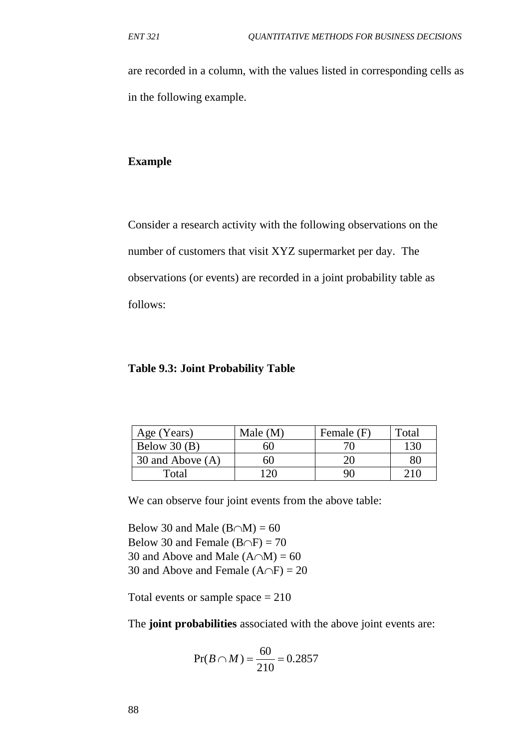are recorded in a column, with the values listed in corresponding cells as in the following example.

**Example**

Consider a research activity with the following observations on the number of customers that visit XYZ supermarket per day. The observations (or events) are recorded in a joint probability table as follows:

**Table 9.3: Joint Probability Table**

| Age (Years) | Male (M) | Female (F) | Total |
|---|---|---|---|
| Below 30 (B) | 60 | 70 | 130 |
| 30 and Above (A) | 60 | 20 | 80 |
| Total | 120 | 90 | 210 |

We can observe four joint events from the above table:

Below 30 and Male $(B \cap M) = 60$
Below 30 and Female $(B \cap F) = 70$
30 and Above and Male $(A \cap M) = 60$
30 and Above and Female $(A \cap F) = 20$

Total events or sample space = 210

The **joint probabilities** associated with the above joint events are:

$$\Pr(B \cap M) = \frac{60}{210} = 0.2857$$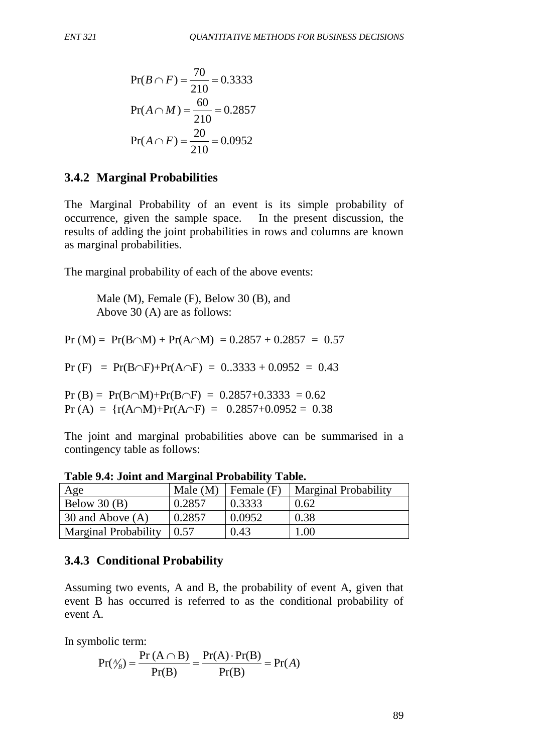$$\Pr(B \cap F) = \frac{70}{210} = 0.3333$$

$$\Pr(A \cap M) = \frac{60}{210} = 0.2857$$

$$\Pr(A \cap F) = \frac{20}{210} = 0.0952$$

### 3.4.2 Marginal Probabilities

The Marginal Probability of an event is its simple probability of occurrence, given the sample space. In the present discussion, the results of adding the joint probabilities in rows and columns are known as marginal probabilities.

The marginal probability of each of the above events:

Male (M), Female (F), Below 30 (B), and
Above 30 (A) are as follows:

Pr (M) = $\Pr(B \cap M) + \Pr(A \cap M) = 0.2857 + 0.2857 = 0.57$

Pr (F) = $\Pr(B \cap F) + \Pr(A \cap F)$ = 0..3333 + 0.0952 = 0.43

Pr (B) = $\Pr(B \cap M) + \Pr(B \cap F) = 0.2857 + 0.3333 = 0.62$

Pr (A) = {r($A \cap M$)+Pr($A \cap F$) = $0.2857 + 0.0952 = 0.38$

The joint and marginal probabilities above can be summarised in a contingency table as follows:

**Table 9.4: Joint and Marginal Probability Table.**

| Age | Male (M) | Female (F) | Marginal Probability |
|---|---|---|---|
| Below 30 (B) | 0.2857 | 0.3333 | 0.62 |
| 30 and Above (A) | 0.2857 | 0.0952 | 0.38 |
| Marginal Probability | 0.57 | 0.43 | 1.00 |

### 3.4.3 Conditional Probability

Assuming two events, A and B, the probability of event A, given that event B has occurred is referred to as the conditional probability of event A.

In symbolic term:

$$\Pr(A/B) = \frac{\Pr(A \cap B)}{\Pr(B)} = \frac{\Pr(A) \cdot \Pr(B)}{\Pr(B)} = \Pr(A)$$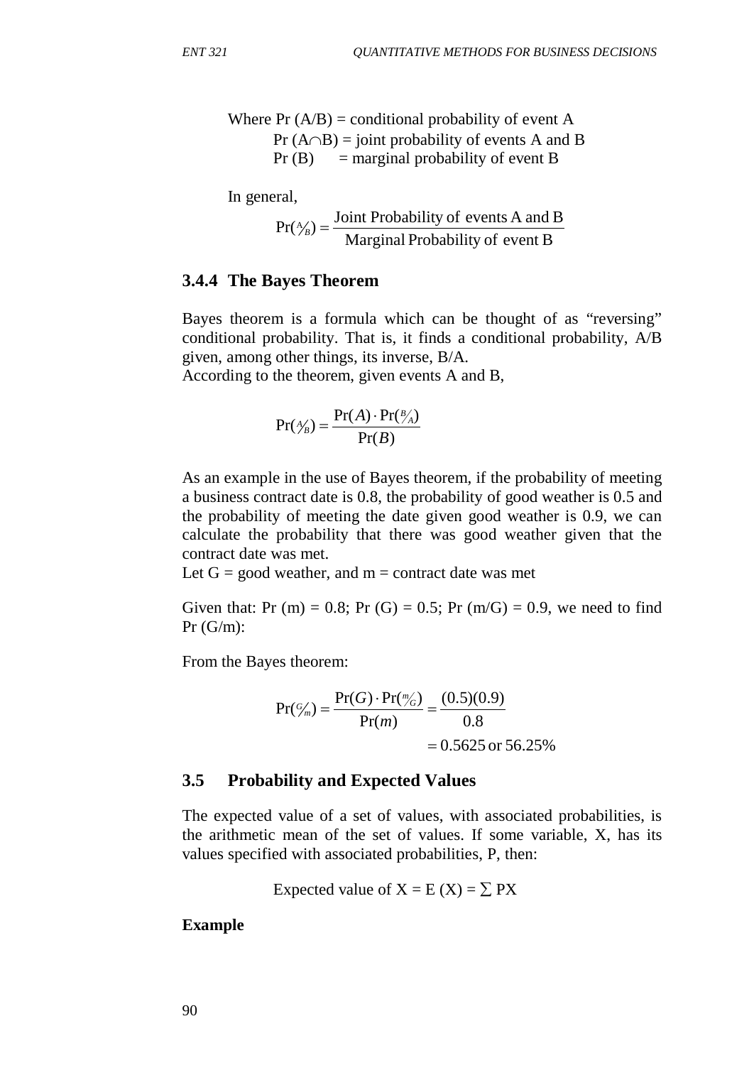Where Pr (A/B) = conditional probability of event A
Pr ($A \cap B$) = joint probability of events A and B
Pr (B) = marginal probability of event B

In general,

$$\Pr(A/B) = \frac{\text{Joint Probability of events A and B}}{\text{Marginal Probability of event B}}$$

### 3.4.4 The Bayes Theorem

Bayes theorem is a formula which can be thought of as "reversing" conditional probability. That is, it finds a conditional probability, A/B given, among other things, its inverse, B/A.
According to the theorem, given events A and B,

$$\Pr(A/B) = \frac{\Pr(A) \cdot \Pr(B/A)}{\Pr(B)}$$

As an example in the use of Bayes theorem, if the probability of meeting a business contract date is 0.8, the probability of good weather is 0.5 and the probability of meeting the date given good weather is 0.9, we can calculate the probability that there was good weather given that the contract date was met.
Let G = good weather, and m = contract date was met

Given that: Pr (m) = 0.8; Pr (G) = 0.5; Pr (m/G) = 0.9, we need to find Pr (G/m):

From the Bayes theorem:

$$\Pr(G/m) = \frac{\Pr(G) \cdot \Pr(m/G)}{\Pr(m)} = \frac{(0.5)(0.9)}{0.8}$$
$$= 0.5625 \text{ or } 56.25\%$$

## 3.5 Probability and Expected Values

The expected value of a set of values, with associated probabilities, is the arithmetic mean of the set of values. If some variable, X, has its values specified with associated probabilities, P, then:

Expected value of X = E (X) = $\sum$ PX

**Example**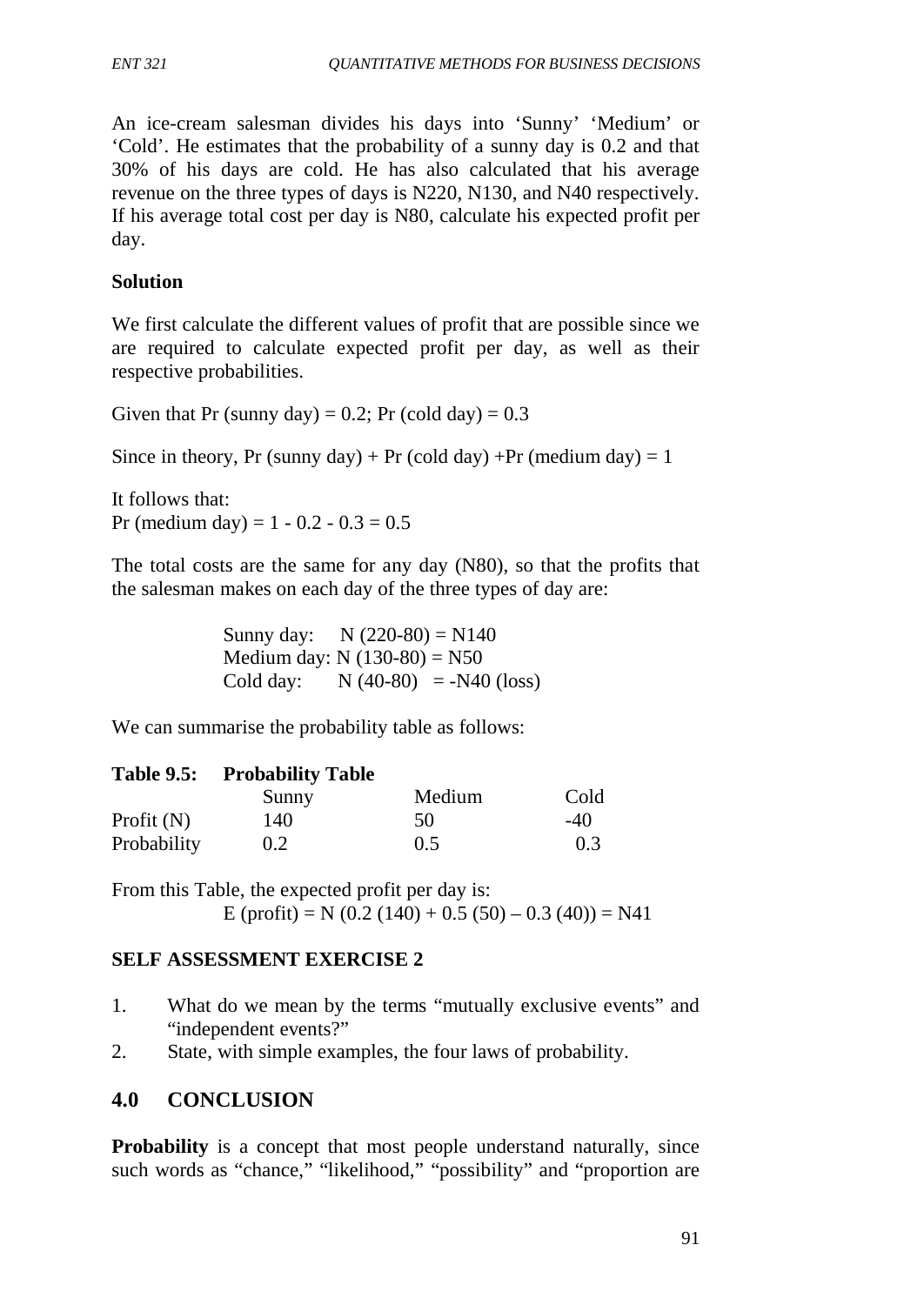An ice-cream salesman divides his days into 'Sunny' 'Medium' or 'Cold'. He estimates that the probability of a sunny day is 0.2 and that 30% of his days are cold. He has also calculated that his average revenue on the three types of days is N220, N130, and N40 respectively. If his average total cost per day is N80, calculate his expected profit per day.

**Solution**

We first calculate the different values of profit that are possible since we are required to calculate expected profit per day, as well as their respective probabilities.

Given that Pr (sunny day) = 0.2; Pr (cold day) = 0.3

Since in theory, Pr (sunny day) + Pr (cold day) +Pr (medium day) = 1

It follows that:
Pr (medium day) = 1 - 0.2 - 0.3 = 0.5

The total costs are the same for any day (N80), so that the profits that the salesman makes on each day of the three types of day are:

Sunny day: N (220-80) = N140
Medium day: N (130-80) = N50
Cold day: N (40-80) = -N40 (loss)

We can summarise the probability table as follows:

**Table 9.5: Probability Table**

| | Sunny | Medium | Cold |
|---|---|---|---|
| Profit (N) | 140 | 50 | -40 |
| Probability | 0.2 | 0.5 | 0.3 |

From this Table, the expected profit per day is:

$$E\ (\text{profit}) = N\ (0.2\ (140) + 0.5\ (50) - 0.3\ (40)) = N41$$

**SELF ASSESSMENT EXERCISE 2**

1. What do we mean by the terms "mutually exclusive events" and "independent events?"
2. State, with simple examples, the four laws of probability.

## 4.0 CONCLUSION

**Probability** is a concept that most people understand naturally, since such words as "chance," "likelihood," "possibility" and "proportion are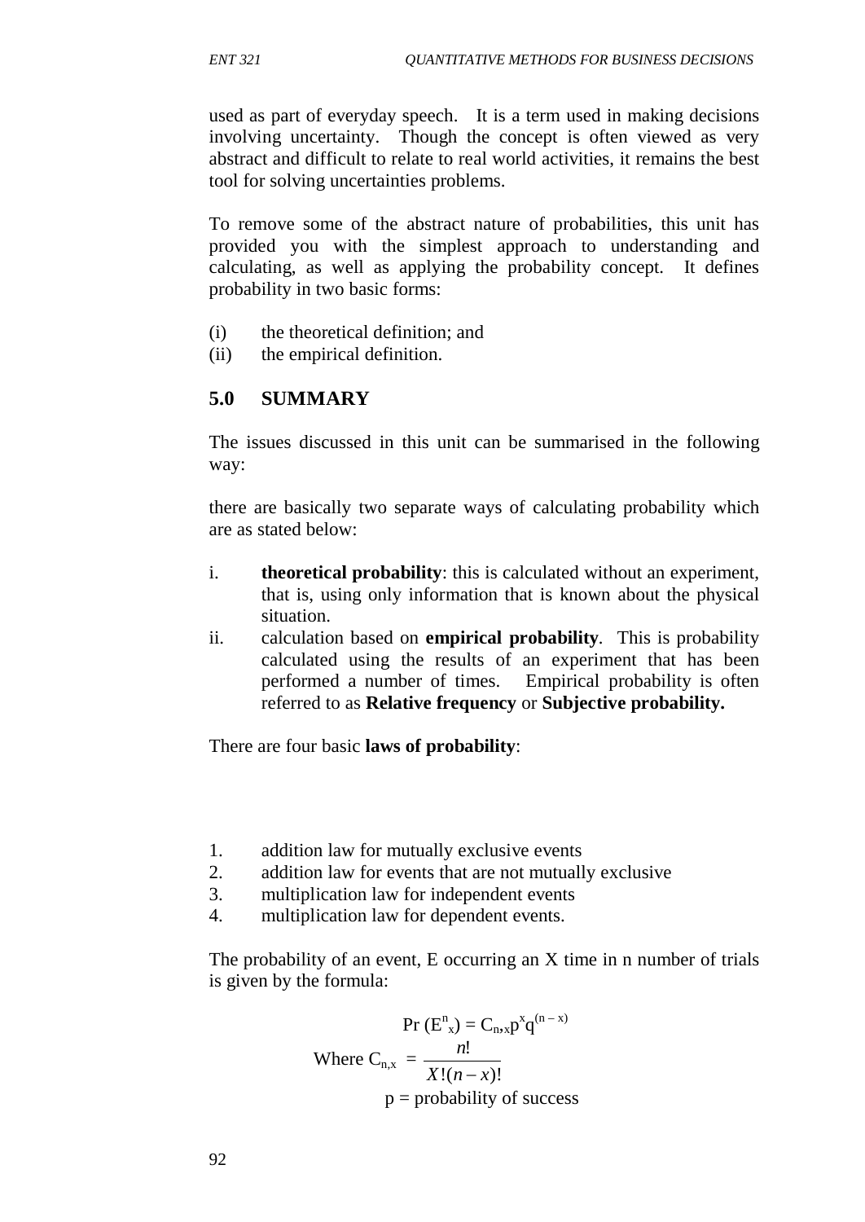used as part of everyday speech. It is a term used in making decisions involving uncertainty. Though the concept is often viewed as very abstract and difficult to relate to real world activities, it remains the best tool for solving uncertainties problems.

To remove some of the abstract nature of probabilities, this unit has provided you with the simplest approach to understanding and calculating, as well as applying the probability concept. It defines probability in two basic forms:

(i) the theoretical definition; and
(ii) the empirical definition.

## 5.0 SUMMARY

The issues discussed in this unit can be summarised in the following way:

there are basically two separate ways of calculating probability which are as stated below:

i. **theoretical probability**: this is calculated without an experiment, that is, using only information that is known about the physical situation.
ii. calculation based on **empirical probability**. This is probability calculated using the results of an experiment that has been performed a number of times. Empirical probability is often referred to as **Relative frequency** or **Subjective probability.**

There are four basic **laws of probability**:

1. addition law for mutually exclusive events
2. addition law for events that are not mutually exclusive
3. multiplication law for independent events
4. multiplication law for dependent events.

The probability of an event, E occurring an X time in n number of trials is given by the formula:

$$\Pr (E^n{}_x) = C_{n,x} p^x q^{(n-x)}$$

$$\text{Where } C_{n,x} = \frac{n!}{X!(n-x)!}$$

p = probability of success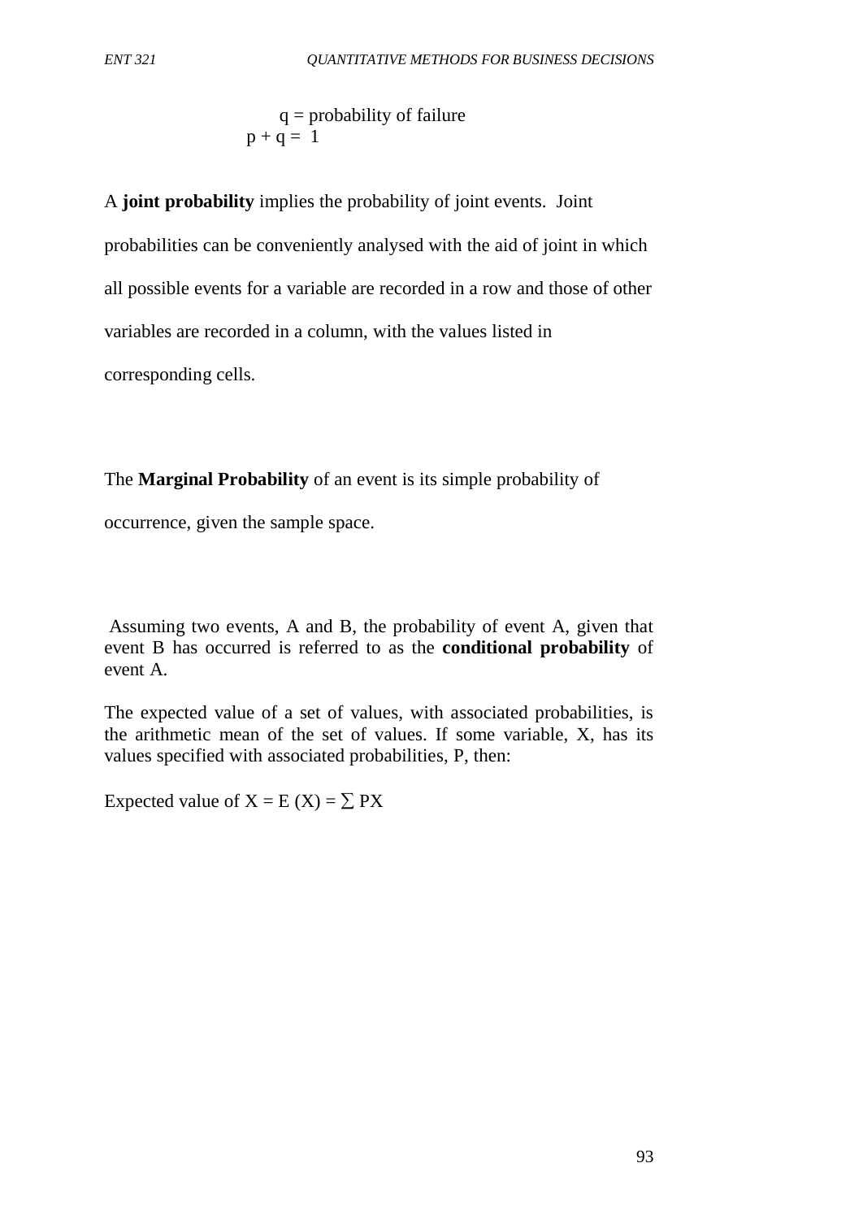$q$ = probability of failure

$$p + q = 1$$

A **joint probability** implies the probability of joint events. Joint probabilities can be conveniently analysed with the aid of joint in which all possible events for a variable are recorded in a row and those of other variables are recorded in a column, with the values listed in corresponding cells.

The **Marginal Probability** of an event is its simple probability of occurrence, given the sample space.

Assuming two events, A and B, the probability of event A, given that event B has occurred is referred to as the **conditional probability** of event A.

The expected value of a set of values, with associated probabilities, is the arithmetic mean of the set of values. If some variable, X, has its values specified with associated probabilities, P, then:

Expected value of $X = E(X) = \sum PX$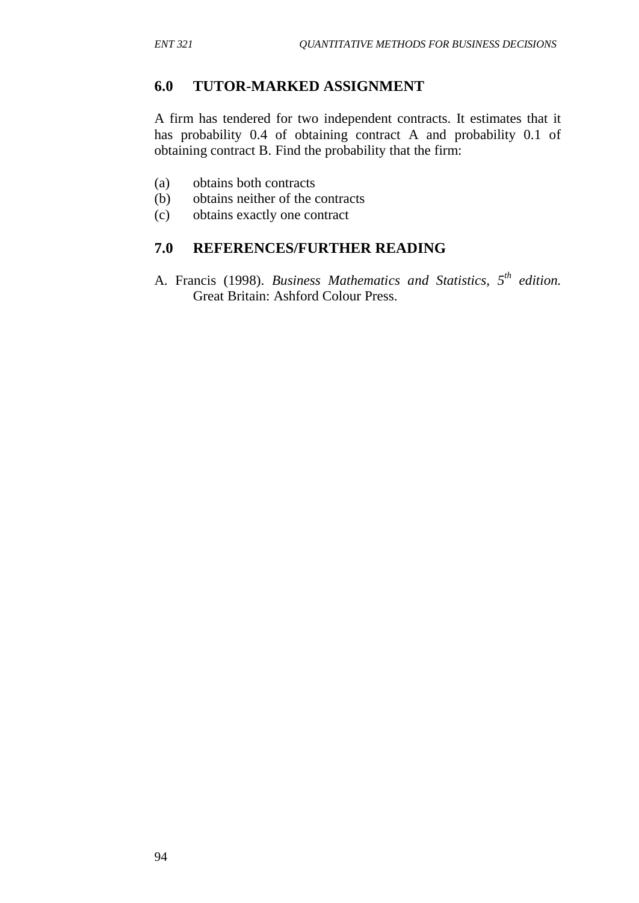## 6.0 TUTOR-MARKED ASSIGNMENT

A firm has tendered for two independent contracts. It estimates that it has probability 0.4 of obtaining contract A and probability 0.1 of obtaining contract B. Find the probability that the firm:

(a) obtains both contracts
(b) obtains neither of the contracts
(c) obtains exactly one contract

## 7.0 REFERENCES/FURTHER READING

A. Francis (1998). *Business Mathematics and Statistics, 5th edition.* Great Britain: Ashford Colour Press.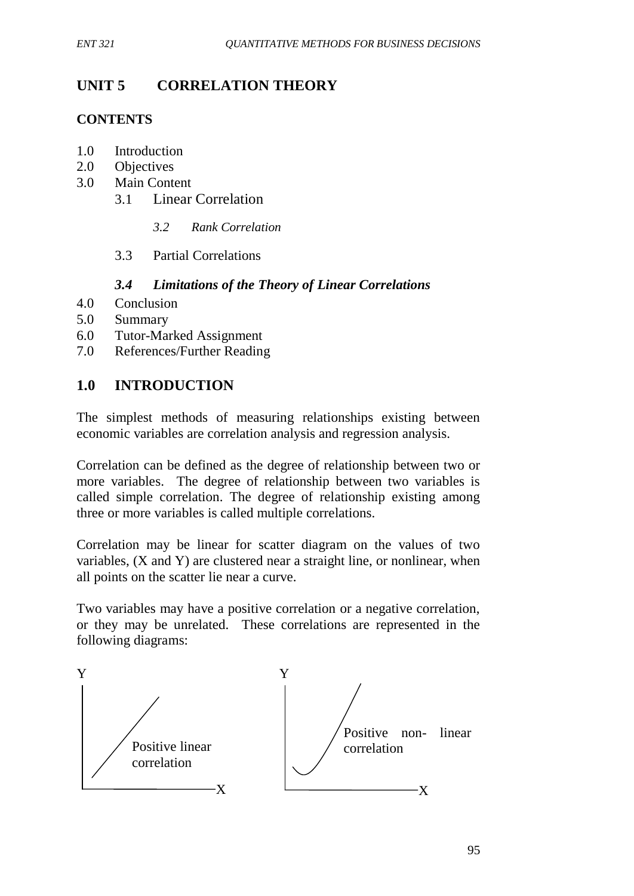# UNIT 5 CORRELATION THEORY

**CONTENTS**

1.0 Introduction
2.0 Objectives
3.0 Main Content
   3.1 Linear Correlation
   *3.2 Rank Correlation*
   3.3 Partial Correlations
   ***3.4 Limitations of the Theory of Linear Correlations***
4.0 Conclusion
5.0 Summary
6.0 Tutor-Marked Assignment
7.0 References/Further Reading

## 1.0 INTRODUCTION

The simplest methods of measuring relationships existing between economic variables are correlation analysis and regression analysis.

Correlation can be defined as the degree of relationship between two or more variables. The degree of relationship between two variables is called simple correlation. The degree of relationship existing among three or more variables is called multiple correlations.

Correlation may be linear for scatter diagram on the values of two variables, (X and Y) are clustered near a straight line, or nonlinear, when all points on the scatter lie near a curve.

Two variables may have a positive correlation or a negative correlation, or they may be unrelated. These correlations are represented in the following diagrams:

Y — X: Positive linear correlation

Y — X: Positive non- linear correlation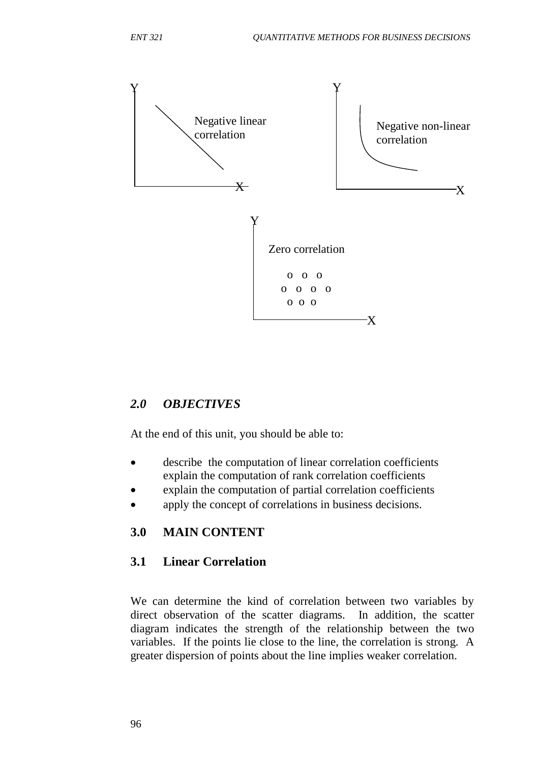Y

Negative linear correlation

X

Y

Negative non-linear correlation

X

Y

Zero correlation

o o o
o o o o
o o o

X

## *2.0 OBJECTIVES*

At the end of this unit, you should be able to:

- describe the computation of linear correlation coefficients explain the computation of rank correlation coefficients
- explain the computation of partial correlation coefficients
- apply the concept of correlations in business decisions.

## 3.0 MAIN CONTENT

### 3.1 Linear Correlation

We can determine the kind of correlation between two variables by direct observation of the scatter diagrams. In addition, the scatter diagram indicates the strength of the relationship between the two variables. If the points lie close to the line, the correlation is strong. A greater dispersion of points about the line implies weaker correlation.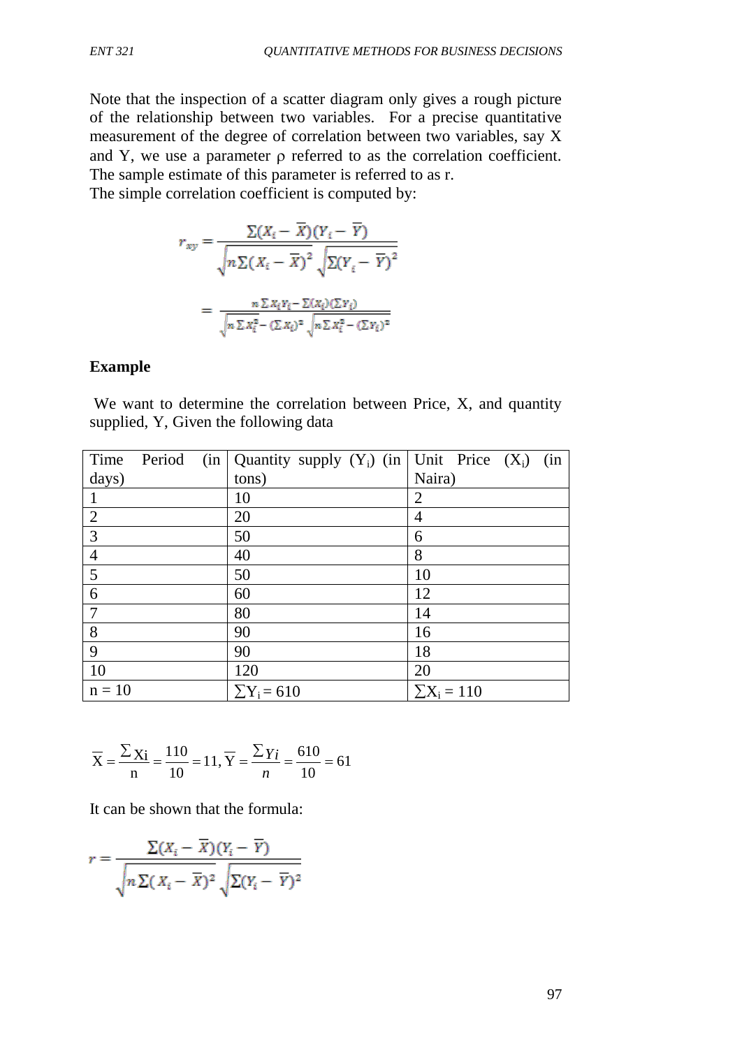Note that the inspection of a scatter diagram only gives a rough picture of the relationship between two variables. For a precise quantitative measurement of the degree of correlation between two variables, say X and Y, we use a parameter ρ referred to as the correlation coefficient. The sample estimate of this parameter is referred to as r.
The simple correlation coefficient is computed by:

$$r_{xy} = \frac{\Sigma(X_i - \overline{X})(Y_i - \overline{Y})}{\sqrt{n\Sigma(X_i - \overline{X})^2}\sqrt{\Sigma(Y_i - \overline{Y})^2}}$$

$$= \frac{n\Sigma X_i Y_i - \Sigma(X_i)(\Sigma Y_i)}{\sqrt{n\Sigma X_i^2 - (\Sigma X_i)^2}\sqrt{n\Sigma X_i^2 - (\Sigma Y_i)^2}}$$

**Example**

We want to determine the correlation between Price, X, and quantity supplied, Y, Given the following data

| Time Period (in days) | Quantity supply ($Y_i$) (in tons) | Unit Price ($X_i$) (in Naira) |
|---|---|---|
| 1 | 10 | 2 |
| 2 | 20 | 4 |
| 3 | 50 | 6 |
| 4 | 40 | 8 |
| 5 | 50 | 10 |
| 6 | 60 | 12 |
| 7 | 80 | 14 |
| 8 | 90 | 16 |
| 9 | 90 | 18 |
| 10 | 120 | 20 |
| n = 10 | $\sum Y_i = 610$ | $\sum X_i = 110$ |

$$\overline{X} = \frac{\sum X_i}{n} = \frac{110}{10} = 11, \overline{Y} = \frac{\sum Y_i}{n} = \frac{610}{10} = 61$$

It can be shown that the formula:

$$r = \frac{\Sigma(X_i - \overline{X})(Y_i - \overline{Y})}{\sqrt{n\Sigma(X_i - \overline{X})^2}\sqrt{\Sigma(Y_i - \overline{Y})^2}}$$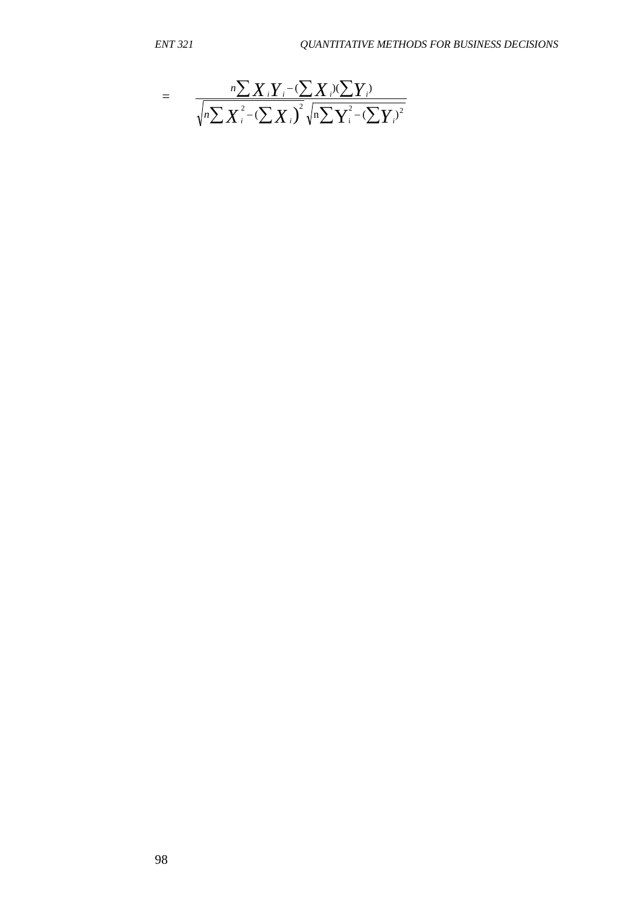$$= \frac{n\sum X_i Y_i - (\sum X_i)(\sum Y_i)}{\sqrt{n\sum X_i^2 - (\sum X_i)^2}\sqrt{n\sum Y_i^2 - (\sum Y_i)^2}}$$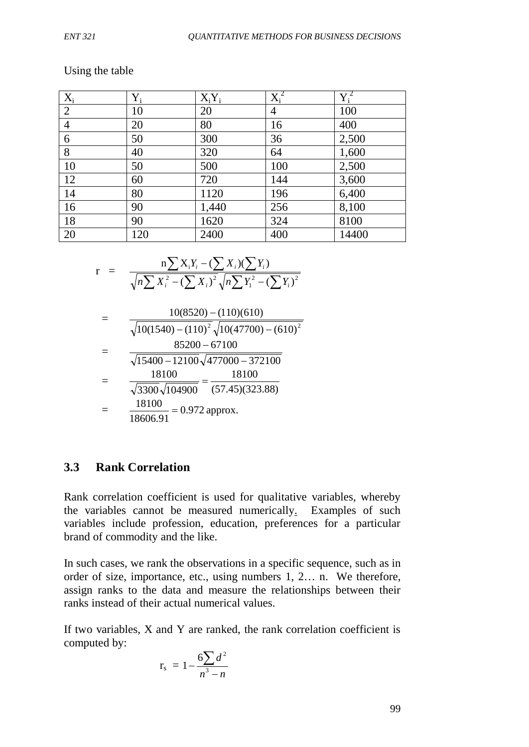Using the table

| $X_i$ | $Y_i$ | $X_iY_i$ | $X_i^2$ | $Y_i^2$ |
|---|---|---|---|---|
| 2 | 10 | 20 | 4 | 100 |
| 4 | 20 | 80 | 16 | 400 |
| 6 | 50 | 300 | 36 | 2,500 |
| 8 | 40 | 320 | 64 | 1,600 |
| 10 | 50 | 500 | 100 | 2,500 |
| 12 | 60 | 720 | 144 | 3,600 |
| 14 | 80 | 1120 | 196 | 6,400 |
| 16 | 90 | 1,440 | 256 | 8,100 |
| 18 | 90 | 1620 | 324 | 8100 |
| 20 | 120 | 2400 | 400 | 14400 |

$$r = \frac{n\sum X_iY_i - (\sum X_i)(\sum Y_i)}{\sqrt{n\sum X_i^2 - (\sum X_i)^2}\sqrt{n\sum Y_1^2 - (\sum Y_i)^2}}$$

$$= \frac{10(8520) - (110)(610)}{\sqrt{10(1540) - (110)^2}\sqrt{10(47700) - (610)^2}}$$

$$= \frac{85200 - 67100}{\sqrt{15400 - 12100}\sqrt{477000 - 372100}}$$

$$= \frac{18100}{\sqrt{3300}\sqrt{104900}} = \frac{18100}{(57.45)(323.88)}$$

$$= \frac{18100}{18606.91} = 0.972 \text{ approx.}$$

## 3.3 Rank Correlation

Rank correlation coefficient is used for qualitative variables, whereby the variables cannot be measured numerically. Examples of such variables include profession, education, preferences for a particular brand of commodity and the like.

In such cases, we rank the observations in a specific sequence, such as in order of size, importance, etc., using numbers 1, 2… n. We therefore, assign ranks to the data and measure the relationships between their ranks instead of their actual numerical values.

If two variables, X and Y are ranked, the rank correlation coefficient is computed by:

$$r_s = 1 - \frac{6\sum d^2}{n^3 - n}$$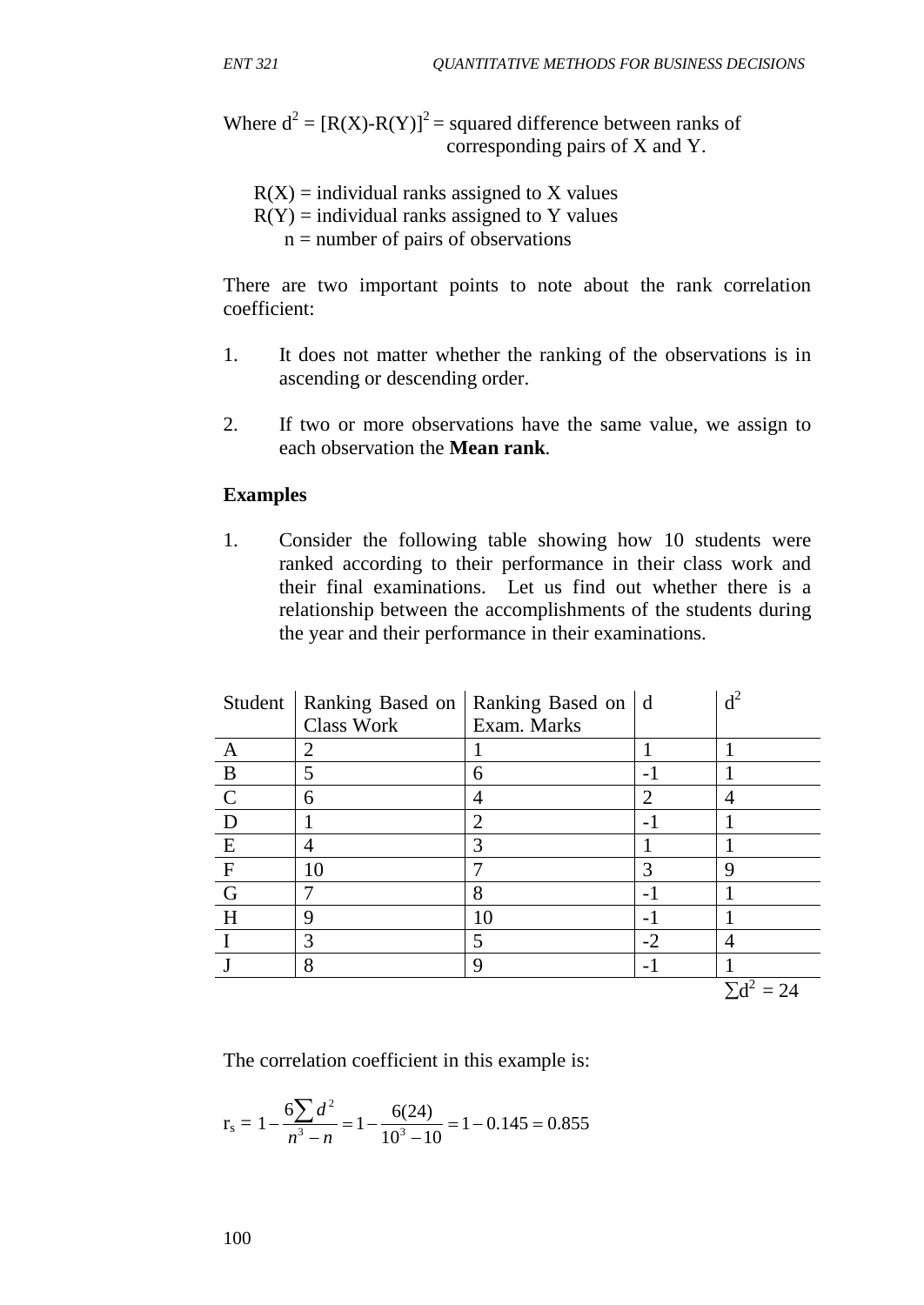Where $d^2 = [R(X)-R(Y)]^2$ = squared difference between ranks of corresponding pairs of X and Y.

$R(X)$ = individual ranks assigned to X values
$R(Y)$ = individual ranks assigned to Y values
$n$ = number of pairs of observations

There are two important points to note about the rank correlation coefficient:

1. It does not matter whether the ranking of the observations is in ascending or descending order.

2. If two or more observations have the same value, we assign to each observation the **Mean rank**.

**Examples**

1. Consider the following table showing how 10 students were ranked according to their performance in their class work and their final examinations. Let us find out whether there is a relationship between the accomplishments of the students during the year and their performance in their examinations.

| Student | Ranking Based on Class Work | Ranking Based on Exam. Marks | d | $d^2$ |
|---|---|---|---|---|
| A | 2 | 1 | 1 | 1 |
| B | 5 | 6 | -1 | 1 |
| C | 6 | 4 | 2 | 4 |
| D | 1 | 2 | -1 | 1 |
| E | 4 | 3 | 1 | 1 |
| F | 10 | 7 | 3 | 9 |
| G | 7 | 8 | -1 | 1 |
| H | 9 | 10 | -1 | 1 |
| I | 3 | 5 | -2 | 4 |
| J | 8 | 9 | -1 | 1 |
| | | | | $\sum d^2 = 24$ |

The correlation coefficient in this example is:

$$r_s = 1 - \frac{6\sum d^2}{n^3 - n} = 1 - \frac{6(24)}{10^3 - 10} = 1 - 0.145 = 0.855$$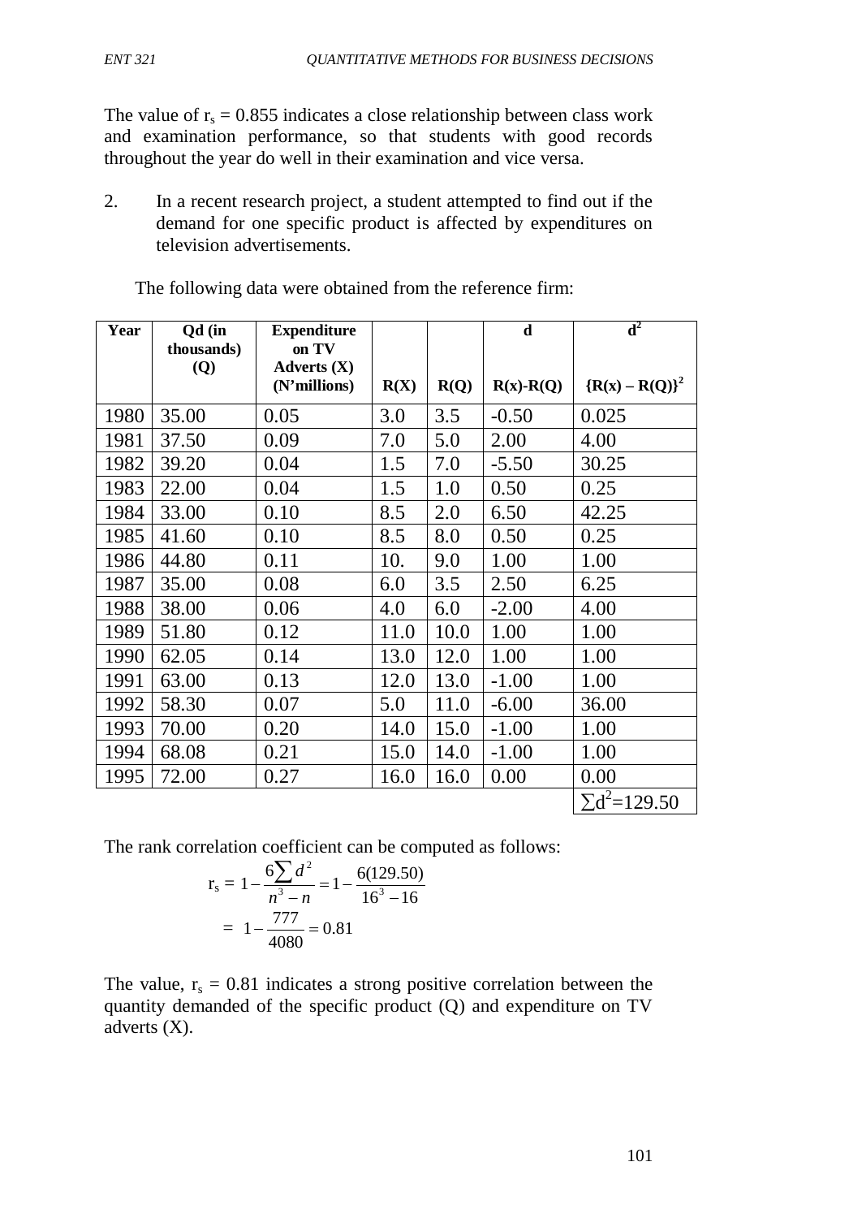The value of $r_s = 0.855$ indicates a close relationship between class work and examination performance, so that students with good records throughout the year do well in their examination and vice versa.

2. In a recent research project, a student attempted to find out if the demand for one specific product is affected by expenditures on television advertisements.

The following data were obtained from the reference firm:

| Year | Qd (in thousands) (Q) | Expenditure on TV Adverts (X) (N'millions) | R(X) | R(Q) | d R(x)-R(Q) | $d^2$ $\{R(x) - R(Q)\}^2$ |
|---|---|---|---|---|---|---|
| 1980 | 35.00 | 0.05 | 3.0 | 3.5 | -0.50 | 0.025 |
| 1981 | 37.50 | 0.09 | 7.0 | 5.0 | 2.00 | 4.00 |
| 1982 | 39.20 | 0.04 | 1.5 | 7.0 | -5.50 | 30.25 |
| 1983 | 22.00 | 0.04 | 1.5 | 1.0 | 0.50 | 0.25 |
| 1984 | 33.00 | 0.10 | 8.5 | 2.0 | 6.50 | 42.25 |
| 1985 | 41.60 | 0.10 | 8.5 | 8.0 | 0.50 | 0.25 |
| 1986 | 44.80 | 0.11 | 10. | 9.0 | 1.00 | 1.00 |
| 1987 | 35.00 | 0.08 | 6.0 | 3.5 | 2.50 | 6.25 |
| 1988 | 38.00 | 0.06 | 4.0 | 6.0 | -2.00 | 4.00 |
| 1989 | 51.80 | 0.12 | 11.0 | 10.0 | 1.00 | 1.00 |
| 1990 | 62.05 | 0.14 | 13.0 | 12.0 | 1.00 | 1.00 |
| 1991 | 63.00 | 0.13 | 12.0 | 13.0 | -1.00 | 1.00 |
| 1992 | 58.30 | 0.07 | 5.0 | 11.0 | -6.00 | 36.00 |
| 1993 | 70.00 | 0.20 | 14.0 | 15.0 | -1.00 | 1.00 |
| 1994 | 68.08 | 0.21 | 15.0 | 14.0 | -1.00 | 1.00 |
| 1995 | 72.00 | 0.27 | 16.0 | 16.0 | 0.00 | 0.00 |
| | | | | | | $\sum d^2 = 129.50$ |

The rank correlation coefficient can be computed as follows:

$$r_s = 1 - \frac{6\sum d^2}{n^3 - n} = 1 - \frac{6(129.50)}{16^3 - 16}$$

$$= 1 - \frac{777}{4080} = 0.81$$

The value, $r_s = 0.81$ indicates a strong positive correlation between the quantity demanded of the specific product (Q) and expenditure on TV adverts (X).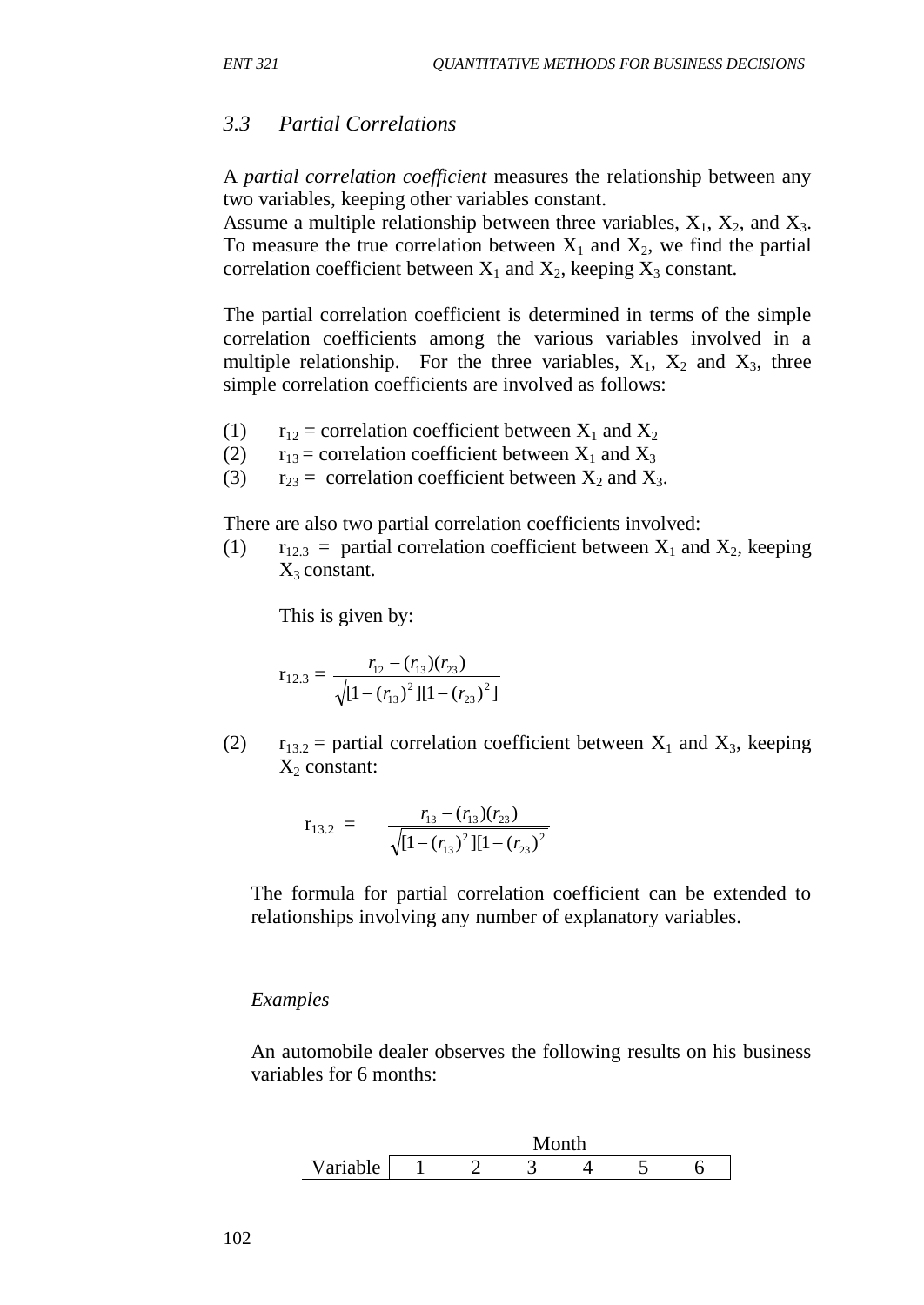### *3.3 Partial Correlations*

A *partial correlation coefficient* measures the relationship between any two variables, keeping other variables constant.
Assume a multiple relationship between three variables, $X_1$, $X_2$, and $X_3$. To measure the true correlation between $X_1$ and $X_2$, we find the partial correlation coefficient between $X_1$ and $X_2$, keeping $X_3$ constant.

The partial correlation coefficient is determined in terms of the simple correlation coefficients among the various variables involved in a multiple relationship. For the three variables, $X_1$, $X_2$ and $X_3$, three simple correlation coefficients are involved as follows:

(1) $r_{12}$ = correlation coefficient between $X_1$ and $X_2$
(2) $r_{13}$ = correlation coefficient between $X_1$ and $X_3$
(3) $r_{23}$ = correlation coefficient between $X_2$ and $X_3$.

There are also two partial correlation coefficients involved:

(1) $r_{12.3}$ = partial correlation coefficient between $X_1$ and $X_2$, keeping $X_3$ constant.

This is given by:

$$r_{12.3} = \frac{r_{12} - (r_{13})(r_{23})}{\sqrt{[1-(r_{13})^2][1-(r_{23})^2]}}$$

(2) $r_{13.2}$ = partial correlation coefficient between $X_1$ and $X_3$, keeping $X_2$ constant:

$$r_{13.2} = \frac{r_{13} - (r_{13})(r_{23})}{\sqrt{[1-(r_{13})^2][1-(r_{23})^2}}$$

The formula for partial correlation coefficient can be extended to relationships involving any number of explanatory variables.

*Examples*

An automobile dealer observes the following results on his business variables for 6 months:

| | Month | | | | | |
|---|---|---|---|---|---|---|
| Variable | 1 | 2 | 3 | 4 | 5 | 6 |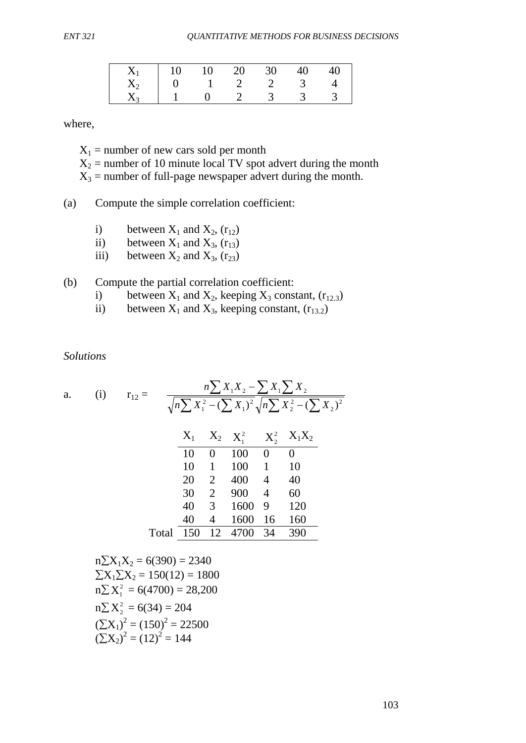| $X_1$ | 10 | 10 | 20 | 30 | 40 | 40 |
|---|---|---|---|---|---|---|
| $X_2$ | 0 | 1 | 2 | 2 | 3 | 4 |
| $X_3$ | 1 | 0 | 2 | 3 | 3 | 3 |

where,

$X_1$ = number of new cars sold per month
$X_2$ = number of 10 minute local TV spot advert during the month
$X_3$ = number of full-page newspaper advert during the month.

(a) Compute the simple correlation coefficient:

i) between $X_1$ and $X_2$, ($r_{12}$)
ii) between $X_1$ and $X_3$, ($r_{13}$)
iii) between $X_2$ and $X_3$, ($r_{23}$)

(b) Compute the partial correlation coefficient:
i) between $X_1$ and $X_2$, keeping $X_3$ constant, ($r_{12.3}$)
ii) between $X_1$ and $X_3$, keeping constant, ($r_{13.2}$)

*Solutions*

a. (i) $$r_{12} = \frac{n\sum X_1X_2 - \sum X_1 \sum X_2}{\sqrt{n\sum X_1^2 - (\sum X_1)^2}\sqrt{n\sum X_2^2 - (\sum X_2)^2}}$$

| | $X_1$ | $X_2$ | $X_1^2$ | $X_2^2$ | $X_1X_2$ |
|---|---|---|---|---|---|
| | 10 | 0 | 100 | 0 | 0 |
| | 10 | 1 | 100 | 1 | 10 |
| | 20 | 2 | 400 | 4 | 40 |
| | 30 | 2 | 900 | 4 | 60 |
| | 40 | 3 | 1600 | 9 | 120 |
| | 40 | 4 | 1600 | 16 | 160 |
| Total | 150 | 12 | 4700 | 34 | 390 |

$n\sum X_1X_2 = 6(390) = 2340$
$\sum X_1 \sum X_2 = 150(12) = 1800$
$n\sum X_1^2 = 6(4700) = 28,200$
$n\sum X_2^2 = 6(34) = 204$
$(\sum X_1)^2 = (150)^2 = 22500$
$(\sum X_2)^2 = (12)^2 = 144$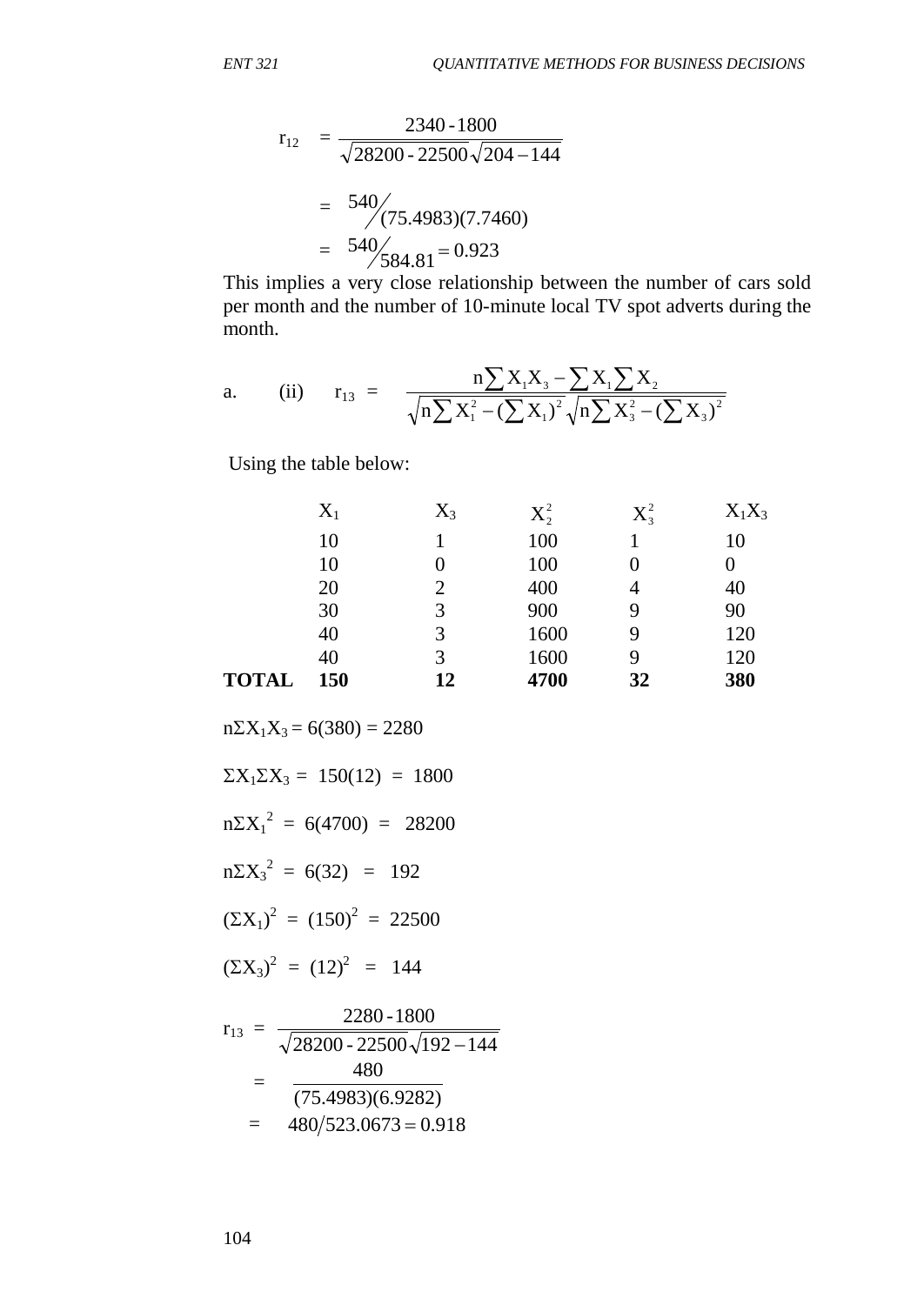$$r_{12} = \frac{2340 - 1800}{\sqrt{28200 - 22500}\sqrt{204 - 144}}$$

$$= 540 / (75.4983)(7.7460)$$

$$= 540 / 584.81 = 0.923$$

This implies a very close relationship between the number of cars sold per month and the number of 10-minute local TV spot adverts during the month.

a. (ii) $r_{13} = \dfrac{n\sum X_1X_3 - \sum X_1 \sum X_2}{\sqrt{n\sum X_1^2 - (\sum X_1)^2}\sqrt{n\sum X_3^2 - (\sum X_3)^2}}$

Using the table below:

| | $X_1$ | $X_3$ | $X_2^2$ | $X_3^2$ | $X_1X_3$ |
|---|---|---|---|---|---|
| | 10 | 1 | 100 | 1 | 10 |
| | 10 | 0 | 100 | 0 | 0 |
| | 20 | 2 | 400 | 4 | 40 |
| | 30 | 3 | 900 | 9 | 90 |
| | 40 | 3 | 1600 | 9 | 120 |
| | 40 | 3 | 1600 | 9 | 120 |
| **TOTAL** | **150** | **12** | **4700** | **32** | **380** |

$n\Sigma X_1X_3 = 6(380) = 2280$

$\Sigma X_1 \Sigma X_3 = 150(12) = 1800$

$n\Sigma X_1^2 = 6(4700) = 28200$

$n\Sigma X_3^2 = 6(32) = 192$

$(\Sigma X_1)^2 = (150)^2 = 22500$

$(\Sigma X_3)^2 = (12)^2 = 144$

$$r_{13} = \frac{2280 - 1800}{\sqrt{28200 - 22500}\sqrt{192 - 144}}$$

$$= \frac{480}{(75.4983)(6.9282)}$$

$$= 480/523.0673 = 0.918$$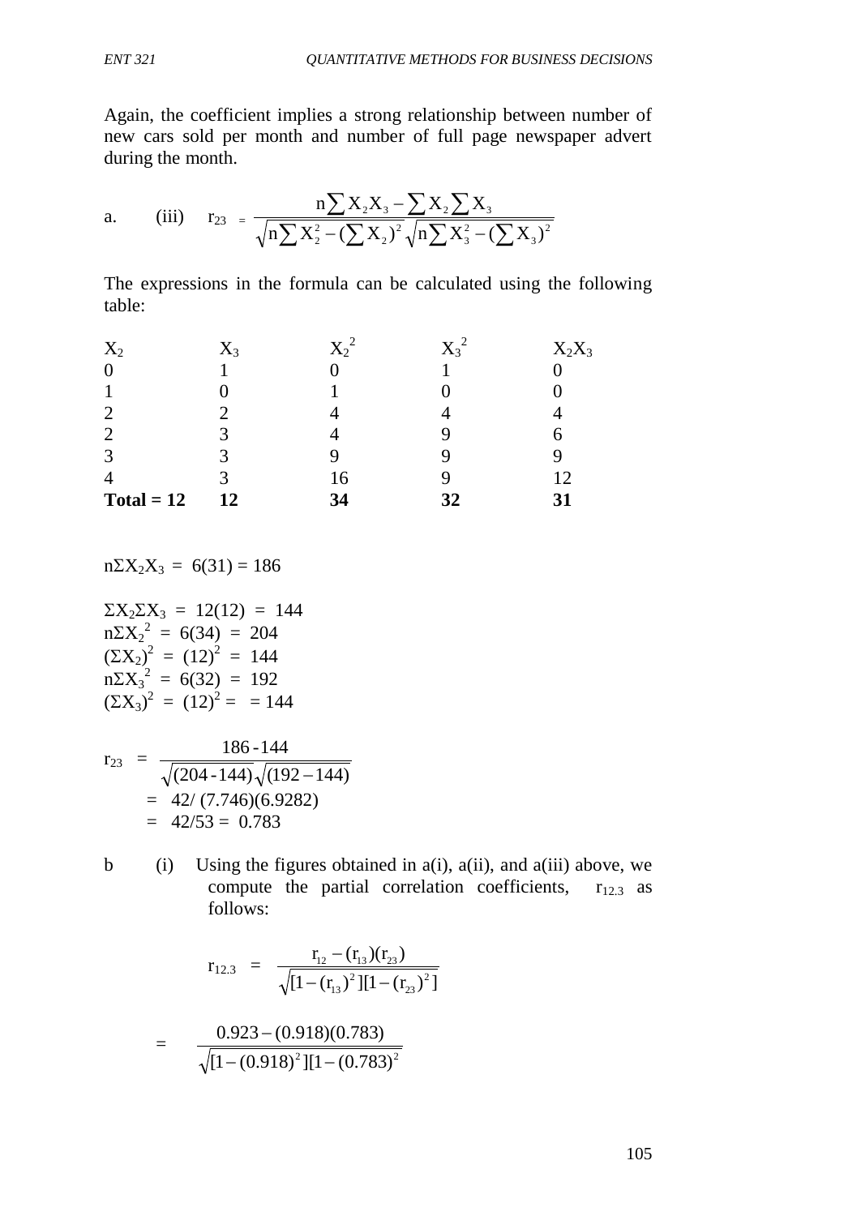Again, the coefficient implies a strong relationship between number of new cars sold per month and number of full page newspaper advert during the month.

a. (iii) $r_{23} = \dfrac{n\sum X_2X_3 - \sum X_2 \sum X_3}{\sqrt{n\sum X_2^2 - (\sum X_2)^2}\sqrt{n\sum X_3^2 - (\sum X_3)^2}}$

The expressions in the formula can be calculated using the following table:

| $X_2$ | $X_3$ | $X_2^2$ | $X_3^2$ | $X_2X_3$ |
|---|---|---|---|---|
| 0 | 1 | 0 | 1 | 0 |
| 1 | 0 | 1 | 0 | 0 |
| 2 | 2 | 4 | 4 | 4 |
| 2 | 3 | 4 | 9 | 6 |
| 3 | 3 | 9 | 9 | 9 |
| 4 | 3 | 16 | 9 | 12 |
| **Total = 12** | **12** | **34** | **32** | **31** |

$n\Sigma X_2X_3 = 6(31) = 186$

$\Sigma X_2 \Sigma X_3 = 12(12) = 144$
$n\Sigma X_2^2 = 6(34) = 204$
$(\Sigma X_2)^2 = (12)^2 = 144$
$n\Sigma X_3^2 = 6(32) = 192$
$(\Sigma X_3)^2 = (12)^2 = \; = 144$

$$r_{23} = \frac{186 - 144}{\sqrt{(204 - 144)}\sqrt{(192 - 144)}}$$

$= 42/ (7.746)(6.9282)$
$= 42/53 = 0.783$

b (i) Using the figures obtained in a(i), a(ii), and a(iii) above, we compute the partial correlation coefficients, $r_{12.3}$ as follows:

$$r_{12.3} = \frac{r_{12} - (r_{13})(r_{23})}{\sqrt{[1 - (r_{13})^2][1 - (r_{23})^2]}}$$

$$= \frac{0.923 - (0.918)(0.783)}{\sqrt{[1 - (0.918)^2][1 - (0.783)^2}}$$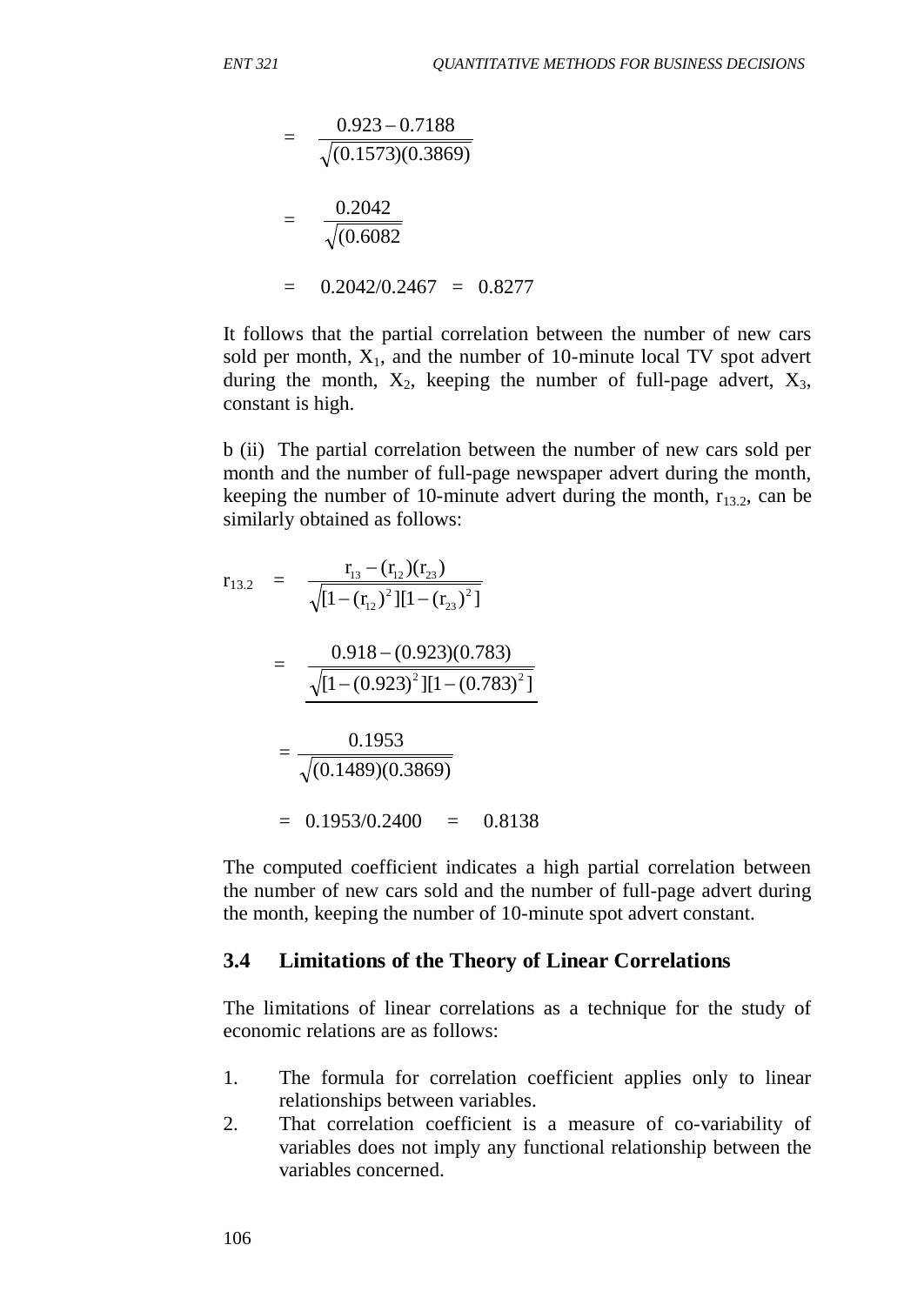$$= \frac{0.923 - 0.7188}{\sqrt{(0.1573)(0.3869)}}$$

$$= \frac{0.2042}{\sqrt{(0.6082}}$$

$$= \quad 0.2042/0.2467 \quad = \quad 0.8277$$

It follows that the partial correlation between the number of new cars sold per month, $X_1$, and the number of 10-minute local TV spot advert during the month, $X_2$, keeping the number of full-page advert, $X_3$, constant is high.

b (ii) The partial correlation between the number of new cars sold per month and the number of full-page newspaper advert during the month, keeping the number of 10-minute advert during the month, $r_{13.2}$, can be similarly obtained as follows:

$$r_{13.2} = \frac{r_{13} - (r_{12})(r_{23})}{\sqrt{[1-(r_{12})^2][1-(r_{23})^2]}}$$

$$= \frac{0.918 - (0.923)(0.783)}{\sqrt{[1-(0.923)^2][1-(0.783)^2]}}$$

$$= \frac{0.1953}{\sqrt{(0.1489)(0.3869)}}$$

$$= \quad 0.1953/0.2400 \quad = \quad 0.8138$$

The computed coefficient indicates a high partial correlation between the number of new cars sold and the number of full-page advert during the month, keeping the number of 10-minute spot advert constant.

### 3.4 Limitations of the Theory of Linear Correlations

The limitations of linear correlations as a technique for the study of economic relations are as follows:

1. The formula for correlation coefficient applies only to linear relationships between variables.
2. That correlation coefficient is a measure of co-variability of variables does not imply any functional relationship between the variables concerned.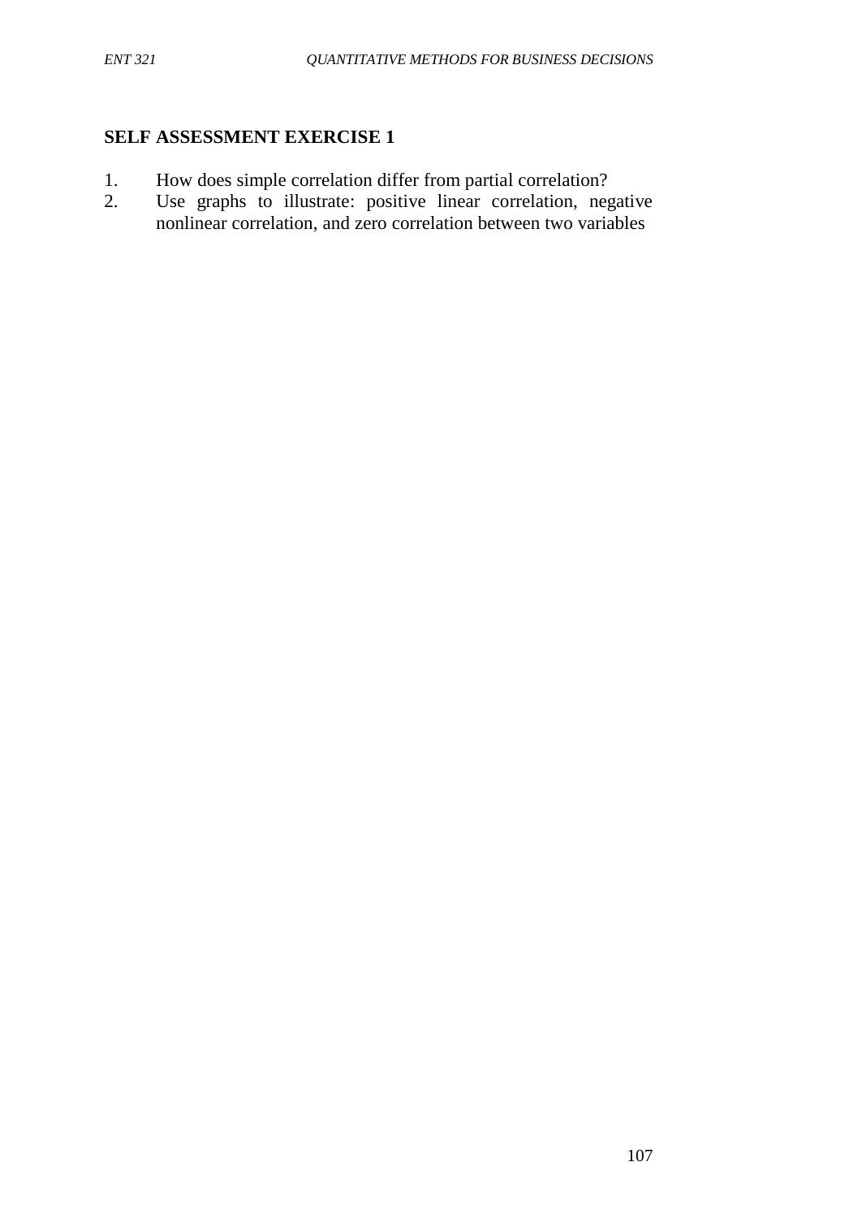## SELF ASSESSMENT EXERCISE 1

1. How does simple correlation differ from partial correlation?
2. Use graphs to illustrate: positive linear correlation, negative nonlinear correlation, and zero correlation between two variables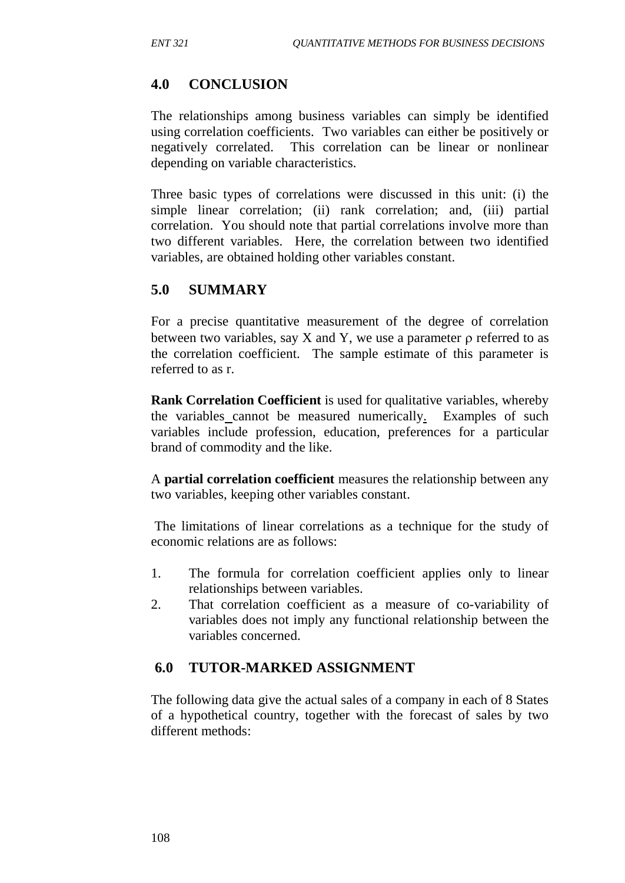## 4.0 CONCLUSION

The relationships among business variables can simply be identified using correlation coefficients. Two variables can either be positively or negatively correlated. This correlation can be linear or nonlinear depending on variable characteristics.

Three basic types of correlations were discussed in this unit: (i) the simple linear correlation; (ii) rank correlation; and, (iii) partial correlation. You should note that partial correlations involve more than two different variables. Here, the correlation between two identified variables, are obtained holding other variables constant.

## 5.0 SUMMARY

For a precise quantitative measurement of the degree of correlation between two variables, say X and Y, we use a parameter $\rho$ referred to as the correlation coefficient. The sample estimate of this parameter is referred to as r.

**Rank Correlation Coefficient** is used for qualitative variables, whereby the variables cannot be measured numerically. Examples of such variables include profession, education, preferences for a particular brand of commodity and the like.

A **partial correlation coefficient** measures the relationship between any two variables, keeping other variables constant.

The limitations of linear correlations as a technique for the study of economic relations are as follows:

1. The formula for correlation coefficient applies only to linear relationships between variables.
2. That correlation coefficient as a measure of co-variability of variables does not imply any functional relationship between the variables concerned.

## 6.0 TUTOR-MARKED ASSIGNMENT

The following data give the actual sales of a company in each of 8 States of a hypothetical country, together with the forecast of sales by two different methods: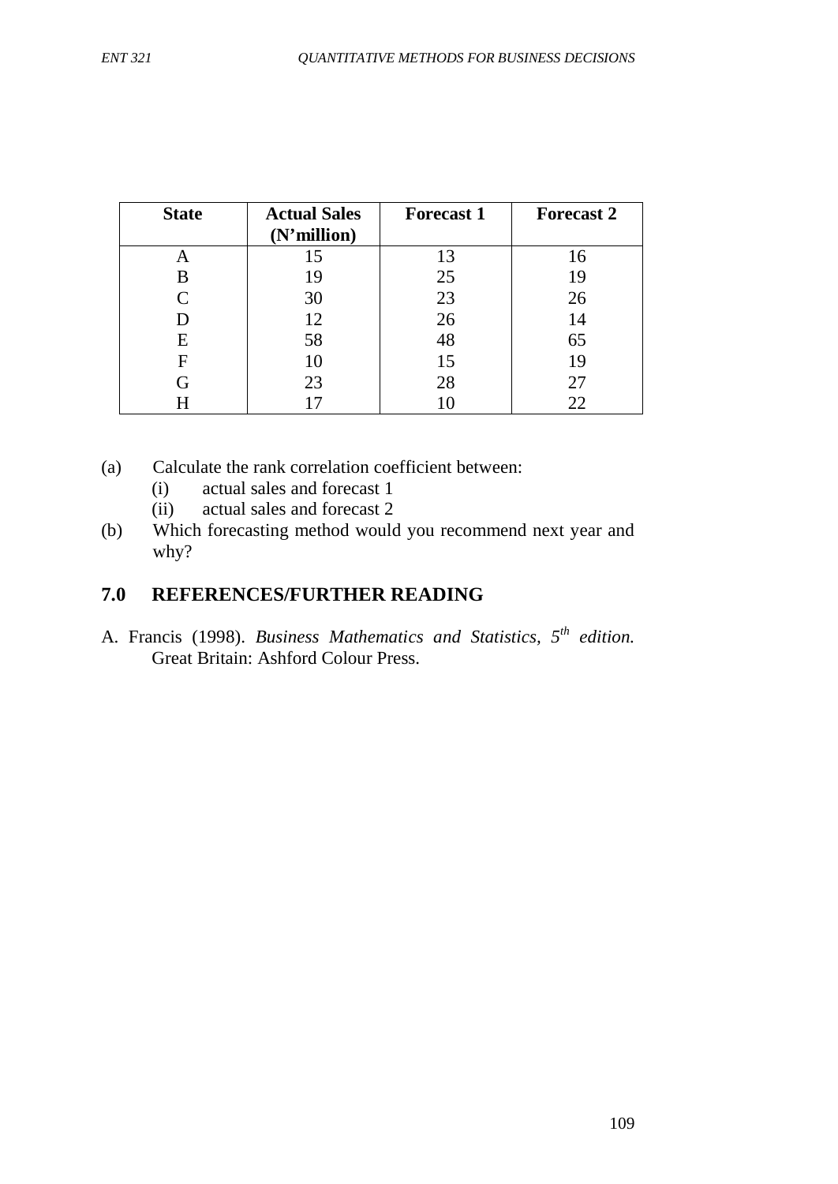| State | Actual Sales (N'million) | Forecast 1 | Forecast 2 |
|---|---|---|---|
| A | 15 | 13 | 16 |
| B | 19 | 25 | 19 |
| C | 30 | 23 | 26 |
| D | 12 | 26 | 14 |
| E | 58 | 48 | 65 |
| F | 10 | 15 | 19 |
| G | 23 | 28 | 27 |
| H | 17 | 10 | 22 |

(a) Calculate the rank correlation coefficient between:
  (i) actual sales and forecast 1
  (ii) actual sales and forecast 2

(b) Which forecasting method would you recommend next year and why?

## 7.0 REFERENCES/FURTHER READING

A. Francis (1998). *Business Mathematics and Statistics, 5th edition.* Great Britain: Ashford Colour Press.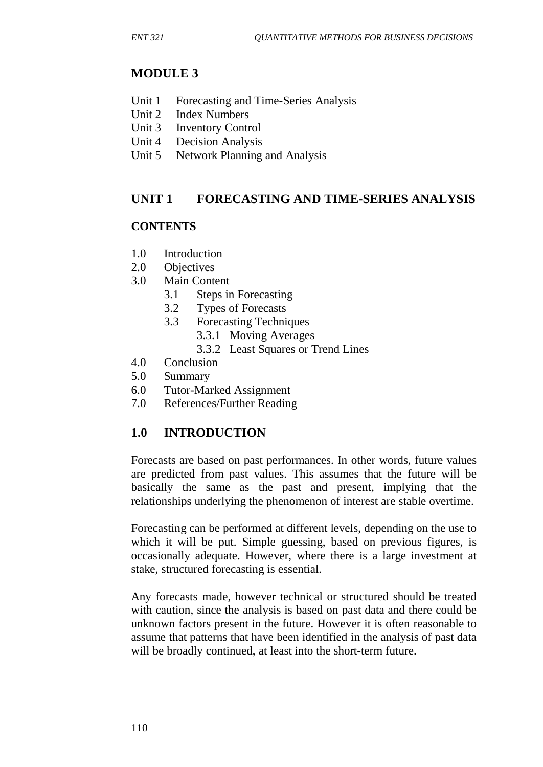# MODULE 3

Unit 1 Forecasting and Time-Series Analysis
Unit 2 Index Numbers
Unit 3 Inventory Control
Unit 4 Decision Analysis
Unit 5 Network Planning and Analysis

## UNIT 1 FORECASTING AND TIME-SERIES ANALYSIS

### CONTENTS

1.0 Introduction
2.0 Objectives
3.0 Main Content
   3.1 Steps in Forecasting
   3.2 Types of Forecasts
   3.3 Forecasting Techniques
      3.3.1 Moving Averages
      3.3.2 Least Squares or Trend Lines
4.0 Conclusion
5.0 Summary
6.0 Tutor-Marked Assignment
7.0 References/Further Reading

## 1.0 INTRODUCTION

Forecasts are based on past performances. In other words, future values are predicted from past values. This assumes that the future will be basically the same as the past and present, implying that the relationships underlying the phenomenon of interest are stable overtime.

Forecasting can be performed at different levels, depending on the use to which it will be put. Simple guessing, based on previous figures, is occasionally adequate. However, where there is a large investment at stake, structured forecasting is essential.

Any forecasts made, however technical or structured should be treated with caution, since the analysis is based on past data and there could be unknown factors present in the future. However it is often reasonable to assume that patterns that have been identified in the analysis of past data will be broadly continued, at least into the short-term future.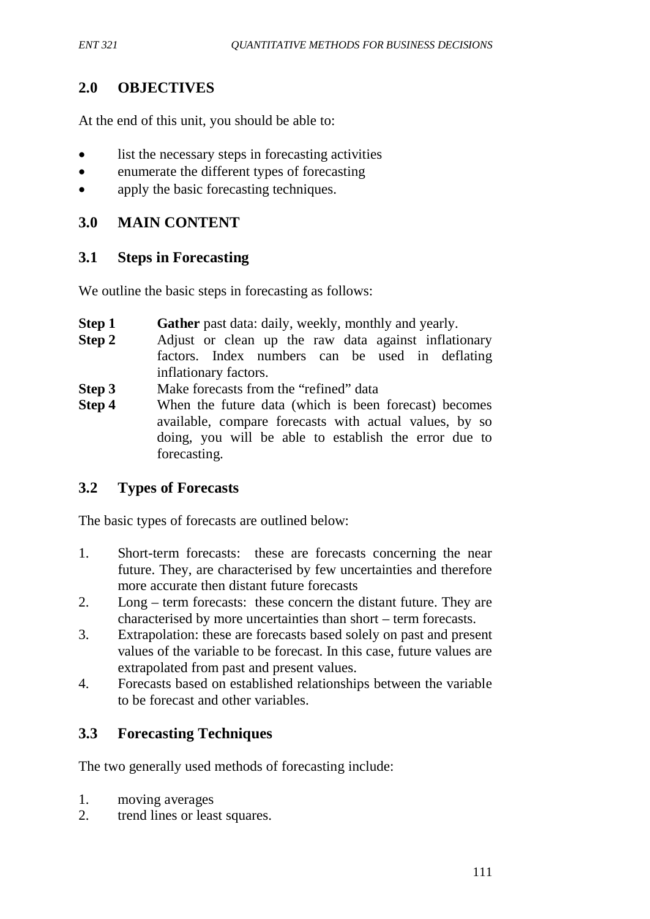## 2.0 OBJECTIVES

At the end of this unit, you should be able to:

- list the necessary steps in forecasting activities
- enumerate the different types of forecasting
- apply the basic forecasting techniques.

## 3.0 MAIN CONTENT

### 3.1 Steps in Forecasting

We outline the basic steps in forecasting as follows:

**Step 1** **Gather** past data: daily, weekly, monthly and yearly.

**Step 2** Adjust or clean up the raw data against inflationary factors. Index numbers can be used in deflating inflationary factors.

**Step 3** Make forecasts from the "refined" data

**Step 4** When the future data (which is been forecast) becomes available, compare forecasts with actual values, by so doing, you will be able to establish the error due to forecasting.

### 3.2 Types of Forecasts

The basic types of forecasts are outlined below:

1. Short-term forecasts: these are forecasts concerning the near future. They, are characterised by few uncertainties and therefore more accurate then distant future forecasts
2. Long – term forecasts: these concern the distant future. They are characterised by more uncertainties than short – term forecasts.
3. Extrapolation: these are forecasts based solely on past and present values of the variable to be forecast. In this case, future values are extrapolated from past and present values.
4. Forecasts based on established relationships between the variable to be forecast and other variables.

### 3.3 Forecasting Techniques

The two generally used methods of forecasting include:

1. moving averages
2. trend lines or least squares.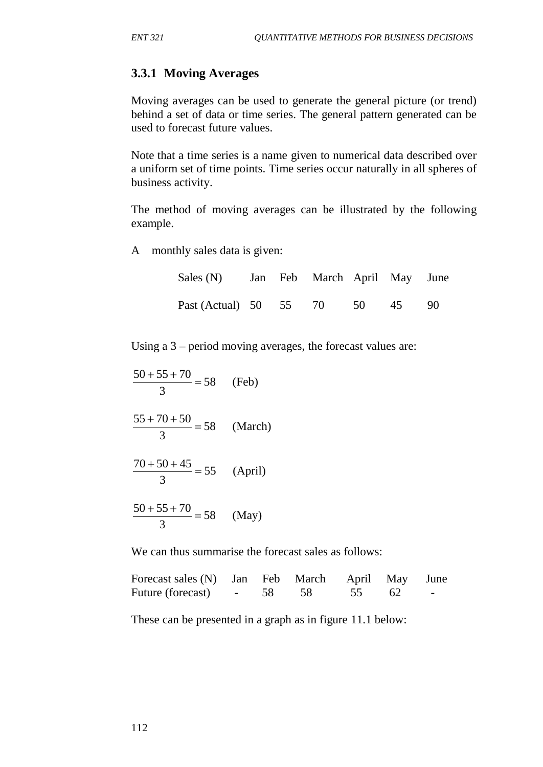### 3.3.1 Moving Averages

Moving averages can be used to generate the general picture (or trend) behind a set of data or time series. The general pattern generated can be used to forecast future values.

Note that a time series is a name given to numerical data described over a uniform set of time points. Time series occur naturally in all spheres of business activity.

The method of moving averages can be illustrated by the following example.

A monthly sales data is given:

| Sales (N) | Jan | Feb | March | April | May | June |
|---|---|---|---|---|---|---|
| Past (Actual) | 50 | 55 | 70 | 50 | 45 | 90 |

Using a 3 – period moving averages, the forecast values are:

$$\frac{50 + 55 + 70}{3} = 58 \quad \text{(Feb)}$$

$$\frac{55 + 70 + 50}{3} = 58 \quad \text{(March)}$$

$$\frac{70 + 50 + 45}{3} = 55 \quad \text{(April)}$$

$$\frac{50 + 55 + 70}{3} = 58 \quad \text{(May)}$$

We can thus summarise the forecast sales as follows:

| Forecast sales (N) | Jan | Feb | March | April | May | June |
|---|---|---|---|---|---|---|
| Future (forecast) | - | 58 | 58 | 55 | 62 | - |

These can be presented in a graph as in figure 11.1 below: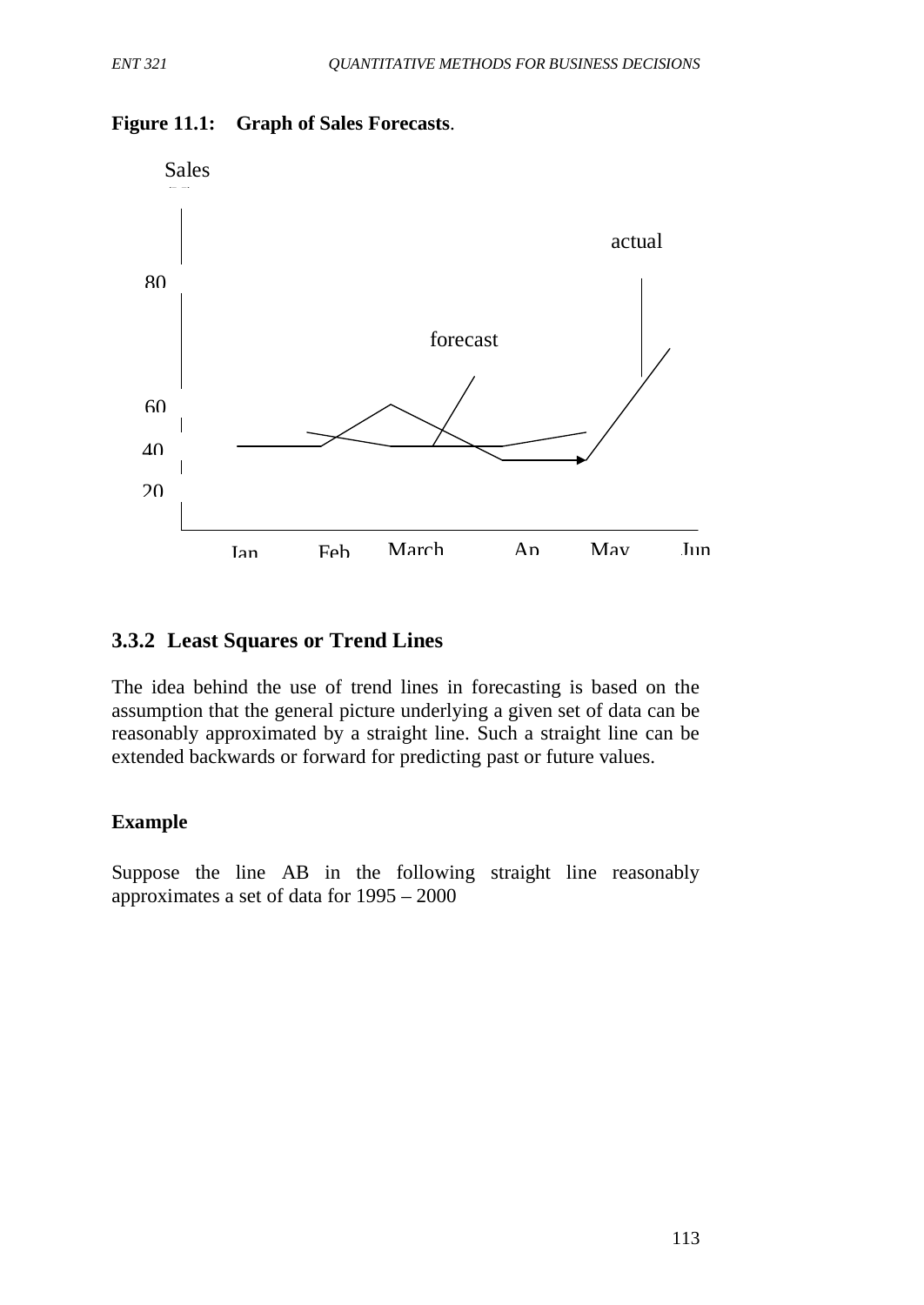**Figure 11.1: Graph of Sales Forecasts**.

Sales

actual

80

forecast

60

40

20

Jan Feb March Ap May Jun

### 3.3.2 Least Squares or Trend Lines

The idea behind the use of trend lines in forecasting is based on the assumption that the general picture underlying a given set of data can be reasonably approximated by a straight line. Such a straight line can be extended backwards or forward for predicting past or future values.

**Example**

Suppose the line AB in the following straight line reasonably approximates a set of data for 1995 – 2000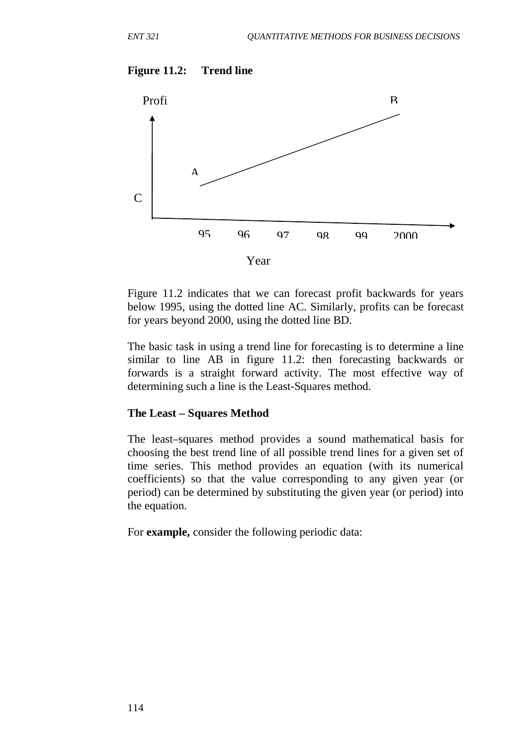**Figure 11.2: Trend line**

Profi

B

A

C

95 96 97 98 99 2000

Year

Figure 11.2 indicates that we can forecast profit backwards for years below 1995, using the dotted line AC. Similarly, profits can be forecast for years beyond 2000, using the dotted line BD.

The basic task in using a trend line for forecasting is to determine a line similar to line AB in figure 11.2: then forecasting backwards or forwards is a straight forward activity. The most effective way of determining such a line is the Least-Squares method.

**The Least – Squares Method**

The least–squares method provides a sound mathematical basis for choosing the best trend line of all possible trend lines for a given set of time series. This method provides an equation (with its numerical coefficients) so that the value corresponding to any given year (or period) can be determined by substituting the given year (or period) into the equation.

For **example,** consider the following periodic data: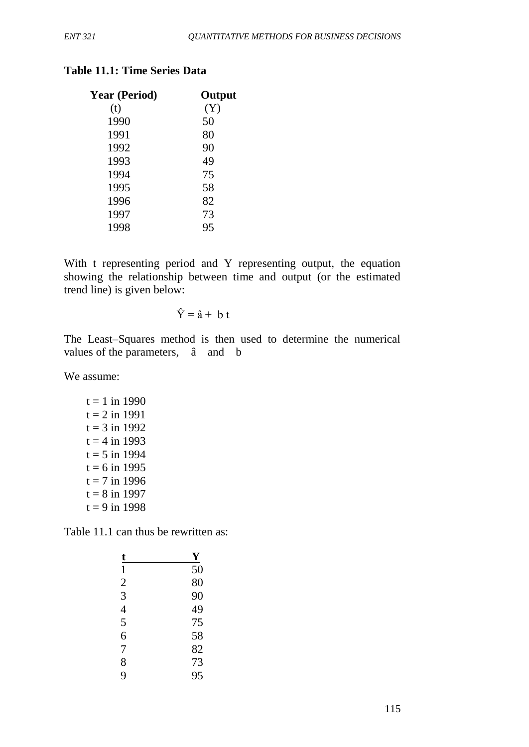**Table 11.1: Time Series Data**

| Year (Period) (t) | Output (Y) |
|---|---|
| 1990 | 50 |
| 1991 | 80 |
| 1992 | 90 |
| 1993 | 49 |
| 1994 | 75 |
| 1995 | 58 |
| 1996 | 82 |
| 1997 | 73 |
| 1998 | 95 |

With t representing period and Y representing output, the equation showing the relationship between time and output (or the estimated trend line) is given below:

$$\hat{Y} = \hat{a} + b\,t$$

The Least–Squares method is then used to determine the numerical values of the parameters, $\hat{a}$ and $b$

We assume:

t = 1 in 1990
t = 2 in 1991
t = 3 in 1992
t = 4 in 1993
t = 5 in 1994
t = 6 in 1995
t = 7 in 1996
t = 8 in 1997
t = 9 in 1998

Table 11.1 can thus be rewritten as:

| t | Y |
|---|---|
| 1 | 50 |
| 2 | 80 |
| 3 | 90 |
| 4 | 49 |
| 5 | 75 |
| 6 | 58 |
| 7 | 82 |
| 8 | 73 |
| 9 | 95 |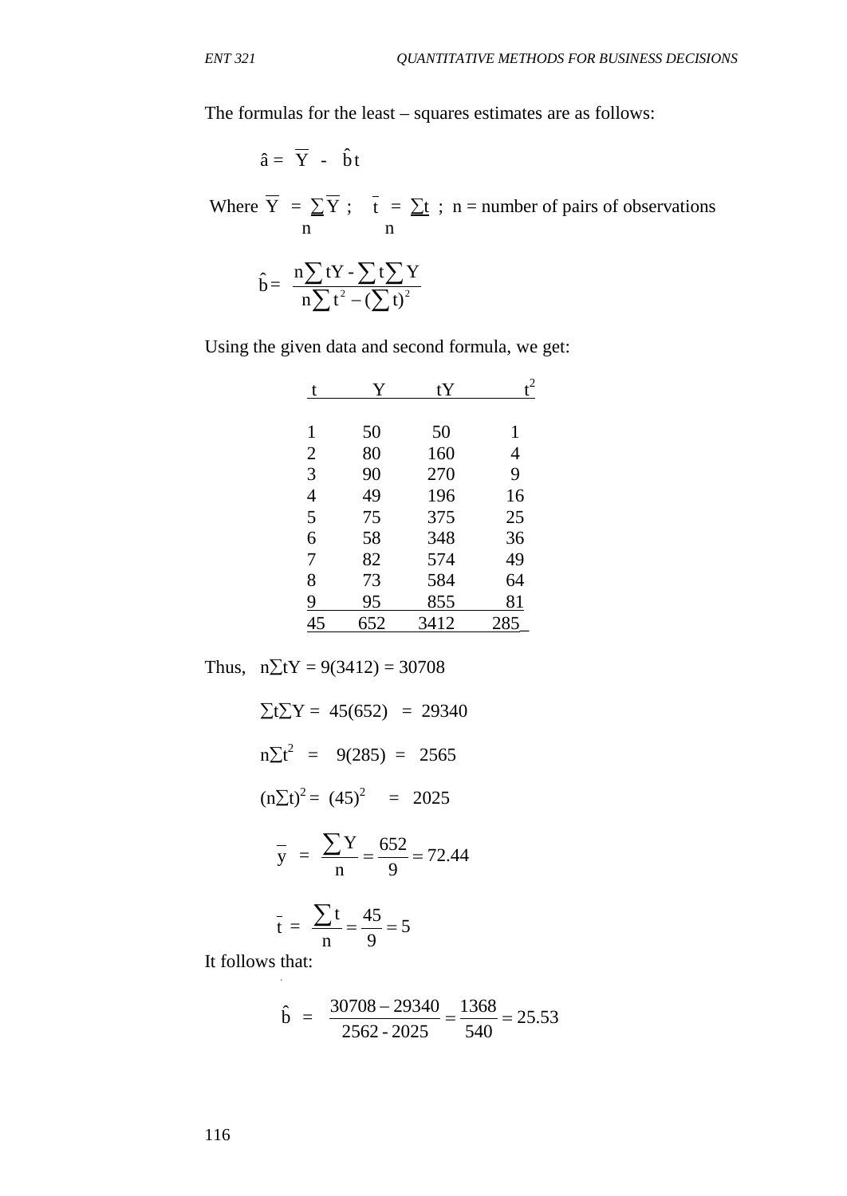The formulas for the least – squares estimates are as follows:

$$\hat{a} = \overline{Y} - \hat{b}t$$

Where $\overline{Y} = \frac{\sum \overline{Y}}{n}$ ; $\bar{t} = \frac{\sum t}{n}$ ; n = number of pairs of observations

$$\hat{b} = \frac{n\sum tY - \sum t \sum Y}{n\sum t^2 - (\sum t)^2}$$

Using the given data and second formula, we get:

| t | Y | tY | $t^2$ |
|---|---|---|---|
| 1 | 50 | 50 | 1 |
| 2 | 80 | 160 | 4 |
| 3 | 90 | 270 | 9 |
| 4 | 49 | 196 | 16 |
| 5 | 75 | 375 | 25 |
| 6 | 58 | 348 | 36 |
| 7 | 82 | 574 | 49 |
| 8 | 73 | 584 | 64 |
| 9 | 95 | 855 | 81 |
| 45 | 652 | 3412 | 285 |

Thus, $n\sum tY = 9(3412) = 30708$

$\sum t \sum Y = 45(652) = 29340$

$n\sum t^2 = 9(285) = 2565$

$(n\sum t)^2 = (45)^2 = 2025$

$$\bar{y} = \frac{\sum Y}{n} = \frac{652}{9} = 72.44$$

$$\bar{t} = \frac{\sum t}{n} = \frac{45}{9} = 5$$

It follows that:

$$\hat{b} = \frac{30708 - 29340}{2562 - 2025} = \frac{1368}{540} = 25.53$$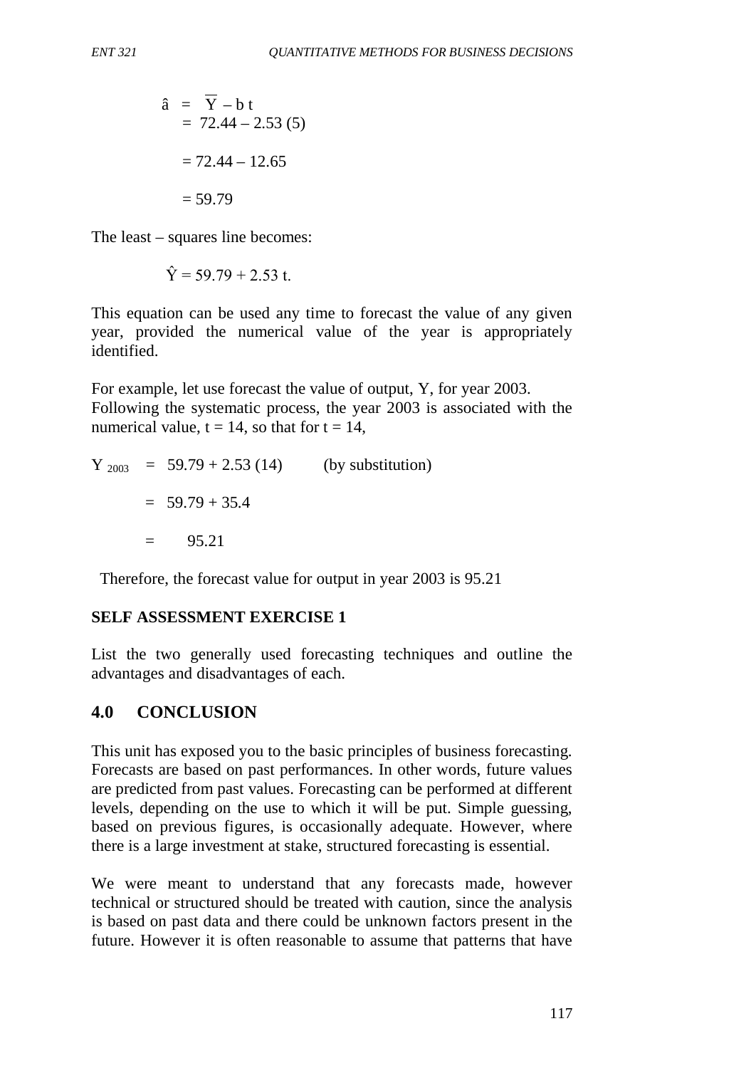$$
\begin{aligned}
\hat{a} &= \overline{Y} - b\,t \\
&= 72.44 - 2.53\,(5) \\
&= 72.44 - 12.65 \\
&= 59.79
\end{aligned}
$$

The least – squares line becomes:

$$\hat{Y} = 59.79 + 2.53\,t.$$

This equation can be used any time to forecast the value of any given year, provided the numerical value of the year is appropriately identified.

For example, let use forecast the value of output, Y, for year 2003. Following the systematic process, the year 2003 is associated with the numerical value, $t = 14$, so that for $t = 14$,

$$
\begin{aligned}
Y_{2003} &= 59.79 + 2.53\,(14) \qquad \text{(by substitution)} \\
&= 59.79 + 35.4 \\
&= 95.21
\end{aligned}
$$

Therefore, the forecast value for output in year 2003 is 95.21

**SELF ASSESSMENT EXERCISE 1**

List the two generally used forecasting techniques and outline the advantages and disadvantages of each.

## 4.0 CONCLUSION

This unit has exposed you to the basic principles of business forecasting. Forecasts are based on past performances. In other words, future values are predicted from past values. Forecasting can be performed at different levels, depending on the use to which it will be put. Simple guessing, based on previous figures, is occasionally adequate. However, where there is a large investment at stake, structured forecasting is essential.

We were meant to understand that any forecasts made, however technical or structured should be treated with caution, since the analysis is based on past data and there could be unknown factors present in the future. However it is often reasonable to assume that patterns that have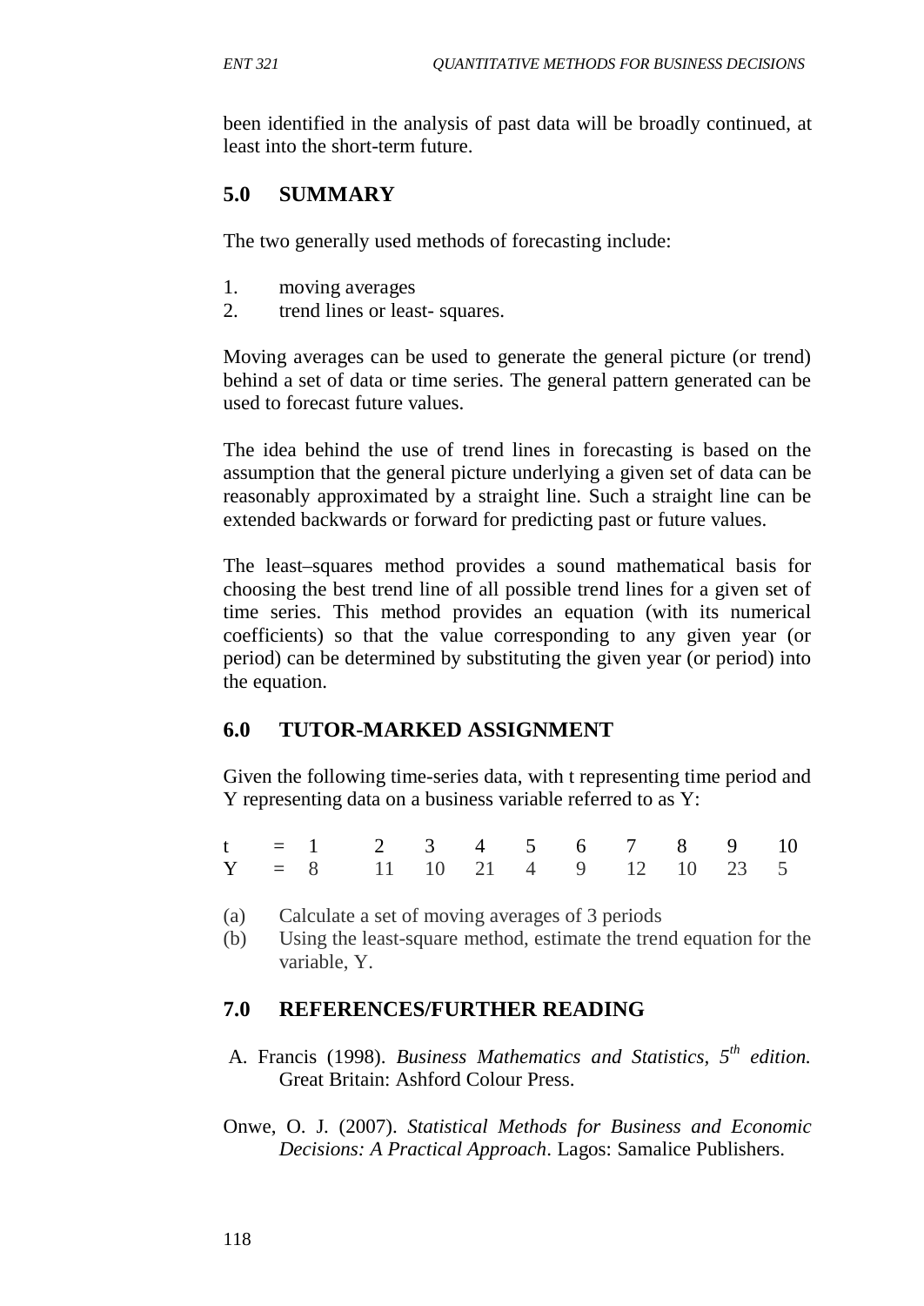been identified in the analysis of past data will be broadly continued, at least into the short-term future.

## 5.0 SUMMARY

The two generally used methods of forecasting include:

1. moving averages
2. trend lines or least- squares.

Moving averages can be used to generate the general picture (or trend) behind a set of data or time series. The general pattern generated can be used to forecast future values.

The idea behind the use of trend lines in forecasting is based on the assumption that the general picture underlying a given set of data can be reasonably approximated by a straight line. Such a straight line can be extended backwards or forward for predicting past or future values.

The least–squares method provides a sound mathematical basis for choosing the best trend line of all possible trend lines for a given set of time series. This method provides an equation (with its numerical coefficients) so that the value corresponding to any given year (or period) can be determined by substituting the given year (or period) into the equation.

## 6.0 TUTOR-MARKED ASSIGNMENT

Given the following time-series data, with t representing time period and Y representing data on a business variable referred to as Y:

| t = | 1 | 2 | 3 | 4 | 5 | 6 | 7 | 8 | 9 | 10 |
|---|---|---|---|---|---|---|---|---|---|---|
| Y = | 8 | 11 | 10 | 21 | 4 | 9 | 12 | 10 | 23 | 5 |

(a) Calculate a set of moving averages of 3 periods

(b) Using the least-square method, estimate the trend equation for the variable, Y.

## 7.0 REFERENCES/FURTHER READING

A. Francis (1998). *Business Mathematics and Statistics, 5th edition.* Great Britain: Ashford Colour Press.

Onwe, O. J. (2007). *Statistical Methods for Business and Economic Decisions: A Practical Approach*. Lagos: Samalice Publishers.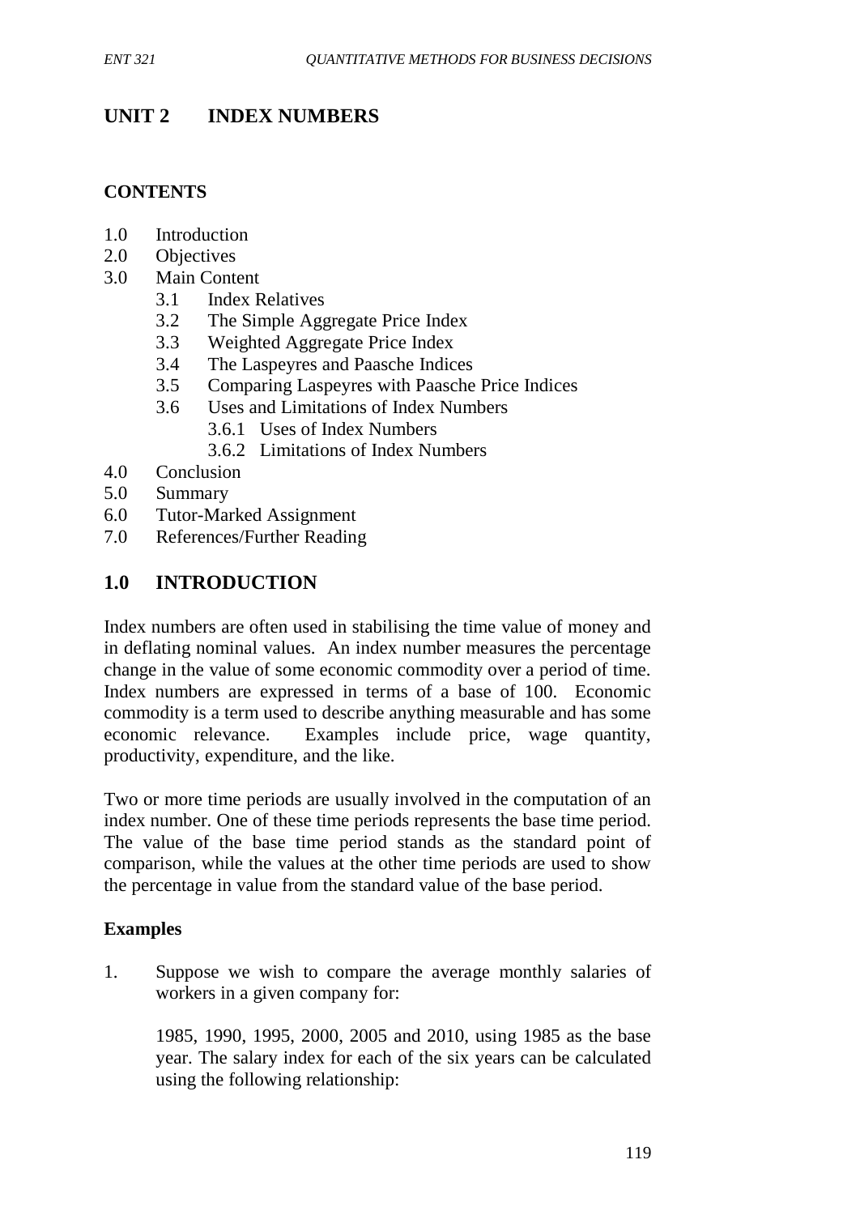# UNIT 2 INDEX NUMBERS

## CONTENTS

- 1.0 Introduction
- 2.0 Objectives
- 3.0 Main Content
  - 3.1 Index Relatives
  - 3.2 The Simple Aggregate Price Index
  - 3.3 Weighted Aggregate Price Index
  - 3.4 The Laspeyres and Paasche Indices
  - 3.5 Comparing Laspeyres with Paasche Price Indices
  - 3.6 Uses and Limitations of Index Numbers
    - 3.6.1 Uses of Index Numbers
    - 3.6.2 Limitations of Index Numbers
- 4.0 Conclusion
- 5.0 Summary
- 6.0 Tutor-Marked Assignment
- 7.0 References/Further Reading

## 1.0 INTRODUCTION

Index numbers are often used in stabilising the time value of money and in deflating nominal values. An index number measures the percentage change in the value of some economic commodity over a period of time. Index numbers are expressed in terms of a base of 100. Economic commodity is a term used to describe anything measurable and has some economic relevance. Examples include price, wage quantity, productivity, expenditure, and the like.

Two or more time periods are usually involved in the computation of an index number. One of these time periods represents the base time period. The value of the base time period stands as the standard point of comparison, while the values at the other time periods are used to show the percentage in value from the standard value of the base period.

### Examples

1. Suppose we wish to compare the average monthly salaries of workers in a given company for:

   1985, 1990, 1995, 2000, 2005 and 2010, using 1985 as the base year. The salary index for each of the six years can be calculated using the following relationship: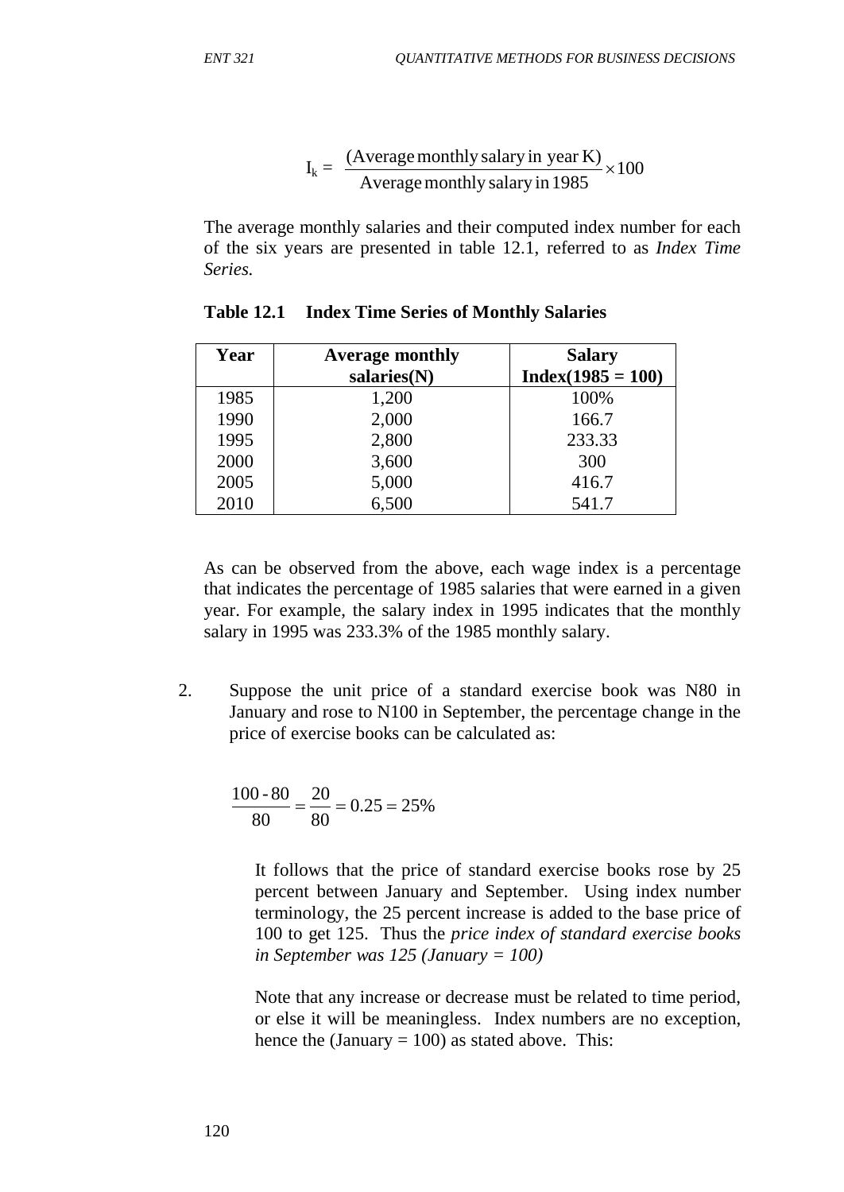$$I_k = \frac{(\text{Average monthly salary in year K})}{\text{Average monthly salary in 1985}} \times 100$$

The average monthly salaries and their computed index number for each of the six years are presented in table 12.1, referred to as *Index Time Series.*

**Table 12.1 Index Time Series of Monthly Salaries**

| Year | Average monthly salaries(N) | Salary Index(1985 = 100) |
|---|---|---|
| 1985 | 1,200 | 100% |
| 1990 | 2,000 | 166.7 |
| 1995 | 2,800 | 233.33 |
| 2000 | 3,600 | 300 |
| 2005 | 5,000 | 416.7 |
| 2010 | 6,500 | 541.7 |

As can be observed from the above, each wage index is a percentage that indicates the percentage of 1985 salaries that were earned in a given year. For example, the salary index in 1995 indicates that the monthly salary in 1995 was 233.3% of the 1985 monthly salary.

2. Suppose the unit price of a standard exercise book was N80 in January and rose to N100 in September, the percentage change in the price of exercise books can be calculated as:

$$\frac{100 - 80}{80} = \frac{20}{80} = 0.25 = 25\%$$

It follows that the price of standard exercise books rose by 25 percent between January and September. Using index number terminology, the 25 percent increase is added to the base price of 100 to get 125. Thus the *price index of standard exercise books in September was 125 (January = 100)*

Note that any increase or decrease must be related to time period, or else it will be meaningless. Index numbers are no exception, hence the (January = 100) as stated above. This: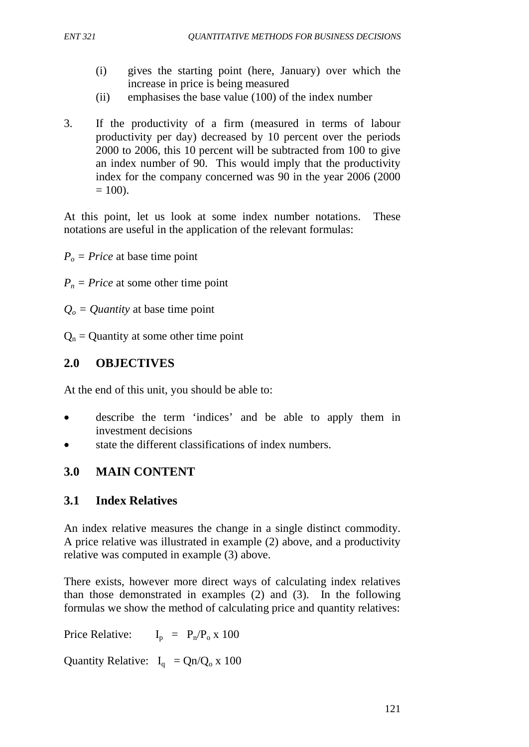(i) gives the starting point (here, January) over which the increase in price is being measured
(ii) emphasises the base value (100) of the index number

3. If the productivity of a firm (measured in terms of labour productivity per day) decreased by 10 percent over the periods 2000 to 2006, this 10 percent will be subtracted from 100 to give an index number of 90. This would imply that the productivity index for the company concerned was 90 in the year 2006 (2000 = 100).

At this point, let us look at some index number notations. These notations are useful in the application of the relevant formulas:

$P_o$ = *Price* at base time point

$P_n$ = *Price* at some other time point

$Q_o$ = *Quantity* at base time point

$Q_n$ = Quantity at some other time point

## 2.0 OBJECTIVES

At the end of this unit, you should be able to:

- describe the term 'indices' and be able to apply them in investment decisions
- state the different classifications of index numbers.

## 3.0 MAIN CONTENT

### 3.1 Index Relatives

An index relative measures the change in a single distinct commodity. A price relative was illustrated in example (2) above, and a productivity relative was computed in example (3) above.

There exists, however more direct ways of calculating index relatives than those demonstrated in examples (2) and (3). In the following formulas we show the method of calculating price and quantity relatives:

Price Relative: $I_p = P_n/P_o \times 100$

Quantity Relative: $I_q = Q_n/Q_o \times 100$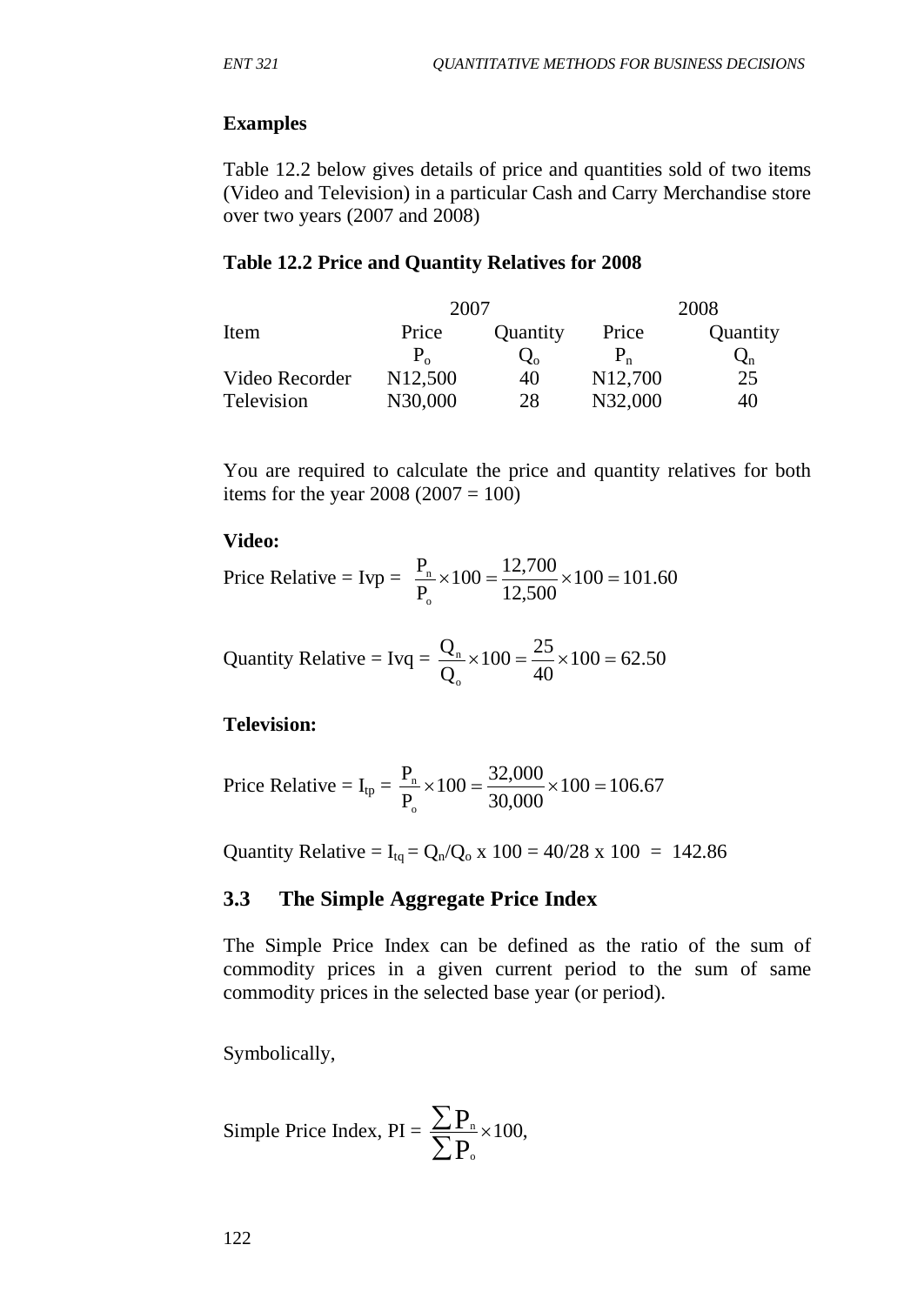**Examples**

Table 12.2 below gives details of price and quantities sold of two items (Video and Television) in a particular Cash and Carry Merchandise store over two years (2007 and 2008)

**Table 12.2 Price and Quantity Relatives for 2008**

| | 2007 | | 2008 | |
|---|---|---|---|---|
| Item | Price | Quantity | Price | Quantity |
| | $P_o$ | $Q_o$ | $P_n$ | $Q_n$ |
| Video Recorder | N12,500 | 40 | N12,700 | 25 |
| Television | N30,000 | 28 | N32,000 | 40 |

You are required to calculate the price and quantity relatives for both items for the year 2008 (2007 = 100)

**Video:**

Price Relative = Ivp = $\frac{P_n}{P_o} \times 100 = \frac{12,700}{12,500} \times 100 = 101.60$

Quantity Relative = Ivq = $\frac{Q_n}{Q_o} \times 100 = \frac{25}{40} \times 100 = 62.50$

**Television:**

Price Relative = $I_{tp} = \frac{P_n}{P_o} \times 100 = \frac{32,000}{30,000} \times 100 = 106.67$

Quantity Relative = $I_{tq} = Q_n/Q_o \times 100 = 40/28 \times 100 = 142.86$

## 3.3 The Simple Aggregate Price Index

The Simple Price Index can be defined as the ratio of the sum of commodity prices in a given current period to the sum of same commodity prices in the selected base year (or period).

Symbolically,

Simple Price Index, PI = $\frac{\sum P_n}{\sum P_o} \times 100,$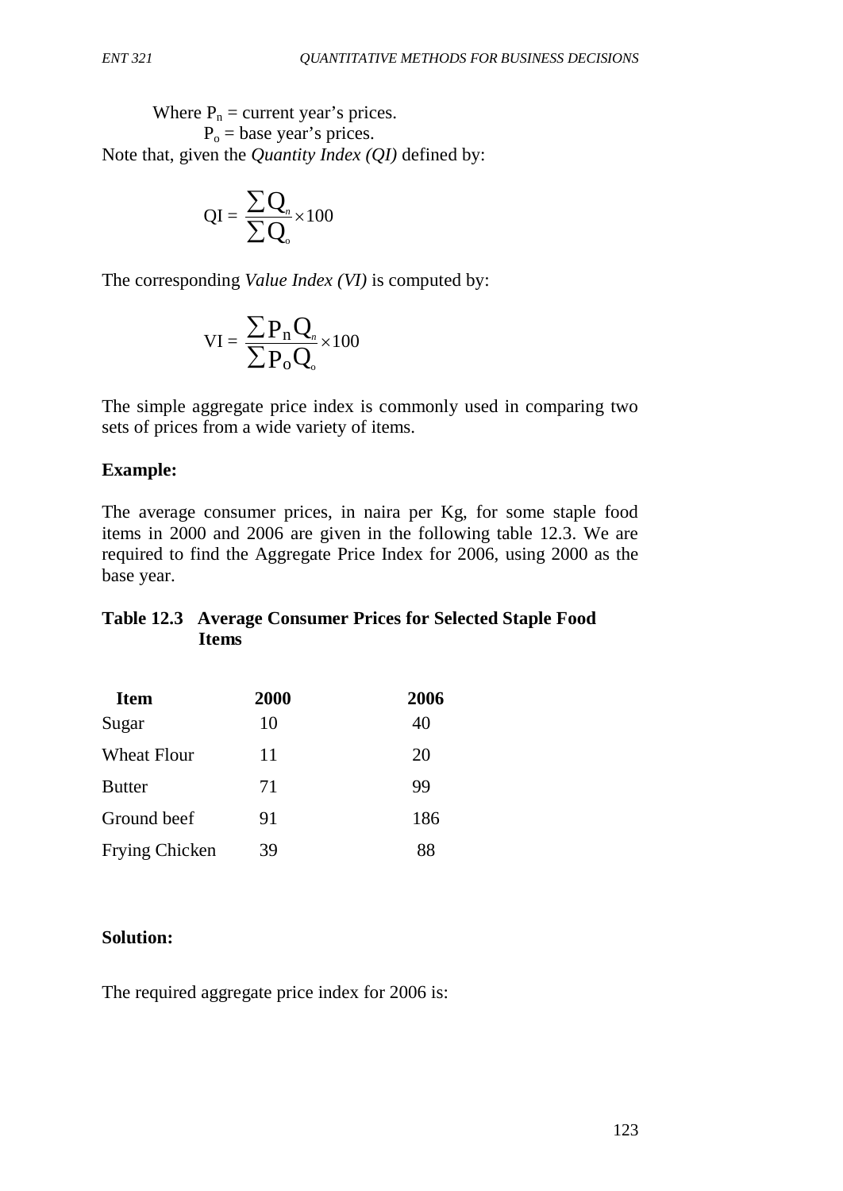Where $P_n$ = current year's prices.

$P_o$ = base year's prices.

Note that, given the *Quantity Index (QI)* defined by:

$$QI = \frac{\sum Q_n}{\sum Q_o} \times 100$$

The corresponding *Value Index (VI)* is computed by:

$$VI = \frac{\sum P_n Q_n}{\sum P_o Q_o} \times 100$$

The simple aggregate price index is commonly used in comparing two sets of prices from a wide variety of items.

**Example:**

The average consumer prices, in naira per Kg, for some staple food items in 2000 and 2006 are given in the following table 12.3. We are required to find the Aggregate Price Index for 2006, using 2000 as the base year.

**Table 12.3 Average Consumer Prices for Selected Staple Food Items**

| Item | 2000 | 2006 |
|---|---|---|
| Sugar | 10 | 40 |
| Wheat Flour | 11 | 20 |
| Butter | 71 | 99 |
| Ground beef | 91 | 186 |
| Frying Chicken | 39 | 88 |

**Solution:**

The required aggregate price index for 2006 is: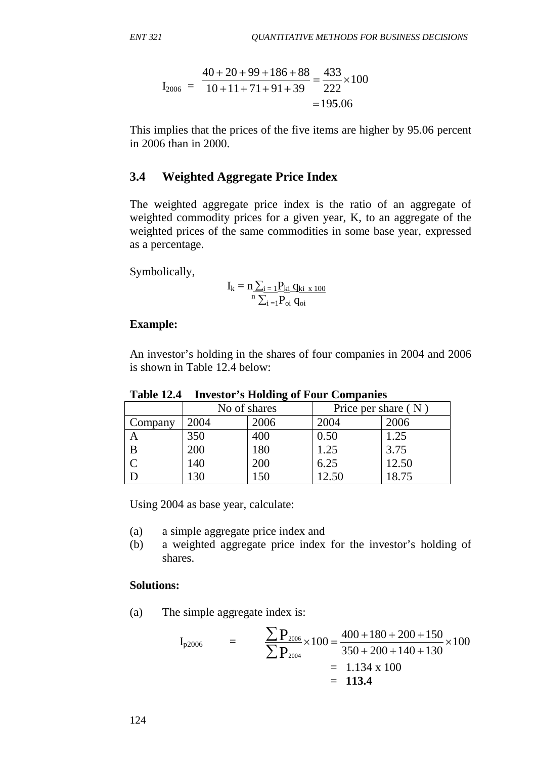$$I_{2006} = \frac{40+20+99+186+88}{10+11+71+91+39} = \frac{433}{222} \times 100$$
$$= 195.06$$

This implies that the prices of the five items are higher by 95.06 percent in 2006 than in 2000.

## 3.4 Weighted Aggregate Price Index

The weighted aggregate price index is the ratio of an aggregate of weighted commodity prices for a given year, K, to an aggregate of the weighted prices of the same commodities in some base year, expressed as a percentage.

Symbolically,

$$I_k = \frac{n\sum_{i=1} P_{ki}\, q_{ki}}{{}^{n}\sum_{i=1} P_{oi}\, q_{oi}} \times 100$$

**Example:**

An investor's holding in the shares of four companies in 2004 and 2006 is shown in Table 12.4 below:

**Table 12.4 Investor's Holding of Four Companies**

| | No of shares | | Price per share ( N ) | |
|---|---|---|---|---|
| Company | 2004 | 2006 | 2004 | 2006 |
| A | 350 | 400 | 0.50 | 1.25 |
| B | 200 | 180 | 1.25 | 3.75 |
| C | 140 | 200 | 6.25 | 12.50 |
| D | 130 | 150 | 12.50 | 18.75 |

Using 2004 as base year, calculate:

(a) a simple aggregate price index and
(b) a weighted aggregate price index for the investor's holding of shares.

**Solutions:**

(a) The simple aggregate index is:

$$I_{p2006} = \frac{\sum P_{2006}}{\sum P_{2004}} \times 100 = \frac{400+180+200+150}{350+200+140+130} \times 100$$
$$= 1.134 \text{ x } 100$$
$$= \mathbf{113.4}$$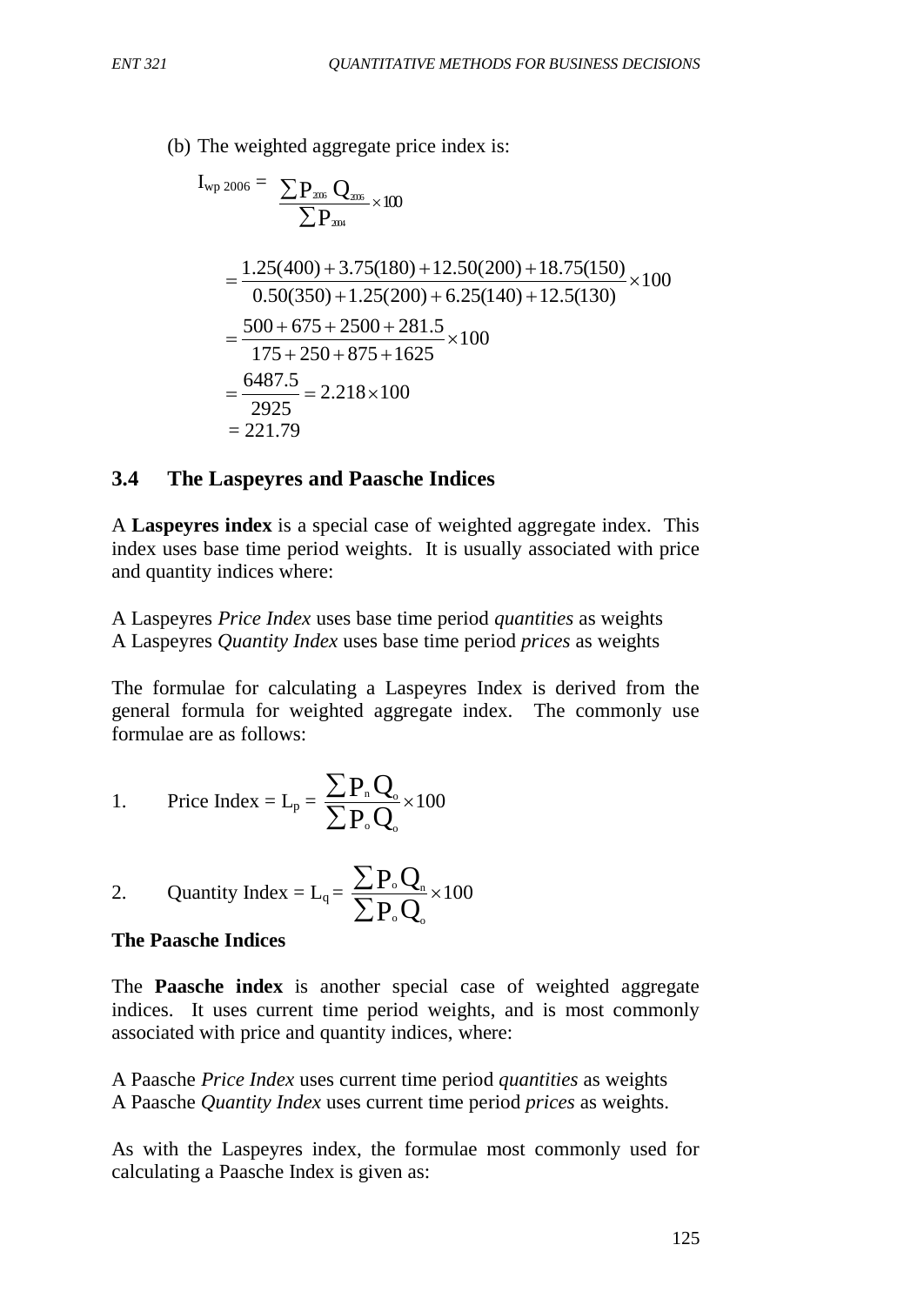(b) The weighted aggregate price index is:

$$I_{wp\ 2006} = \frac{\sum P_{2006} Q_{2006}}{\sum P_{2004}} \times 100$$

$$= \frac{1.25(400) + 3.75(180) + 12.50(200) + 18.75(150)}{0.50(350) + 1.25(200) + 6.25(140) + 12.5(130)} \times 100$$

$$= \frac{500 + 675 + 2500 + 281.5}{175 + 250 + 875 + 1625} \times 100$$

$$= \frac{6487.5}{2925} = 2.218 \times 100$$

$$= 221.79$$

## 3.4 The Laspeyres and Paasche Indices

A **Laspeyres index** is a special case of weighted aggregate index. This index uses base time period weights. It is usually associated with price and quantity indices where:

A Laspeyres *Price Index* uses base time period *quantities* as weights
A Laspeyres *Quantity Index* uses base time period *prices* as weights

The formulae for calculating a Laspeyres Index is derived from the general formula for weighted aggregate index. The commonly use formulae are as follows:

1. Price Index = $L_p = \frac{\sum P_n Q_o}{\sum P_o Q_o} \times 100$

2. Quantity Index = $L_q = \frac{\sum P_o Q_n}{\sum P_o Q_o} \times 100$

**The Paasche Indices**

The **Paasche index** is another special case of weighted aggregate indices. It uses current time period weights, and is most commonly associated with price and quantity indices, where:

A Paasche *Price Index* uses current time period *quantities* as weights
A Paasche *Quantity Index* uses current time period *prices* as weights.

As with the Laspeyres index, the formulae most commonly used for calculating a Paasche Index is given as: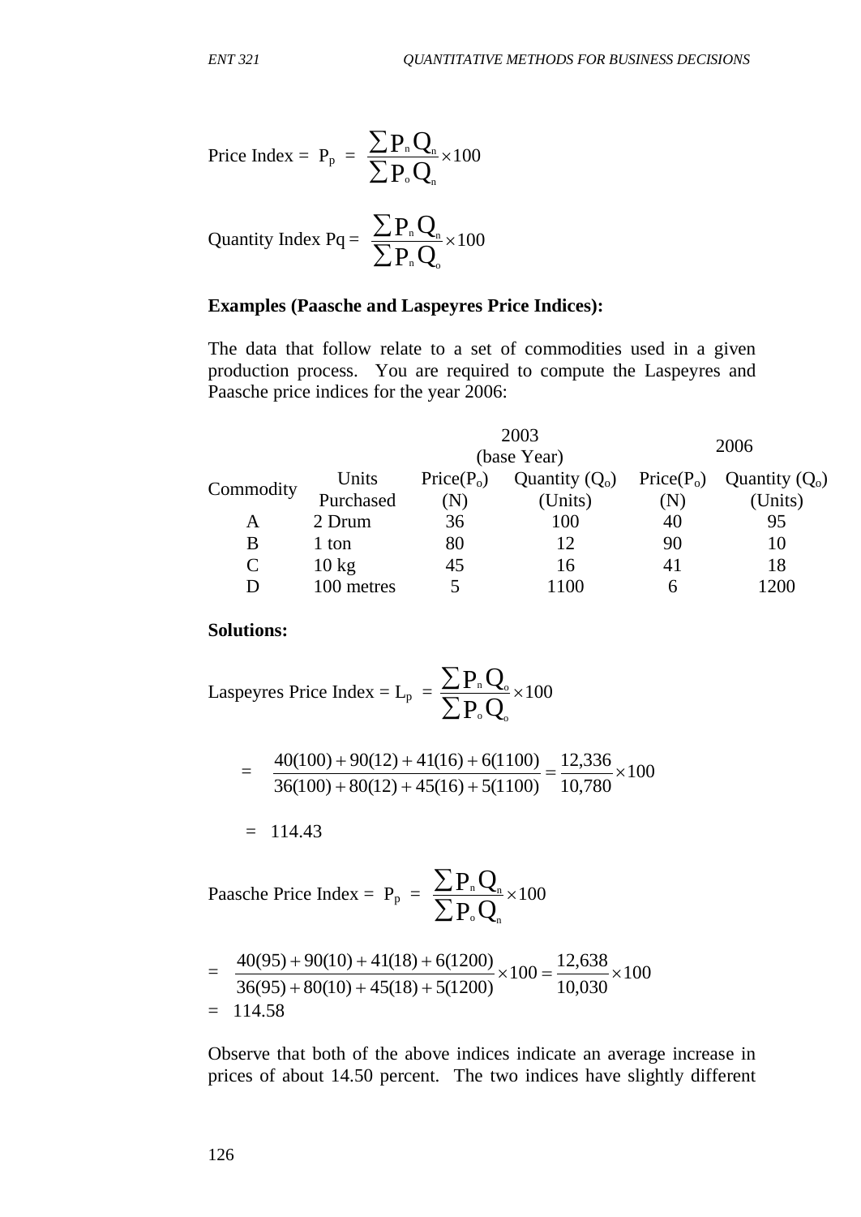Price Index = $P_p = \frac{\sum P_n Q_n}{\sum P_o Q_n} \times 100$

Quantity Index Pq = $\frac{\sum P_n Q_n}{\sum P_n Q_o} \times 100$

**Examples (Paasche and Laspeyres Price Indices):**

The data that follow relate to a set of commodities used in a given production process. You are required to compute the Laspeyres and Paasche price indices for the year 2006:

| Commodity | Units Purchased | 2003 (base Year) | | 2006 | |
|---|---|---|---|---|---|
| | | Price($P_o$) (N) | Quantity ($Q_o$) (Units) | Price($P_o$) (N) | Quantity ($Q_o$) (Units) |
| A | 2 Drum | 36 | 100 | 40 | 95 |
| B | 1 ton | 80 | 12 | 90 | 10 |
| C | 10 kg | 45 | 16 | 41 | 18 |
| D | 100 metres | 5 | 1100 | 6 | 1200 |

**Solutions:**

Laspeyres Price Index = $L_p = \frac{\sum P_n Q_o}{\sum P_o Q_o} \times 100$

$$= \frac{40(100) + 90(12) + 41(16) + 6(1100)}{36(100) + 80(12) + 45(16) + 5(1100)} = \frac{12,336}{10,780} \times 100$$

$= 114.43$

Paasche Price Index = $P_p = \frac{\sum P_n Q_n}{\sum P_o Q_n} \times 100$

$$= \frac{40(95) + 90(10) + 41(18) + 6(1200)}{36(95) + 80(10) + 45(18) + 5(1200)} \times 100 = \frac{12,638}{10,030} \times 100$$

$= 114.58$

Observe that both of the above indices indicate an average increase in prices of about 14.50 percent. The two indices have slightly different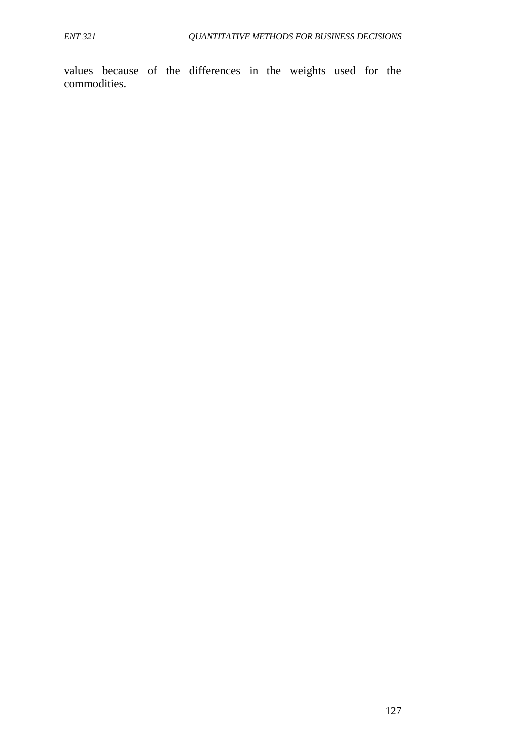values because of the differences in the weights used for the commodities.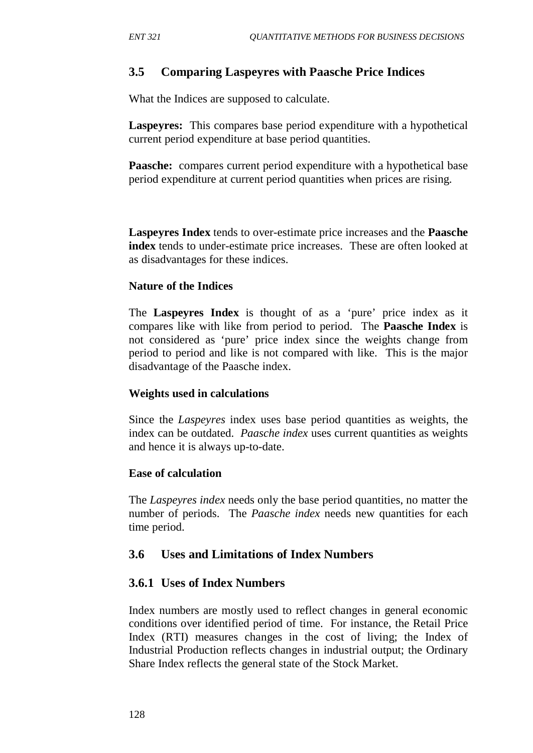## 3.5 Comparing Laspeyres with Paasche Price Indices

What the Indices are supposed to calculate.

**Laspeyres:** This compares base period expenditure with a hypothetical current period expenditure at base period quantities.

**Paasche:** compares current period expenditure with a hypothetical base period expenditure at current period quantities when prices are rising.

**Laspeyres Index** tends to over-estimate price increases and the **Paasche index** tends to under-estimate price increases. These are often looked at as disadvantages for these indices.

**Nature of the Indices**

The **Laspeyres Index** is thought of as a 'pure' price index as it compares like with like from period to period. The **Paasche Index** is not considered as 'pure' price index since the weights change from period to period and like is not compared with like. This is the major disadvantage of the Paasche index.

**Weights used in calculations**

Since the *Laspeyres* index uses base period quantities as weights, the index can be outdated. *Paasche index* uses current quantities as weights and hence it is always up-to-date.

**Ease of calculation**

The *Laspeyres index* needs only the base period quantities, no matter the number of periods. The *Paasche index* needs new quantities for each time period.

## 3.6 Uses and Limitations of Index Numbers

### 3.6.1 Uses of Index Numbers

Index numbers are mostly used to reflect changes in general economic conditions over identified period of time. For instance, the Retail Price Index (RTI) measures changes in the cost of living; the Index of Industrial Production reflects changes in industrial output; the Ordinary Share Index reflects the general state of the Stock Market.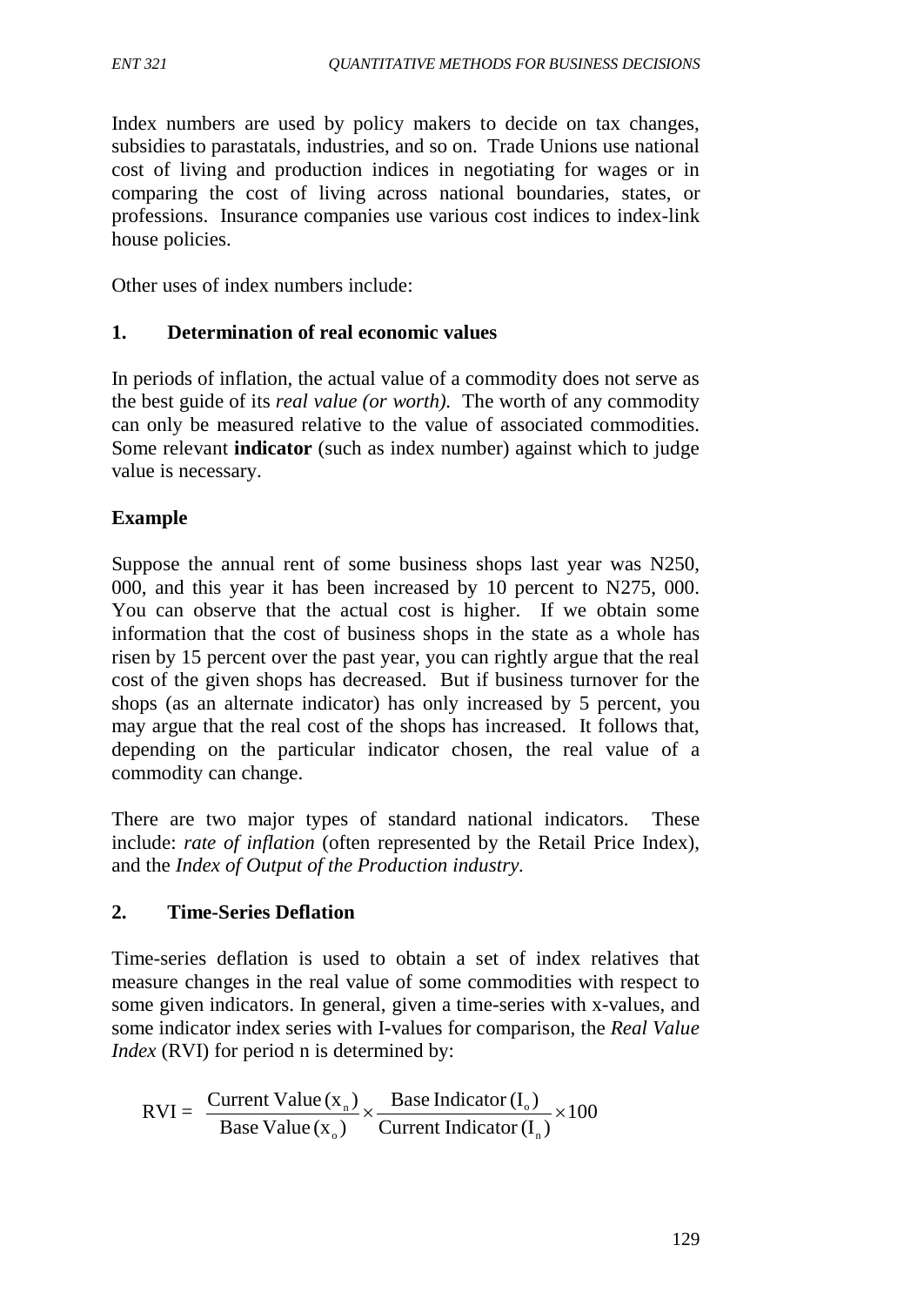Index numbers are used by policy makers to decide on tax changes, subsidies to parastatals, industries, and so on. Trade Unions use national cost of living and production indices in negotiating for wages or in comparing the cost of living across national boundaries, states, or professions. Insurance companies use various cost indices to index-link house policies.

Other uses of index numbers include:

### 1. Determination of real economic values

In periods of inflation, the actual value of a commodity does not serve as the best guide of its *real value (or worth).* The worth of any commodity can only be measured relative to the value of associated commodities. Some relevant **indicator** (such as index number) against which to judge value is necessary.

#### Example

Suppose the annual rent of some business shops last year was N250, 000, and this year it has been increased by 10 percent to N275, 000. You can observe that the actual cost is higher. If we obtain some information that the cost of business shops in the state as a whole has risen by 15 percent over the past year, you can rightly argue that the real cost of the given shops has decreased. But if business turnover for the shops (as an alternate indicator) has only increased by 5 percent, you may argue that the real cost of the shops has increased. It follows that, depending on the particular indicator chosen, the real value of a commodity can change.

There are two major types of standard national indicators. These include: *rate of inflation* (often represented by the Retail Price Index), and the *Index of Output of the Production industry.*

### 2. Time-Series Deflation

Time-series deflation is used to obtain a set of index relatives that measure changes in the real value of some commodities with respect to some given indicators. In general, given a time-series with x-values, and some indicator index series with I-values for comparison, the *Real Value Index* (RVI) for period n is determined by:

$$\text{RVI} = \frac{\text{Current Value}\,(x_n)}{\text{Base Value}\,(x_o)} \times \frac{\text{Base Indicator}\,(I_o)}{\text{Current Indicator}\,(I_n)} \times 100$$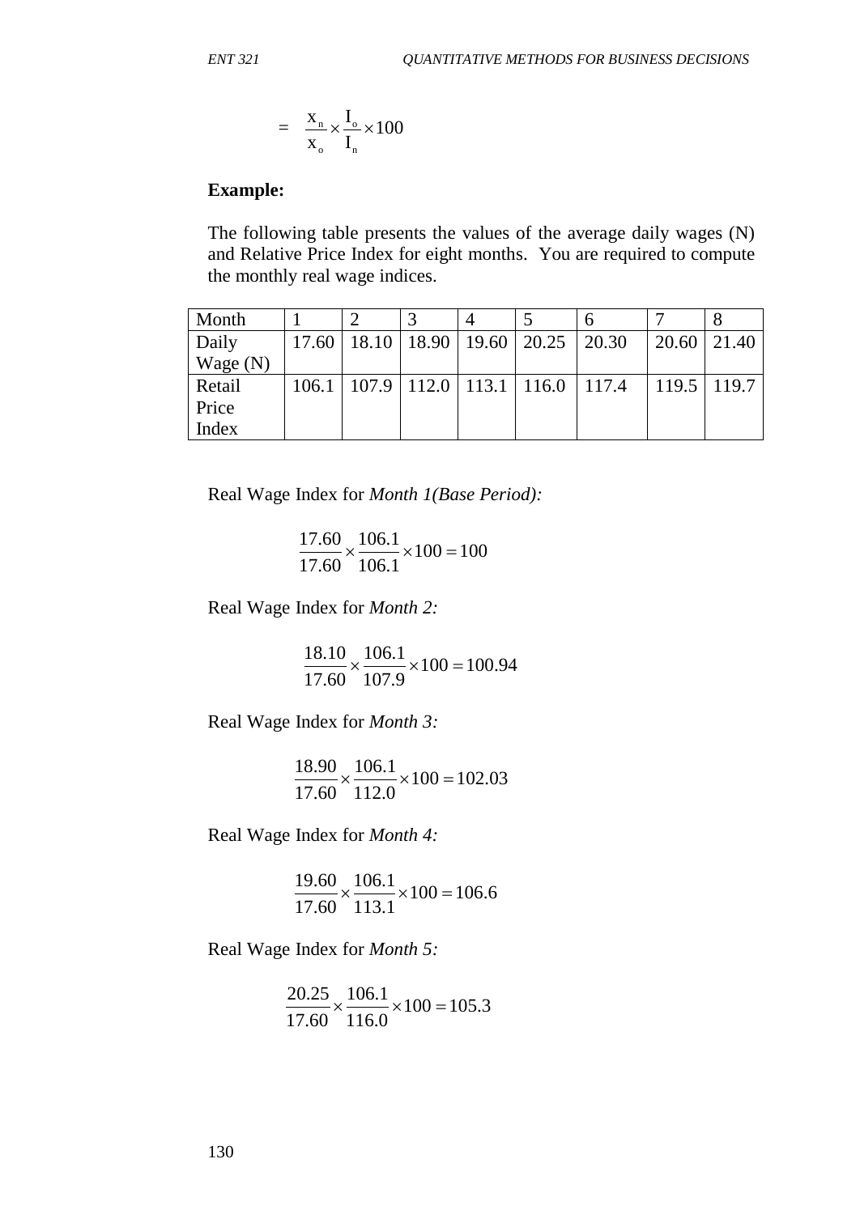$$= \frac{x_n}{x_o} \times \frac{I_o}{I_n} \times 100$$

**Example:**

The following table presents the values of the average daily wages (N) and Relative Price Index for eight months. You are required to compute the monthly real wage indices.

| Month | 1 | 2 | 3 | 4 | 5 | 6 | 7 | 8 |
|---|---|---|---|---|---|---|---|---|
| Daily Wage (N) | 17.60 | 18.10 | 18.90 | 19.60 | 20.25 | 20.30 | 20.60 | 21.40 |
| Retail Price Index | 106.1 | 107.9 | 112.0 | 113.1 | 116.0 | 117.4 | 119.5 | 119.7 |

Real Wage Index for *Month 1(Base Period):*

$$\frac{17.60}{17.60} \times \frac{106.1}{106.1} \times 100 = 100$$

Real Wage Index for *Month 2:*

$$\frac{18.10}{17.60} \times \frac{106.1}{107.9} \times 100 = 100.94$$

Real Wage Index for *Month 3:*

$$\frac{18.90}{17.60} \times \frac{106.1}{112.0} \times 100 = 102.03$$

Real Wage Index for *Month 4:*

$$\frac{19.60}{17.60} \times \frac{106.1}{113.1} \times 100 = 106.6$$

Real Wage Index for *Month 5:*

$$\frac{20.25}{17.60} \times \frac{106.1}{116.0} \times 100 = 105.3$$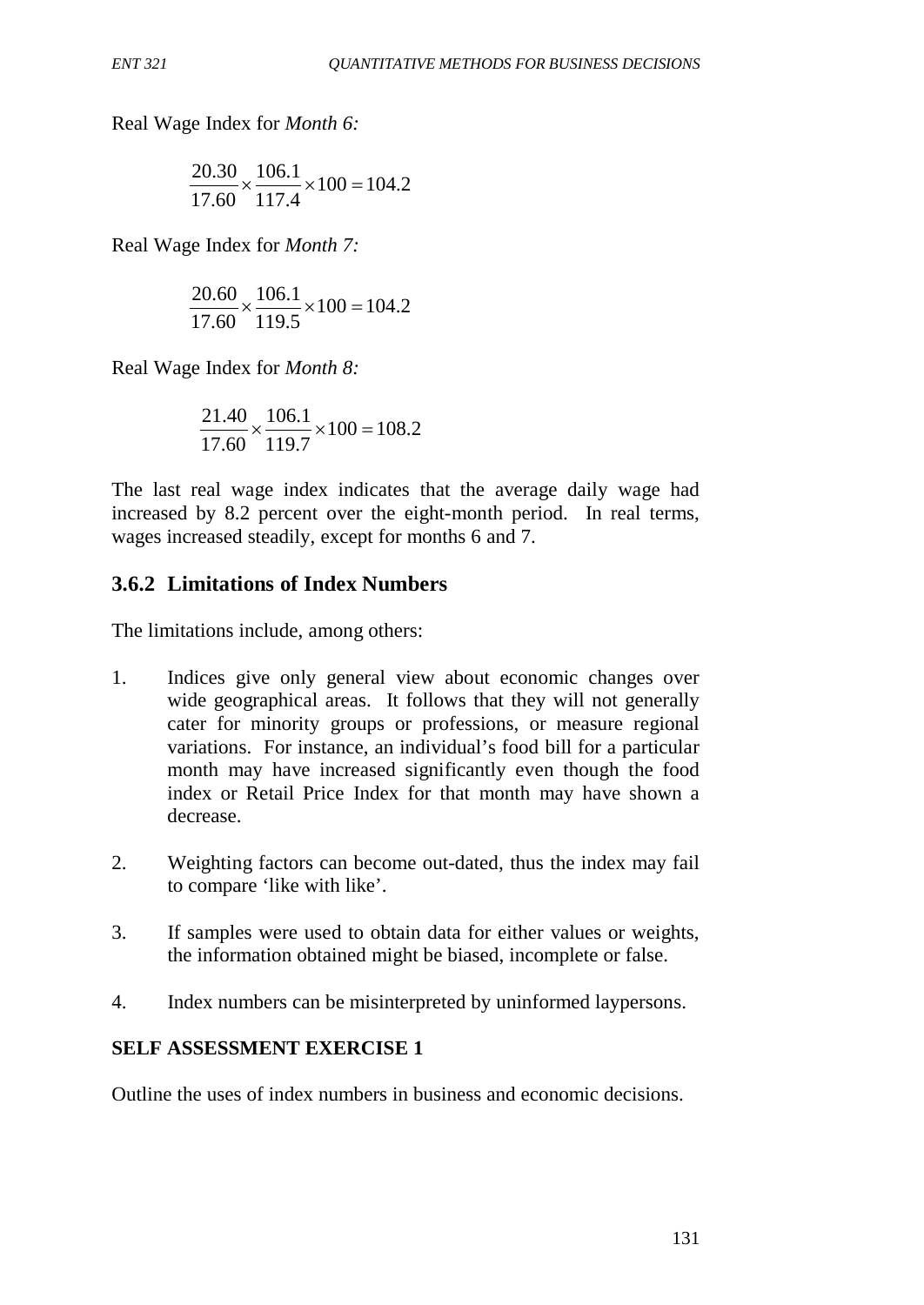Real Wage Index for *Month 6:*

$$\frac{20.30}{17.60} \times \frac{106.1}{117.4} \times 100 = 104.2$$

Real Wage Index for *Month 7:*

$$\frac{20.60}{17.60} \times \frac{106.1}{119.5} \times 100 = 104.2$$

Real Wage Index for *Month 8:*

$$\frac{21.40}{17.60} \times \frac{106.1}{119.7} \times 100 = 108.2$$

The last real wage index indicates that the average daily wage had increased by 8.2 percent over the eight-month period. In real terms, wages increased steadily, except for months 6 and 7.

### 3.6.2 Limitations of Index Numbers

The limitations include, among others:

1. Indices give only general view about economic changes over wide geographical areas. It follows that they will not generally cater for minority groups or professions, or measure regional variations. For instance, an individual's food bill for a particular month may have increased significantly even though the food index or Retail Price Index for that month may have shown a decrease.

2. Weighting factors can become out-dated, thus the index may fail to compare 'like with like'.

3. If samples were used to obtain data for either values or weights, the information obtained might be biased, incomplete or false.

4. Index numbers can be misinterpreted by uninformed laypersons.

**SELF ASSESSMENT EXERCISE 1**

Outline the uses of index numbers in business and economic decisions.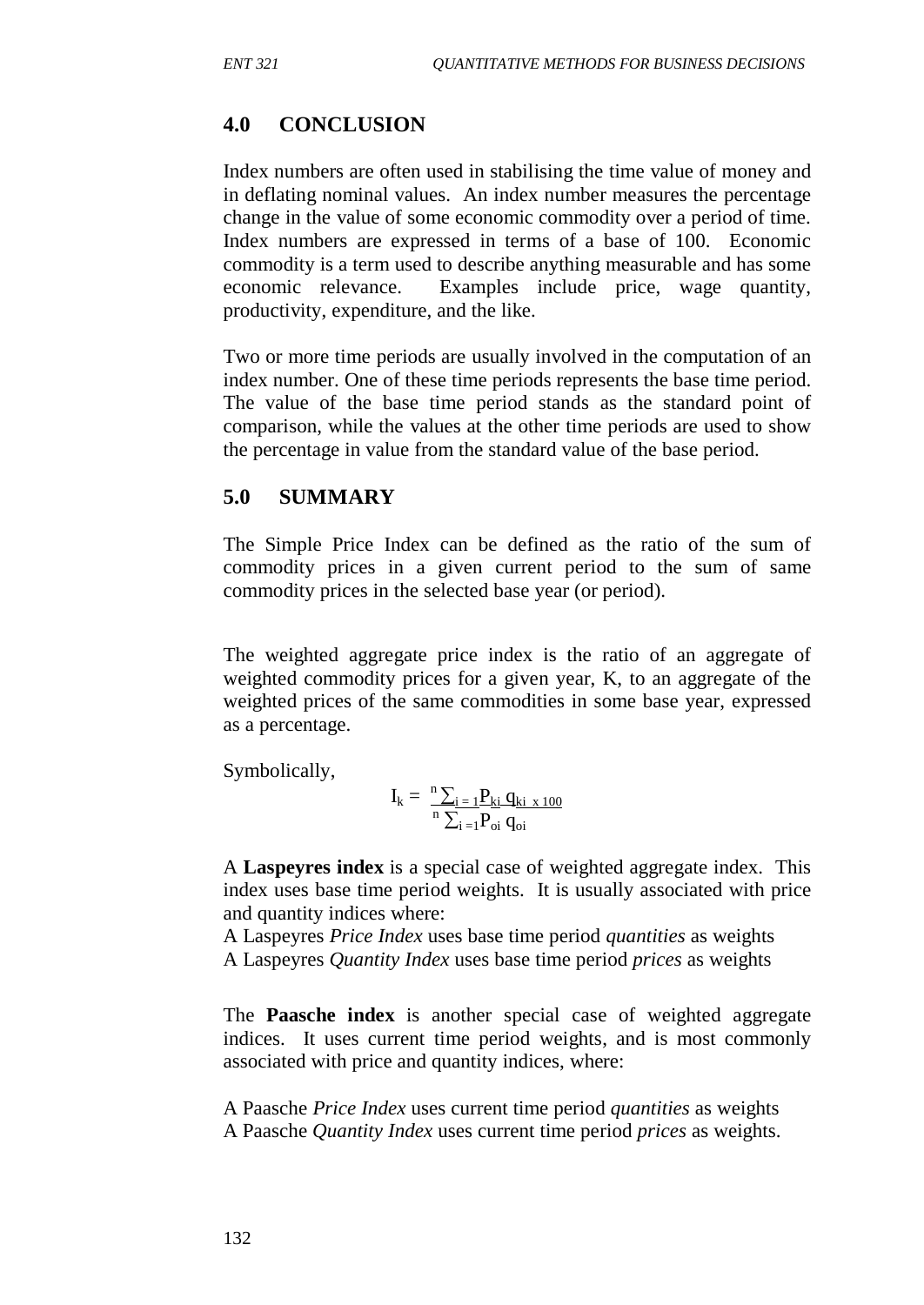## 4.0 CONCLUSION

Index numbers are often used in stabilising the time value of money and in deflating nominal values. An index number measures the percentage change in the value of some economic commodity over a period of time. Index numbers are expressed in terms of a base of 100. Economic commodity is a term used to describe anything measurable and has some economic relevance. Examples include price, wage quantity, productivity, expenditure, and the like.

Two or more time periods are usually involved in the computation of an index number. One of these time periods represents the base time period. The value of the base time period stands as the standard point of comparison, while the values at the other time periods are used to show the percentage in value from the standard value of the base period.

## 5.0 SUMMARY

The Simple Price Index can be defined as the ratio of the sum of commodity prices in a given current period to the sum of same commodity prices in the selected base year (or period).

The weighted aggregate price index is the ratio of an aggregate of weighted commodity prices for a given year, K, to an aggregate of the weighted prices of the same commodities in some base year, expressed as a percentage.

Symbolically,

$$I_k = \frac{\sum_{i=1}^{n} P_{ki}\, q_{ki}}{\sum_{i=1}^{n} P_{oi}\, q_{oi}} \times 100$$

A **Laspeyres index** is a special case of weighted aggregate index. This index uses base time period weights. It is usually associated with price and quantity indices where:

A Laspeyres *Price Index* uses base time period *quantities* as weights
A Laspeyres *Quantity Index* uses base time period *prices* as weights

The **Paasche index** is another special case of weighted aggregate indices. It uses current time period weights, and is most commonly associated with price and quantity indices, where:

A Paasche *Price Index* uses current time period *quantities* as weights
A Paasche *Quantity Index* uses current time period *prices* as weights.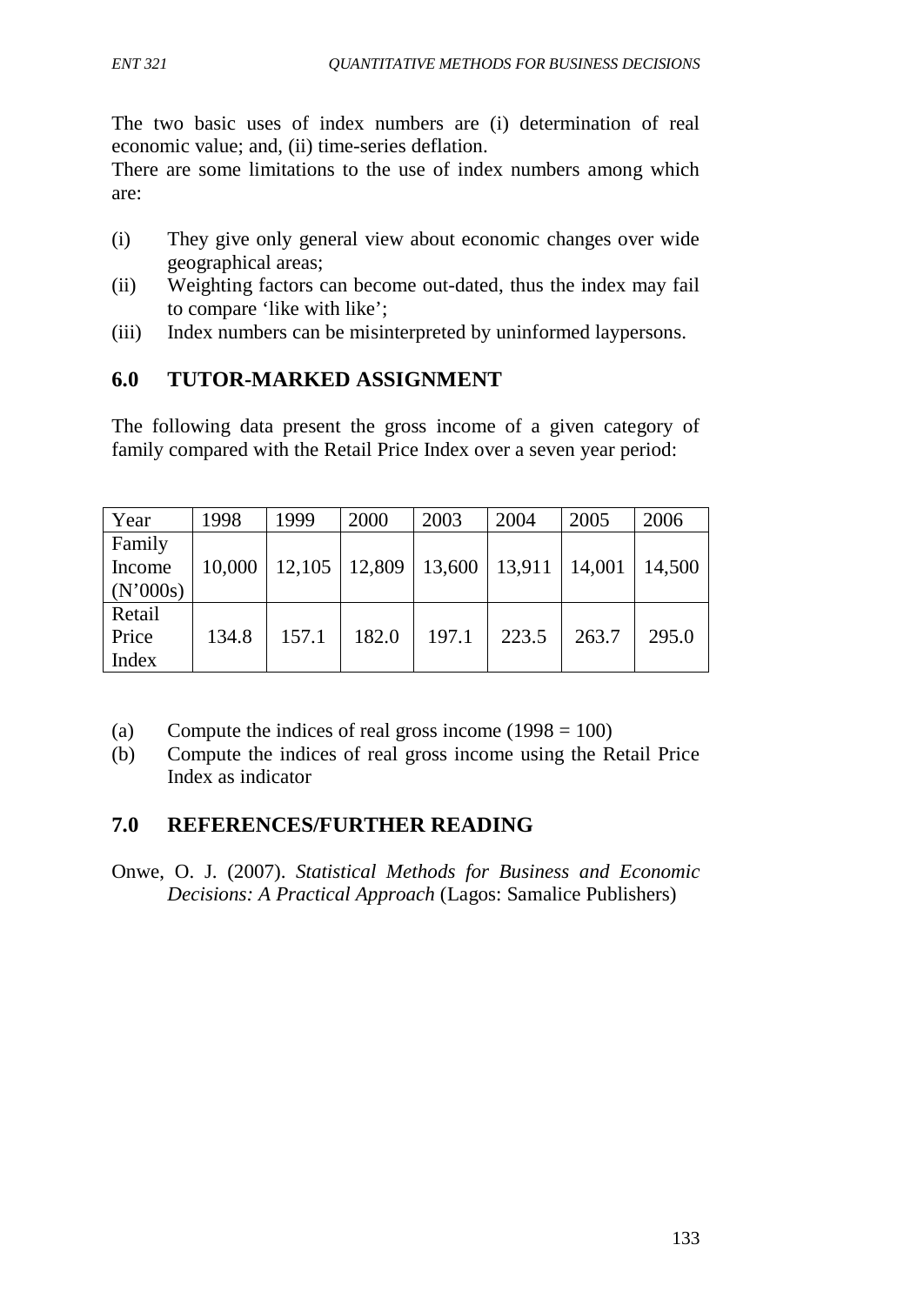The two basic uses of index numbers are (i) determination of real economic value; and, (ii) time-series deflation.

There are some limitations to the use of index numbers among which are:

(i) They give only general view about economic changes over wide geographical areas;
(ii) Weighting factors can become out-dated, thus the index may fail to compare 'like with like';
(iii) Index numbers can be misinterpreted by uninformed laypersons.

## 6.0 TUTOR-MARKED ASSIGNMENT

The following data present the gross income of a given category of family compared with the Retail Price Index over a seven year period:

| Year | 1998 | 1999 | 2000 | 2003 | 2004 | 2005 | 2006 |
|---|---|---|---|---|---|---|---|
| Family Income (N'000s) | 10,000 | 12,105 | 12,809 | 13,600 | 13,911 | 14,001 | 14,500 |
| Retail Price Index | 134.8 | 157.1 | 182.0 | 197.1 | 223.5 | 263.7 | 295.0 |

(a) Compute the indices of real gross income (1998 = 100)
(b) Compute the indices of real gross income using the Retail Price Index as indicator

## 7.0 REFERENCES/FURTHER READING

Onwe, O. J. (2007). *Statistical Methods for Business and Economic Decisions: A Practical Approach* (Lagos: Samalice Publishers)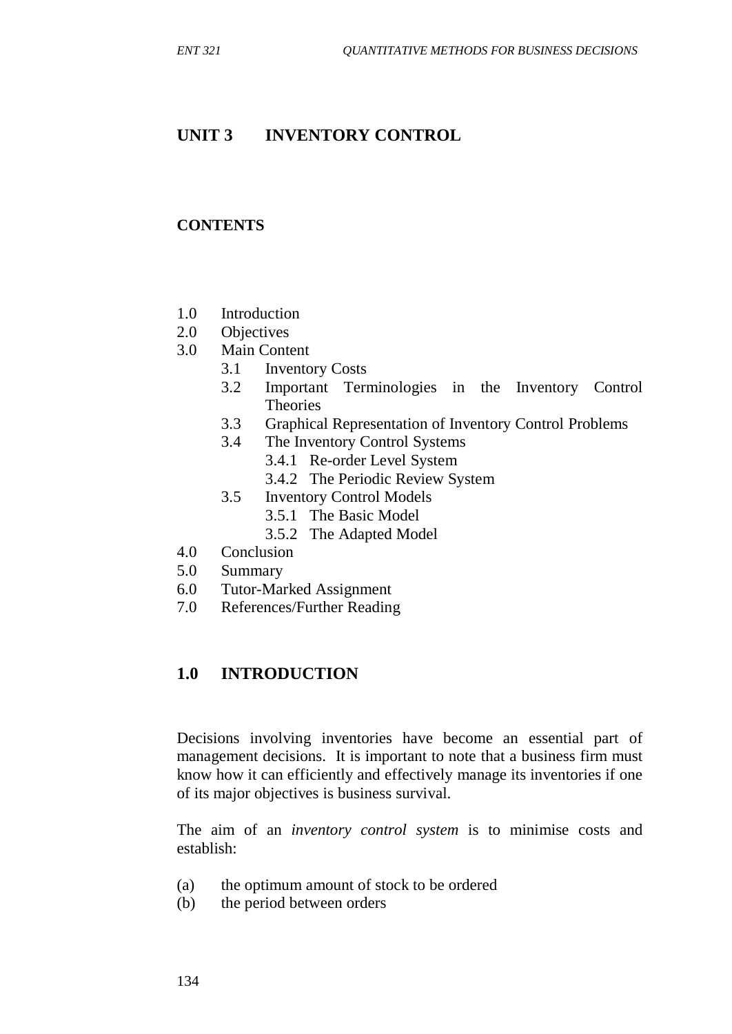# UNIT 3 INVENTORY CONTROL

## CONTENTS

- 1.0 Introduction
- 2.0 Objectives
- 3.0 Main Content
  - 3.1 Inventory Costs
  - 3.2 Important Terminologies in the Inventory Control Theories
  - 3.3 Graphical Representation of Inventory Control Problems
  - 3.4 The Inventory Control Systems
    - 3.4.1 Re-order Level System
    - 3.4.2 The Periodic Review System
  - 3.5 Inventory Control Models
    - 3.5.1 The Basic Model
    - 3.5.2 The Adapted Model
- 4.0 Conclusion
- 5.0 Summary
- 6.0 Tutor-Marked Assignment
- 7.0 References/Further Reading

## 1.0 INTRODUCTION

Decisions involving inventories have become an essential part of management decisions. It is important to note that a business firm must know how it can efficiently and effectively manage its inventories if one of its major objectives is business survival.

The aim of an *inventory control system* is to minimise costs and establish:

(a) the optimum amount of stock to be ordered
(b) the period between orders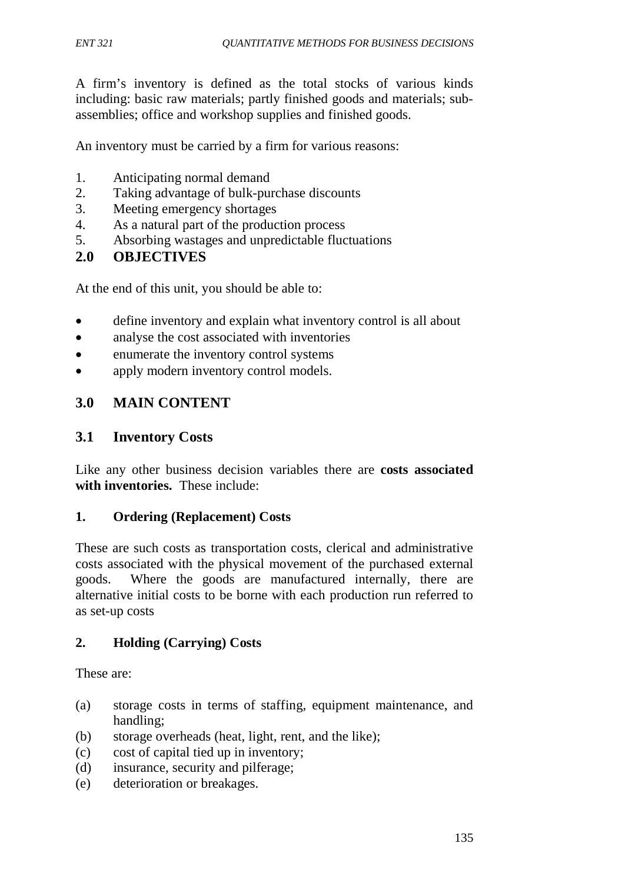A firm's inventory is defined as the total stocks of various kinds including: basic raw materials; partly finished goods and materials; sub-assemblies; office and workshop supplies and finished goods.

An inventory must be carried by a firm for various reasons:

1. Anticipating normal demand
2. Taking advantage of bulk-purchase discounts
3. Meeting emergency shortages
4. As a natural part of the production process
5. Absorbing wastages and unpredictable fluctuations

## 2.0 OBJECTIVES

At the end of this unit, you should be able to:

- define inventory and explain what inventory control is all about
- analyse the cost associated with inventories
- enumerate the inventory control systems
- apply modern inventory control models.

## 3.0 MAIN CONTENT

### 3.1 Inventory Costs

Like any other business decision variables there are **costs associated with inventories.** These include:

#### 1. Ordering (Replacement) Costs

These are such costs as transportation costs, clerical and administrative costs associated with the physical movement of the purchased external goods. Where the goods are manufactured internally, there are alternative initial costs to be borne with each production run referred to as set-up costs

#### 2. Holding (Carrying) Costs

These are:

(a) storage costs in terms of staffing, equipment maintenance, and handling;
(b) storage overheads (heat, light, rent, and the like);
(c) cost of capital tied up in inventory;
(d) insurance, security and pilferage;
(e) deterioration or breakages.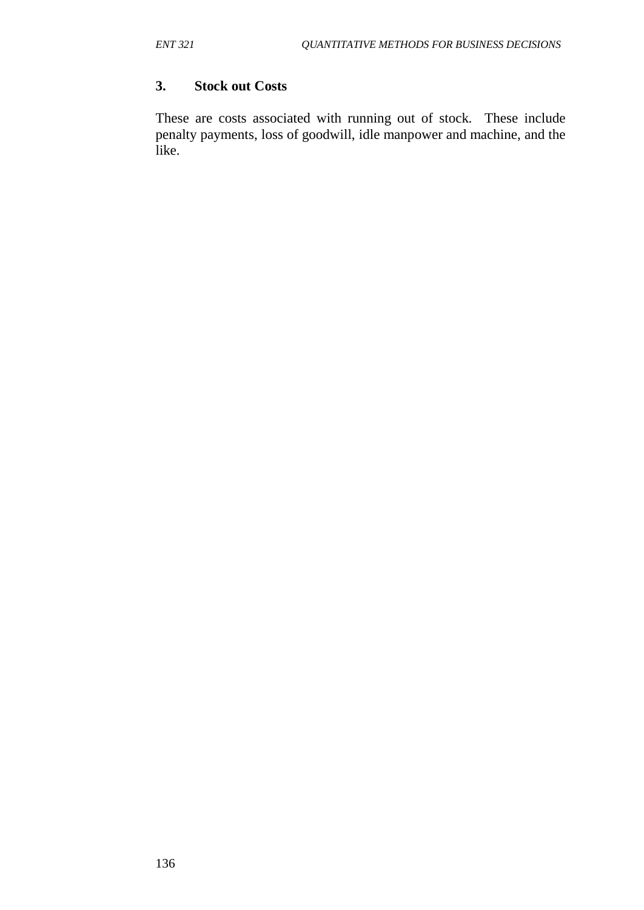### 3. Stock out Costs

These are costs associated with running out of stock. These include penalty payments, loss of goodwill, idle manpower and machine, and the like.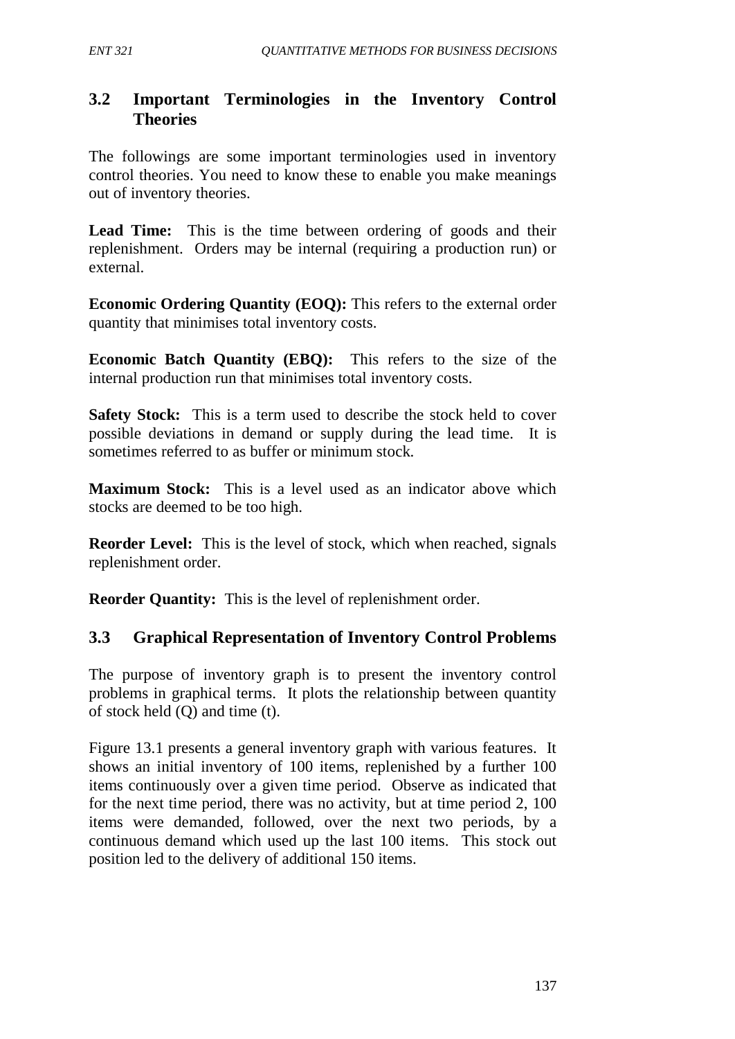## 3.2 Important Terminologies in the Inventory Control Theories

The followings are some important terminologies used in inventory control theories. You need to know these to enable you make meanings out of inventory theories.

**Lead Time:** This is the time between ordering of goods and their replenishment. Orders may be internal (requiring a production run) or external.

**Economic Ordering Quantity (EOQ):** This refers to the external order quantity that minimises total inventory costs.

**Economic Batch Quantity (EBQ):** This refers to the size of the internal production run that minimises total inventory costs.

**Safety Stock:** This is a term used to describe the stock held to cover possible deviations in demand or supply during the lead time. It is sometimes referred to as buffer or minimum stock.

**Maximum Stock:** This is a level used as an indicator above which stocks are deemed to be too high.

**Reorder Level:** This is the level of stock, which when reached, signals replenishment order.

**Reorder Quantity:** This is the level of replenishment order.

## 3.3 Graphical Representation of Inventory Control Problems

The purpose of inventory graph is to present the inventory control problems in graphical terms. It plots the relationship between quantity of stock held (Q) and time (t).

Figure 13.1 presents a general inventory graph with various features. It shows an initial inventory of 100 items, replenished by a further 100 items continuously over a given time period. Observe as indicated that for the next time period, there was no activity, but at time period 2, 100 items were demanded, followed, over the next two periods, by a continuous demand which used up the last 100 items. This stock out position led to the delivery of additional 150 items.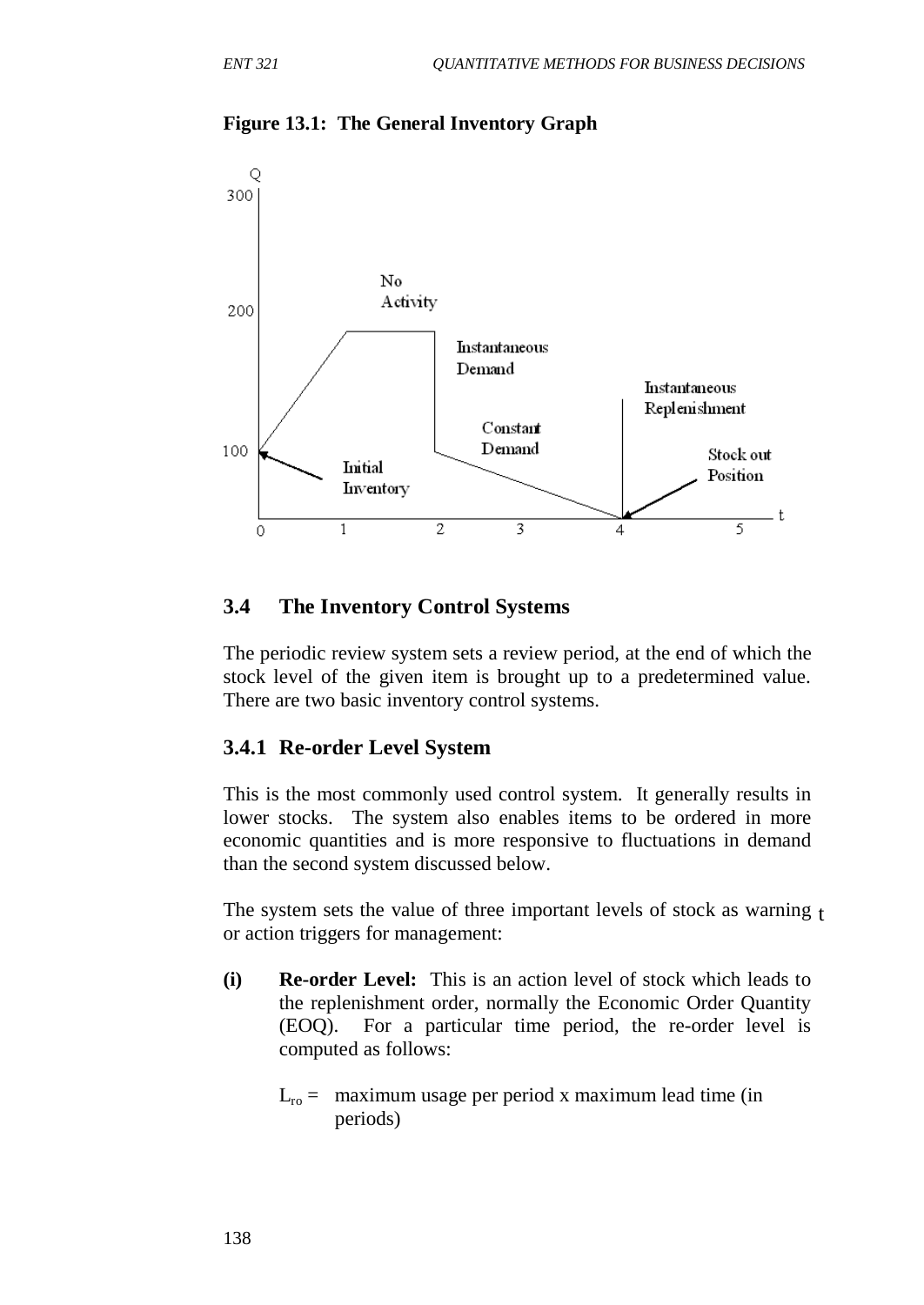**Figure 13.1: The General Inventory Graph**

## 3.4 The Inventory Control Systems

The periodic review system sets a review period, at the end of which the stock level of the given item is brought up to a predetermined value. There are two basic inventory control systems.

### 3.4.1 Re-order Level System

This is the most commonly used control system. It generally results in lower stocks. The system also enables items to be ordered in more economic quantities and is more responsive to fluctuations in demand than the second system discussed below.

The system sets the value of three important levels of stock as warning or action triggers for management:

**(i) Re-order Level:** This is an action level of stock which leads to the replenishment order, normally the Economic Order Quantity (EOQ). For a particular time period, the re-order level is computed as follows:

$L_{ro}$ = maximum usage per period x maximum lead time (in periods)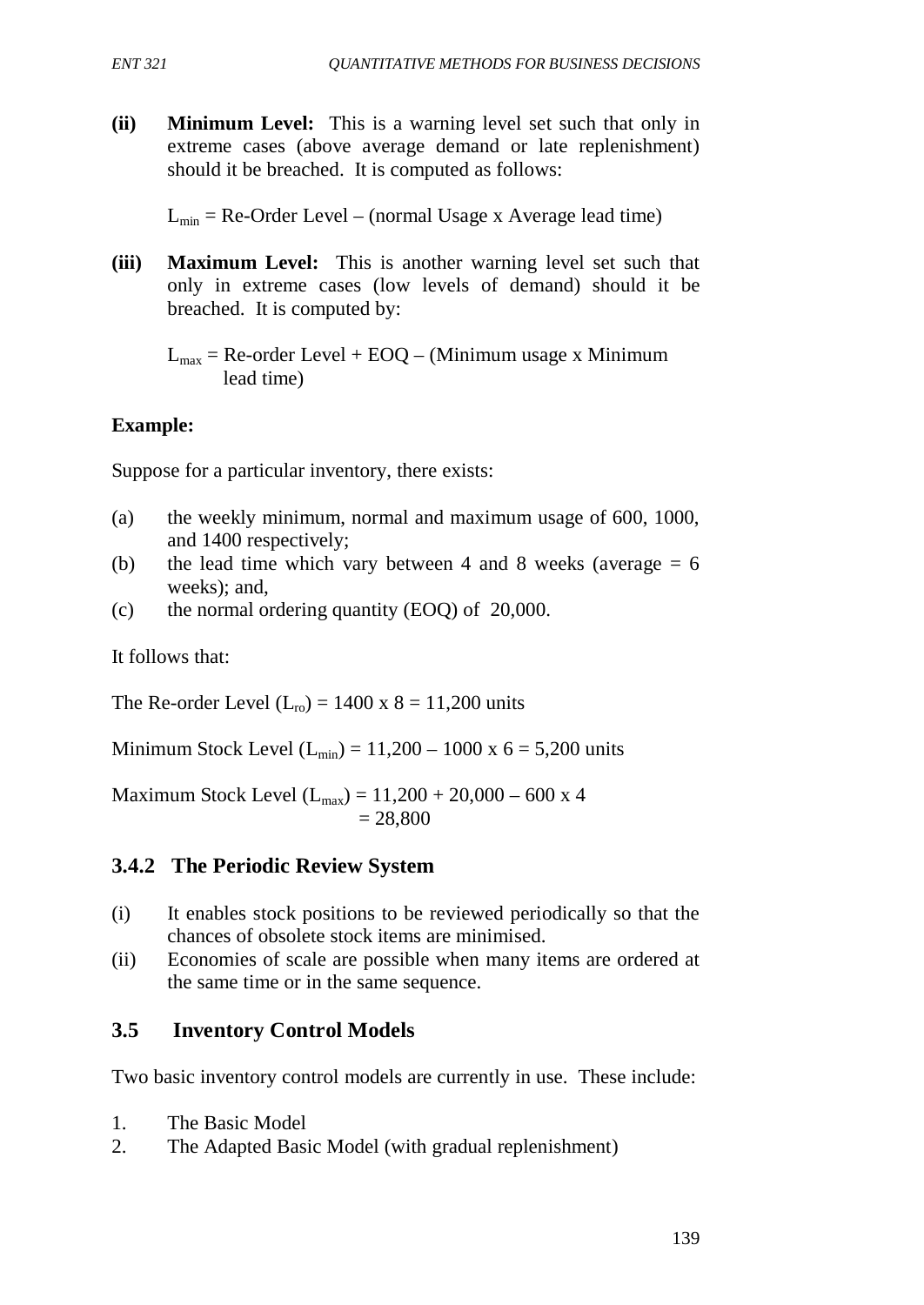**(ii) Minimum Level:** This is a warning level set such that only in extreme cases (above average demand or late replenishment) should it be breached. It is computed as follows:

$L_{min}$ = Re-Order Level – (normal Usage x Average lead time)

**(iii) Maximum Level:** This is another warning level set such that only in extreme cases (low levels of demand) should it be breached. It is computed by:

$L_{max}$ = Re-order Level + EOQ – (Minimum usage x Minimum lead time)

**Example:**

Suppose for a particular inventory, there exists:

(a) the weekly minimum, normal and maximum usage of 600, 1000, and 1400 respectively;
(b) the lead time which vary between 4 and 8 weeks (average = 6 weeks); and,
(c) the normal ordering quantity (EOQ) of 20,000.

It follows that:

The Re-order Level ($L_{ro}$) = 1400 x 8 = 11,200 units

Minimum Stock Level ($L_{min}$) = 11,200 – 1000 x 6 = 5,200 units

Maximum Stock Level ($L_{max}$) = 11,200 + 20,000 – 600 x 4
= 28,800

### 3.4.2 The Periodic Review System

(i) It enables stock positions to be reviewed periodically so that the chances of obsolete stock items are minimised.
(ii) Economies of scale are possible when many items are ordered at the same time or in the same sequence.

## 3.5 Inventory Control Models

Two basic inventory control models are currently in use. These include:

1. The Basic Model
2. The Adapted Basic Model (with gradual replenishment)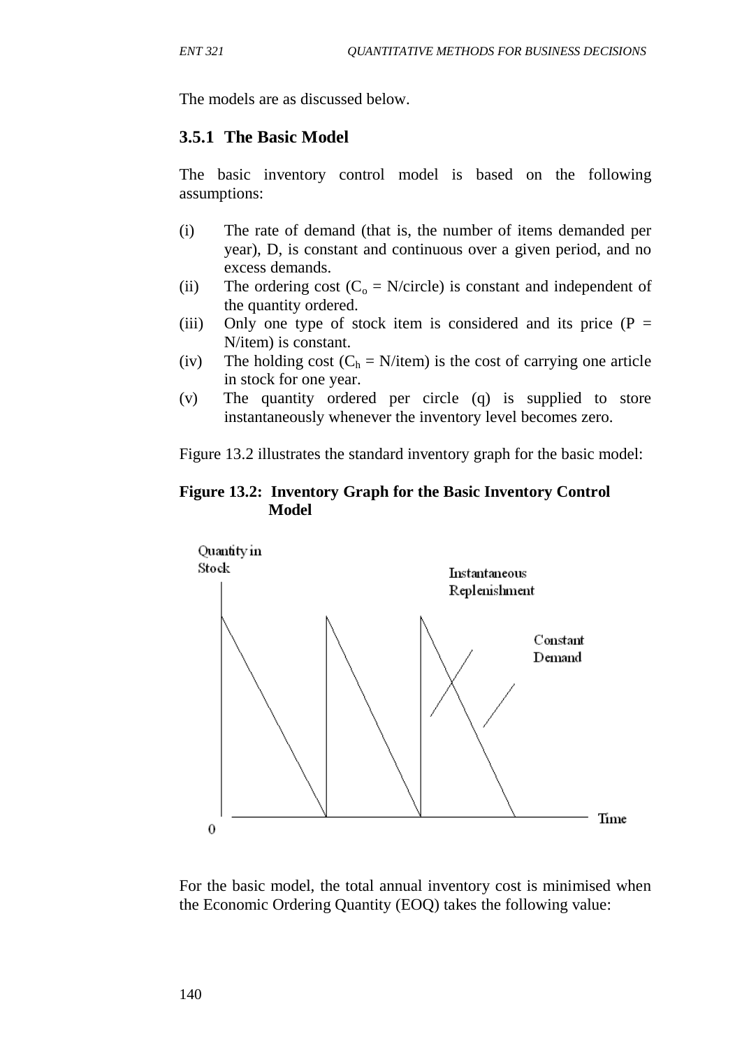The models are as discussed below.

### 3.5.1 The Basic Model

The basic inventory control model is based on the following assumptions:

(i) The rate of demand (that is, the number of items demanded per year), D, is constant and continuous over a given period, and no excess demands.

(ii) The ordering cost ($C_o$ = N/circle) is constant and independent of the quantity ordered.

(iii) Only one type of stock item is considered and its price (P = N/item) is constant.

(iv) The holding cost ($C_h$ = N/item) is the cost of carrying one article in stock for one year.

(v) The quantity ordered per circle (q) is supplied to store instantaneously whenever the inventory level becomes zero.

Figure 13.2 illustrates the standard inventory graph for the basic model:

**Figure 13.2: Inventory Graph for the Basic Inventory Control Model**

Quantity in Stock

Instantaneous Replenishment

Constant Demand

0

Time

For the basic model, the total annual inventory cost is minimised when the Economic Ordering Quantity (EOQ) takes the following value: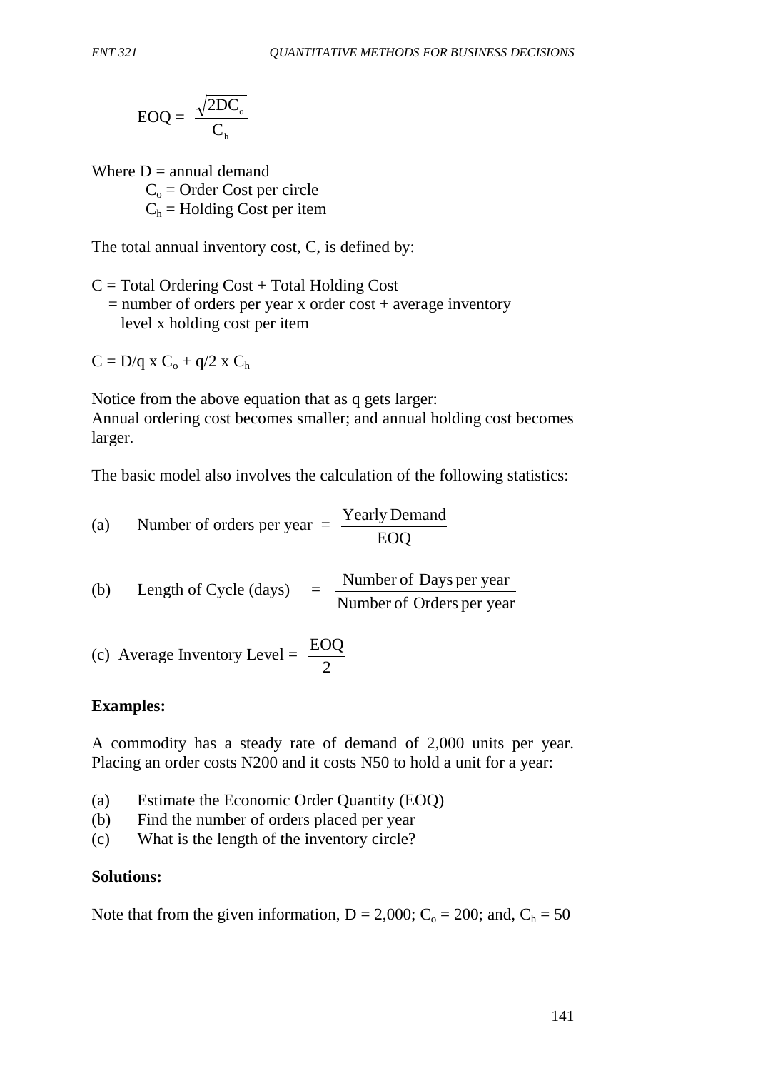$$EOQ = \frac{\sqrt{2DC_o}}{C_h}$$

Where D = annual demand
$C_o$ = Order Cost per circle
$C_h$ = Holding Cost per item

The total annual inventory cost, C, is defined by:

C = Total Ordering Cost + Total Holding Cost
= number of orders per year x order cost + average inventory level x holding cost per item

$C = D/q \times C_o + q/2 \times C_h$

Notice from the above equation that as q gets larger:
Annual ordering cost becomes smaller; and annual holding cost becomes larger.

The basic model also involves the calculation of the following statistics:

(a) Number of orders per year $= \frac{\text{Yearly Demand}}{\text{EOQ}}$

(b) Length of Cycle (days) $= \frac{\text{Number of Days per year}}{\text{Number of Orders per year}}$

(c) Average Inventory Level $= \frac{\text{EOQ}}{2}$

**Examples:**

A commodity has a steady rate of demand of 2,000 units per year. Placing an order costs N200 and it costs N50 to hold a unit for a year:

(a) Estimate the Economic Order Quantity (EOQ)
(b) Find the number of orders placed per year
(c) What is the length of the inventory circle?

**Solutions:**

Note that from the given information, D = 2,000; $C_o$ = 200; and, $C_h$ = 50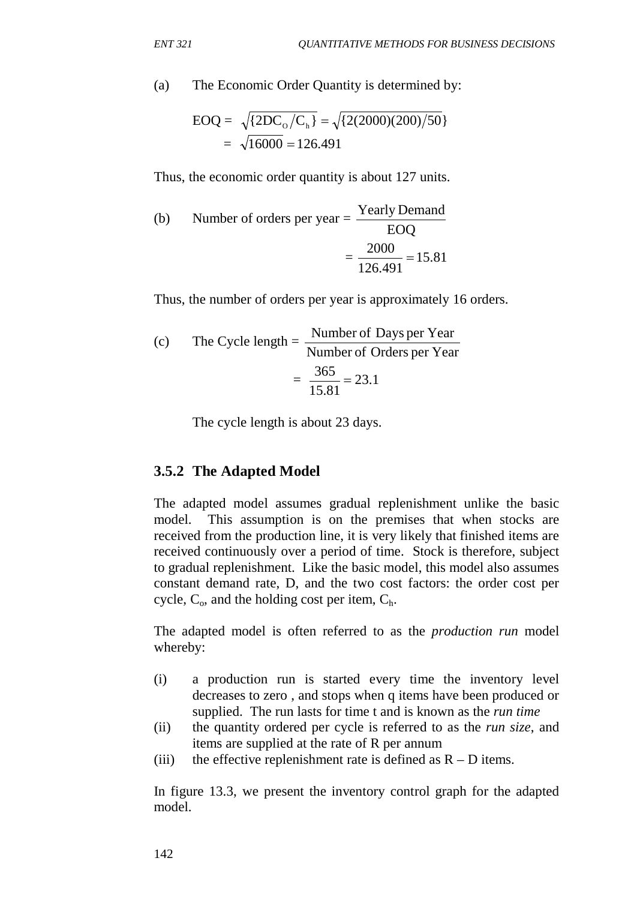(a) The Economic Order Quantity is determined by:

$$\text{EOQ} = \sqrt{\{2DC_O/C_h\}} = \sqrt{\{2(2000)(200)/50\}}$$
$$= \sqrt{16000} = 126.491$$

Thus, the economic order quantity is about 127 units.

(b) Number of orders per year $= \dfrac{\text{Yearly Demand}}{\text{EOQ}}$

$$= \frac{2000}{126.491} = 15.81$$

Thus, the number of orders per year is approximately 16 orders.

(c) The Cycle length $= \dfrac{\text{Number of Days per Year}}{\text{Number of Orders per Year}}$

$$= \frac{365}{15.81} = 23.1$$

The cycle length is about 23 days.

### 3.5.2 The Adapted Model

The adapted model assumes gradual replenishment unlike the basic model. This assumption is on the premises that when stocks are received from the production line, it is very likely that finished items are received continuously over a period of time. Stock is therefore, subject to gradual replenishment. Like the basic model, this model also assumes constant demand rate, D, and the two cost factors: the order cost per cycle, $C_o$, and the holding cost per item, $C_h$.

The adapted model is often referred to as the *production run* model whereby:

(i) a production run is started every time the inventory level decreases to zero , and stops when q items have been produced or supplied. The run lasts for time t and is known as the *run time*
(ii) the quantity ordered per cycle is referred to as the *run size*, and items are supplied at the rate of R per annum
(iii) the effective replenishment rate is defined as R – D items.

In figure 13.3, we present the inventory control graph for the adapted model.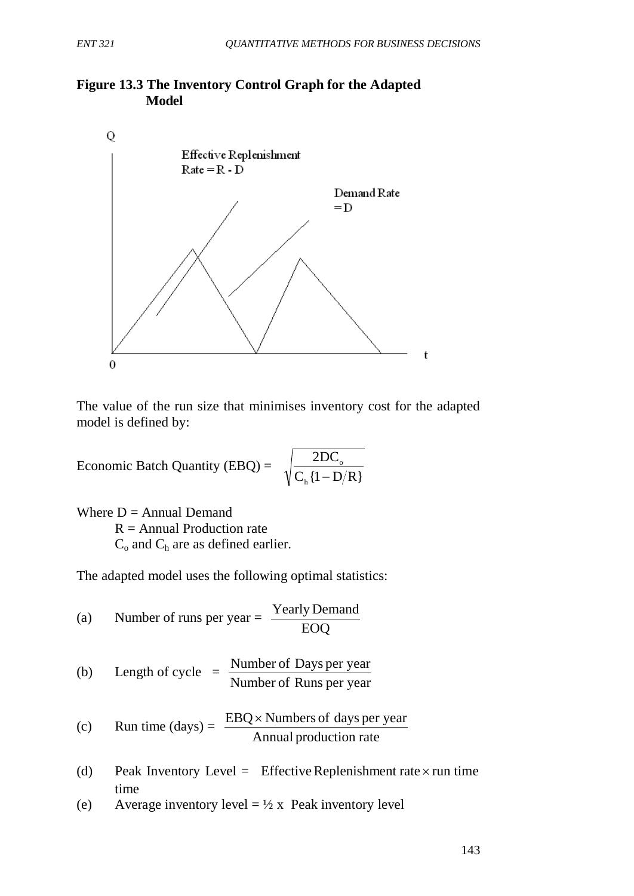**Figure 13.3 The Inventory Control Graph for the Adapted Model**

The value of the run size that minimises inventory cost for the adapted model is defined by:

Economic Batch Quantity (EBQ) = $\sqrt{\dfrac{2DC_o}{C_h\{1 - D/R\}}}$

Where D = Annual Demand
R = Annual Production rate
$C_o$ and $C_h$ are as defined earlier.

The adapted model uses the following optimal statistics:

(a) Number of runs per year = $\dfrac{\text{Yearly Demand}}{\text{EOQ}}$

(b) Length of cycle = $\dfrac{\text{Number of Days per year}}{\text{Number of Runs per year}}$

(c) Run time (days) = $\dfrac{\text{EBQ} \times \text{Numbers of days per year}}{\text{Annual production rate}}$

(d) Peak Inventory Level = $\text{Effective Replenishment rate} \times \text{run time}$ time

(e) Average inventory level = ½ x Peak inventory level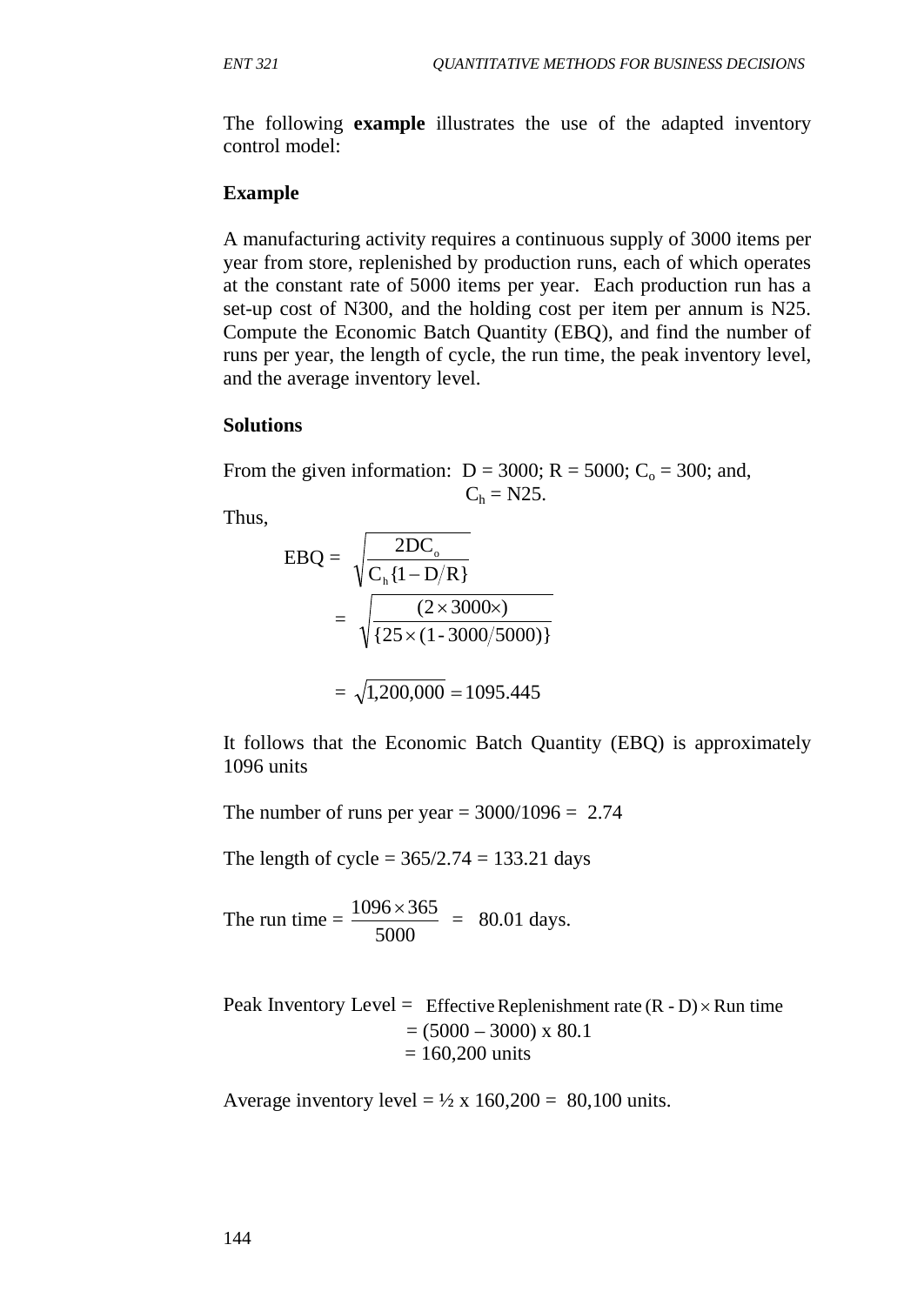The following **example** illustrates the use of the adapted inventory control model:

**Example**

A manufacturing activity requires a continuous supply of 3000 items per year from store, replenished by production runs, each of which operates at the constant rate of 5000 items per year. Each production run has a set-up cost of N300, and the holding cost per item per annum is N25. Compute the Economic Batch Quantity (EBQ), and find the number of runs per year, the length of cycle, the run time, the peak inventory level, and the average inventory level.

**Solutions**

From the given information: $D = 3000$; $R = 5000$; $C_o = 300$; and, $C_h = N25$.

Thus,

$$\text{EBQ} = \sqrt{\frac{2DC_o}{C_h\{1 - D/R\}}}$$

$$= \sqrt{\frac{(2 \times 3000 \times)}{\{25 \times (1 - 3000/5000)\}}}$$

$$= \sqrt{1{,}200{,}000} = 1095.445$$

It follows that the Economic Batch Quantity (EBQ) is approximately 1096 units

The number of runs per year = 3000/1096 = 2.74

The length of cycle = 365/2.74 = 133.21 days

The run time = $\frac{1096 \times 365}{5000}$ = 80.01 days.

Peak Inventory Level = Effective Replenishment rate $(R - D) \times$ Run time
= (5000 – 3000) x 80.1
= 160,200 units

Average inventory level = ½ x 160,200 = 80,100 units.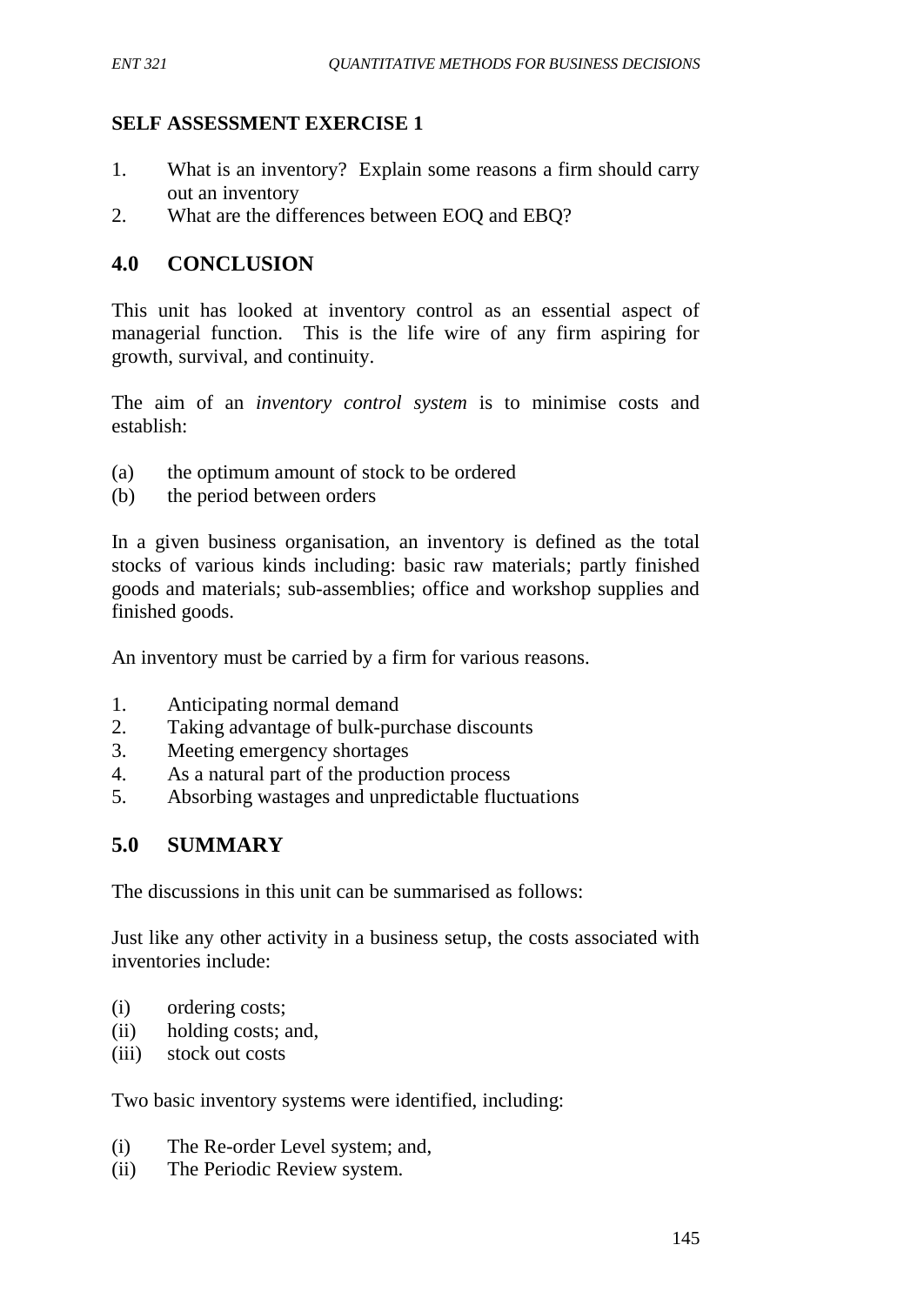**SELF ASSESSMENT EXERCISE 1**

1. What is an inventory? Explain some reasons a firm should carry out an inventory
2. What are the differences between EOQ and EBQ?

## 4.0 CONCLUSION

This unit has looked at inventory control as an essential aspect of managerial function. This is the life wire of any firm aspiring for growth, survival, and continuity.

The aim of an *inventory control system* is to minimise costs and establish:

(a) the optimum amount of stock to be ordered
(b) the period between orders

In a given business organisation, an inventory is defined as the total stocks of various kinds including: basic raw materials; partly finished goods and materials; sub-assemblies; office and workshop supplies and finished goods.

An inventory must be carried by a firm for various reasons.

1. Anticipating normal demand
2. Taking advantage of bulk-purchase discounts
3. Meeting emergency shortages
4. As a natural part of the production process
5. Absorbing wastages and unpredictable fluctuations

## 5.0 SUMMARY

The discussions in this unit can be summarised as follows:

Just like any other activity in a business setup, the costs associated with inventories include:

(i) ordering costs;
(ii) holding costs; and,
(iii) stock out costs

Two basic inventory systems were identified, including:

(i) The Re-order Level system; and,
(ii) The Periodic Review system.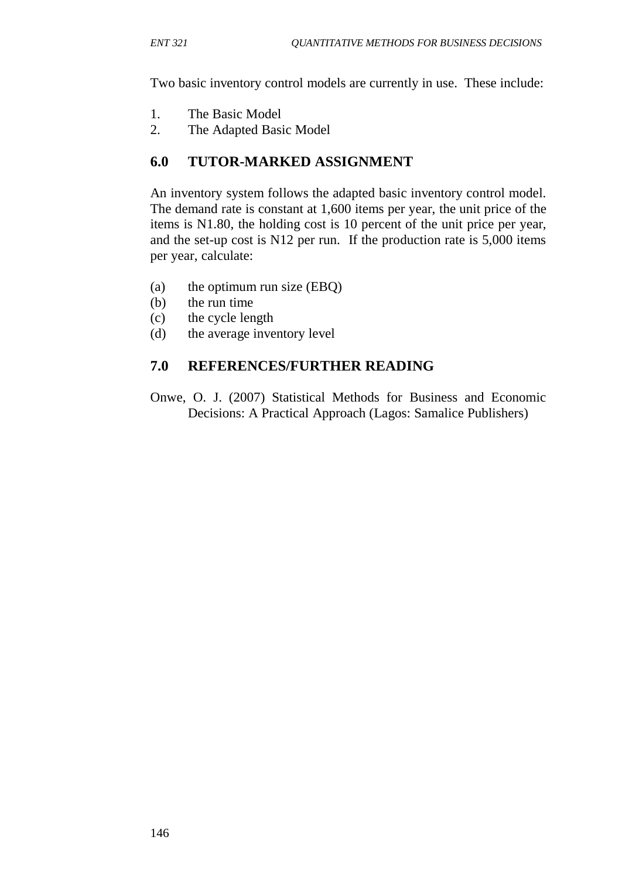Two basic inventory control models are currently in use. These include:

1. The Basic Model
2. The Adapted Basic Model

## 6.0 TUTOR-MARKED ASSIGNMENT

An inventory system follows the adapted basic inventory control model. The demand rate is constant at 1,600 items per year, the unit price of the items is N1.80, the holding cost is 10 percent of the unit price per year, and the set-up cost is N12 per run. If the production rate is 5,000 items per year, calculate:

(a) the optimum run size (EBQ)
(b) the run time
(c) the cycle length
(d) the average inventory level

## 7.0 REFERENCES/FURTHER READING

Onwe, O. J. (2007) Statistical Methods for Business and Economic Decisions: A Practical Approach (Lagos: Samalice Publishers)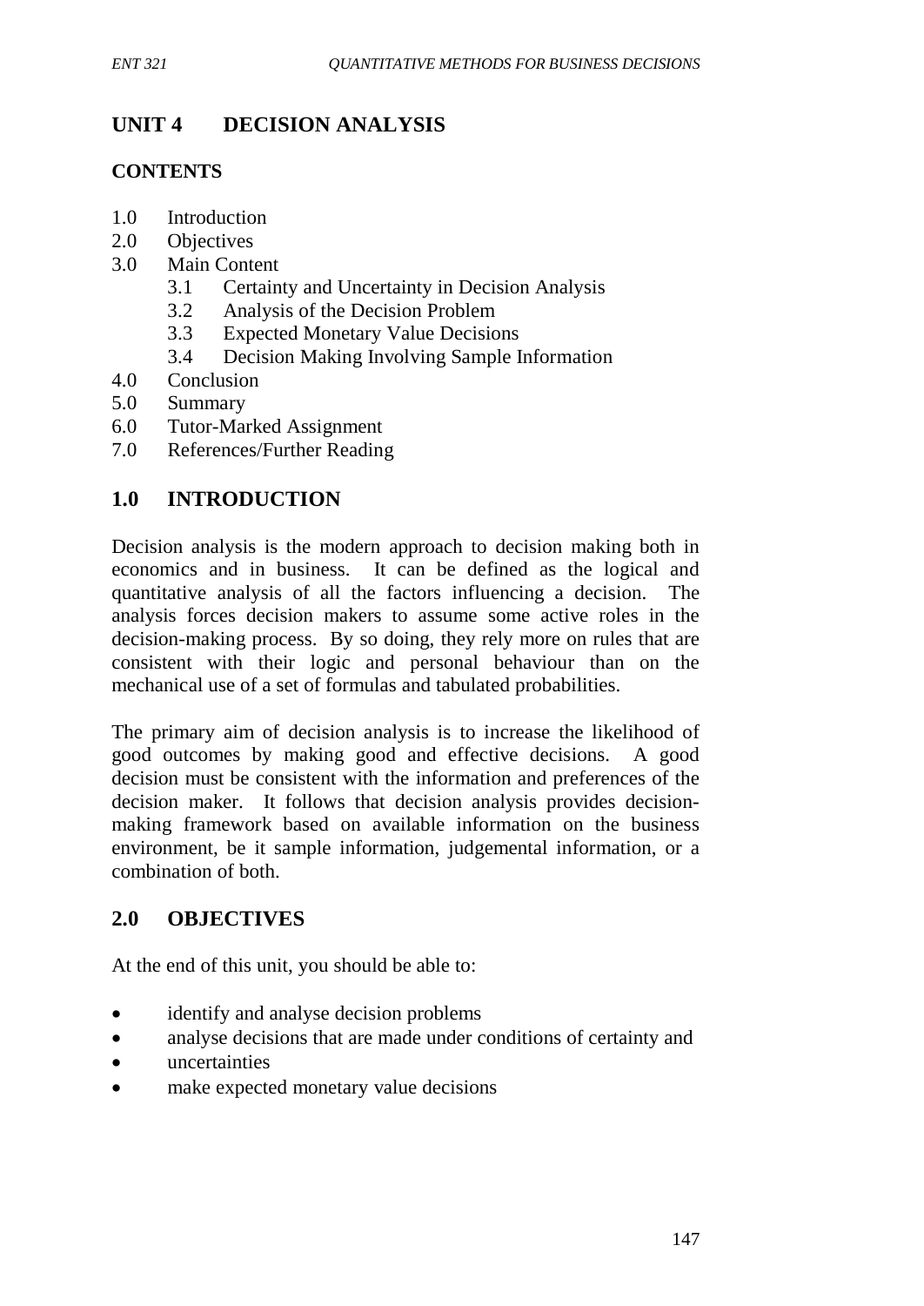# UNIT 4 DECISION ANALYSIS

**CONTENTS**

1.0 Introduction
2.0 Objectives
3.0 Main Content
    3.1 Certainty and Uncertainty in Decision Analysis
    3.2 Analysis of the Decision Problem
    3.3 Expected Monetary Value Decisions
    3.4 Decision Making Involving Sample Information
4.0 Conclusion
5.0 Summary
6.0 Tutor-Marked Assignment
7.0 References/Further Reading

## 1.0 INTRODUCTION

Decision analysis is the modern approach to decision making both in economics and in business. It can be defined as the logical and quantitative analysis of all the factors influencing a decision. The analysis forces decision makers to assume some active roles in the decision-making process. By so doing, they rely more on rules that are consistent with their logic and personal behaviour than on the mechanical use of a set of formulas and tabulated probabilities.

The primary aim of decision analysis is to increase the likelihood of good outcomes by making good and effective decisions. A good decision must be consistent with the information and preferences of the decision maker. It follows that decision analysis provides decision-making framework based on available information on the business environment, be it sample information, judgemental information, or a combination of both.

## 2.0 OBJECTIVES

At the end of this unit, you should be able to:

- identify and analyse decision problems
- analyse decisions that are made under conditions of certainty and
- uncertainties
- make expected monetary value decisions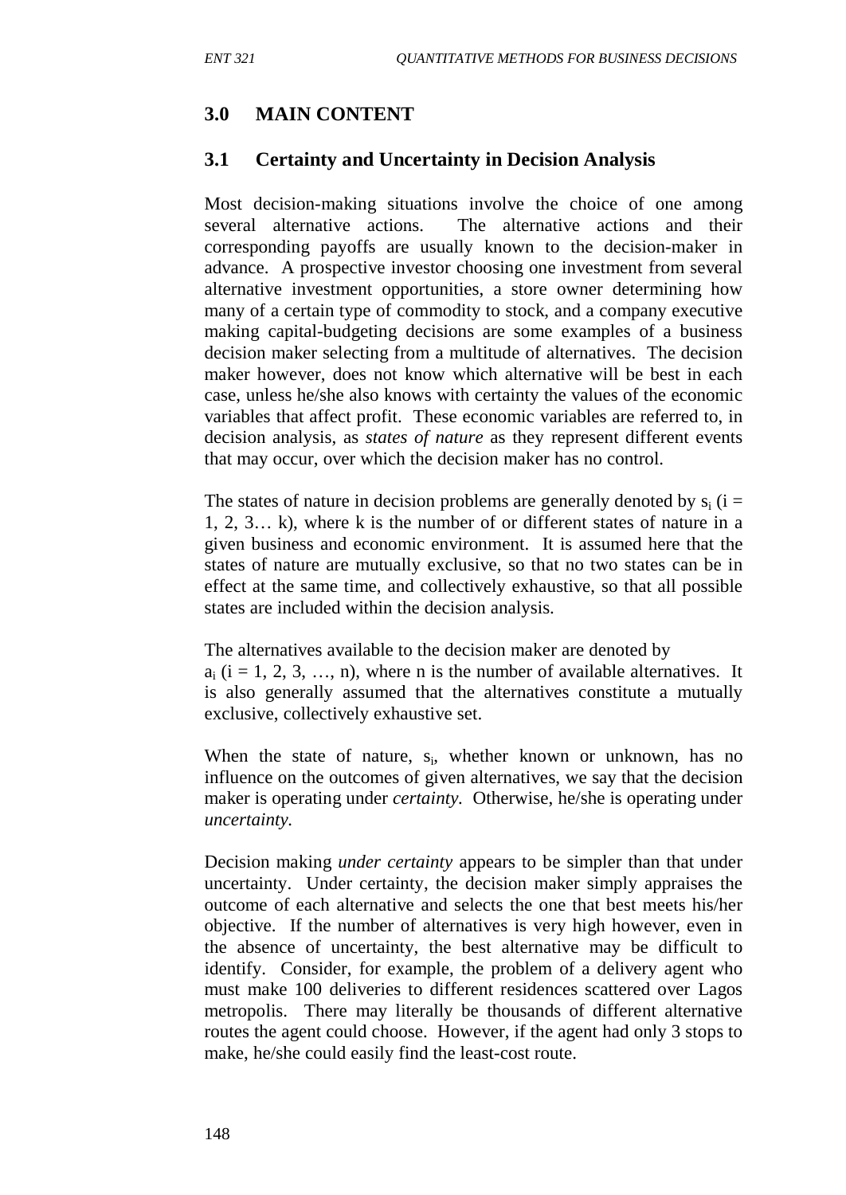## 3.0 MAIN CONTENT

### 3.1 Certainty and Uncertainty in Decision Analysis

Most decision-making situations involve the choice of one among several alternative actions. The alternative actions and their corresponding payoffs are usually known to the decision-maker in advance. A prospective investor choosing one investment from several alternative investment opportunities, a store owner determining how many of a certain type of commodity to stock, and a company executive making capital-budgeting decisions are some examples of a business decision maker selecting from a multitude of alternatives. The decision maker however, does not know which alternative will be best in each case, unless he/she also knows with certainty the values of the economic variables that affect profit. These economic variables are referred to, in decision analysis, as *states of nature* as they represent different events that may occur, over which the decision maker has no control.

The states of nature in decision problems are generally denoted by $s_i$ ($i = 1, 2, 3 \ldots k$), where k is the number of or different states of nature in a given business and economic environment. It is assumed here that the states of nature are mutually exclusive, so that no two states can be in effect at the same time, and collectively exhaustive, so that all possible states are included within the decision analysis.

The alternatives available to the decision maker are denoted by $a_i$ ($i = 1, 2, 3, \ldots, n$), where n is the number of available alternatives. It is also generally assumed that the alternatives constitute a mutually exclusive, collectively exhaustive set.

When the state of nature, $s_i$, whether known or unknown, has no influence on the outcomes of given alternatives, we say that the decision maker is operating under *certainty*. Otherwise, he/she is operating under *uncertainty*.

Decision making *under certainty* appears to be simpler than that under uncertainty. Under certainty, the decision maker simply appraises the outcome of each alternative and selects the one that best meets his/her objective. If the number of alternatives is very high however, even in the absence of uncertainty, the best alternative may be difficult to identify. Consider, for example, the problem of a delivery agent who must make 100 deliveries to different residences scattered over Lagos metropolis. There may literally be thousands of different alternative routes the agent could choose. However, if the agent had only 3 stops to make, he/she could easily find the least-cost route.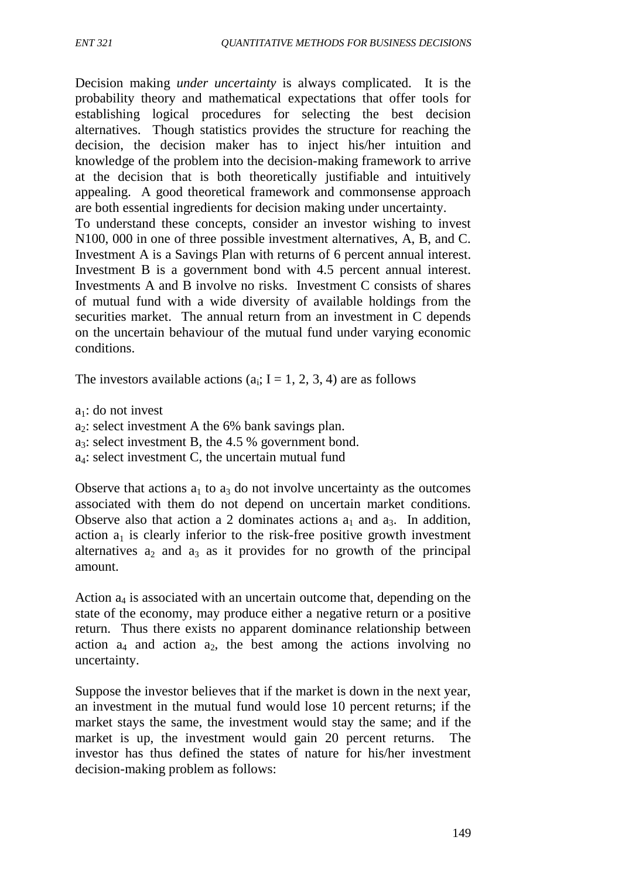Decision making *under uncertainty* is always complicated. It is the probability theory and mathematical expectations that offer tools for establishing logical procedures for selecting the best decision alternatives. Though statistics provides the structure for reaching the decision, the decision maker has to inject his/her intuition and knowledge of the problem into the decision-making framework to arrive at the decision that is both theoretically justifiable and intuitively appealing. A good theoretical framework and commonsense approach are both essential ingredients for decision making under uncertainty.
To understand these concepts, consider an investor wishing to invest N100, 000 in one of three possible investment alternatives, A, B, and C. Investment A is a Savings Plan with returns of 6 percent annual interest. Investment B is a government bond with 4.5 percent annual interest. Investments A and B involve no risks. Investment C consists of shares of mutual fund with a wide diversity of available holdings from the securities market. The annual return from an investment in C depends on the uncertain behaviour of the mutual fund under varying economic conditions.

The investors available actions ($a_i$; I = 1, 2, 3, 4) are as follows

$a_1$: do not invest
$a_2$: select investment A the 6% bank savings plan.
$a_3$: select investment B, the 4.5 % government bond.
$a_4$: select investment C, the uncertain mutual fund

Observe that actions $a_1$ to $a_3$ do not involve uncertainty as the outcomes associated with them do not depend on uncertain market conditions. Observe also that action a 2 dominates actions $a_1$ and $a_3$. In addition, action $a_1$ is clearly inferior to the risk-free positive growth investment alternatives $a_2$ and $a_3$ as it provides for no growth of the principal amount.

Action $a_4$ is associated with an uncertain outcome that, depending on the state of the economy, may produce either a negative return or a positive return. Thus there exists no apparent dominance relationship between action $a_4$ and action $a_2$, the best among the actions involving no uncertainty.

Suppose the investor believes that if the market is down in the next year, an investment in the mutual fund would lose 10 percent returns; if the market stays the same, the investment would stay the same; and if the market is up, the investment would gain 20 percent returns. The investor has thus defined the states of nature for his/her investment decision-making problem as follows: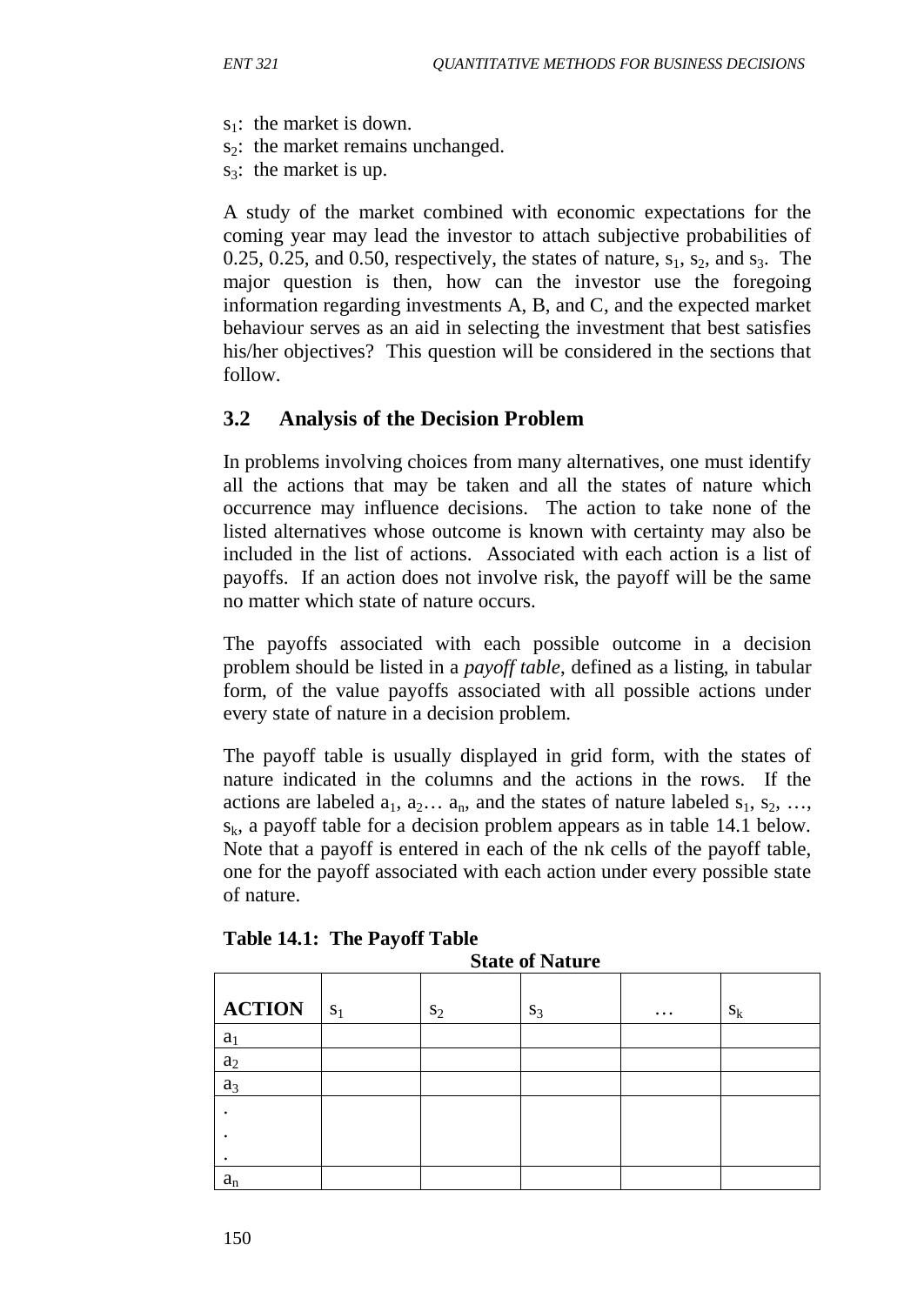$s_1$: the market is down.
$s_2$: the market remains unchanged.
$s_3$: the market is up.

A study of the market combined with economic expectations for the coming year may lead the investor to attach subjective probabilities of 0.25, 0.25, and 0.50, respectively, the states of nature, $s_1$, $s_2$, and $s_3$. The major question is then, how can the investor use the foregoing information regarding investments A, B, and C, and the expected market behaviour serves as an aid in selecting the investment that best satisfies his/her objectives? This question will be considered in the sections that follow.

## 3.2 Analysis of the Decision Problem

In problems involving choices from many alternatives, one must identify all the actions that may be taken and all the states of nature which occurrence may influence decisions. The action to take none of the listed alternatives whose outcome is known with certainty may also be included in the list of actions. Associated with each action is a list of payoffs. If an action does not involve risk, the payoff will be the same no matter which state of nature occurs.

The payoffs associated with each possible outcome in a decision problem should be listed in a *payoff table*, defined as a listing, in tabular form, of the value payoffs associated with all possible actions under every state of nature in a decision problem.

The payoff table is usually displayed in grid form, with the states of nature indicated in the columns and the actions in the rows. If the actions are labeled $a_1$, $a_2$… $a_n$, and the states of nature labeled $s_1$, $s_2$, …, $s_k$, a payoff table for a decision problem appears as in table 14.1 below. Note that a payoff is entered in each of the nk cells of the payoff table, one for the payoff associated with each action under every possible state of nature.

**Table 14.1: The Payoff Table**

| | **State of Nature** | | | | |
|---|---|---|---|---|---|
| **ACTION** | $s_1$ | $s_2$ | $s_3$ | … | $s_k$ |
| $a_1$ | | | | | |
| $a_2$ | | | | | |
| $a_3$ | | | | | |
| .<br>.<br>. | | | | | |
| $a_n$ | | | | | |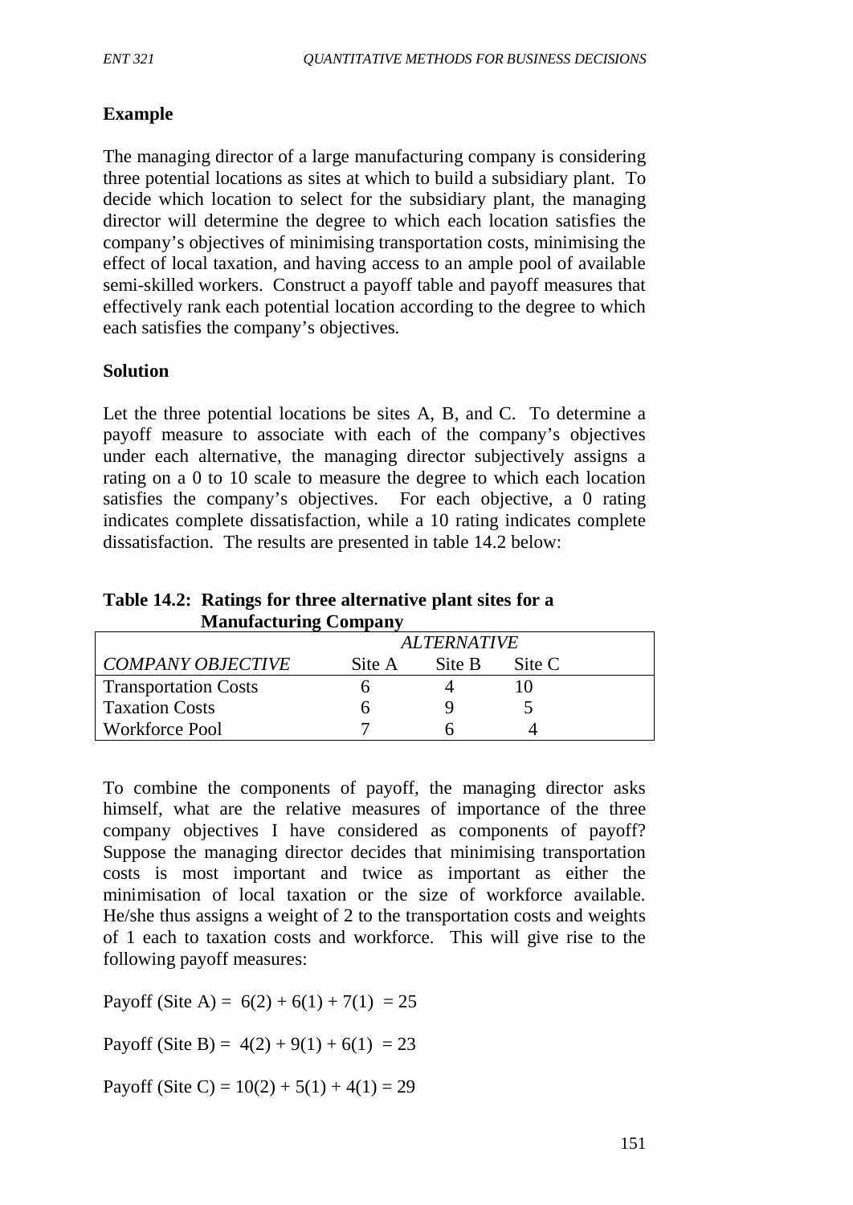**Example**

The managing director of a large manufacturing company is considering three potential locations as sites at which to build a subsidiary plant. To decide which location to select for the subsidiary plant, the managing director will determine the degree to which each location satisfies the company's objectives of minimising transportation costs, minimising the effect of local taxation, and having access to an ample pool of available semi-skilled workers. Construct a payoff table and payoff measures that effectively rank each potential location according to the degree to which each satisfies the company's objectives.

**Solution**

Let the three potential locations be sites A, B, and C. To determine a payoff measure to associate with each of the company's objectives under each alternative, the managing director subjectively assigns a rating on a 0 to 10 scale to measure the degree to which each location satisfies the company's objectives. For each objective, a 0 rating indicates complete dissatisfaction, while a 10 rating indicates complete dissatisfaction. The results are presented in table 14.2 below:

**Table 14.2: Ratings for three alternative plant sites for a Manufacturing Company**

| | *ALTERNATIVE* | | |
|---|---|---|---|
| *COMPANY OBJECTIVE* | Site A | Site B | Site C |
| Transportation Costs | 6 | 4 | 10 |
| Taxation Costs | 6 | 9 | 5 |
| Workforce Pool | 7 | 6 | 4 |

To combine the components of payoff, the managing director asks himself, what are the relative measures of importance of the three company objectives I have considered as components of payoff? Suppose the managing director decides that minimising transportation costs is most important and twice as important as either the minimisation of local taxation or the size of workforce available. He/she thus assigns a weight of 2 to the transportation costs and weights of 1 each to taxation costs and workforce. This will give rise to the following payoff measures:

Payoff (Site A) = $6(2) + 6(1) + 7(1) = 25$

Payoff (Site B) = $4(2) + 9(1) + 6(1) = 23$

Payoff (Site C) = $10(2) + 5(1) + 4(1) = 29$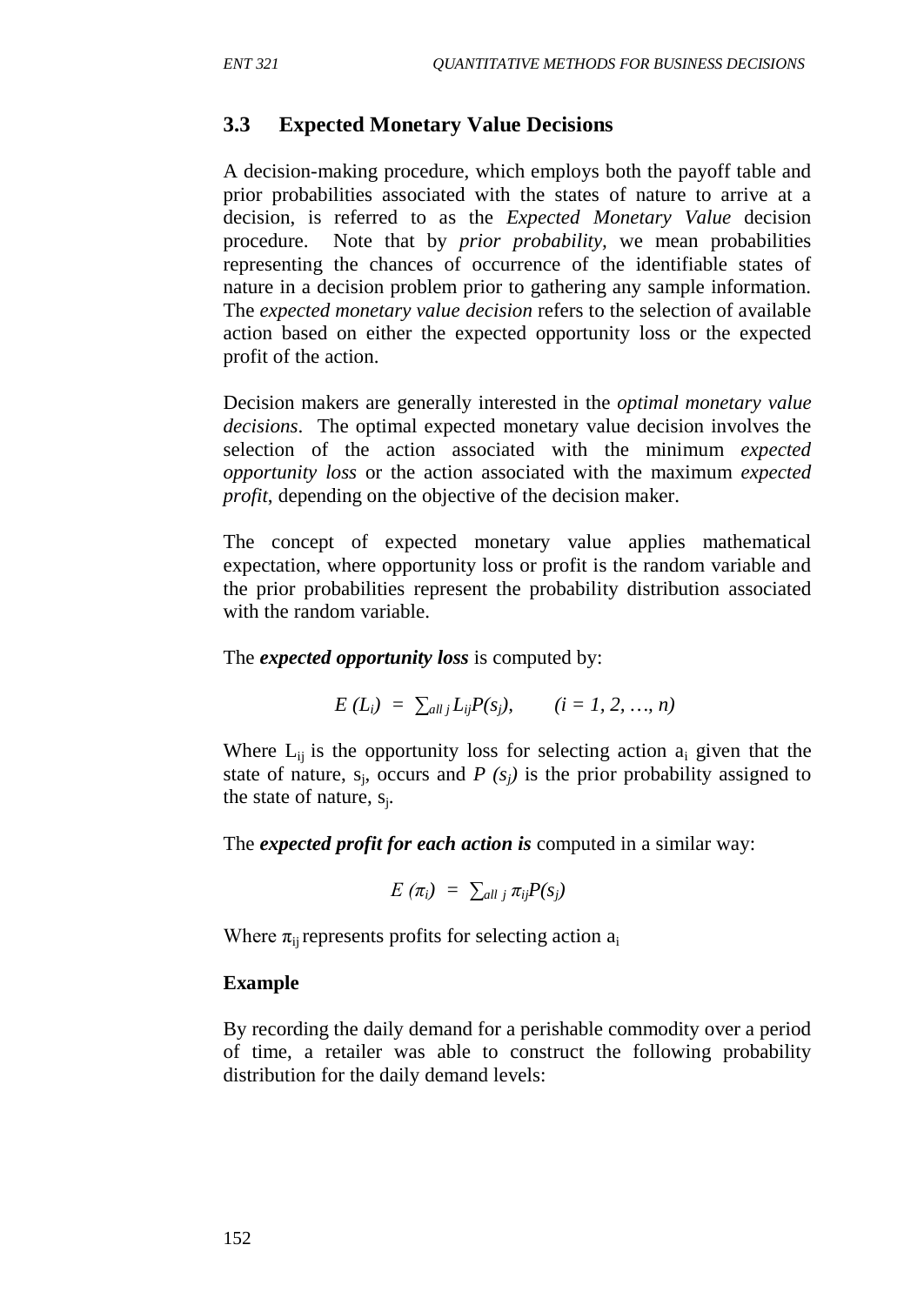## 3.3 Expected Monetary Value Decisions

A decision-making procedure, which employs both the payoff table and prior probabilities associated with the states of nature to arrive at a decision, is referred to as the *Expected Monetary Value* decision procedure. Note that by *prior probability,* we mean probabilities representing the chances of occurrence of the identifiable states of nature in a decision problem prior to gathering any sample information. The *expected monetary value decision* refers to the selection of available action based on either the expected opportunity loss or the expected profit of the action.

Decision makers are generally interested in the *optimal monetary value decisions*. The optimal expected monetary value decision involves the selection of the action associated with the minimum *expected opportunity loss* or the action associated with the maximum *expected profit*, depending on the objective of the decision maker.

The concept of expected monetary value applies mathematical expectation, where opportunity loss or profit is the random variable and the prior probabilities represent the probability distribution associated with the random variable.

The ***expected opportunity loss*** is computed by:

$$E(L_i) = \sum_{all\ j} L_{ij} P(s_j), \qquad (i = 1, 2, \ldots, n)$$

Where $L_{ij}$ is the opportunity loss for selecting action $a_i$ given that the state of nature, $s_j$, occurs and $P(s_j)$ is the prior probability assigned to the state of nature, $s_j$.

The ***expected profit for each action is*** computed in a similar way:

$$E(\pi_i) = \sum_{all\ j} \pi_{ij} P(s_j)$$

Where $\pi_{ij}$ represents profits for selecting action $a_i$

**Example**

By recording the daily demand for a perishable commodity over a period of time, a retailer was able to construct the following probability distribution for the daily demand levels: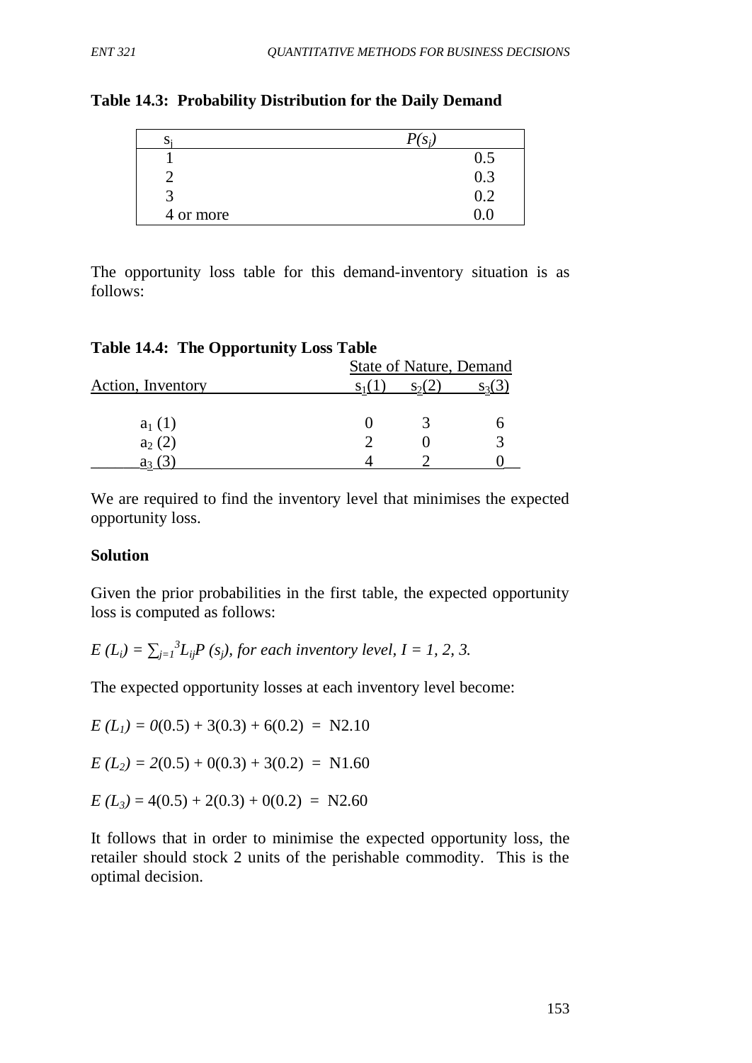**Table 14.3: Probability Distribution for the Daily Demand**

| $s_j$ | $P(s_j)$ |
|---|---|
| 1 | 0.5 |
| 2 | 0.3 |
| 3 | 0.2 |
| 4 or more | 0.0 |

The opportunity loss table for this demand-inventory situation is as follows:

**Table 14.4: The Opportunity Loss Table**

| | State of Nature, Demand | | |
|---|---|---|---|
| Action, Inventory | $s_1(1)$ | $s_2(2)$ | $s_3(3)$ |
| $a_1$ (1) | 0 | 3 | 6 |
| $a_2$ (2) | 2 | 0 | 3 |
| $a_3$ (3) | 4 | 2 | 0 |

We are required to find the inventory level that minimises the expected opportunity loss.

**Solution**

Given the prior probabilities in the first table, the expected opportunity loss is computed as follows:

$E(L_i) = \sum_{j=1}^{3} L_{ij} P(s_j)$, *for each inventory level, I = 1, 2, 3.*

The expected opportunity losses at each inventory level become:

$E(L_1) = 0(0.5) + 3(0.3) + 6(0.2) =$ N2.10

$E(L_2) = 2(0.5) + 0(0.3) + 3(0.2) =$ N1.60

$E(L_3) = 4(0.5) + 2(0.3) + 0(0.2) =$ N2.60

It follows that in order to minimise the expected opportunity loss, the retailer should stock 2 units of the perishable commodity. This is the optimal decision.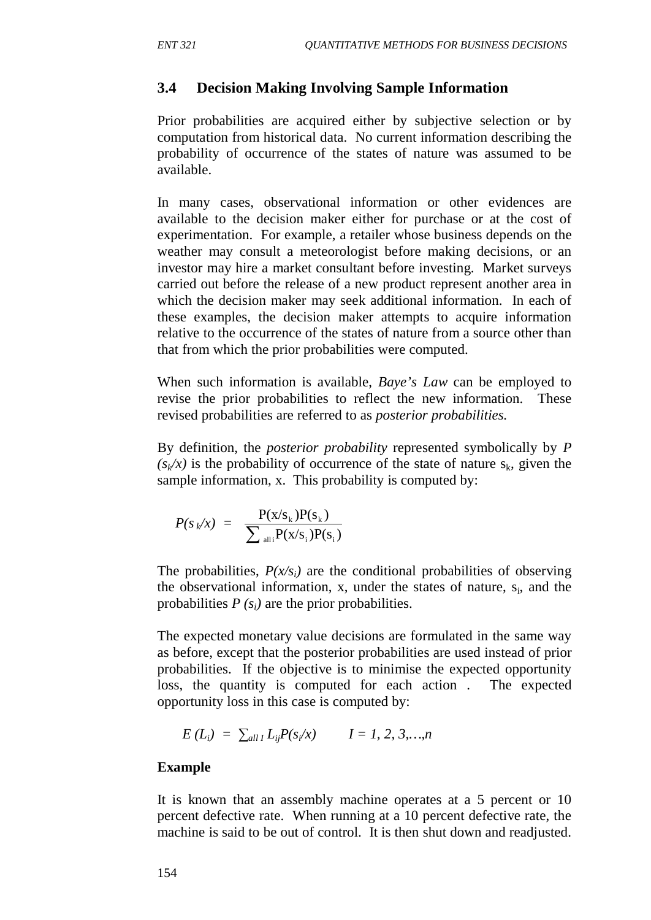## 3.4 Decision Making Involving Sample Information

Prior probabilities are acquired either by subjective selection or by computation from historical data. No current information describing the probability of occurrence of the states of nature was assumed to be available.

In many cases, observational information or other evidences are available to the decision maker either for purchase or at the cost of experimentation. For example, a retailer whose business depends on the weather may consult a meteorologist before making decisions, or an investor may hire a market consultant before investing. Market surveys carried out before the release of a new product represent another area in which the decision maker may seek additional information. In each of these examples, the decision maker attempts to acquire information relative to the occurrence of the states of nature from a source other than that from which the prior probabilities were computed.

When such information is available, *Baye's Law* can be employed to revise the prior probabilities to reflect the new information. These revised probabilities are referred to as *posterior probabilities.*

By definition, the *posterior probability* represented symbolically by $P(s_k/x)$ is the probability of occurrence of the state of nature $s_k$, given the sample information, x. This probability is computed by:

$$P(s_k/x) = \frac{P(x/s_k)P(s_k)}{\sum_{\text{all } i} P(x/s_i)P(s_i)}$$

The probabilities, $P(x/s_i)$ are the conditional probabilities of observing the observational information, x, under the states of nature, $s_i$, and the probabilities $P(s_i)$ are the prior probabilities.

The expected monetary value decisions are formulated in the same way as before, except that the posterior probabilities are used instead of prior probabilities. If the objective is to minimise the expected opportunity loss, the quantity is computed for each action . The expected opportunity loss in this case is computed by:

$$E(L_i) = \sum_{all\ I} L_{ij} P(s_i/x) \qquad I = 1, 2, 3, \ldots, n$$

**Example**

It is known that an assembly machine operates at a 5 percent or 10 percent defective rate. When running at a 10 percent defective rate, the machine is said to be out of control. It is then shut down and readjusted.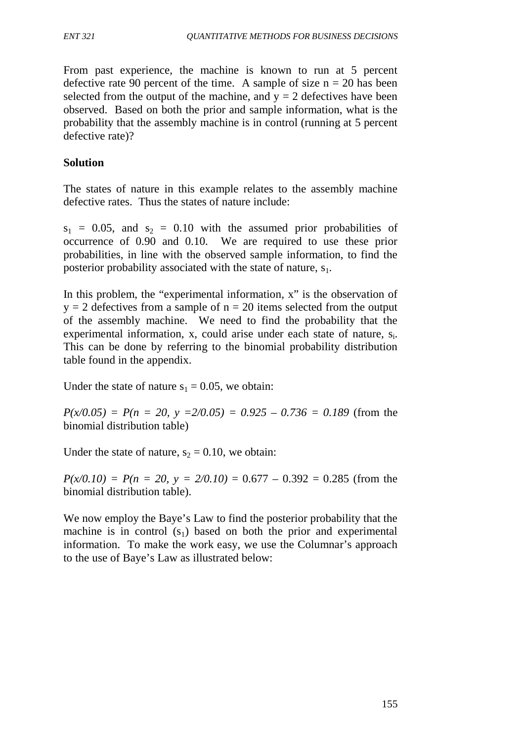From past experience, the machine is known to run at 5 percent defective rate 90 percent of the time. A sample of size n = 20 has been selected from the output of the machine, and y = 2 defectives have been observed. Based on both the prior and sample information, what is the probability that the assembly machine is in control (running at 5 percent defective rate)?

**Solution**

The states of nature in this example relates to the assembly machine defective rates. Thus the states of nature include:

$s_1 = 0.05$, and $s_2 = 0.10$ with the assumed prior probabilities of occurrence of 0.90 and 0.10. We are required to use these prior probabilities, in line with the observed sample information, to find the posterior probability associated with the state of nature, $s_1$.

In this problem, the "experimental information, x" is the observation of y = 2 defectives from a sample of n = 20 items selected from the output of the assembly machine. We need to find the probability that the experimental information, x, could arise under each state of nature, $s_i$. This can be done by referring to the binomial probability distribution table found in the appendix.

Under the state of nature $s_1 = 0.05$, we obtain:

*P(x/0.05) = P(n = 20, y =2/0.05) = 0.925 – 0.736 = 0.189* (from the binomial distribution table)

Under the state of nature, $s_2 = 0.10$, we obtain:

*P(x/0.10) = P(n = 20, y = 2/0.10)* = 0.677 – 0.392 = 0.285 (from the binomial distribution table).

We now employ the Baye's Law to find the posterior probability that the machine is in control ($s_1$) based on both the prior and experimental information. To make the work easy, we use the Columnar's approach to the use of Baye's Law as illustrated below: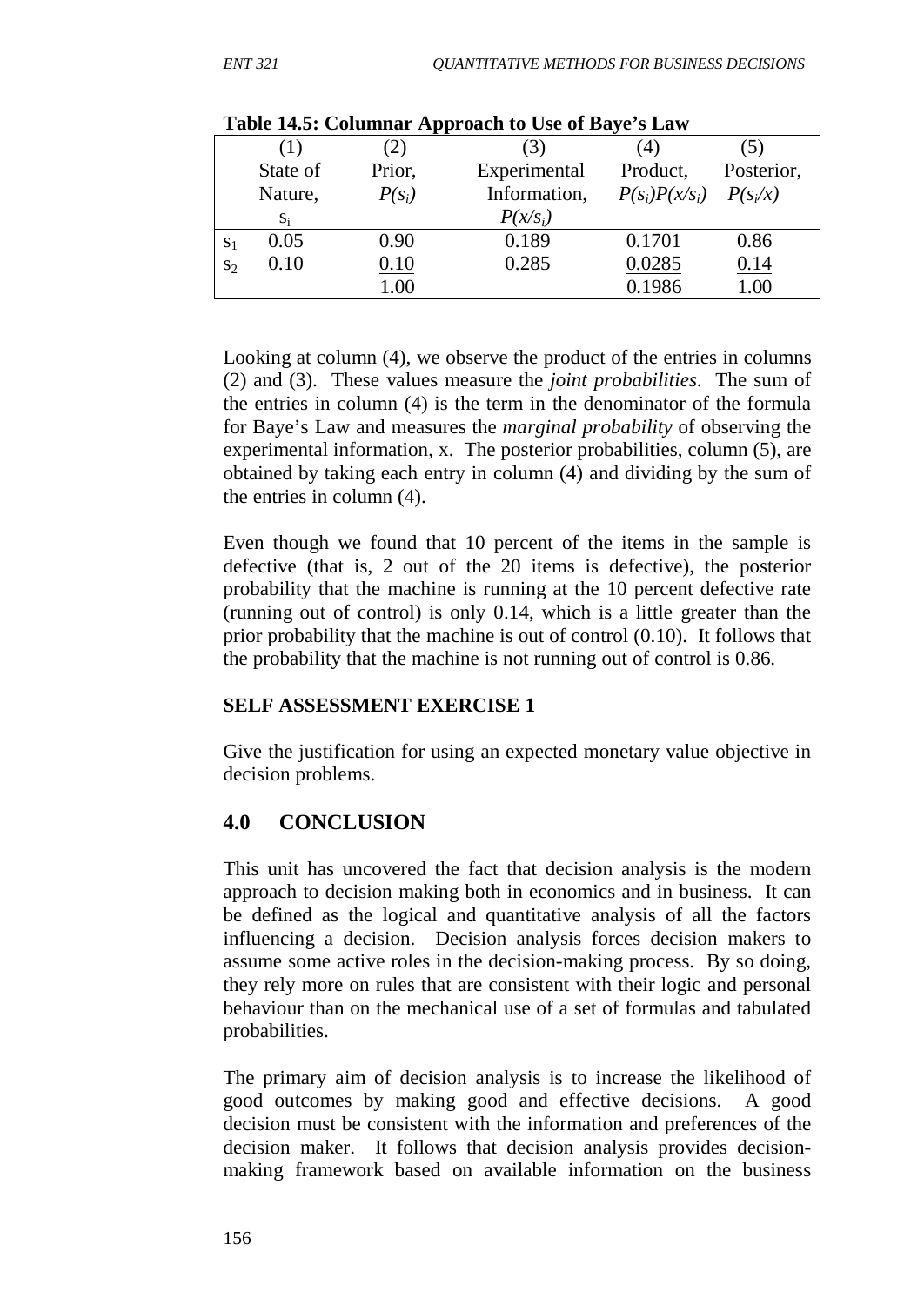**Table 14.5: Columnar Approach to Use of Baye's Law**

| | (1) State of Nature, $s_i$ | (2) Prior, $P(s_i)$ | (3) Experimental Information, $P(x/s_i)$ | (4) Product, $P(s_i)P(x/s_i)$ | (5) Posterior, $P(s_i/x)$ |
|---|---|---|---|---|---|
| $s_1$ | 0.05 | 0.90 | 0.189 | 0.1701 | 0.86 |
| $s_2$ | 0.10 | 0.10 | 0.285 | 0.0285 | 0.14 |
| | | 1.00 | | 0.1986 | 1.00 |

Looking at column (4), we observe the product of the entries in columns (2) and (3). These values measure the *joint probabilities*. The sum of the entries in column (4) is the term in the denominator of the formula for Baye's Law and measures the *marginal probability* of observing the experimental information, x. The posterior probabilities, column (5), are obtained by taking each entry in column (4) and dividing by the sum of the entries in column (4).

Even though we found that 10 percent of the items in the sample is defective (that is, 2 out of the 20 items is defective), the posterior probability that the machine is running at the 10 percent defective rate (running out of control) is only 0.14, which is a little greater than the prior probability that the machine is out of control (0.10). It follows that the probability that the machine is not running out of control is 0.86.

**SELF ASSESSMENT EXERCISE 1**

Give the justification for using an expected monetary value objective in decision problems.

## 4.0 CONCLUSION

This unit has uncovered the fact that decision analysis is the modern approach to decision making both in economics and in business. It can be defined as the logical and quantitative analysis of all the factors influencing a decision. Decision analysis forces decision makers to assume some active roles in the decision-making process. By so doing, they rely more on rules that are consistent with their logic and personal behaviour than on the mechanical use of a set of formulas and tabulated probabilities.

The primary aim of decision analysis is to increase the likelihood of good outcomes by making good and effective decisions. A good decision must be consistent with the information and preferences of the decision maker. It follows that decision analysis provides decision-making framework based on available information on the business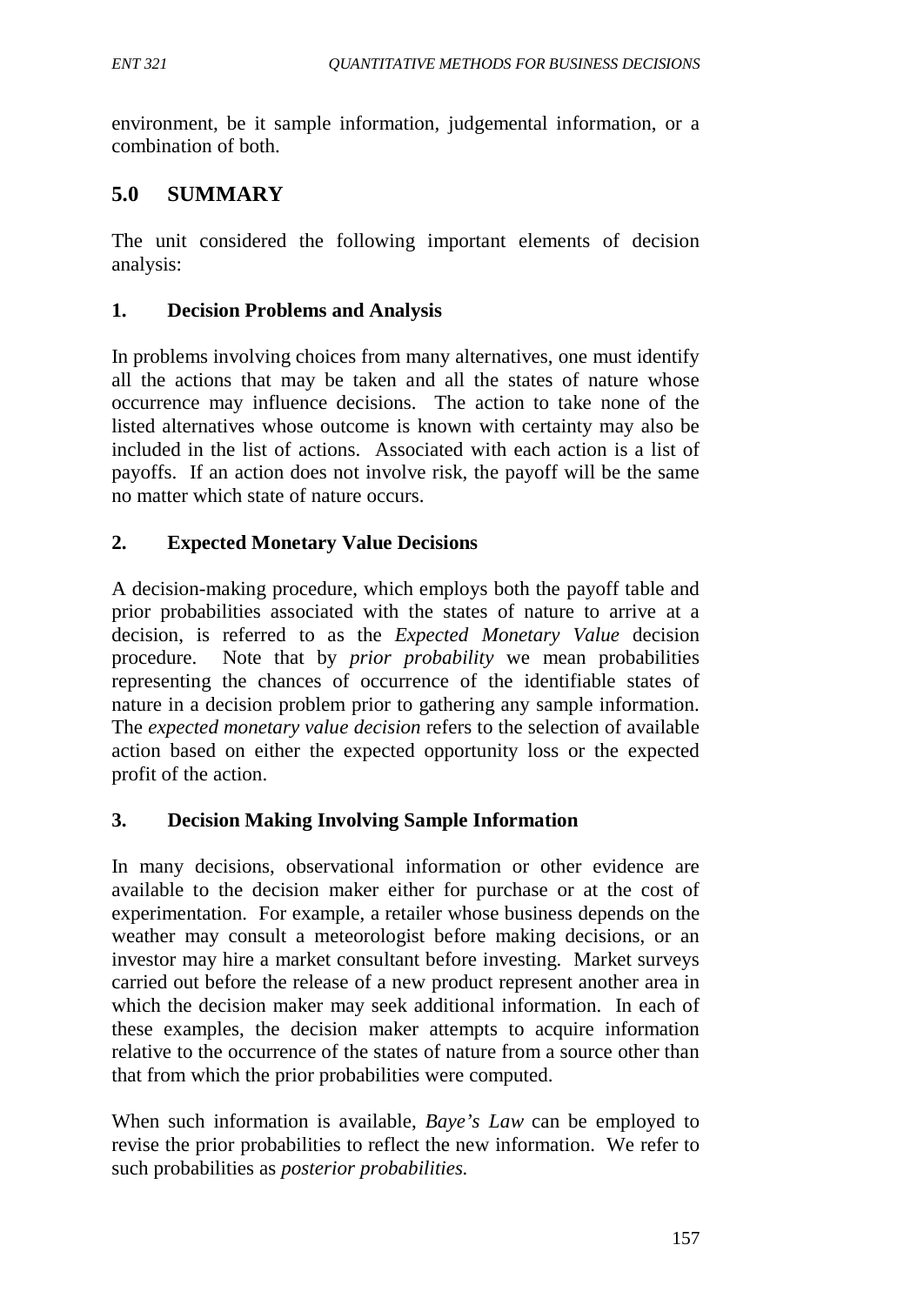environment, be it sample information, judgemental information, or a combination of both.

## 5.0 SUMMARY

The unit considered the following important elements of decision analysis:

### 1. Decision Problems and Analysis

In problems involving choices from many alternatives, one must identify all the actions that may be taken and all the states of nature whose occurrence may influence decisions. The action to take none of the listed alternatives whose outcome is known with certainty may also be included in the list of actions. Associated with each action is a list of payoffs. If an action does not involve risk, the payoff will be the same no matter which state of nature occurs.

### 2. Expected Monetary Value Decisions

A decision-making procedure, which employs both the payoff table and prior probabilities associated with the states of nature to arrive at a decision, is referred to as the *Expected Monetary Value* decision procedure. Note that by *prior probability* we mean probabilities representing the chances of occurrence of the identifiable states of nature in a decision problem prior to gathering any sample information. The *expected monetary value decision* refers to the selection of available action based on either the expected opportunity loss or the expected profit of the action.

### 3. Decision Making Involving Sample Information

In many decisions, observational information or other evidence are available to the decision maker either for purchase or at the cost of experimentation. For example, a retailer whose business depends on the weather may consult a meteorologist before making decisions, or an investor may hire a market consultant before investing. Market surveys carried out before the release of a new product represent another area in which the decision maker may seek additional information. In each of these examples, the decision maker attempts to acquire information relative to the occurrence of the states of nature from a source other than that from which the prior probabilities were computed.

When such information is available, *Baye's Law* can be employed to revise the prior probabilities to reflect the new information. We refer to such probabilities as *posterior probabilities.*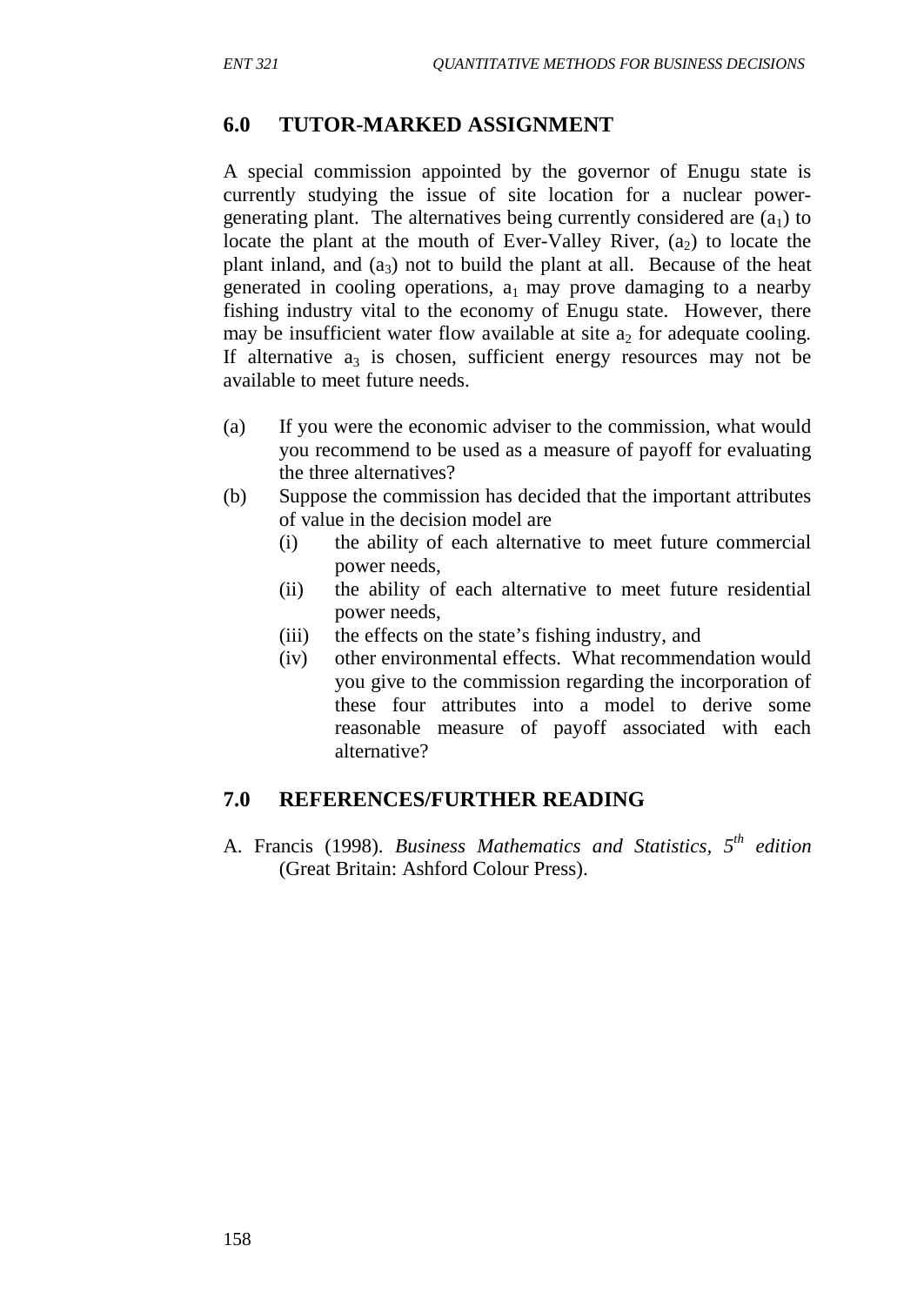## 6.0 TUTOR-MARKED ASSIGNMENT

A special commission appointed by the governor of Enugu state is currently studying the issue of site location for a nuclear power-generating plant. The alternatives being currently considered are ($a_1$) to locate the plant at the mouth of Ever-Valley River, ($a_2$) to locate the plant inland, and ($a_3$) not to build the plant at all. Because of the heat generated in cooling operations, $a_1$ may prove damaging to a nearby fishing industry vital to the economy of Enugu state. However, there may be insufficient water flow available at site $a_2$ for adequate cooling. If alternative $a_3$ is chosen, sufficient energy resources may not be available to meet future needs.

(a) If you were the economic adviser to the commission, what would you recommend to be used as a measure of payoff for evaluating the three alternatives?

(b) Suppose the commission has decided that the important attributes of value in the decision model are
   - (i) the ability of each alternative to meet future commercial power needs,
   - (ii) the ability of each alternative to meet future residential power needs,
   - (iii) the effects on the state's fishing industry, and
   - (iv) other environmental effects. What recommendation would you give to the commission regarding the incorporation of these four attributes into a model to derive some reasonable measure of payoff associated with each alternative?

## 7.0 REFERENCES/FURTHER READING

A. Francis (1998). *Business Mathematics and Statistics*, *5th edition* (Great Britain: Ashford Colour Press).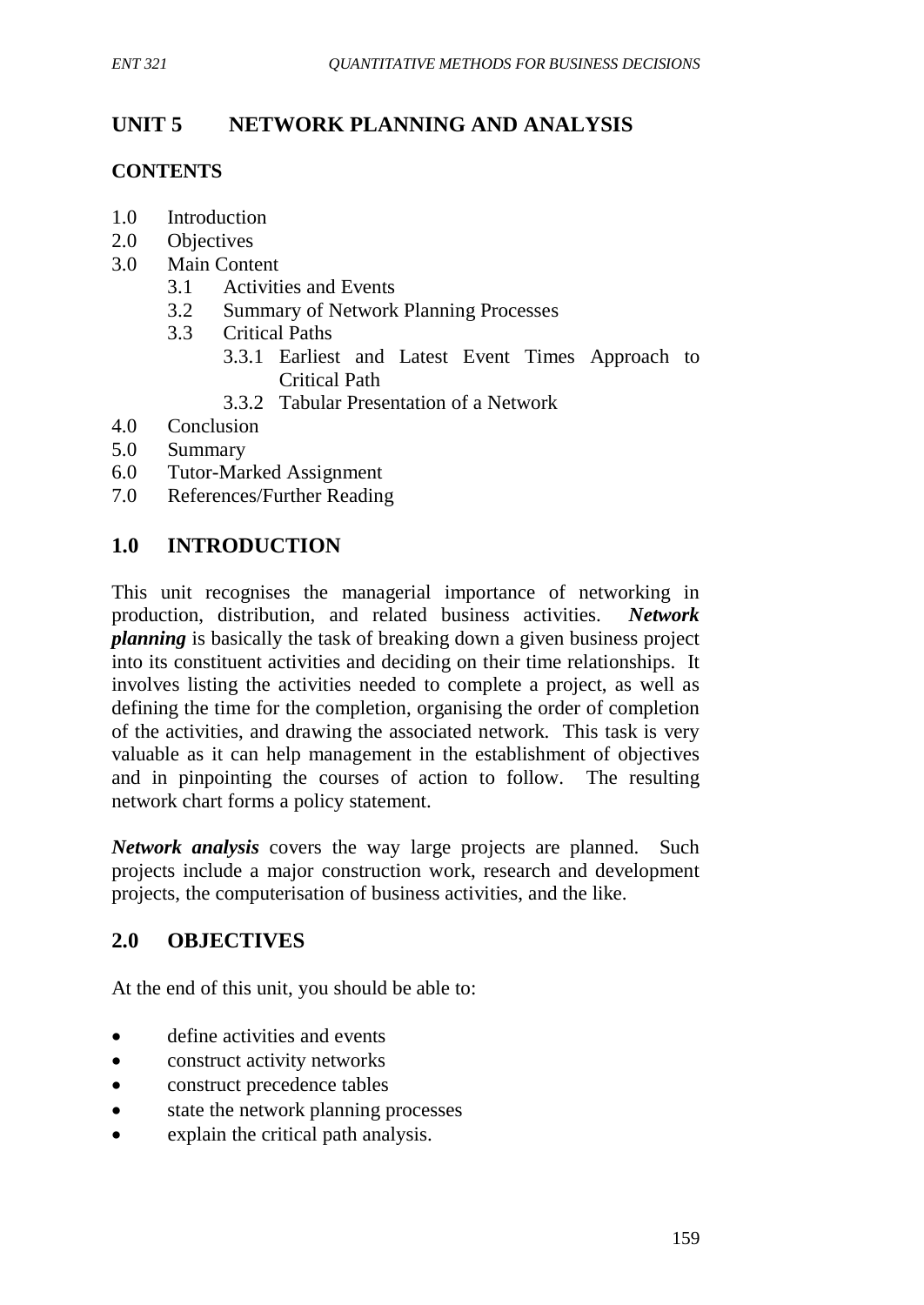# UNIT 5 NETWORK PLANNING AND ANALYSIS

## CONTENTS

- 1.0 Introduction
- 2.0 Objectives
- 3.0 Main Content
  - 3.1 Activities and Events
  - 3.2 Summary of Network Planning Processes
  - 3.3 Critical Paths
    - 3.3.1 Earliest and Latest Event Times Approach to Critical Path
    - 3.3.2 Tabular Presentation of a Network
- 4.0 Conclusion
- 5.0 Summary
- 6.0 Tutor-Marked Assignment
- 7.0 References/Further Reading

## 1.0 INTRODUCTION

This unit recognises the managerial importance of networking in production, distribution, and related business activities. ***Network planning*** is basically the task of breaking down a given business project into its constituent activities and deciding on their time relationships. It involves listing the activities needed to complete a project, as well as defining the time for the completion, organising the order of completion of the activities, and drawing the associated network. This task is very valuable as it can help management in the establishment of objectives and in pinpointing the courses of action to follow. The resulting network chart forms a policy statement.

***Network analysis*** covers the way large projects are planned. Such projects include a major construction work, research and development projects, the computerisation of business activities, and the like.

## 2.0 OBJECTIVES

At the end of this unit, you should be able to:

- define activities and events
- construct activity networks
- construct precedence tables
- state the network planning processes
- explain the critical path analysis.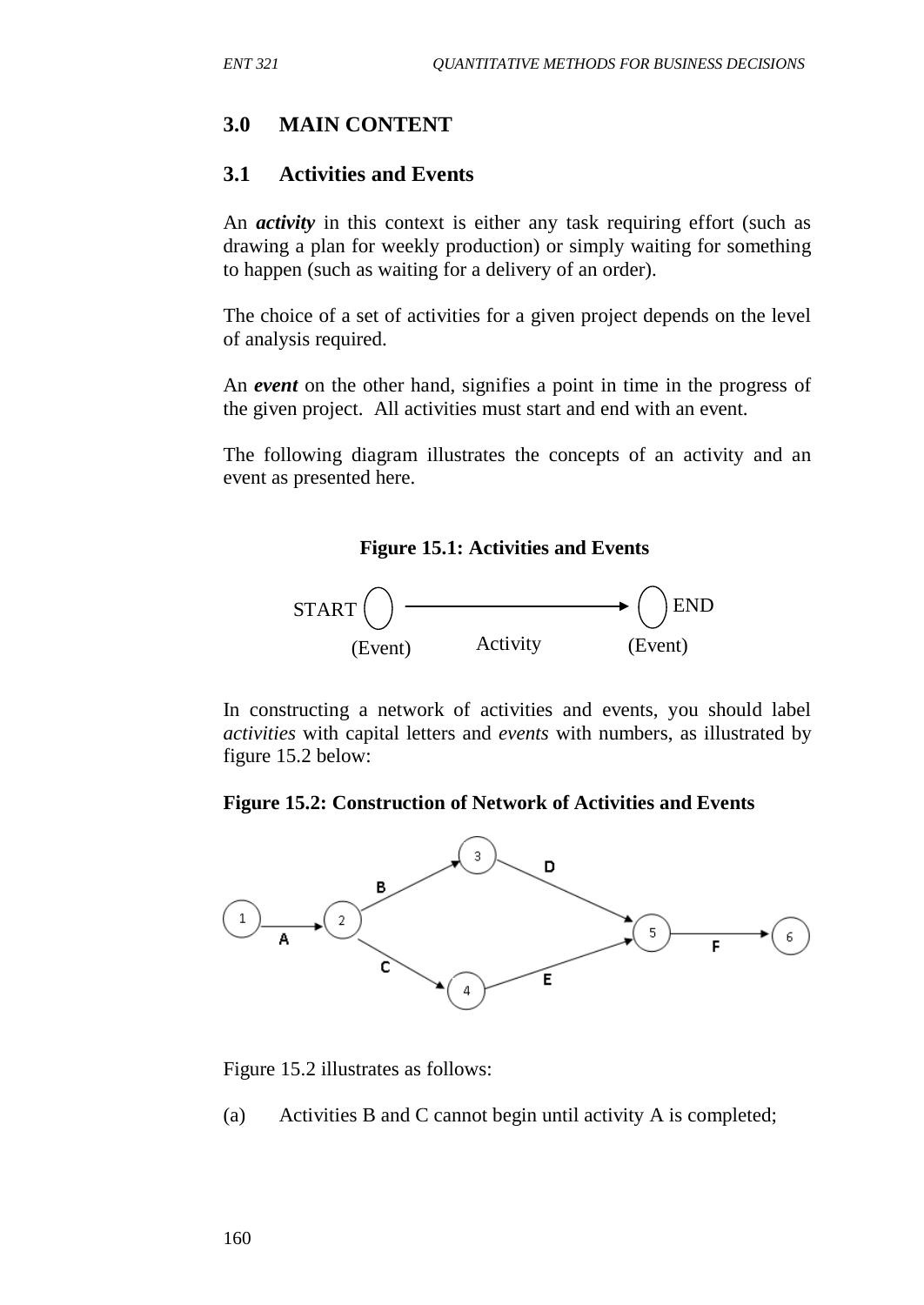## 3.0 MAIN CONTENT

### 3.1 Activities and Events

An ***activity*** in this context is either any task requiring effort (such as drawing a plan for weekly production) or simply waiting for something to happen (such as waiting for a delivery of an order).

The choice of a set of activities for a given project depends on the level of analysis required.

An ***event*** on the other hand, signifies a point in time in the progress of the given project. All activities must start and end with an event.

The following diagram illustrates the concepts of an activity and an event as presented here.

**Figure 15.1: Activities and Events**

START (Event) → Activity → END (Event)

In constructing a network of activities and events, you should label *activities* with capital letters and *events* with numbers, as illustrated by figure 15.2 below:

**Figure 15.2: Construction of Network of Activities and Events**

Figure 15.2 illustrates as follows:

(a) Activities B and C cannot begin until activity A is completed;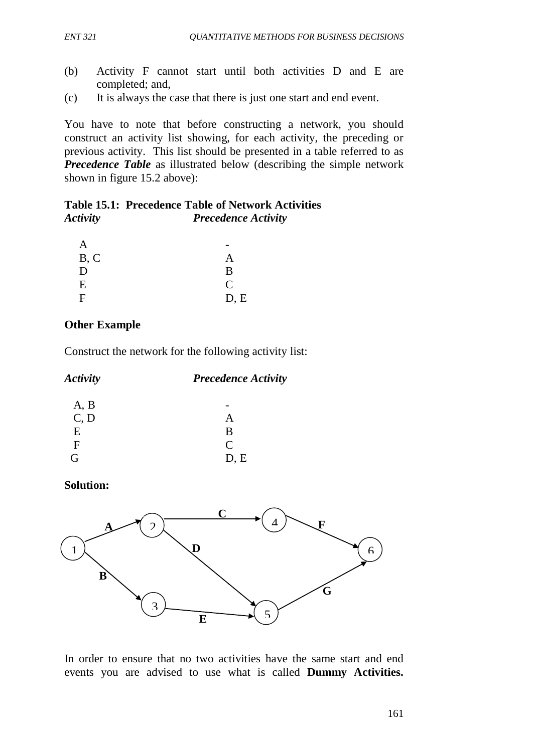(b) Activity F cannot start until both activities D and E are completed; and,

(c) It is always the case that there is just one start and end event.

You have to note that before constructing a network, you should construct an activity list showing, for each activity, the preceding or previous activity. This list should be presented in a table referred to as ***Precedence Table*** as illustrated below (describing the simple network shown in figure 15.2 above):

**Table 15.1: Precedence Table of Network Activities**

| *Activity* | *Precedence Activity* |
|---|---|
| A | - |
| B, C | A |
| D | B |
| E | C |
| F | D, E |

**Other Example**

Construct the network for the following activity list:

| *Activity* | *Precedence Activity* |
|---|---|
| A, B | - |
| C, D | A |
| E | B |
| F | C |
| G | D, E |

**Solution:**

In order to ensure that no two activities have the same start and end events you are advised to use what is called **Dummy Activities.**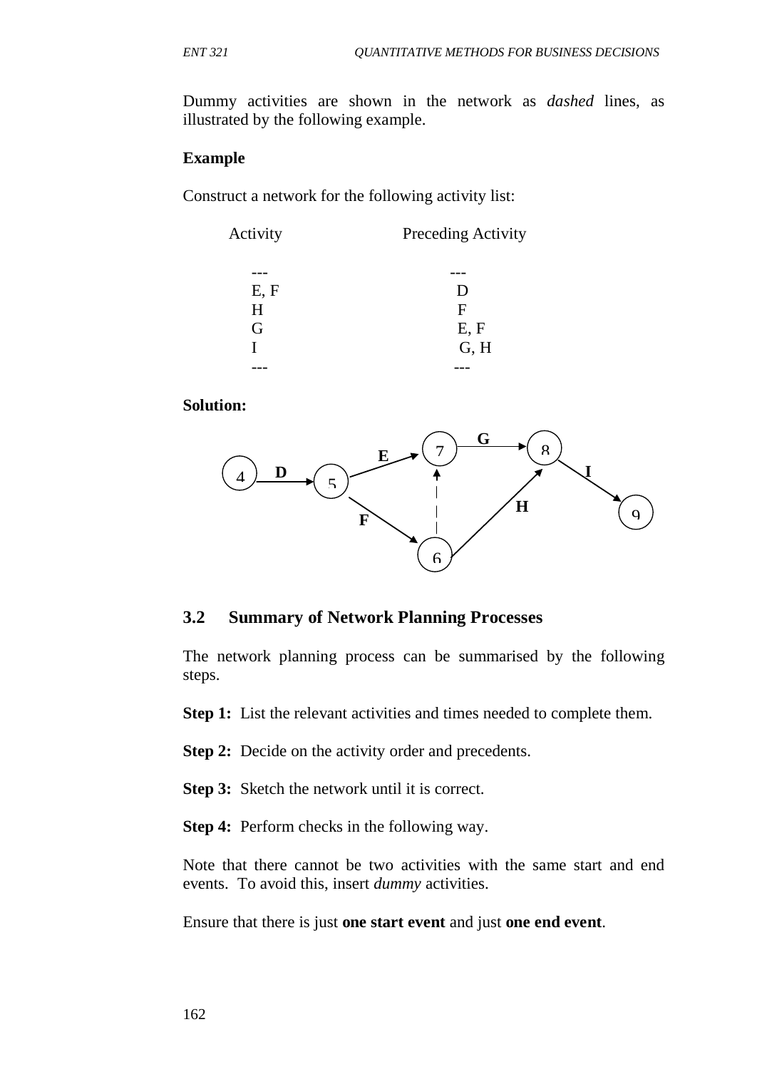Dummy activities are shown in the network as *dashed* lines, as illustrated by the following example.

**Example**

Construct a network for the following activity list:

| Activity | Preceding Activity |
|---|---|
| --- | --- |
| E, F | D |
| H | F |
| G | E, F |
| I | G, H |
| --- | --- |

**Solution:**

## 3.2 Summary of Network Planning Processes

The network planning process can be summarised by the following steps.

**Step 1:** List the relevant activities and times needed to complete them.

**Step 2:** Decide on the activity order and precedents.

**Step 3:** Sketch the network until it is correct.

**Step 4:** Perform checks in the following way.

Note that there cannot be two activities with the same start and end events. To avoid this, insert *dummy* activities.

Ensure that there is just **one start event** and just **one end event**.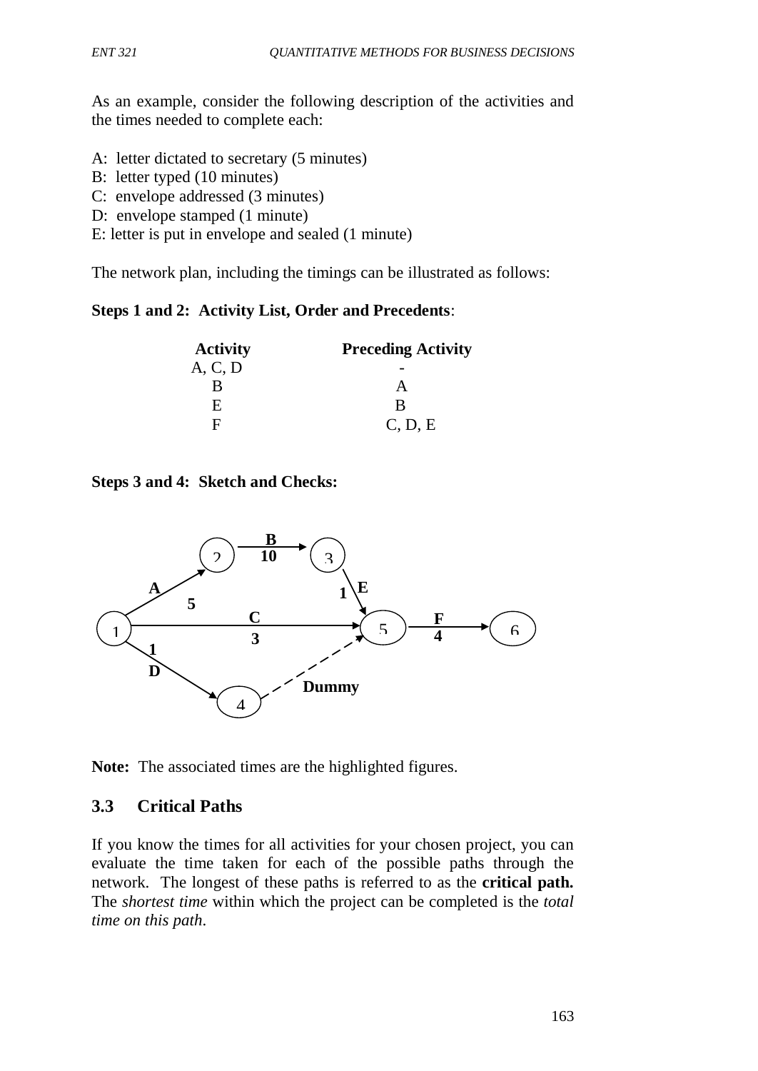As an example, consider the following description of the activities and the times needed to complete each:

A: letter dictated to secretary (5 minutes)
B: letter typed (10 minutes)
C: envelope addressed (3 minutes)
D: envelope stamped (1 minute)
E: letter is put in envelope and sealed (1 minute)

The network plan, including the timings can be illustrated as follows:

**Steps 1 and 2: Activity List, Order and Precedents**:

| Activity | Preceding Activity |
|---|---|
| A, C, D | - |
| B | A |
| E | B |
| F | C, D, E |

**Steps 3 and 4: Sketch and Checks:**

**Note:** The associated times are the highlighted figures.

### 3.3 Critical Paths

If you know the times for all activities for your chosen project, you can evaluate the time taken for each of the possible paths through the network. The longest of these paths is referred to as the **critical path.** The *shortest time* within which the project can be completed is the *total time on this path*.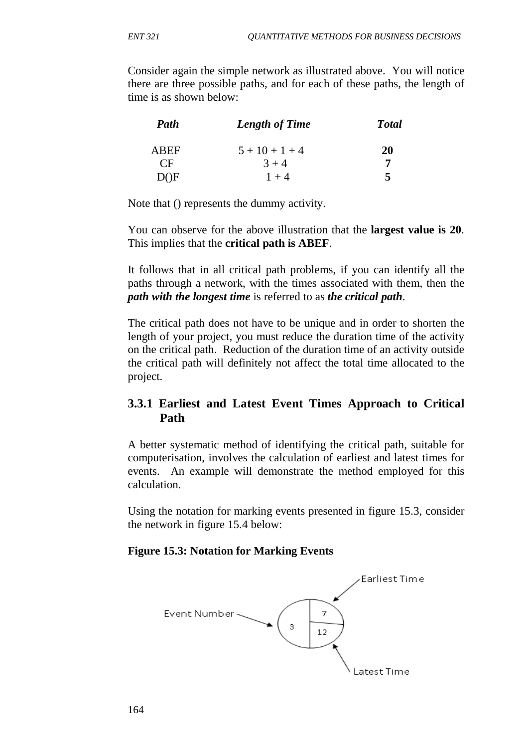Consider again the simple network as illustrated above. You will notice there are three possible paths, and for each of these paths, the length of time is as shown below:

| *Path* | *Length of Time* | *Total* |
|---|---|---|
| ABEF | 5 + 10 + 1 + 4 | **20** |
| CF | 3 + 4 | **7** |
| D()F | 1 + 4 | **5** |

Note that () represents the dummy activity.

You can observe for the above illustration that the **largest value is 20**. This implies that the **critical path is ABEF**.

It follows that in all critical path problems, if you can identify all the paths through a network, with the times associated with them, then the ***path with the longest time*** is referred to as ***the critical path***.

The critical path does not have to be unique and in order to shorten the length of your project, you must reduce the duration time of the activity on the critical path. Reduction of the duration time of an activity outside the critical path will definitely not affect the total time allocated to the project.

### 3.3.1 Earliest and Latest Event Times Approach to Critical Path

A better systematic method of identifying the critical path, suitable for computerisation, involves the calculation of earliest and latest times for events. An example will demonstrate the method employed for this calculation.

Using the notation for marking events presented in figure 15.3, consider the network in figure 15.4 below:

**Figure 15.3: Notation for Marking Events**

Earliest Time

Event Number

3

7

12

Latest Time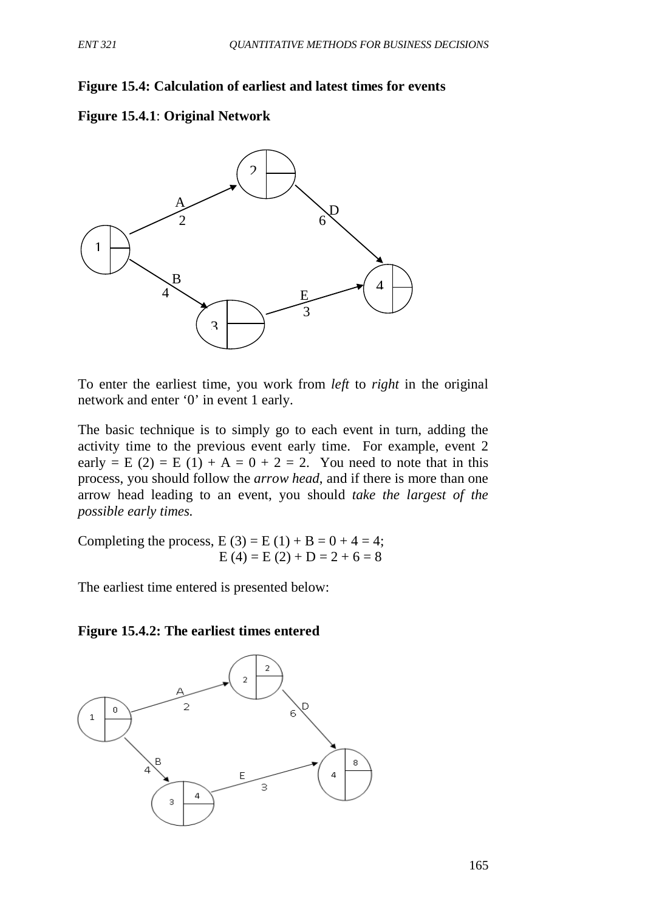**Figure 15.4: Calculation of earliest and latest times for events**

**Figure 15.4.1**: **Original Network**

To enter the earliest time, you work from *left* to *right* in the original network and enter '0' in event 1 early.

The basic technique is to simply go to each event in turn, adding the activity time to the previous event early time. For example, event 2 early = E (2) = E (1) + A = 0 + 2 = 2. You need to note that in this process, you should follow the *arrow head*, and if there is more than one arrow head leading to an event, you should *take the largest of the possible early times.*

Completing the process, E (3) = E (1) + B = 0 + 4 = 4;
E (4) = E (2) + D = 2 + 6 = 8

The earliest time entered is presented below:

**Figure 15.4.2: The earliest times entered**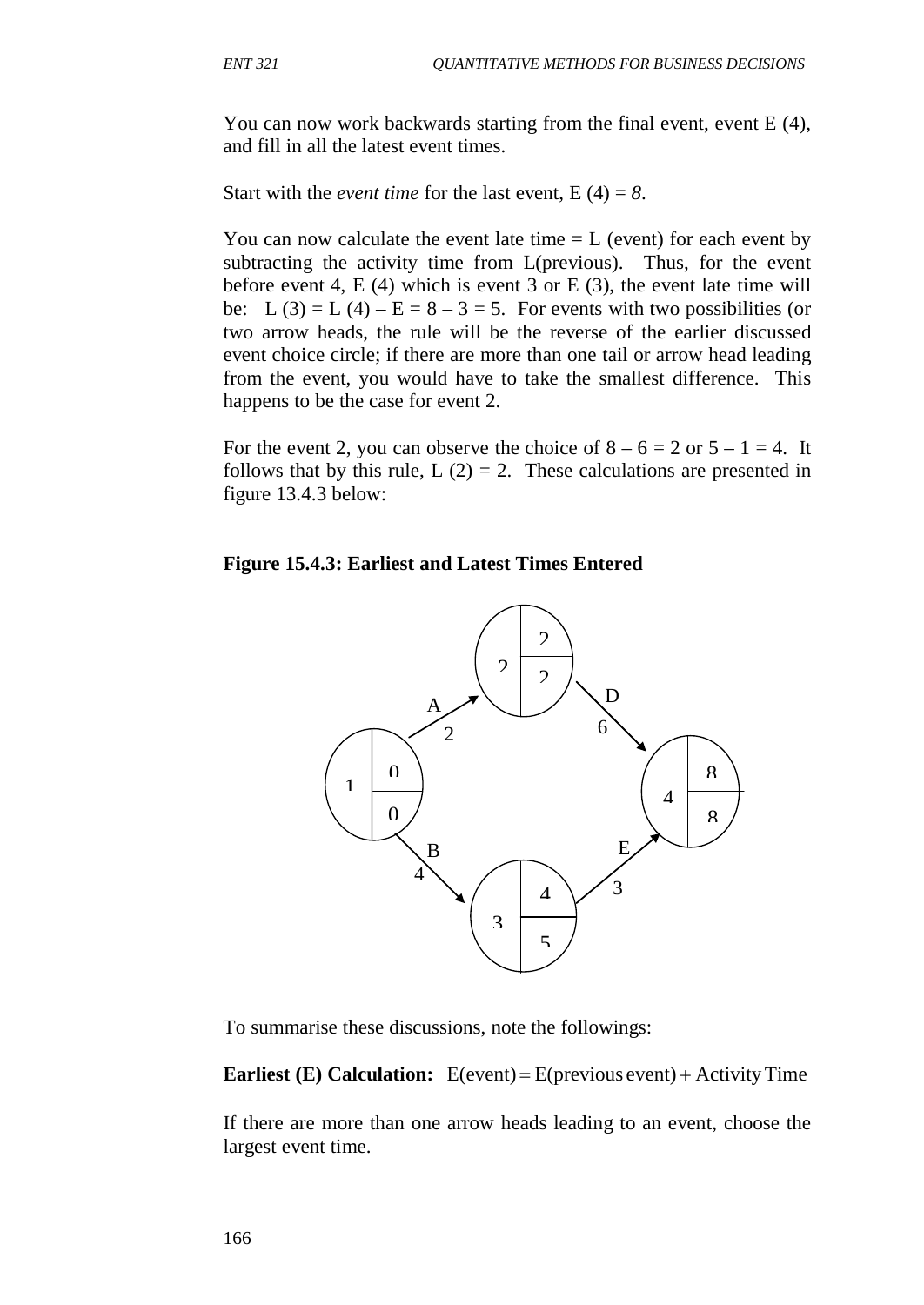You can now work backwards starting from the final event, event E (4), and fill in all the latest event times.

Start with the *event time* for the last event, E (4) = *8*.

You can now calculate the event late time = L (event) for each event by subtracting the activity time from L(previous). Thus, for the event before event 4, E (4) which is event 3 or E (3), the event late time will be: L (3) = L (4) – E = 8 – 3 = 5. For events with two possibilities (or two arrow heads, the rule will be the reverse of the earlier discussed event choice circle; if there are more than one tail or arrow head leading from the event, you would have to take the smallest difference. This happens to be the case for event 2.

For the event 2, you can observe the choice of 8 – 6 = 2 or 5 – 1 = 4. It follows that by this rule, L (2) = 2. These calculations are presented in figure 13.4.3 below:

**Figure 15.4.3: Earliest and Latest Times Entered**

| Event | Earliest (E) | Latest (L) |
|---|---|---|
| 1 | 0 | 0 |
| 2 | 2 | 2 |
| 3 | 4 | 5 |
| 4 | 8 | 8 |

| Activity | From event | To event | Time |
|---|---|---|---|
| A | 1 | 2 | 2 |
| B | 1 | 3 | 4 |
| D | 2 | 4 | 6 |
| E | 3 | 4 | 3 |

To summarise these discussions, note the followings:

**Earliest (E) Calculation:** $\text{E(event)} = \text{E(previous event)} + \text{Activity Time}$

If there are more than one arrow heads leading to an event, choose the largest event time.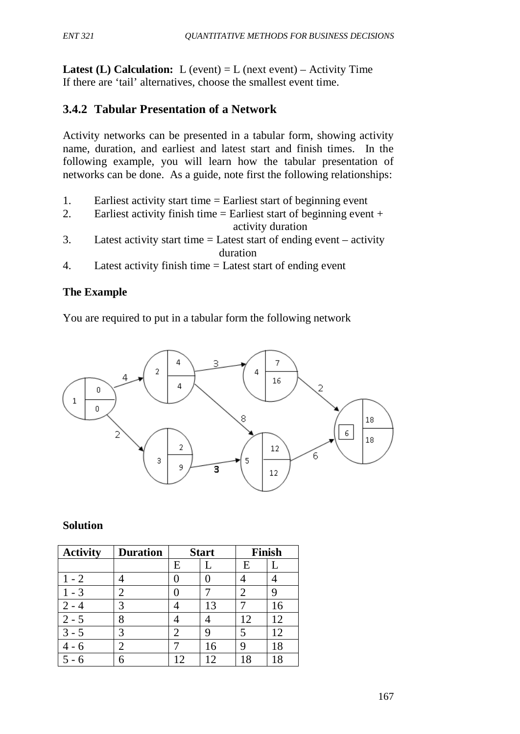**Latest (L) Calculation:** L (event) = L (next event) – Activity Time
If there are 'tail' alternatives, choose the smallest event time.

### 3.4.2 Tabular Presentation of a Network

Activity networks can be presented in a tabular form, showing activity name, duration, and earliest and latest start and finish times. In the following example, you will learn how the tabular presentation of networks can be done. As a guide, note first the following relationships:

1. Earliest activity start time = Earliest start of beginning event
2. Earliest activity finish time = Earliest start of beginning event + activity duration
3. Latest activity start time = Latest start of ending event – activity duration
4. Latest activity finish time = Latest start of ending event

**The Example**

You are required to put in a tabular form the following network

**Solution**

| Activity | Duration | Start | | Finish | |
|---|---|---|---|---|---|
| | | E | L | E | L |
| 1 - 2 | 4 | 0 | 0 | 4 | 4 |
| 1 - 3 | 2 | 0 | 7 | 2 | 9 |
| 2 - 4 | 3 | 4 | 13 | 7 | 16 |
| 2 - 5 | 8 | 4 | 4 | 12 | 12 |
| 3 - 5 | 3 | 2 | 9 | 5 | 12 |
| 4 - 6 | 2 | 7 | 16 | 9 | 18 |
| 5 - 6 | 6 | 12 | 12 | 18 | 18 |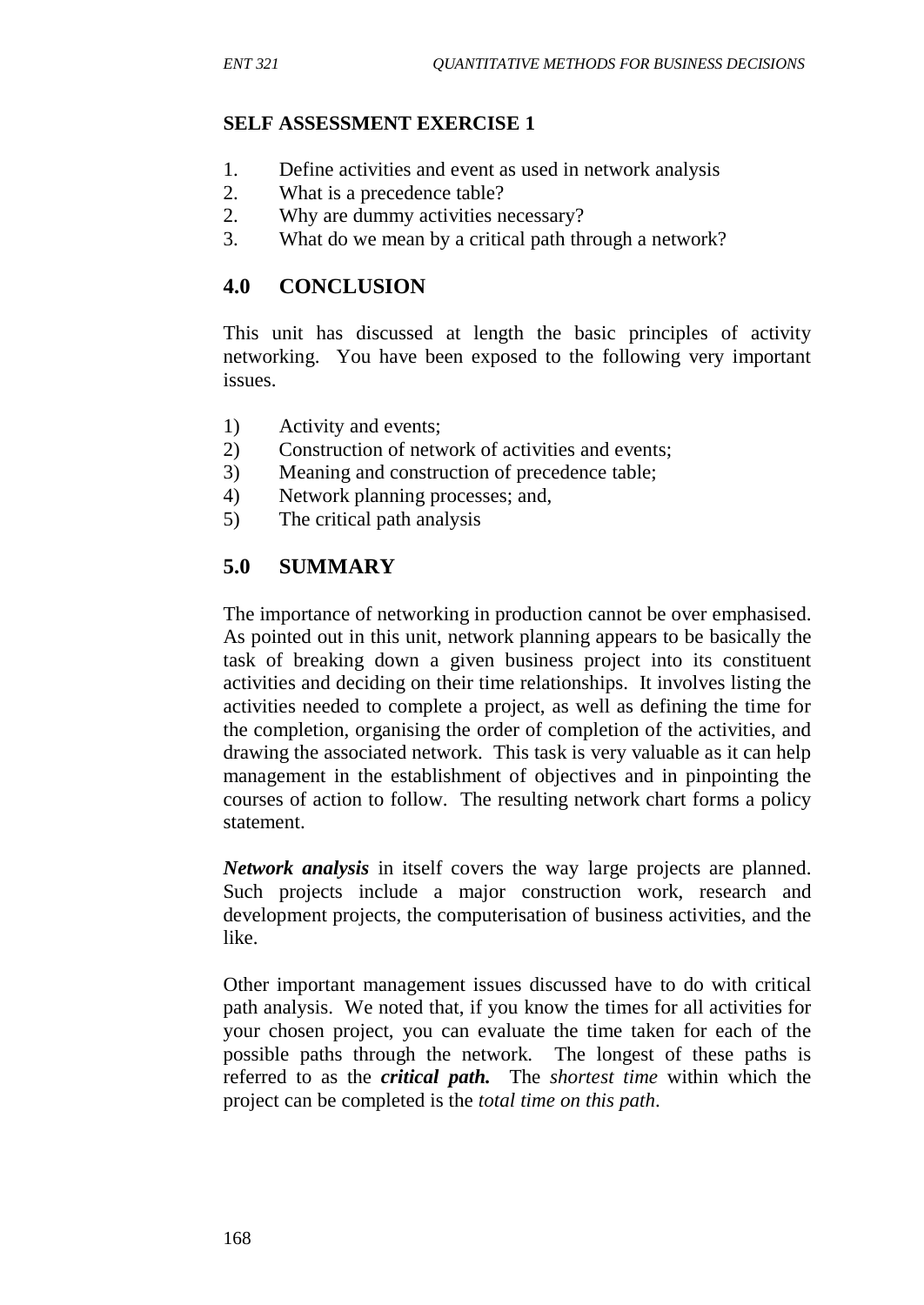**SELF ASSESSMENT EXERCISE 1**

1. Define activities and event as used in network analysis
2. What is a precedence table?
2. Why are dummy activities necessary?
3. What do we mean by a critical path through a network?

## 4.0 CONCLUSION

This unit has discussed at length the basic principles of activity networking. You have been exposed to the following very important issues.

1) Activity and events;
2) Construction of network of activities and events;
3) Meaning and construction of precedence table;
4) Network planning processes; and,
5) The critical path analysis

## 5.0 SUMMARY

The importance of networking in production cannot be over emphasised. As pointed out in this unit, network planning appears to be basically the task of breaking down a given business project into its constituent activities and deciding on their time relationships. It involves listing the activities needed to complete a project, as well as defining the time for the completion, organising the order of completion of the activities, and drawing the associated network. This task is very valuable as it can help management in the establishment of objectives and in pinpointing the courses of action to follow. The resulting network chart forms a policy statement.

***Network analysis*** in itself covers the way large projects are planned. Such projects include a major construction work, research and development projects, the computerisation of business activities, and the like.

Other important management issues discussed have to do with critical path analysis. We noted that, if you know the times for all activities for your chosen project, you can evaluate the time taken for each of the possible paths through the network. The longest of these paths is referred to as the ***critical path.*** The *shortest time* within which the project can be completed is the *total time on this path*.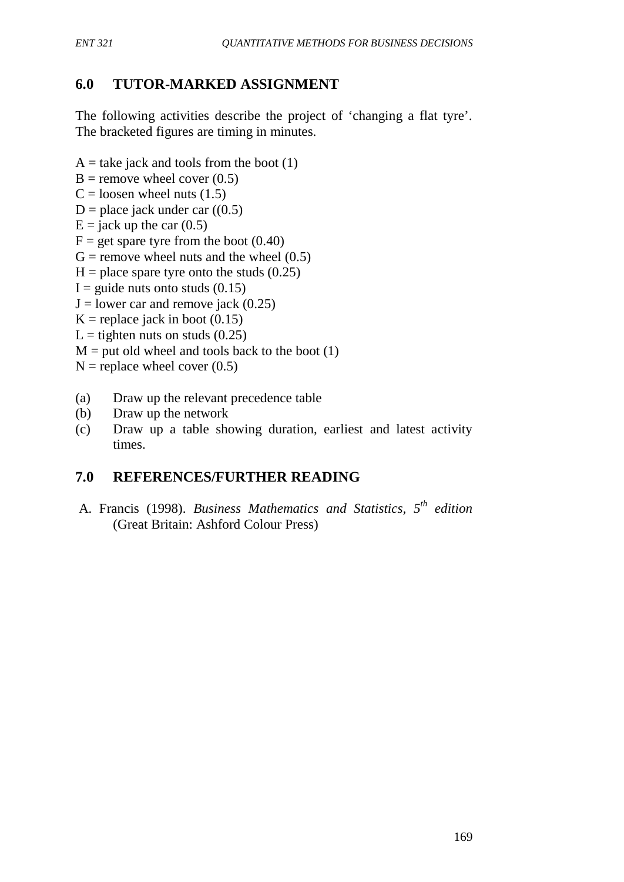## 6.0 TUTOR-MARKED ASSIGNMENT

The following activities describe the project of 'changing a flat tyre'. The bracketed figures are timing in minutes.

A = take jack and tools from the boot (1)
B = remove wheel cover (0.5)
C = loosen wheel nuts (1.5)
D = place jack under car ((0.5)
E = jack up the car (0.5)
F = get spare tyre from the boot (0.40)
G = remove wheel nuts and the wheel (0.5)
H = place spare tyre onto the studs (0.25)
I = guide nuts onto studs (0.15)
J = lower car and remove jack (0.25)
K = replace jack in boot (0.15)
L = tighten nuts on studs (0.25)
M = put old wheel and tools back to the boot (1)
N = replace wheel cover (0.5)

(a) Draw up the relevant precedence table
(b) Draw up the network
(c) Draw up a table showing duration, earliest and latest activity times.

## 7.0 REFERENCES/FURTHER READING

A. Francis (1998). *Business Mathematics and Statistics, 5th edition* (Great Britain: Ashford Colour Press)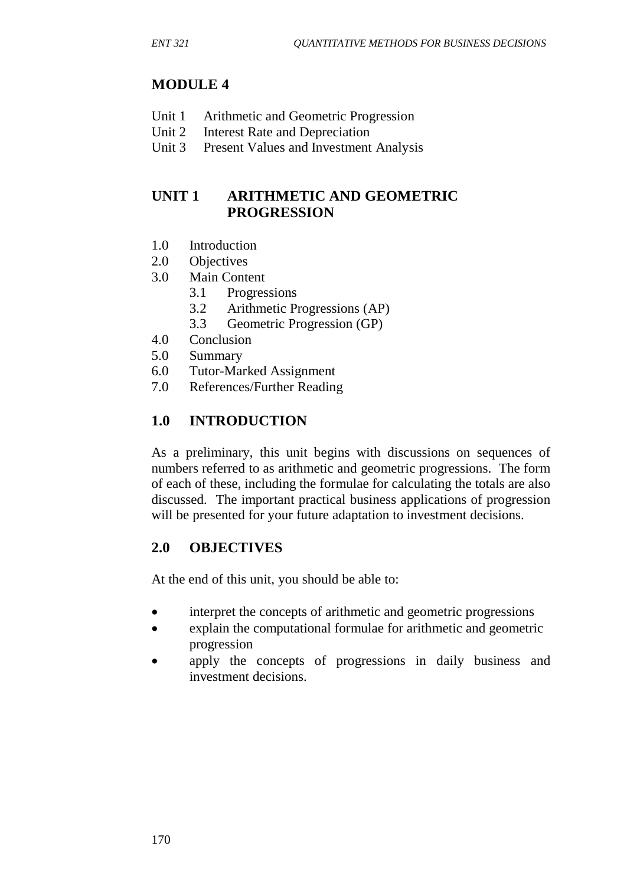# MODULE 4

Unit 1 Arithmetic and Geometric Progression
Unit 2 Interest Rate and Depreciation
Unit 3 Present Values and Investment Analysis

## UNIT 1 ARITHMETIC AND GEOMETRIC PROGRESSION

1.0 Introduction
2.0 Objectives
3.0 Main Content
  3.1 Progressions
  3.2 Arithmetic Progressions (AP)
  3.3 Geometric Progression (GP)
4.0 Conclusion
5.0 Summary
6.0 Tutor-Marked Assignment
7.0 References/Further Reading

## 1.0 INTRODUCTION

As a preliminary, this unit begins with discussions on sequences of numbers referred to as arithmetic and geometric progressions. The form of each of these, including the formulae for calculating the totals are also discussed. The important practical business applications of progression will be presented for your future adaptation to investment decisions.

## 2.0 OBJECTIVES

At the end of this unit, you should be able to:

- interpret the concepts of arithmetic and geometric progressions
- explain the computational formulae for arithmetic and geometric progression
- apply the concepts of progressions in daily business and investment decisions.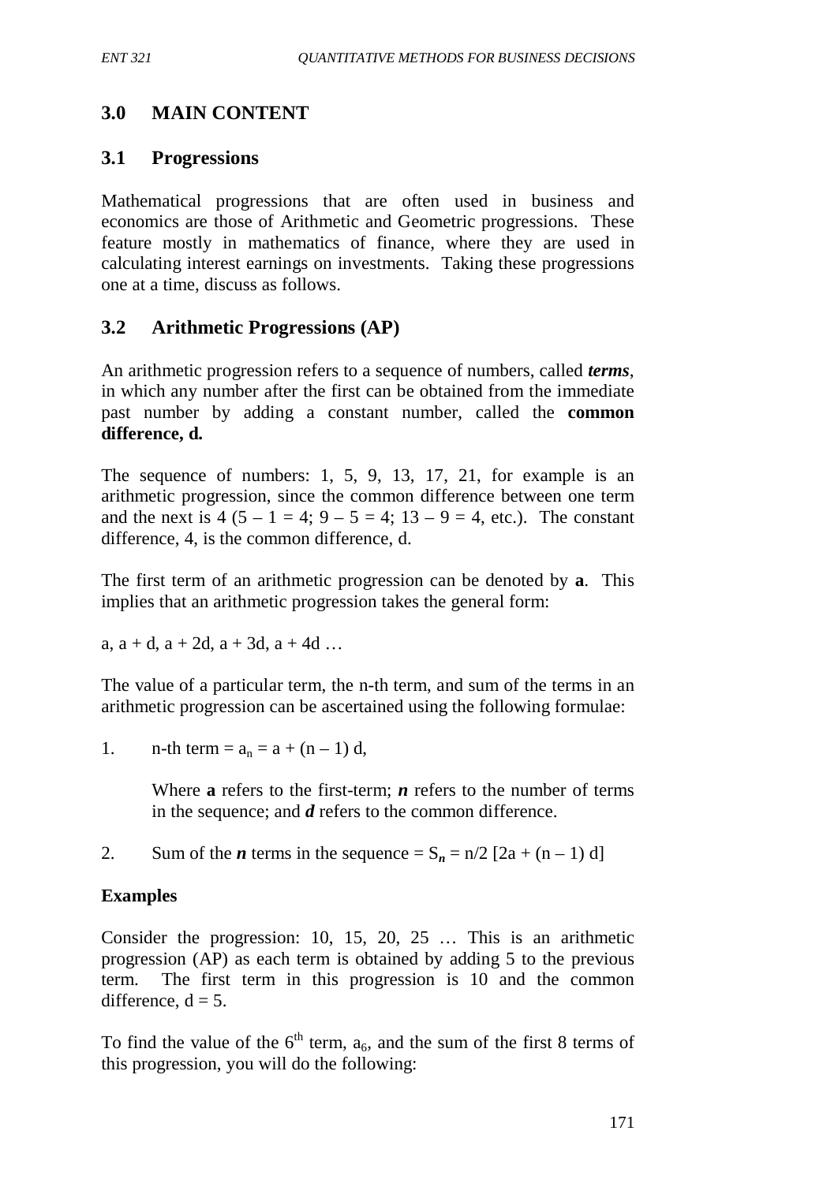## 3.0 MAIN CONTENT

### 3.1 Progressions

Mathematical progressions that are often used in business and economics are those of Arithmetic and Geometric progressions. These feature mostly in mathematics of finance, where they are used in calculating interest earnings on investments. Taking these progressions one at a time, discuss as follows.

### 3.2 Arithmetic Progressions (AP)

An arithmetic progression refers to a sequence of numbers, called ***terms***, in which any number after the first can be obtained from the immediate past number by adding a constant number, called the **common difference, d.**

The sequence of numbers: 1, 5, 9, 13, 17, 21, for example is an arithmetic progression, since the common difference between one term and the next is 4 ($5 - 1 = 4$; $9 - 5 = 4$; $13 - 9 = 4$, etc.). The constant difference, 4, is the common difference, d.

The first term of an arithmetic progression can be denoted by **a**. This implies that an arithmetic progression takes the general form:

$a, a + d, a + 2d, a + 3d, a + 4d \ldots$

The value of a particular term, the n-th term, and sum of the terms in an arithmetic progression can be ascertained using the following formulae:

1. n-th term $= a_n = a + (n - 1) d$,

   Where **a** refers to the first-term; ***n*** refers to the number of terms in the sequence; and ***d*** refers to the common difference.

2. Sum of the ***n*** terms in the sequence $= S_n = n/2 \, [2a + (n - 1) d]$

**Examples**

Consider the progression: 10, 15, 20, 25 … This is an arithmetic progression (AP) as each term is obtained by adding 5 to the previous term. The first term in this progression is 10 and the common difference, $d = 5$.

To find the value of the $6^{th}$ term, $a_6$, and the sum of the first 8 terms of this progression, you will do the following: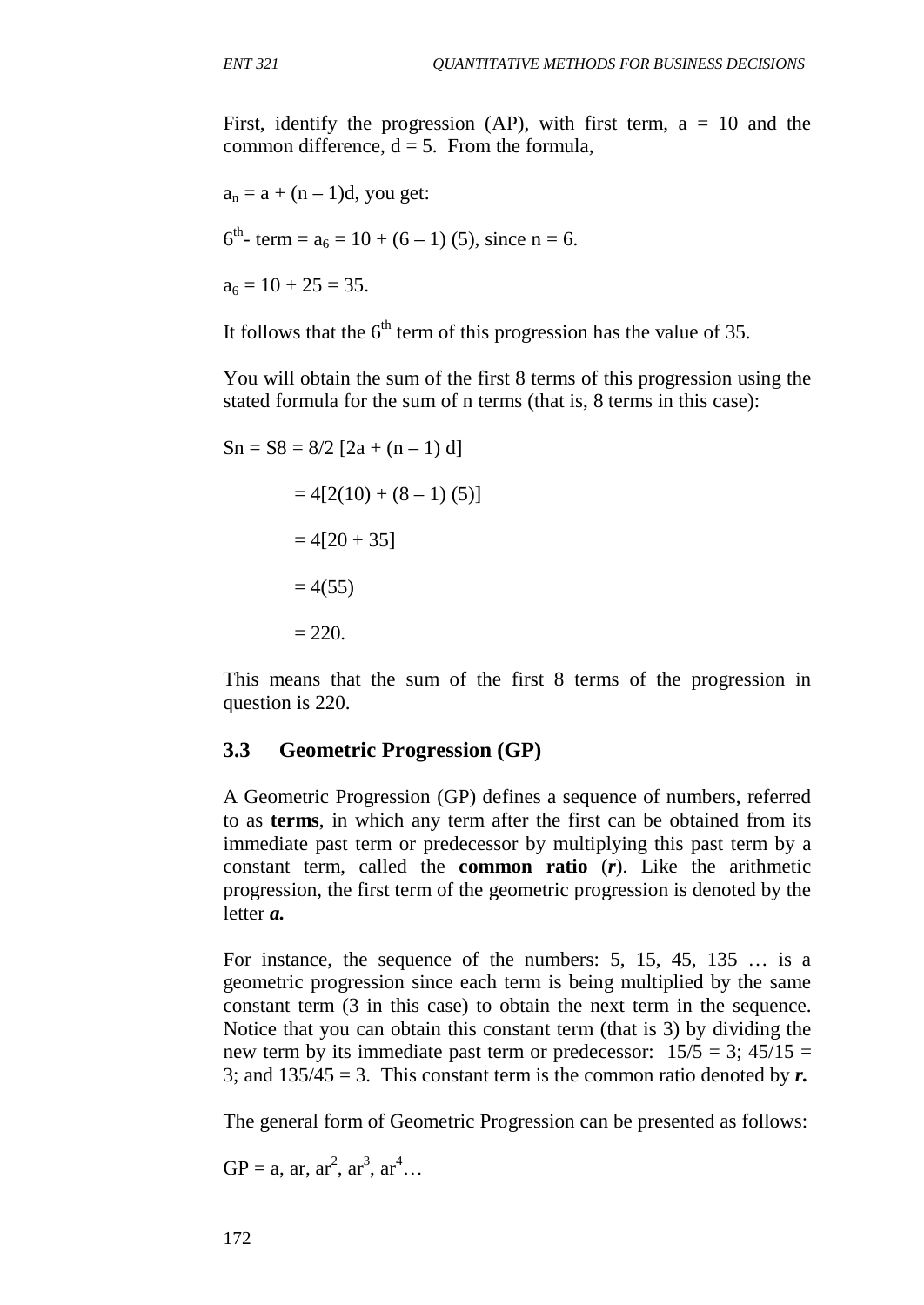First, identify the progression (AP), with first term, $a = 10$ and the common difference, $d = 5$. From the formula,

$a_n = a + (n – 1)d$, you get:

$6^{th}$- term $= a_6 = 10 + (6 – 1)(5)$, since $n = 6$.

$a_6 = 10 + 25 = 35$.

It follows that the $6^{th}$ term of this progression has the value of 35.

You will obtain the sum of the first 8 terms of this progression using the stated formula for the sum of n terms (that is, 8 terms in this case):

$$
\begin{aligned}
S_n = S_8 &= 8/2\,[2a + (n – 1)d] \\
&= 4[2(10) + (8 – 1)(5)] \\
&= 4[20 + 35] \\
&= 4(55) \\
&= 220.
\end{aligned}
$$

This means that the sum of the first 8 terms of the progression in question is 220.

### 3.3 Geometric Progression (GP)

A Geometric Progression (GP) defines a sequence of numbers, referred to as **terms**, in which any term after the first can be obtained from its immediate past term or predecessor by multiplying this past term by a constant term, called the **common ratio** (***r***). Like the arithmetic progression, the first term of the geometric progression is denoted by the letter ***a.***

For instance, the sequence of the numbers: 5, 15, 45, 135 … is a geometric progression since each term is being multiplied by the same constant term (3 in this case) to obtain the next term in the sequence. Notice that you can obtain this constant term (that is 3) by dividing the new term by its immediate past term or predecessor: $15/5 = 3$; $45/15 = 3$; and $135/45 = 3$. This constant term is the common ratio denoted by ***r.***

The general form of Geometric Progression can be presented as follows:

$GP = a, ar, ar^2, ar^3, ar^4 \ldots$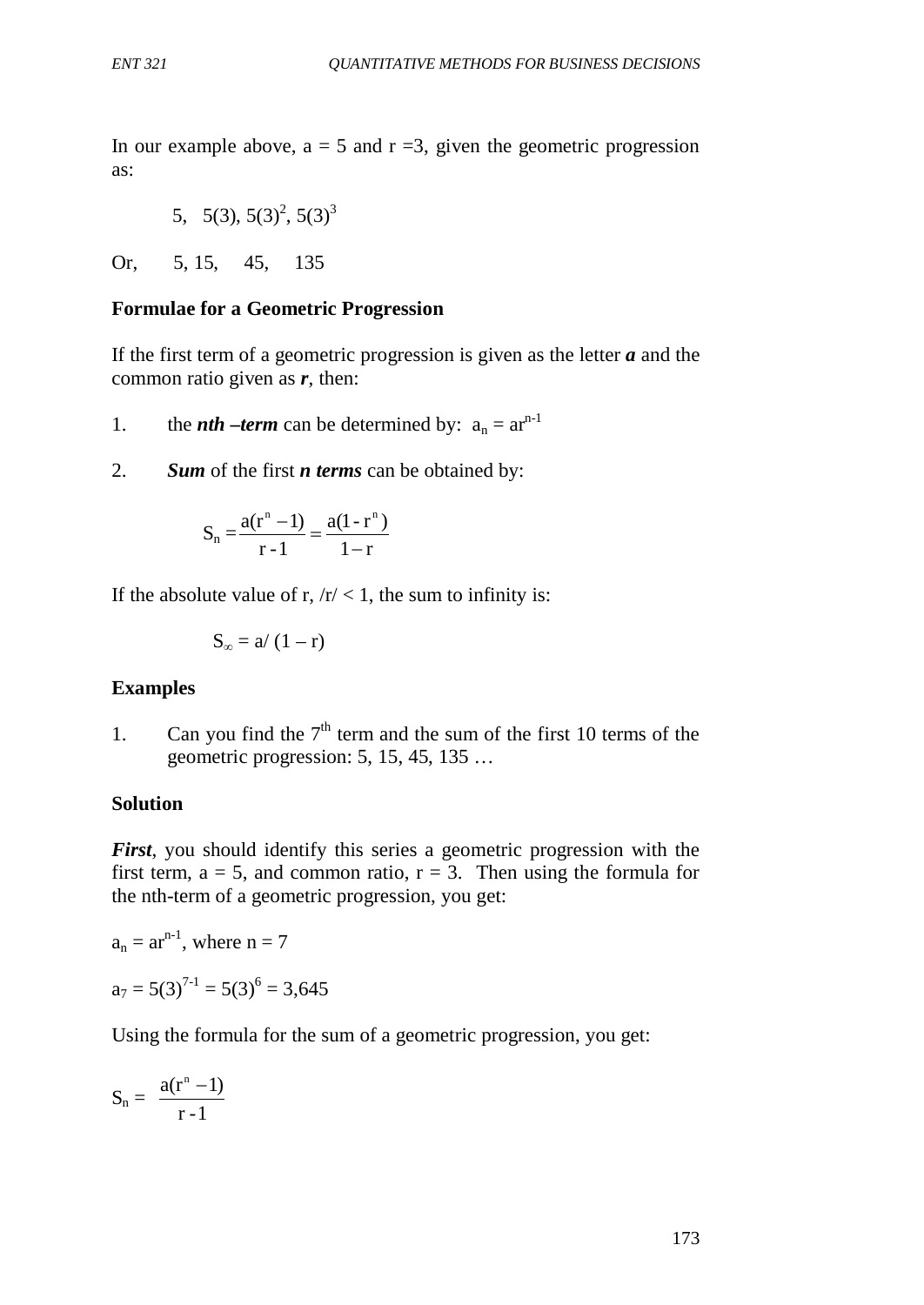In our example above, a = 5 and r =3, given the geometric progression as:

$$5, \quad 5(3), 5(3)^2, 5(3)^3$$

Or, 5, 15, 45, 135

**Formulae for a Geometric Progression**

If the first term of a geometric progression is given as the letter ***a*** and the common ratio given as ***r***, then:

1. the ***nth –term*** can be determined by: $a_n = ar^{n-1}$

2. ***Sum*** of the first ***n terms*** can be obtained by:

$$S_n = \frac{a(r^n - 1)}{r - 1} = \frac{a(1 - r^n)}{1 - r}$$

If the absolute value of r, /r/ < 1, the sum to infinity is:

$$S_\infty = a/ (1 - r)$$

**Examples**

1. Can you find the 7th term and the sum of the first 10 terms of the geometric progression: 5, 15, 45, 135 …

**Solution**

***First***, you should identify this series a geometric progression with the first term, a = 5, and common ratio, r = 3. Then using the formula for the nth-term of a geometric progression, you get:

$a_n = ar^{n-1}$, where n = 7

$a_7 = 5(3)^{7-1} = 5(3)^6 = 3{,}645$

Using the formula for the sum of a geometric progression, you get:

$$S_n = \frac{a(r^n - 1)}{r - 1}$$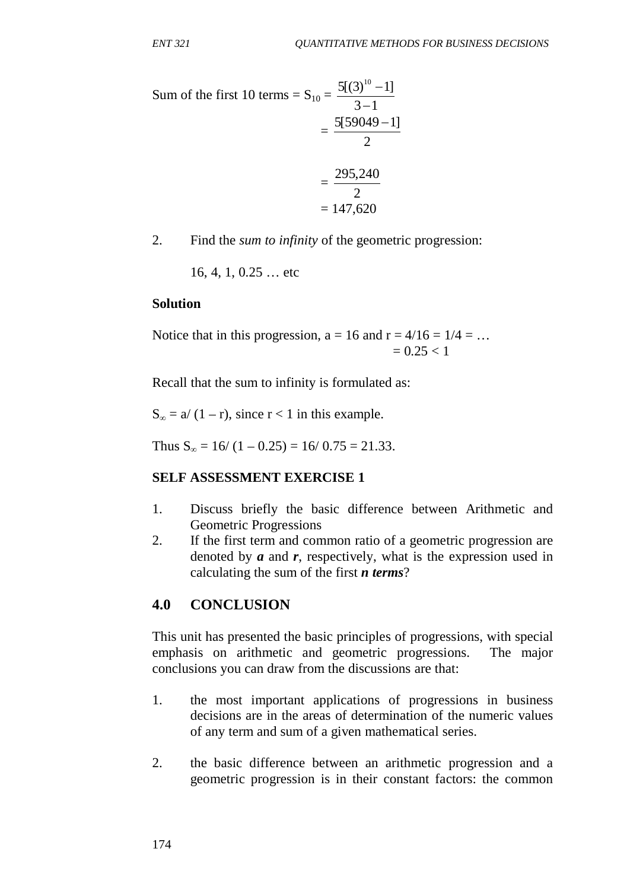Sum of the first 10 terms = $S_{10} = \dfrac{5[(3)^{10} - 1]}{3 - 1}$

$$= \frac{5[59049 - 1]}{2}$$

$$= \frac{295,240}{2}$$

$$= 147,620$$

2. Find the *sum to infinity* of the geometric progression:

   16, 4, 1, 0.25 … etc

**Solution**

Notice that in this progression, $a = 16$ and $r = 4/16 = 1/4 = \ldots$
$= 0.25 < 1$

Recall that the sum to infinity is formulated as:

$S_{\infty} = a/(1 - r)$, since $r < 1$ in this example.

Thus $S_{\infty} = 16/(1 - 0.25) = 16/0.75 = 21.33$.

**SELF ASSESSMENT EXERCISE 1**

1. Discuss briefly the basic difference between Arithmetic and Geometric Progressions
2. If the first term and common ratio of a geometric progression are denoted by ***a*** and ***r***, respectively, what is the expression used in calculating the sum of the first ***n terms***?

## 4.0 CONCLUSION

This unit has presented the basic principles of progressions, with special emphasis on arithmetic and geometric progressions. The major conclusions you can draw from the discussions are that:

1. the most important applications of progressions in business decisions are in the areas of determination of the numeric values of any term and sum of a given mathematical series.

2. the basic difference between an arithmetic progression and a geometric progression is in their constant factors: the common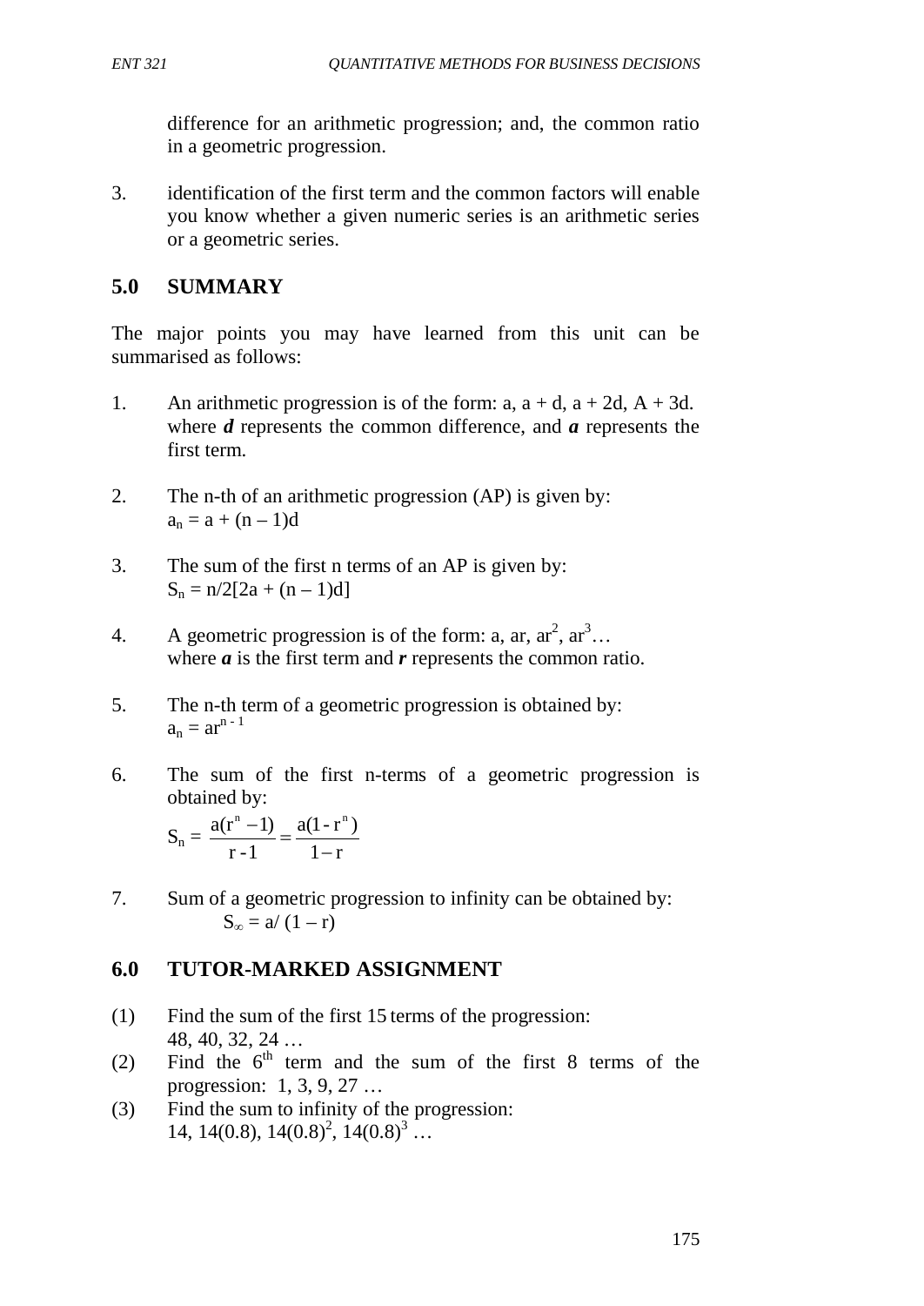difference for an arithmetic progression; and, the common ratio in a geometric progression.

3. identification of the first term and the common factors will enable you know whether a given numeric series is an arithmetic series or a geometric series.

## 5.0 SUMMARY

The major points you may have learned from this unit can be summarised as follows:

1. An arithmetic progression is of the form: a, a + d, a + 2d, A + 3d. where ***d*** represents the common difference, and ***a*** represents the first term.

2. The n-th of an arithmetic progression (AP) is given by:
   $a_n = a + (n – 1)d$

3. The sum of the first n terms of an AP is given by:
   $S_n = n/2[2a + (n – 1)d]$

4. A geometric progression is of the form: a, ar, $ar^2$, $ar^3$…
   where ***a*** is the first term and ***r*** represents the common ratio.

5. The n-th term of a geometric progression is obtained by:
   $a_n = ar^{n-1}$

6. The sum of the first n-terms of a geometric progression is obtained by:
   $$S_n = \frac{a(r^n - 1)}{r - 1} = \frac{a(1 - r^n)}{1 - r}$$

7. Sum of a geometric progression to infinity can be obtained by:
   $S_\infty = a/ (1 – r)$

## 6.0 TUTOR-MARKED ASSIGNMENT

(1) Find the sum of the first 15 terms of the progression:
    48, 40, 32, 24 …

(2) Find the $6^{th}$ term and the sum of the first 8 terms of the progression: 1, 3, 9, 27 …

(3) Find the sum to infinity of the progression:
    14, 14(0.8), $14(0.8)^2$, $14(0.8)^3$ …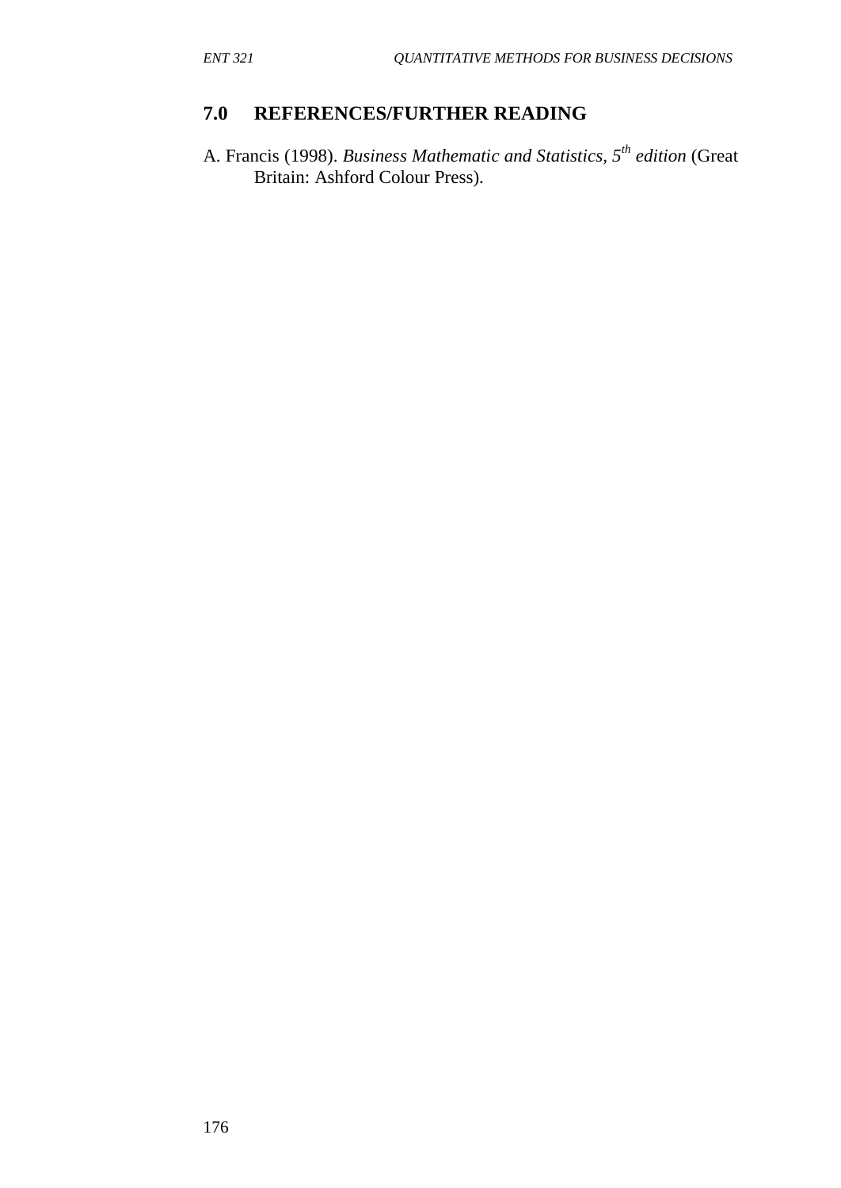## 7.0 REFERENCES/FURTHER READING

A. Francis (1998). *Business Mathematic and Statistics, 5th edition* (Great Britain: Ashford Colour Press).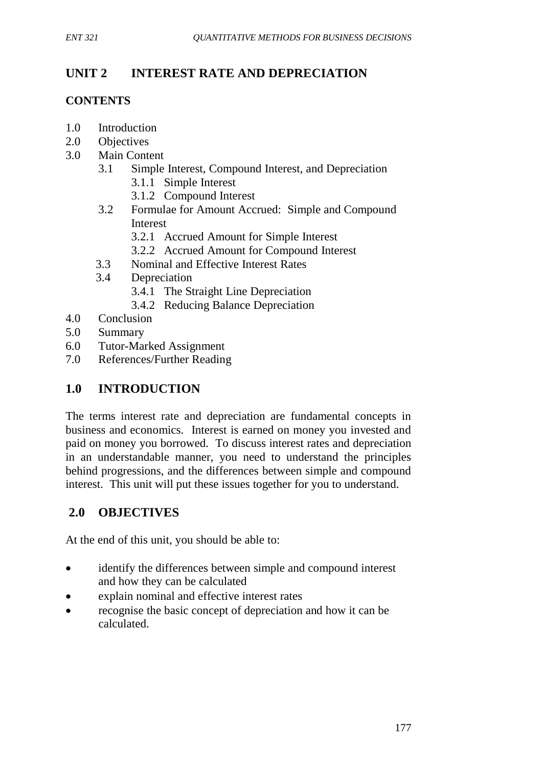# UNIT 2 INTEREST RATE AND DEPRECIATION

## CONTENTS

- 1.0 Introduction
- 2.0 Objectives
- 3.0 Main Content
  - 3.1 Simple Interest, Compound Interest, and Depreciation
    - 3.1.1 Simple Interest
    - 3.1.2 Compound Interest
  - 3.2 Formulae for Amount Accrued: Simple and Compound Interest
    - 3.2.1 Accrued Amount for Simple Interest
    - 3.2.2 Accrued Amount for Compound Interest
  - 3.3 Nominal and Effective Interest Rates
  - 3.4 Depreciation
    - 3.4.1 The Straight Line Depreciation
    - 3.4.2 Reducing Balance Depreciation
- 4.0 Conclusion
- 5.0 Summary
- 6.0 Tutor-Marked Assignment
- 7.0 References/Further Reading

## 1.0 INTRODUCTION

The terms interest rate and depreciation are fundamental concepts in business and economics. Interest is earned on money you invested and paid on money you borrowed. To discuss interest rates and depreciation in an understandable manner, you need to understand the principles behind progressions, and the differences between simple and compound interest. This unit will put these issues together for you to understand.

## 2.0 OBJECTIVES

At the end of this unit, you should be able to:

- identify the differences between simple and compound interest and how they can be calculated
- explain nominal and effective interest rates
- recognise the basic concept of depreciation and how it can be calculated.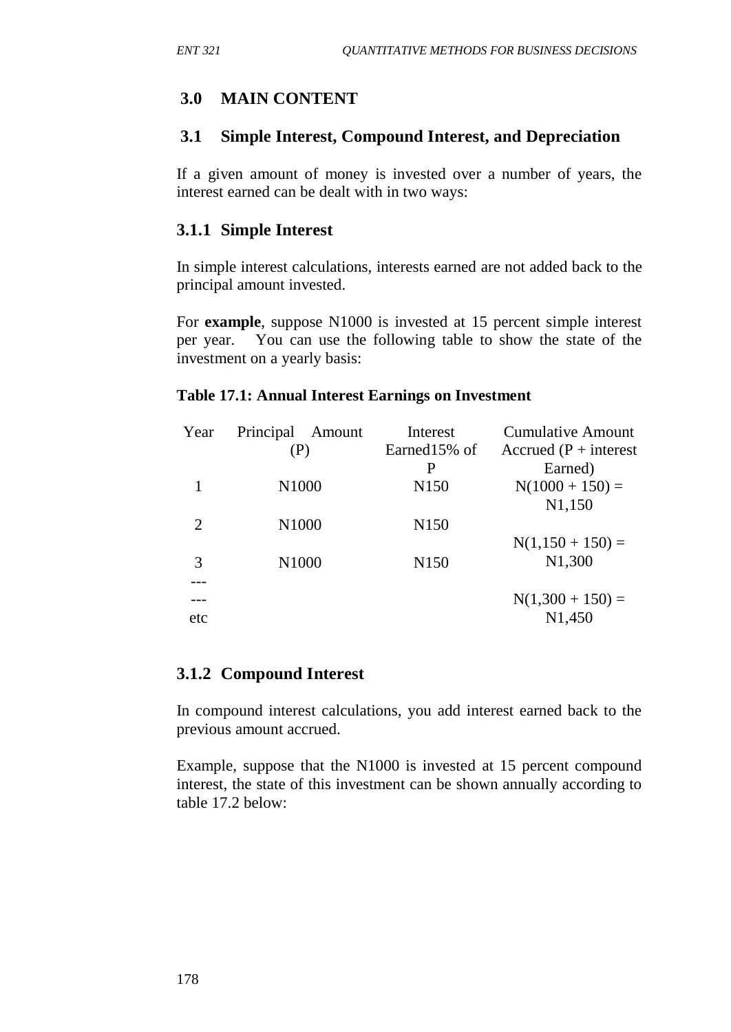## 3.0 MAIN CONTENT

### 3.1 Simple Interest, Compound Interest, and Depreciation

If a given amount of money is invested over a number of years, the interest earned can be dealt with in two ways:

#### 3.1.1 Simple Interest

In simple interest calculations, interests earned are not added back to the principal amount invested.

For **example**, suppose N1000 is invested at 15 percent simple interest per year. You can use the following table to show the state of the investment on a yearly basis:

**Table 17.1: Annual Interest Earnings on Investment**

| Year | Principal Amount (P) | Interest Earned15% of P | Cumulative Amount Accrued (P + interest Earned) |
|---|---|---|---|
| 1 | N1000 | N150 | N(1000 + 150) = N1,150 |
| 2 | N1000 | N150 | N(1,150 + 150) = N1,300 |
| 3 | N1000 | N150 | N(1,300 + 150) = N1,450 |
| --- | | | |
| --- | | | |
| etc | | | |

#### 3.1.2 Compound Interest

In compound interest calculations, you add interest earned back to the previous amount accrued.

Example, suppose that the N1000 is invested at 15 percent compound interest, the state of this investment can be shown annually according to table 17.2 below: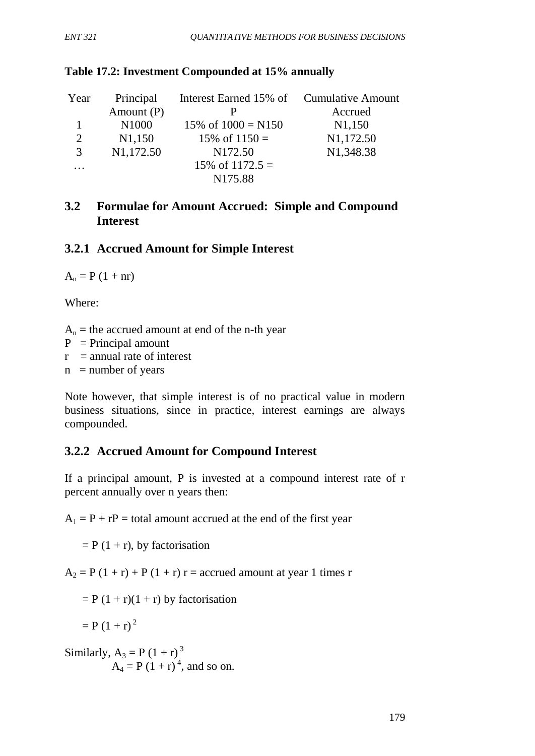**Table 17.2: Investment Compounded at 15% annually**

| Year | Principal Amount (P) | Interest Earned 15% of P | Cumulative Amount Accrued |
|---|---|---|---|
| 1 | N1000 | 15% of 1000 = N150 | N1,150 |
| 2 | N1,150 | 15% of 1150 = | N1,172.50 |
| 3 | N1,172.50 | N172.50 | N1,348.38 |
| … | | 15% of 1172.5 = N175.88 | |

## 3.2 Formulae for Amount Accrued: Simple and Compound Interest

### 3.2.1 Accrued Amount for Simple Interest

$A_n = P(1 + nr)$

Where:

$A_n$ = the accrued amount at end of the n-th year
$P$ = Principal amount
$r$ = annual rate of interest
$n$ = number of years

Note however, that simple interest is of no practical value in modern business situations, since in practice, interest earnings are always compounded.

### 3.2.2 Accrued Amount for Compound Interest

If a principal amount, P is invested at a compound interest rate of r percent annually over n years then:

$A_1 = P + rP$ = total amount accrued at the end of the first year

$= P(1 + r)$, by factorisation

$A_2 = P(1 + r) + P(1 + r)r$ = accrued amount at year 1 times r

$= P(1 + r)(1 + r)$ by factorisation

$= P(1 + r)^2$

Similarly, $A_3 = P(1 + r)^3$
$A_4 = P(1 + r)^4$, and so on.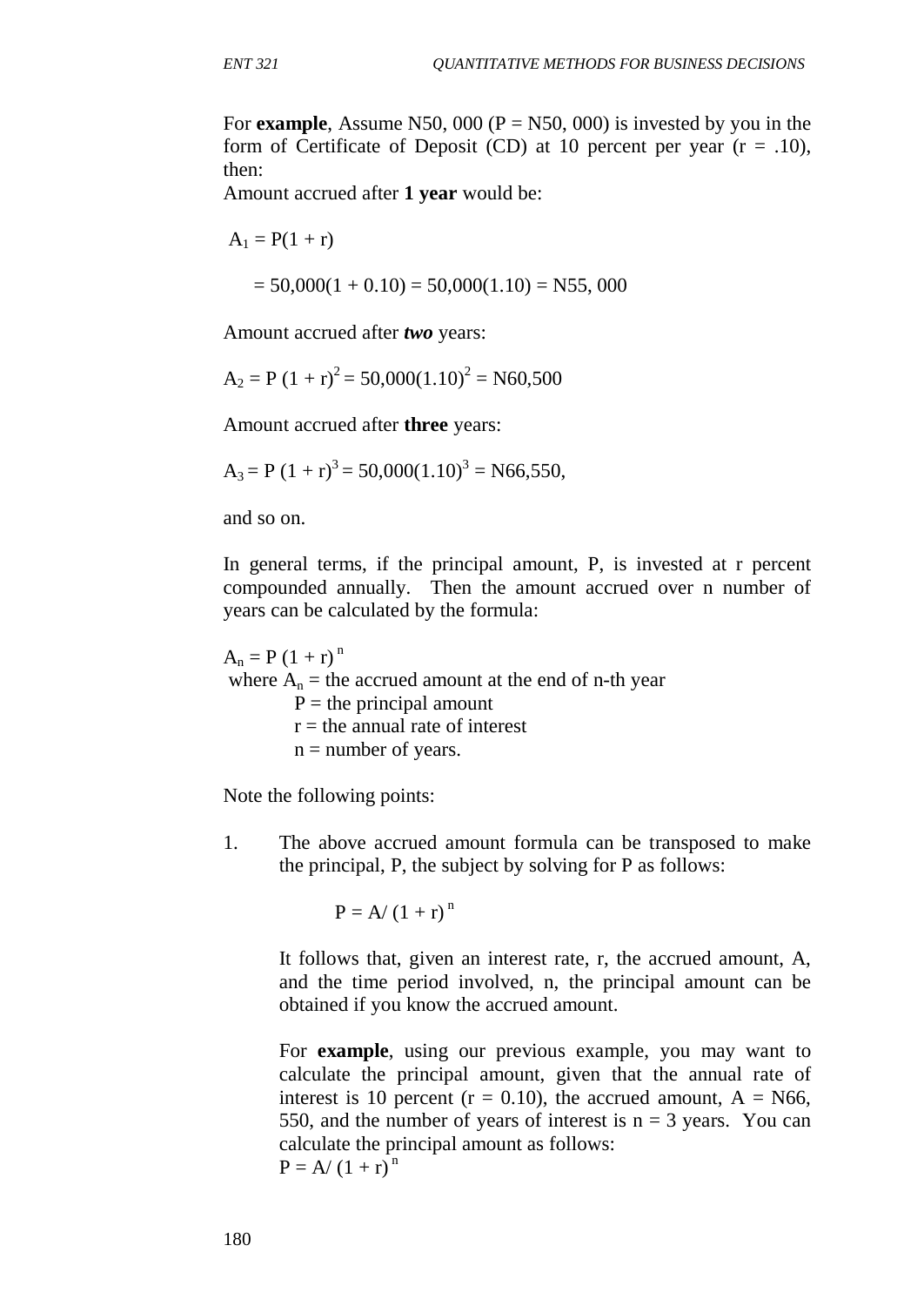For **example**, Assume N50, 000 ($P = N50, 000$) is invested by you in the form of Certificate of Deposit (CD) at 10 percent per year ($r = .10$), then:

Amount accrued after **1 year** would be:

$$A_1 = P(1 + r)$$

$$= 50,000(1 + 0.10) = 50,000(1.10) = N55, 000$$

Amount accrued after ***two*** years:

$$A_2 = P\,(1 + r)^2 = 50,000(1.10)^2 = N60,500$$

Amount accrued after **three** years:

$$A_3 = P\,(1 + r)^3 = 50,000(1.10)^3 = N66,550,$$

and so on.

In general terms, if the principal amount, P, is invested at r percent compounded annually. Then the amount accrued over n number of years can be calculated by the formula:

$$A_n = P\,(1 + r)^n$$

where $A_n$ = the accrued amount at the end of n-th year
P = the principal amount
r = the annual rate of interest
n = number of years.

Note the following points:

1. The above accrued amount formula can be transposed to make the principal, P, the subject by solving for P as follows:

   $$P = A/\,(1 + r)^n$$

   It follows that, given an interest rate, r, the accrued amount, A, and the time period involved, n, the principal amount can be obtained if you know the accrued amount.

   For **example**, using our previous example, you may want to calculate the principal amount, given that the annual rate of interest is 10 percent ($r = 0.10$), the accrued amount, $A = N66, 550$, and the number of years of interest is $n = 3$ years. You can calculate the principal amount as follows:

   $$P = A/\,(1 + r)^n$$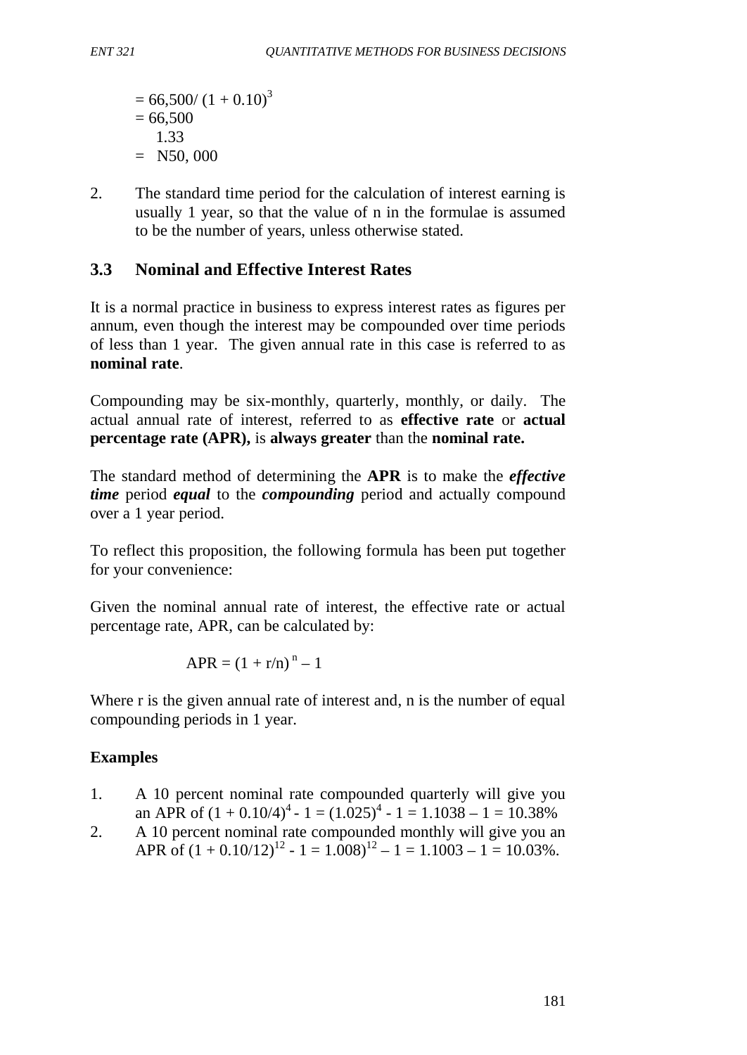$= 66{,}500 / (1 + 0.10)^3$

$= \frac{66{,}500}{1.33}$

$=$ N50, 000

2. The standard time period for the calculation of interest earning is usually 1 year, so that the value of n in the formulae is assumed to be the number of years, unless otherwise stated.

## 3.3 Nominal and Effective Interest Rates

It is a normal practice in business to express interest rates as figures per annum, even though the interest may be compounded over time periods of less than 1 year. The given annual rate in this case is referred to as **nominal rate**.

Compounding may be six-monthly, quarterly, monthly, or daily. The actual annual rate of interest, referred to as **effective rate** or **actual percentage rate (APR),** is **always greater** than the **nominal rate.**

The standard method of determining the **APR** is to make the ***effective time*** period ***equal*** to the ***compounding*** period and actually compound over a 1 year period.

To reflect this proposition, the following formula has been put together for your convenience:

Given the nominal annual rate of interest, the effective rate or actual percentage rate, APR, can be calculated by:

$$APR = (1 + r/n)^n - 1$$

Where r is the given annual rate of interest and, n is the number of equal compounding periods in 1 year.

### Examples

1. A 10 percent nominal rate compounded quarterly will give you an APR of $(1 + 0.10/4)^4 - 1 = (1.025)^4 - 1 = 1.1038 - 1 = 10.38\%$
2. A 10 percent nominal rate compounded monthly will give you an APR of $(1 + 0.10/12)^{12} - 1 = 1.008)^{12} - 1 = 1.1003 - 1 = 10.03\%$.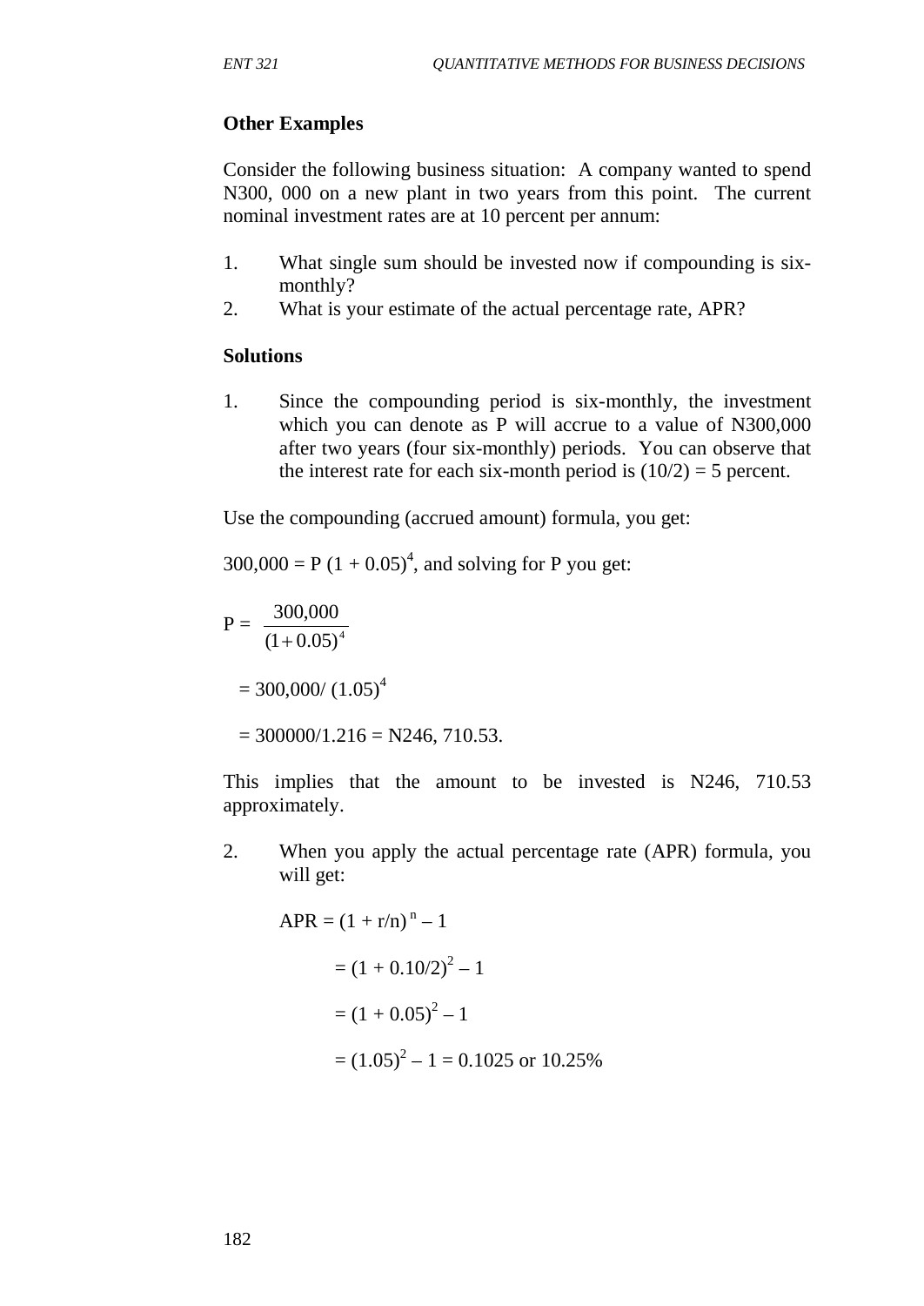**Other Examples**

Consider the following business situation: A company wanted to spend N300, 000 on a new plant in two years from this point. The current nominal investment rates are at 10 percent per annum:

1. What single sum should be invested now if compounding is six-monthly?
2. What is your estimate of the actual percentage rate, APR?

**Solutions**

1. Since the compounding period is six-monthly, the investment which you can denote as P will accrue to a value of N300,000 after two years (four six-monthly) periods. You can observe that the interest rate for each six-month period is $(10/2) = 5$ percent.

Use the compounding (accrued amount) formula, you get:

$300{,}000 = P\,(1 + 0.05)^4$, and solving for P you get:

$$P = \frac{300{,}000}{(1+0.05)^4}$$

$$= 300{,}000/\,(1.05)^4$$

$$= 300000/1.216 = \text{N}246,\ 710.53.$$

This implies that the amount to be invested is N246, 710.53 approximately.

2. When you apply the actual percentage rate (APR) formula, you will get:

$$\text{APR} = (1 + r/n)^n - 1$$

$$= (1 + 0.10/2)^2 - 1$$

$$= (1 + 0.05)^2 - 1$$

$$= (1.05)^2 - 1 = 0.1025 \text{ or } 10.25\%$$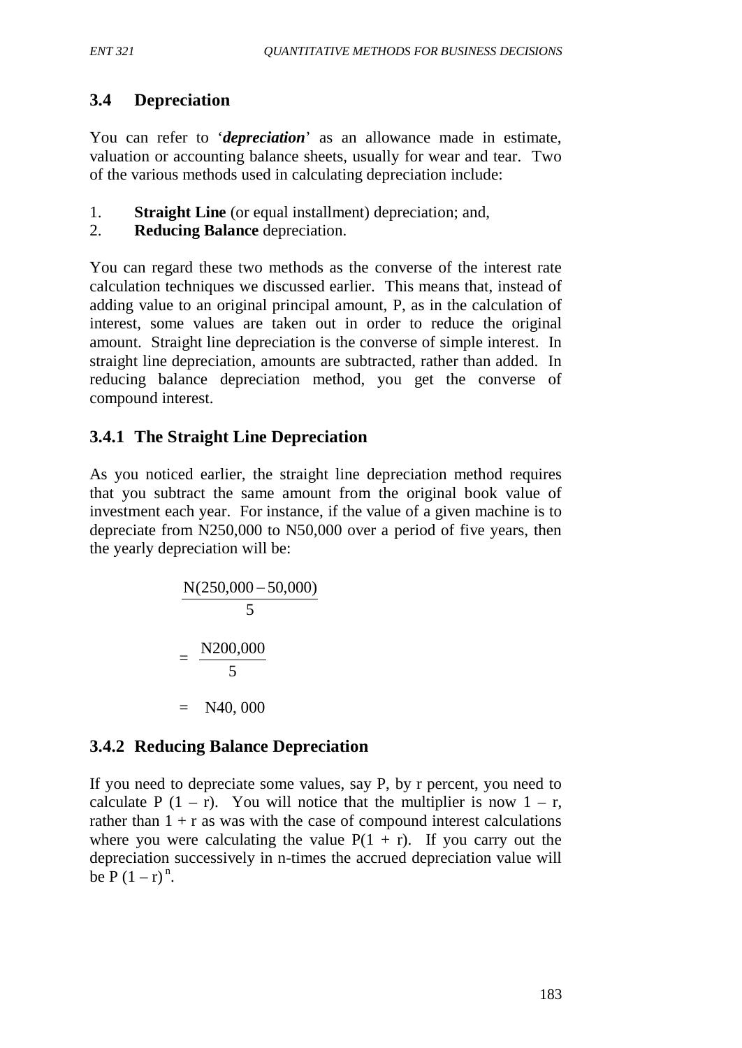## 3.4 Depreciation

You can refer to '***depreciation***' as an allowance made in estimate, valuation or accounting balance sheets, usually for wear and tear. Two of the various methods used in calculating depreciation include:

1. **Straight Line** (or equal installment) depreciation; and,
2. **Reducing Balance** depreciation.

You can regard these two methods as the converse of the interest rate calculation techniques we discussed earlier. This means that, instead of adding value to an original principal amount, P, as in the calculation of interest, some values are taken out in order to reduce the original amount. Straight line depreciation is the converse of simple interest. In straight line depreciation, amounts are subtracted, rather than added. In reducing balance depreciation method, you get the converse of compound interest.

### 3.4.1 The Straight Line Depreciation

As you noticed earlier, the straight line depreciation method requires that you subtract the same amount from the original book value of investment each year. For instance, if the value of a given machine is to depreciate from N250,000 to N50,000 over a period of five years, then the yearly depreciation will be:

$$\frac{\text{N}(250{,}000 - 50{,}000)}{5}$$

$$= \frac{\text{N}200{,}000}{5}$$

$$= \text{N}40{,}000$$

### 3.4.2 Reducing Balance Depreciation

If you need to depreciate some values, say P, by r percent, you need to calculate $P(1 - r)$. You will notice that the multiplier is now $1 - r$, rather than $1 + r$ as was with the case of compound interest calculations where you were calculating the value $P(1 + r)$. If you carry out the depreciation successively in n-times the accrued depreciation value will be $P(1 - r)^n$.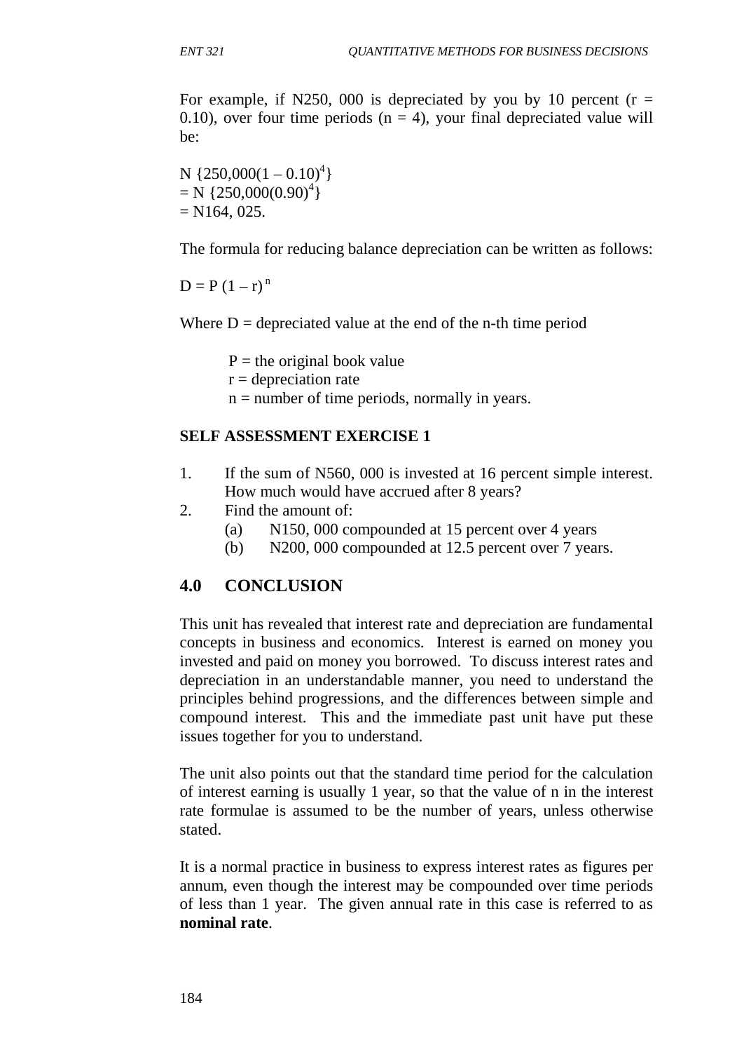For example, if N250, 000 is depreciated by you by 10 percent ($r = 0.10$), over four time periods ($n = 4$), your final depreciated value will be:

$$N\ \{250{,}000(1 - 0.10)^4\}$$
$$= N\ \{250{,}000(0.90)^4\}$$
$$= N164,\ 025.$$

The formula for reducing balance depreciation can be written as follows:

$$D = P\ (1 - r)^{n}$$

Where $D$ = depreciated value at the end of the n-th time period

$P$ = the original book value
$r$ = depreciation rate
$n$ = number of time periods, normally in years.

**SELF ASSESSMENT EXERCISE 1**

1. If the sum of N560, 000 is invested at 16 percent simple interest. How much would have accrued after 8 years?
2. Find the amount of:
   (a) N150, 000 compounded at 15 percent over 4 years
   (b) N200, 000 compounded at 12.5 percent over 7 years.

## 4.0 CONCLUSION

This unit has revealed that interest rate and depreciation are fundamental concepts in business and economics. Interest is earned on money you invested and paid on money you borrowed. To discuss interest rates and depreciation in an understandable manner, you need to understand the principles behind progressions, and the differences between simple and compound interest. This and the immediate past unit have put these issues together for you to understand.

The unit also points out that the standard time period for the calculation of interest earning is usually 1 year, so that the value of n in the interest rate formulae is assumed to be the number of years, unless otherwise stated.

It is a normal practice in business to express interest rates as figures per annum, even though the interest may be compounded over time periods of less than 1 year. The given annual rate in this case is referred to as **nominal rate**.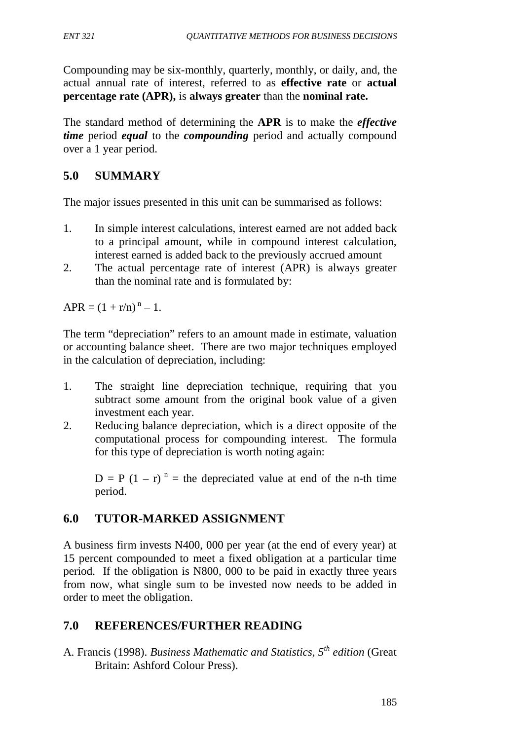Compounding may be six-monthly, quarterly, monthly, or daily, and, the actual annual rate of interest, referred to as **effective rate** or **actual percentage rate (APR),** is **always greater** than the **nominal rate.**

The standard method of determining the **APR** is to make the ***effective time*** period ***equal*** to the ***compounding*** period and actually compound over a 1 year period.

## 5.0 SUMMARY

The major issues presented in this unit can be summarised as follows:

1. In simple interest calculations, interest earned are not added back to a principal amount, while in compound interest calculation, interest earned is added back to the previously accrued amount
2. The actual percentage rate of interest (APR) is always greater than the nominal rate and is formulated by:

$\text{APR} = (1 + r/n)^n - 1.$

The term "depreciation" refers to an amount made in estimate, valuation or accounting balance sheet. There are two major techniques employed in the calculation of depreciation, including:

1. The straight line depreciation technique, requiring that you subtract some amount from the original book value of a given investment each year.
2. Reducing balance depreciation, which is a direct opposite of the computational process for compounding interest. The formula for this type of depreciation is worth noting again:

   $D = P(1 - r)^n$ = the depreciated value at end of the n-th time period.

## 6.0 TUTOR-MARKED ASSIGNMENT

A business firm invests N400, 000 per year (at the end of every year) at 15 percent compounded to meet a fixed obligation at a particular time period. If the obligation is N800, 000 to be paid in exactly three years from now, what single sum to be invested now needs to be added in order to meet the obligation.

## 7.0 REFERENCES/FURTHER READING

A. Francis (1998). *Business Mathematic and Statistics, 5th edition* (Great Britain: Ashford Colour Press).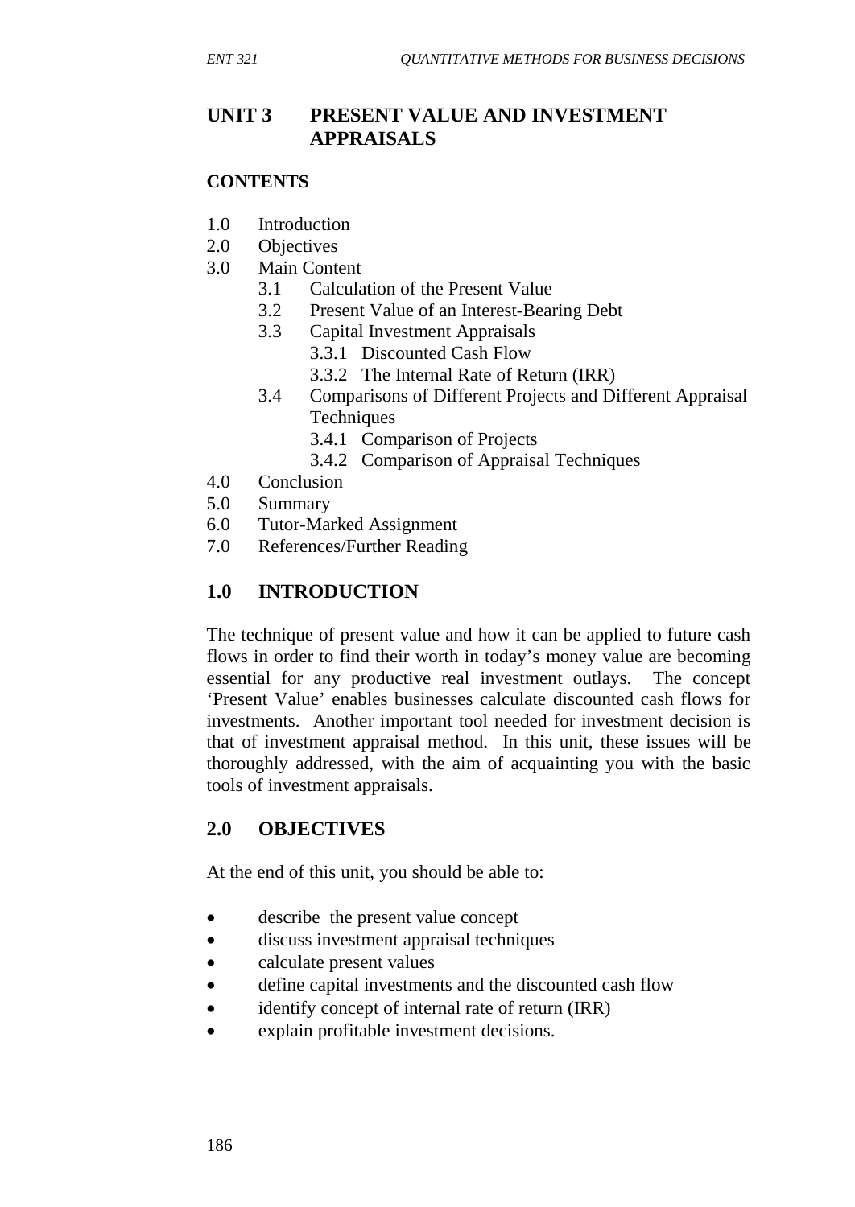# UNIT 3 PRESENT VALUE AND INVESTMENT APPRAISALS

**CONTENTS**

- 1.0 Introduction
- 2.0 Objectives
- 3.0 Main Content
  - 3.1 Calculation of the Present Value
  - 3.2 Present Value of an Interest-Bearing Debt
  - 3.3 Capital Investment Appraisals
    - 3.3.1 Discounted Cash Flow
    - 3.3.2 The Internal Rate of Return (IRR)
  - 3.4 Comparisons of Different Projects and Different Appraisal Techniques
    - 3.4.1 Comparison of Projects
    - 3.4.2 Comparison of Appraisal Techniques
- 4.0 Conclusion
- 5.0 Summary
- 6.0 Tutor-Marked Assignment
- 7.0 References/Further Reading

## 1.0 INTRODUCTION

The technique of present value and how it can be applied to future cash flows in order to find their worth in today's money value are becoming essential for any productive real investment outlays. The concept 'Present Value' enables businesses calculate discounted cash flows for investments. Another important tool needed for investment decision is that of investment appraisal method. In this unit, these issues will be thoroughly addressed, with the aim of acquainting you with the basic tools of investment appraisals.

## 2.0 OBJECTIVES

At the end of this unit, you should be able to:

- describe the present value concept
- discuss investment appraisal techniques
- calculate present values
- define capital investments and the discounted cash flow
- identify concept of internal rate of return (IRR)
- explain profitable investment decisions.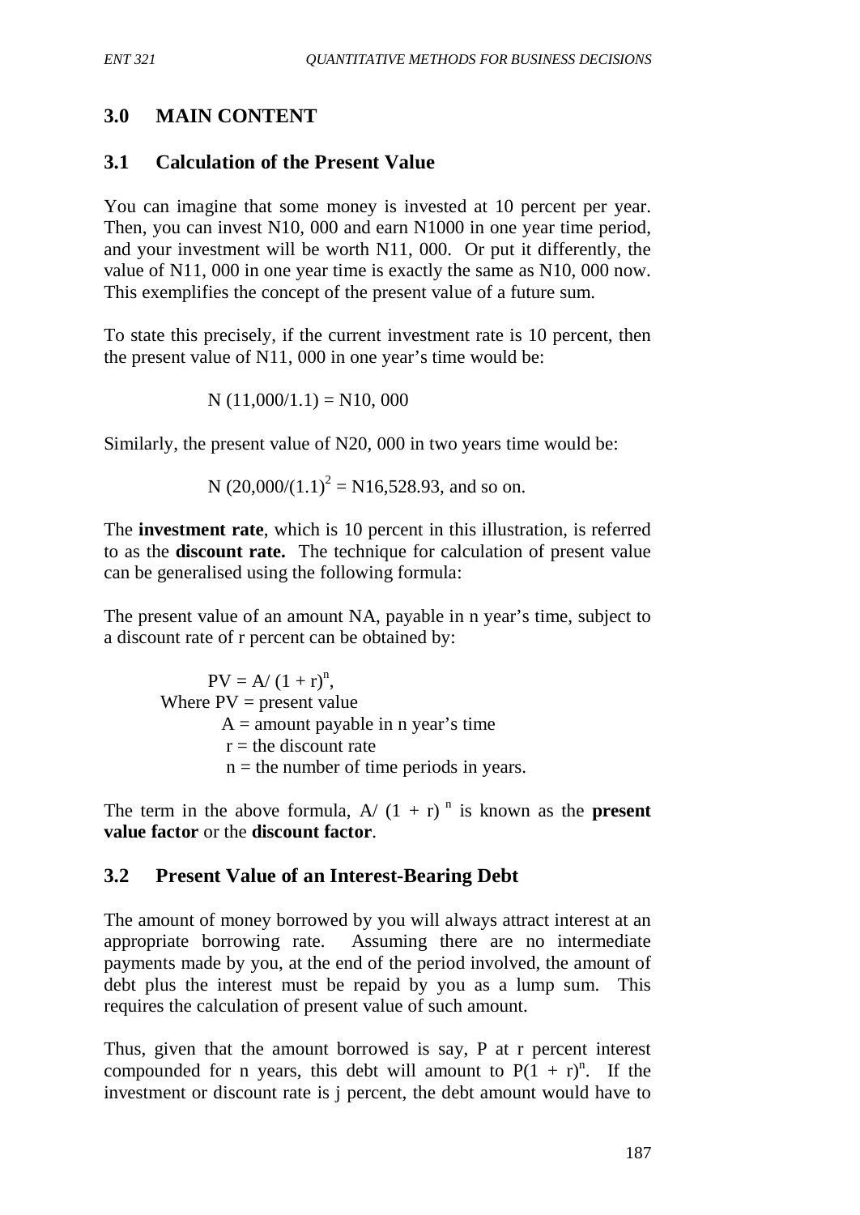## 3.0 MAIN CONTENT

### 3.1 Calculation of the Present Value

You can imagine that some money is invested at 10 percent per year. Then, you can invest N10, 000 and earn N1000 in one year time period, and your investment will be worth N11, 000. Or put it differently, the value of N11, 000 in one year time is exactly the same as N10, 000 now. This exemplifies the concept of the present value of a future sum.

To state this precisely, if the current investment rate is 10 percent, then the present value of N11, 000 in one year's time would be:

$$N\ (11{,}000/1.1) = N10{,}000$$

Similarly, the present value of N20, 000 in two years time would be:

$$N\ (20{,}000/(1.1)^2 = N16{,}528.93, \text{ and so on.}$$

The **investment rate**, which is 10 percent in this illustration, is referred to as the **discount rate.** The technique for calculation of present value can be generalised using the following formula:

The present value of an amount NA, payable in n year's time, subject to a discount rate of r percent can be obtained by:

$$PV = A/\ (1 + r)^n,$$

Where PV = present value
A = amount payable in n year's time
r = the discount rate
n = the number of time periods in years.

The term in the above formula, $A/\ (1 + r)^n$ is known as the **present value factor** or the **discount factor**.

### 3.2 Present Value of an Interest-Bearing Debt

The amount of money borrowed by you will always attract interest at an appropriate borrowing rate. Assuming there are no intermediate payments made by you, at the end of the period involved, the amount of debt plus the interest must be repaid by you as a lump sum. This requires the calculation of present value of such amount.

Thus, given that the amount borrowed is say, P at r percent interest compounded for n years, this debt will amount to $P(1 + r)^n$. If the investment or discount rate is j percent, the debt amount would have to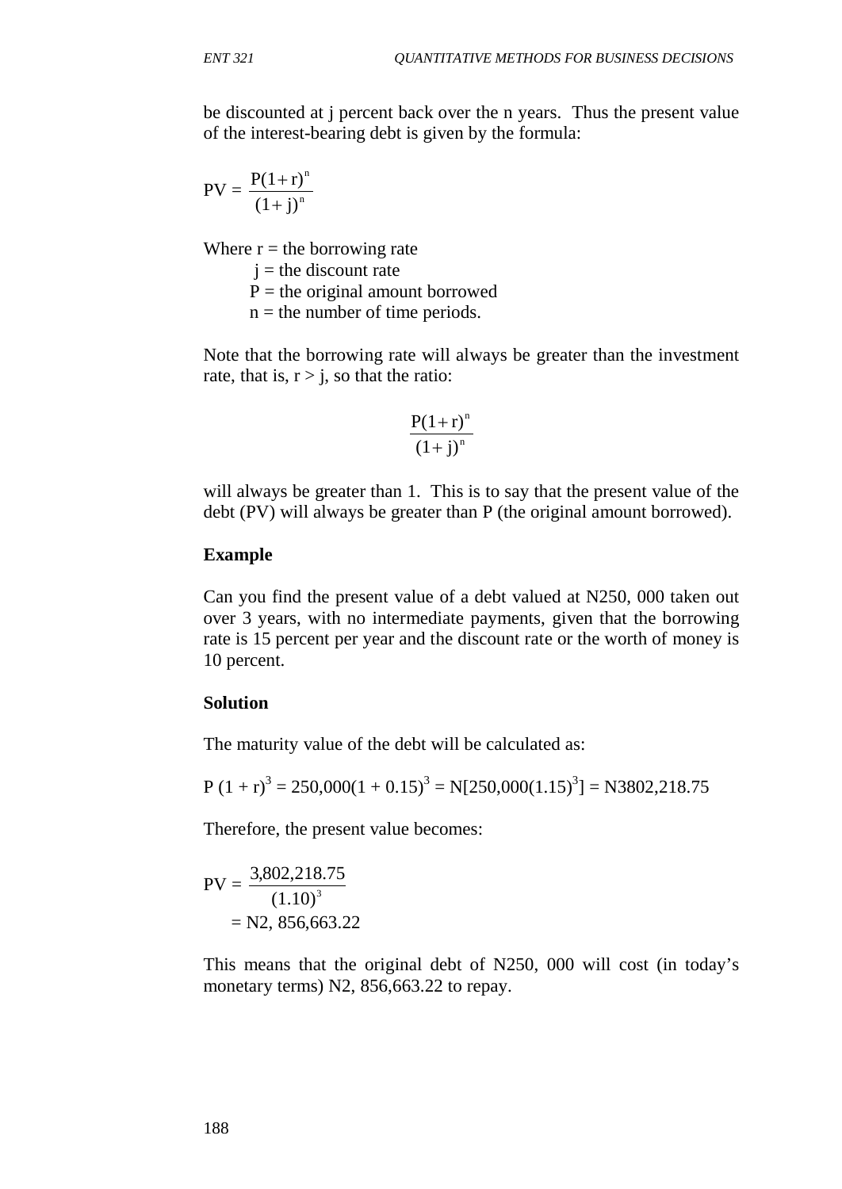be discounted at j percent back over the n years. Thus the present value of the interest-bearing debt is given by the formula:

$$PV = \frac{P(1+r)^n}{(1+j)^n}$$

Where r = the borrowing rate  
j = the discount rate  
P = the original amount borrowed  
n = the number of time periods.

Note that the borrowing rate will always be greater than the investment rate, that is, $r > j$, so that the ratio:

$$\frac{P(1+r)^n}{(1+j)^n}$$

will always be greater than 1. This is to say that the present value of the debt (PV) will always be greater than P (the original amount borrowed).

**Example**

Can you find the present value of a debt valued at N250, 000 taken out over 3 years, with no intermediate payments, given that the borrowing rate is 15 percent per year and the discount rate or the worth of money is 10 percent.

**Solution**

The maturity value of the debt will be calculated as:

$P(1 + r)^3 = 250{,}000(1 + 0.15)^3 = N[250{,}000(1.15)^3] = N3802{,}218.75$

Therefore, the present value becomes:

$$PV = \frac{3{,}802{,}218.75}{(1.10)^3}$$

$= N2,\ 856{,}663.22$

This means that the original debt of N250, 000 will cost (in today's monetary terms) N2, 856,663.22 to repay.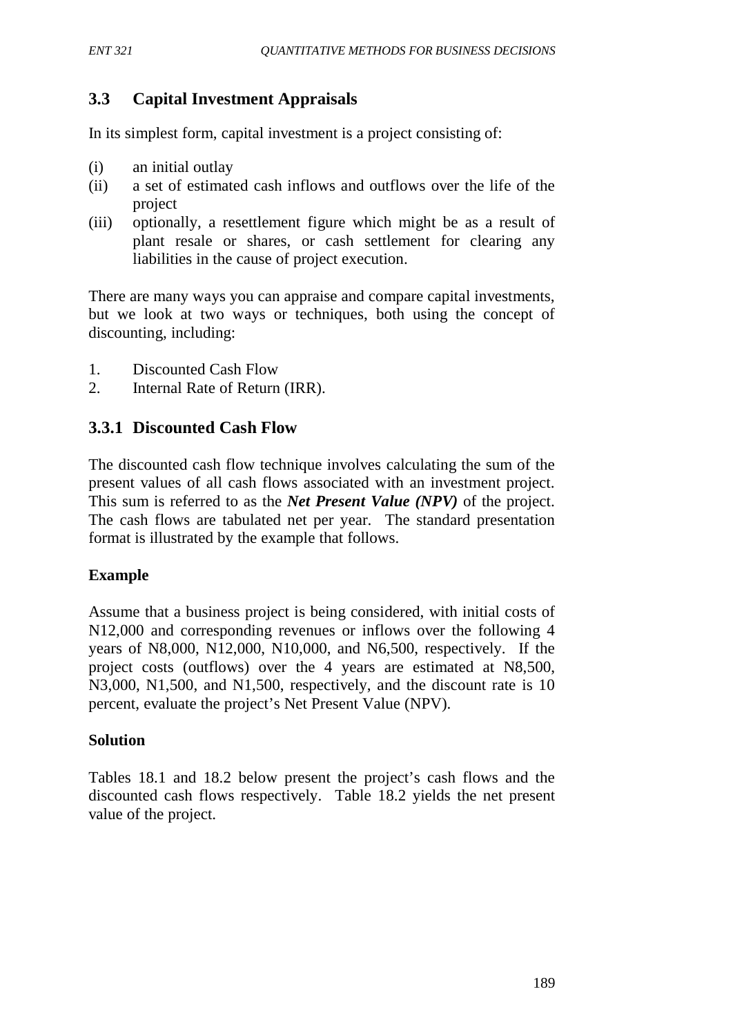## 3.3 Capital Investment Appraisals

In its simplest form, capital investment is a project consisting of:

(i) an initial outlay
(ii) a set of estimated cash inflows and outflows over the life of the project
(iii) optionally, a resettlement figure which might be as a result of plant resale or shares, or cash settlement for clearing any liabilities in the cause of project execution.

There are many ways you can appraise and compare capital investments, but we look at two ways or techniques, both using the concept of discounting, including:

1. Discounted Cash Flow
2. Internal Rate of Return (IRR).

### 3.3.1 Discounted Cash Flow

The discounted cash flow technique involves calculating the sum of the present values of all cash flows associated with an investment project. This sum is referred to as the ***Net Present Value (NPV)*** of the project. The cash flows are tabulated net per year. The standard presentation format is illustrated by the example that follows.

**Example**

Assume that a business project is being considered, with initial costs of N12,000 and corresponding revenues or inflows over the following 4 years of N8,000, N12,000, N10,000, and N6,500, respectively. If the project costs (outflows) over the 4 years are estimated at N8,500, N3,000, N1,500, and N1,500, respectively, and the discount rate is 10 percent, evaluate the project's Net Present Value (NPV).

**Solution**

Tables 18.1 and 18.2 below present the project's cash flows and the discounted cash flows respectively. Table 18.2 yields the net present value of the project.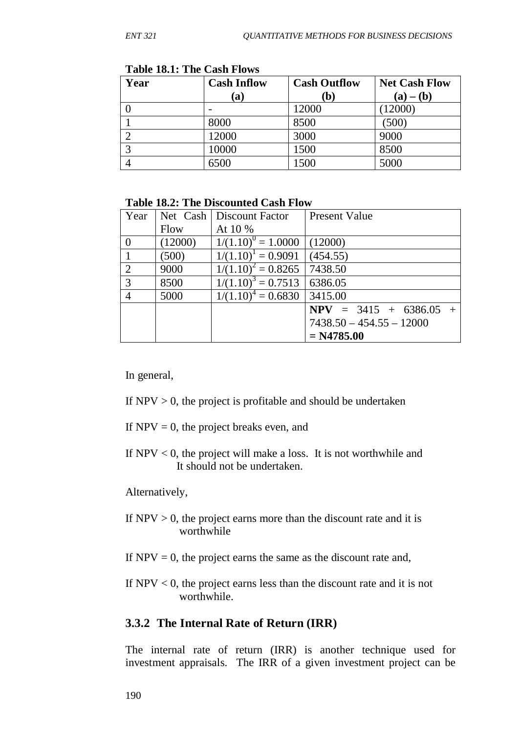**Table 18.1: The Cash Flows**

| Year | Cash Inflow (a) | Cash Outflow (b) | Net Cash Flow (a) – (b) |
|---|---|---|---|
| 0 | - | 12000 | (12000) |
| 1 | 8000 | 8500 | (500) |
| 2 | 12000 | 3000 | 9000 |
| 3 | 10000 | 1500 | 8500 |
| 4 | 6500 | 1500 | 5000 |

**Table 18.2: The Discounted Cash Flow**

| Year | Net Cash Flow | Discount Factor At 10 % | Present Value |
|---|---|---|---|
| 0 | (12000) | $1/(1.10)^0 = 1.0000$ | (12000) |
| 1 | (500) | $1/(1.10)^1 = 0.9091$ | (454.55) |
| 2 | 9000 | $1/(1.10)^2 = 0.8265$ | 7438.50 |
| 3 | 8500 | $1/(1.10)^3 = 0.7513$ | 6386.05 |
| 4 | 5000 | $1/(1.10)^4 = 0.6830$ | 3415.00 |
| | | | **NPV** = 3415 + 6386.05 + 7438.50 – 454.55 – 12000 **= N4785.00** |

In general,

If NPV > 0, the project is profitable and should be undertaken

If NPV = 0, the project breaks even, and

If NPV < 0, the project will make a loss. It is not worthwhile and It should not be undertaken.

Alternatively,

If NPV > 0, the project earns more than the discount rate and it is worthwhile

If NPV = 0, the project earns the same as the discount rate and,

If NPV < 0, the project earns less than the discount rate and it is not worthwhile.

### 3.3.2 The Internal Rate of Return (IRR)

The internal rate of return (IRR) is another technique used for investment appraisals. The IRR of a given investment project can be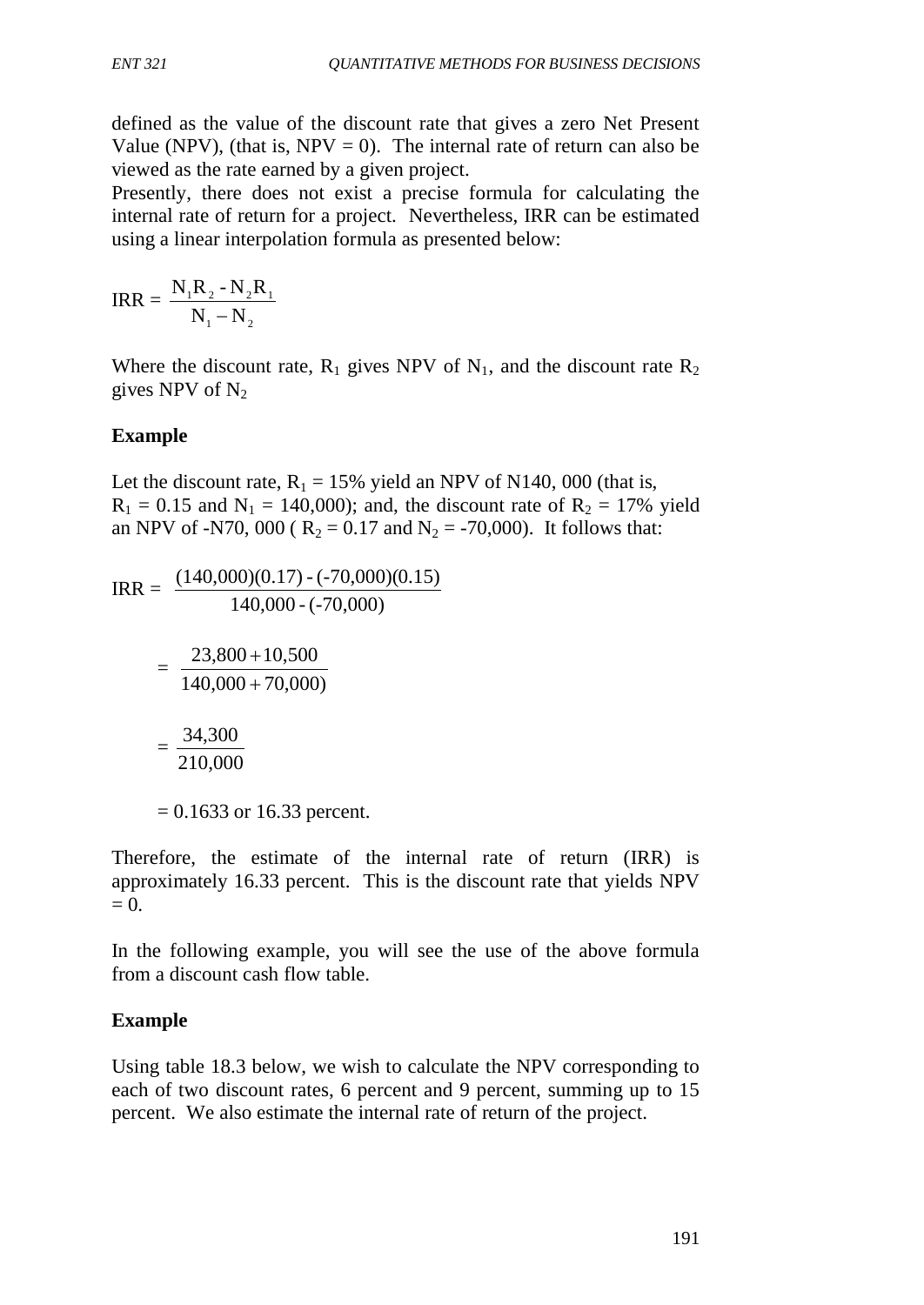defined as the value of the discount rate that gives a zero Net Present Value (NPV), (that is, NPV = 0). The internal rate of return can also be viewed as the rate earned by a given project.

Presently, there does not exist a precise formula for calculating the internal rate of return for a project. Nevertheless, IRR can be estimated using a linear interpolation formula as presented below:

$$\text{IRR} = \frac{N_1R_2 - N_2R_1}{N_1 - N_2}$$

Where the discount rate, $R_1$ gives NPV of $N_1$, and the discount rate $R_2$ gives NPV of $N_2$

**Example**

Let the discount rate, $R_1$ = 15% yield an NPV of N140, 000 (that is, $R_1$ = 0.15 and $N_1$ = 140,000); and, the discount rate of $R_2$ = 17% yield an NPV of -N70, 000 ( $R_2$ = 0.17 and $N_2$ = -70,000). It follows that:

$$\text{IRR} = \frac{(140{,}000)(0.17) - (-70{,}000)(0.15)}{140{,}000 - (-70{,}000)}$$

$$= \frac{23{,}800 + 10{,}500}{140{,}000 + 70{,}000)}$$

$$= \frac{34{,}300}{210{,}000}$$

$= 0.1633$ or 16.33 percent.

Therefore, the estimate of the internal rate of return (IRR) is approximately 16.33 percent. This is the discount rate that yields NPV = 0.

In the following example, you will see the use of the above formula from a discount cash flow table.

**Example**

Using table 18.3 below, we wish to calculate the NPV corresponding to each of two discount rates, 6 percent and 9 percent, summing up to 15 percent. We also estimate the internal rate of return of the project.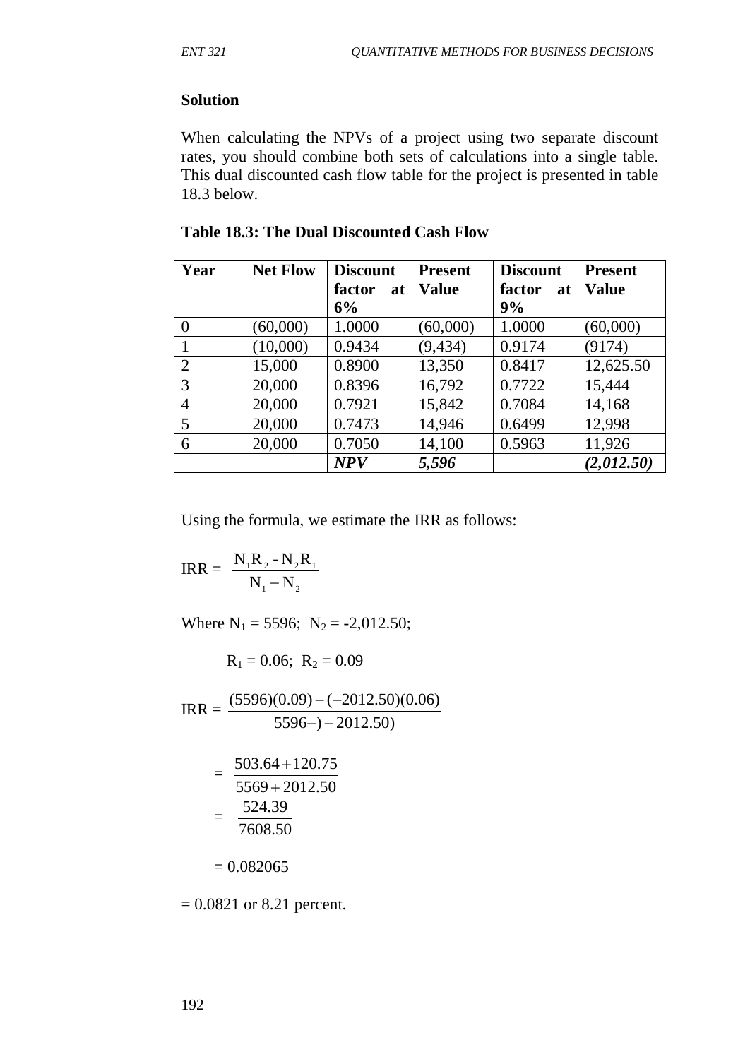**Solution**

When calculating the NPVs of a project using two separate discount rates, you should combine both sets of calculations into a single table. This dual discounted cash flow table for the project is presented in table 18.3 below.

**Table 18.3: The Dual Discounted Cash Flow**

| Year | Net Flow | Discount factor at 6% | Present Value | Discount factor at 9% | Present Value |
|---|---|---|---|---|---|
| 0 | (60,000) | 1.0000 | (60,000) | 1.0000 | (60,000) |
| 1 | (10,000) | 0.9434 | (9,434) | 0.9174 | (9174) |
| 2 | 15,000 | 0.8900 | 13,350 | 0.8417 | 12,625.50 |
| 3 | 20,000 | 0.8396 | 16,792 | 0.7722 | 15,444 |
| 4 | 20,000 | 0.7921 | 15,842 | 0.7084 | 14,168 |
| 5 | 20,000 | 0.7473 | 14,946 | 0.6499 | 12,998 |
| 6 | 20,000 | 0.7050 | 14,100 | 0.5963 | 11,926 |
| | | ***NPV*** | ***5,596*** | | ***(2,012.50)*** |

Using the formula, we estimate the IRR as follows:

$$\text{IRR} = \frac{N_1R_2 - N_2R_1}{N_1 - N_2}$$

Where $N_1 = 5596$; $N_2 = -2{,}012.50$;

$R_1 = 0.06$; $R_2 = 0.09$

$$\text{IRR} = \frac{(5596)(0.09) - (-2012.50)(0.06)}{5596-) - 2012.50)}$$

$$= \frac{503.64 + 120.75}{5569 + 2012.50}$$

$$= \frac{524.39}{7608.50}$$

$= 0.082065$

$= 0.0821$ or 8.21 percent.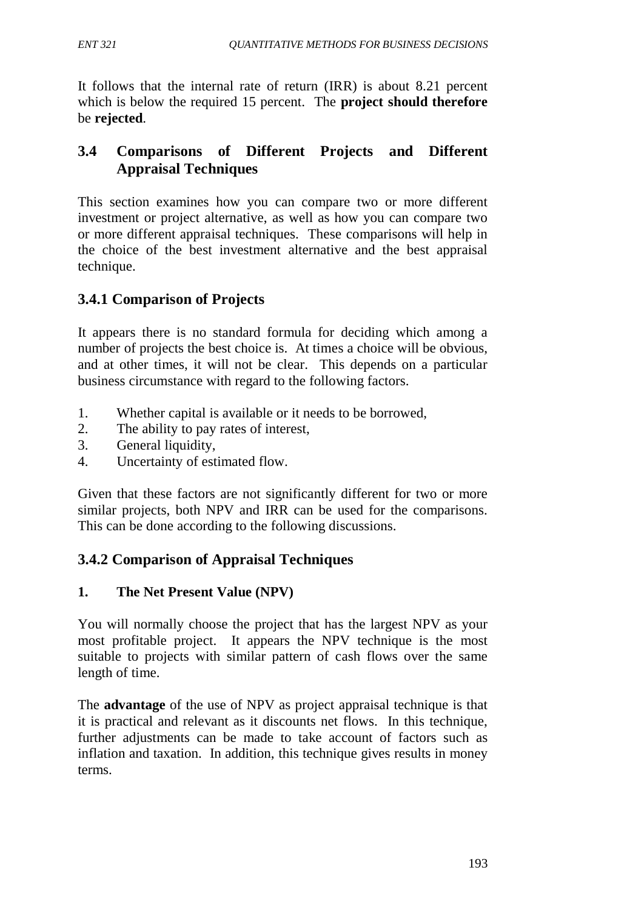It follows that the internal rate of return (IRR) is about 8.21 percent which is below the required 15 percent. The **project should therefore** be **rejected**.

## 3.4 Comparisons of Different Projects and Different Appraisal Techniques

This section examines how you can compare two or more different investment or project alternative, as well as how you can compare two or more different appraisal techniques. These comparisons will help in the choice of the best investment alternative and the best appraisal technique.

### 3.4.1 Comparison of Projects

It appears there is no standard formula for deciding which among a number of projects the best choice is. At times a choice will be obvious, and at other times, it will not be clear. This depends on a particular business circumstance with regard to the following factors.

1. Whether capital is available or it needs to be borrowed,
2. The ability to pay rates of interest,
3. General liquidity,
4. Uncertainty of estimated flow.

Given that these factors are not significantly different for two or more similar projects, both NPV and IRR can be used for the comparisons. This can be done according to the following discussions.

### 3.4.2 Comparison of Appraisal Techniques

**1. The Net Present Value (NPV)**

You will normally choose the project that has the largest NPV as your most profitable project. It appears the NPV technique is the most suitable to projects with similar pattern of cash flows over the same length of time.

The **advantage** of the use of NPV as project appraisal technique is that it is practical and relevant as it discounts net flows. In this technique, further adjustments can be made to take account of factors such as inflation and taxation. In addition, this technique gives results in money terms.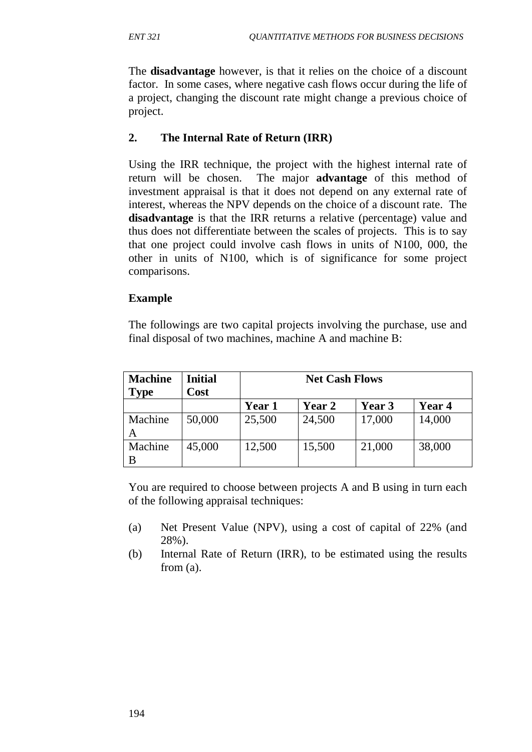The **disadvantage** however, is that it relies on the choice of a discount factor. In some cases, where negative cash flows occur during the life of a project, changing the discount rate might change a previous choice of project.

## 2. The Internal Rate of Return (IRR)

Using the IRR technique, the project with the highest internal rate of return will be chosen. The major **advantage** of this method of investment appraisal is that it does not depend on any external rate of interest, whereas the NPV depends on the choice of a discount rate. The **disadvantage** is that the IRR returns a relative (percentage) value and thus does not differentiate between the scales of projects. This is to say that one project could involve cash flows in units of N100, 000, the other in units of N100, which is of significance for some project comparisons.

**Example**

The followings are two capital projects involving the purchase, use and final disposal of two machines, machine A and machine B:

| Machine Type | Initial Cost | Net Cash Flows | | | |
|---|---|---|---|---|---|
| | | **Year 1** | **Year 2** | **Year 3** | **Year 4** |
| Machine A | 50,000 | 25,500 | 24,500 | 17,000 | 14,000 |
| Machine B | 45,000 | 12,500 | 15,500 | 21,000 | 38,000 |

You are required to choose between projects A and B using in turn each of the following appraisal techniques:

(a) Net Present Value (NPV), using a cost of capital of 22% (and 28%).

(b) Internal Rate of Return (IRR), to be estimated using the results from (a).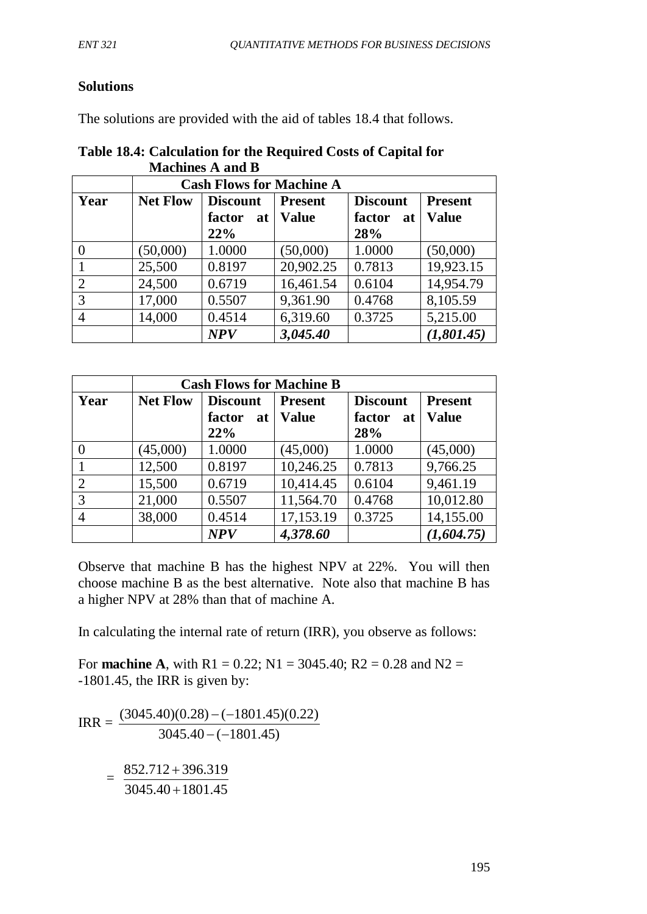**Solutions**

The solutions are provided with the aid of tables 18.4 that follows.

**Table 18.4: Calculation for the Required Costs of Capital for Machines A and B**

| | **Cash Flows for Machine A** | | | | |
|---|---|---|---|---|---|
| **Year** | **Net Flow** | **Discount factor at 22%** | **Present Value** | **Discount factor at 28%** | **Present Value** |
| 0 | (50,000) | 1.0000 | (50,000) | 1.0000 | (50,000) |
| 1 | 25,500 | 0.8197 | 20,902.25 | 0.7813 | 19,923.15 |
| 2 | 24,500 | 0.6719 | 16,461.54 | 0.6104 | 14,954.79 |
| 3 | 17,000 | 0.5507 | 9,361.90 | 0.4768 | 8,105.59 |
| 4 | 14,000 | 0.4514 | 6,319.60 | 0.3725 | 5,215.00 |
| | | ***NPV*** | ***3,045.40*** | | ***(1,801.45)*** |

| | **Cash Flows for Machine B** | | | | |
|---|---|---|---|---|---|
| **Year** | **Net Flow** | **Discount factor at 22%** | **Present Value** | **Discount factor at 28%** | **Present Value** |
| 0 | (45,000) | 1.0000 | (45,000) | 1.0000 | (45,000) |
| 1 | 12,500 | 0.8197 | 10,246.25 | 0.7813 | 9,766.25 |
| 2 | 15,500 | 0.6719 | 10,414.45 | 0.6104 | 9,461.19 |
| 3 | 21,000 | 0.5507 | 11,564.70 | 0.4768 | 10,012.80 |
| 4 | 38,000 | 0.4514 | 17,153.19 | 0.3725 | 14,155.00 |
| | | ***NPV*** | ***4,378.60*** | | ***(1,604.75)*** |

Observe that machine B has the highest NPV at 22%. You will then choose machine B as the best alternative. Note also that machine B has a higher NPV at 28% than that of machine A.

In calculating the internal rate of return (IRR), you observe as follows:

For **machine A**, with $R1 = 0.22$; $N1 = 3045.40$; $R2 = 0.28$ and $N2 = -1801.45$, the IRR is given by:

$$\text{IRR} = \frac{(3045.40)(0.28) - (-1801.45)(0.22)}{3045.40 - (-1801.45)}$$

$$= \frac{852.712 + 396.319}{3045.40 + 1801.45}$$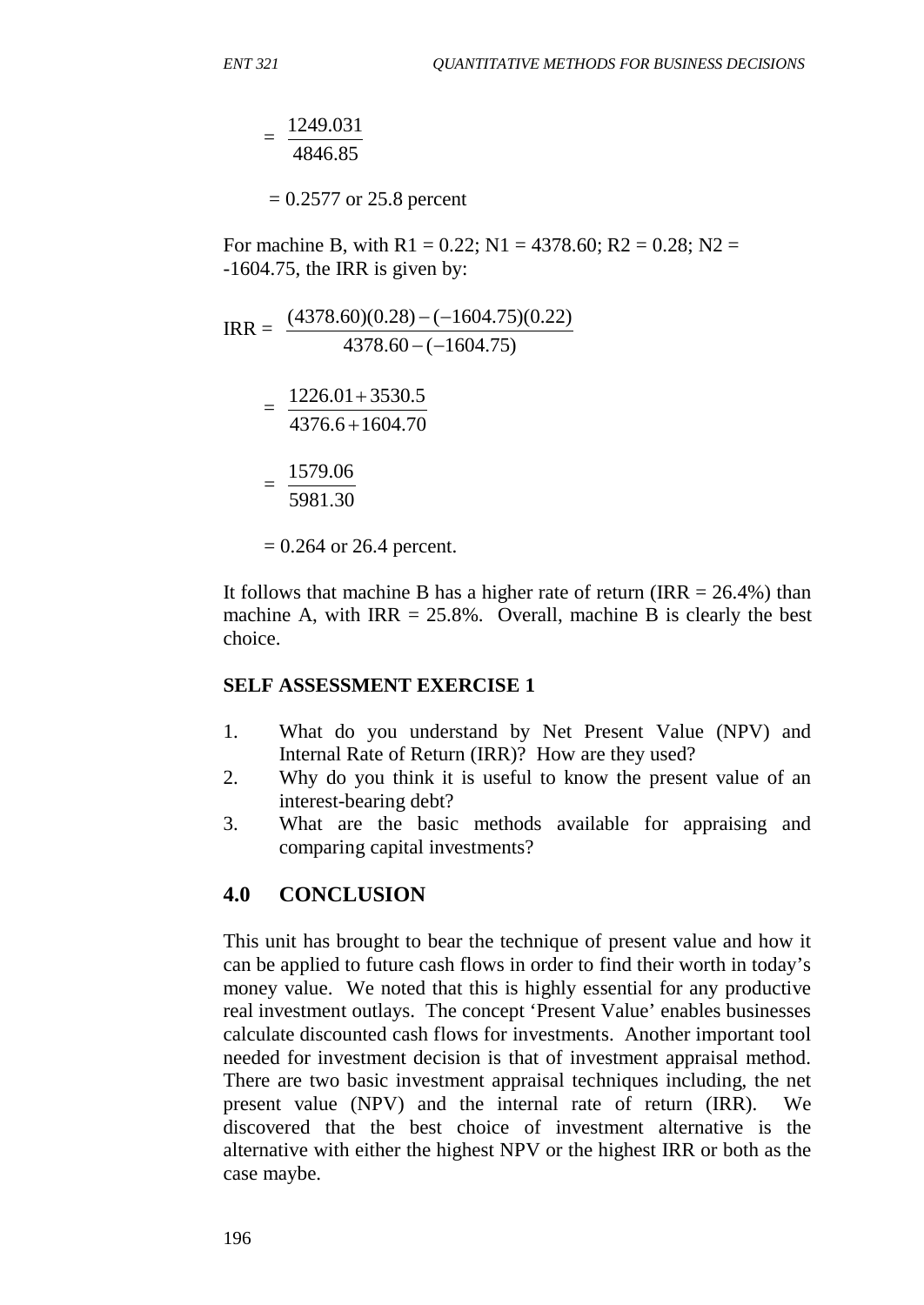$$= \frac{1249.031}{4846.85}$$

$= 0.2577$ or 25.8 percent

For machine B, with $R1 = 0.22$; $N1 = 4378.60$; $R2 = 0.28$; $N2 = -1604.75$, the IRR is given by:

$$\text{IRR} = \frac{(4378.60)(0.28) - (-1604.75)(0.22)}{4378.60 - (-1604.75)}$$

$$= \frac{1226.01 + 3530.5}{4376.6 + 1604.70}$$

$$= \frac{1579.06}{5981.30}$$

$= 0.264$ or 26.4 percent.

It follows that machine B has a higher rate of return (IRR = 26.4%) than machine A, with IRR = 25.8%. Overall, machine B is clearly the best choice.

**SELF ASSESSMENT EXERCISE 1**

1. What do you understand by Net Present Value (NPV) and Internal Rate of Return (IRR)? How are they used?
2. Why do you think it is useful to know the present value of an interest-bearing debt?
3. What are the basic methods available for appraising and comparing capital investments?

## 4.0 CONCLUSION

This unit has brought to bear the technique of present value and how it can be applied to future cash flows in order to find their worth in today's money value. We noted that this is highly essential for any productive real investment outlays. The concept 'Present Value' enables businesses calculate discounted cash flows for investments. Another important tool needed for investment decision is that of investment appraisal method. There are two basic investment appraisal techniques including, the net present value (NPV) and the internal rate of return (IRR). We discovered that the best choice of investment alternative is the alternative with either the highest NPV or the highest IRR or both as the case maybe.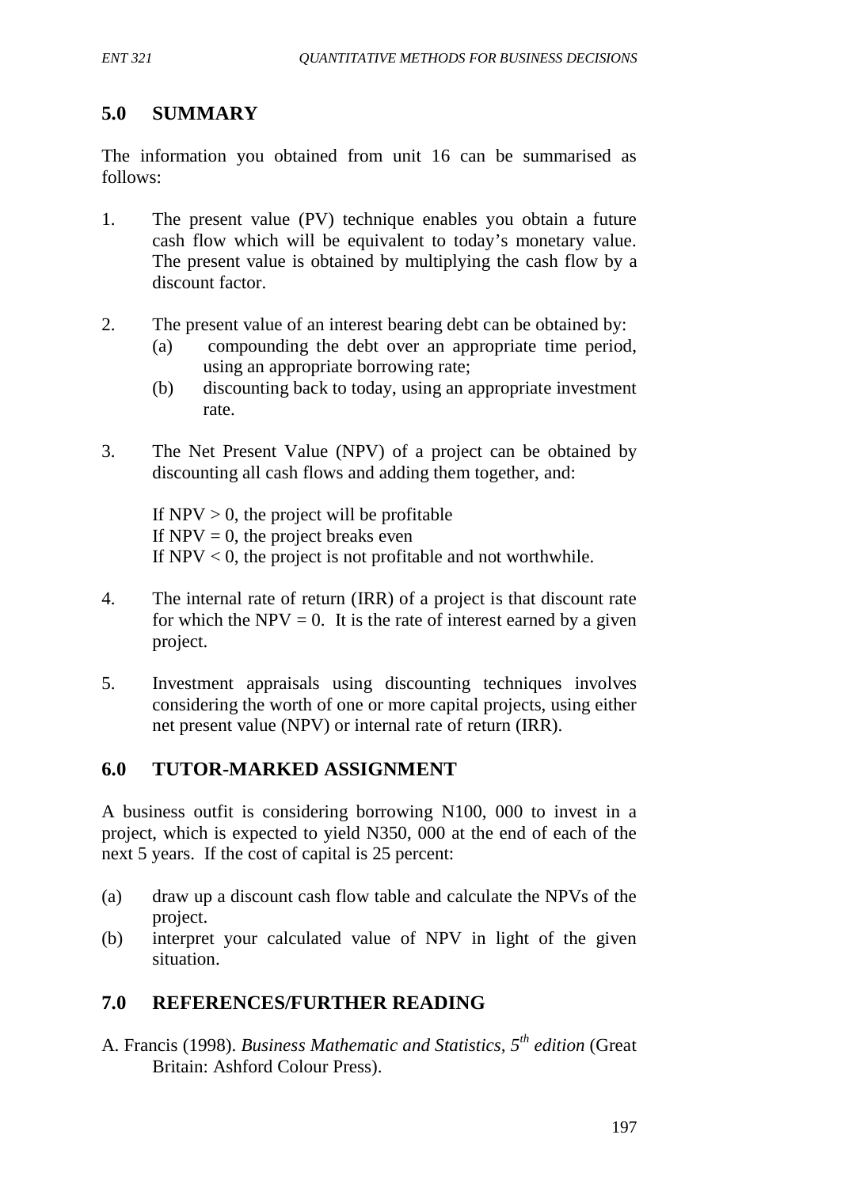## 5.0 SUMMARY

The information you obtained from unit 16 can be summarised as follows:

1. The present value (PV) technique enables you obtain a future cash flow which will be equivalent to today's monetary value. The present value is obtained by multiplying the cash flow by a discount factor.

2. The present value of an interest bearing debt can be obtained by:
   (a) compounding the debt over an appropriate time period, using an appropriate borrowing rate;
   (b) discounting back to today, using an appropriate investment rate.

3. The Net Present Value (NPV) of a project can be obtained by discounting all cash flows and adding them together, and:

   If NPV > 0, the project will be profitable
   If NPV = 0, the project breaks even
   If NPV < 0, the project is not profitable and not worthwhile.

4. The internal rate of return (IRR) of a project is that discount rate for which the NPV = 0. It is the rate of interest earned by a given project.

5. Investment appraisals using discounting techniques involves considering the worth of one or more capital projects, using either net present value (NPV) or internal rate of return (IRR).

## 6.0 TUTOR-MARKED ASSIGNMENT

A business outfit is considering borrowing N100, 000 to invest in a project, which is expected to yield N350, 000 at the end of each of the next 5 years. If the cost of capital is 25 percent:

(a) draw up a discount cash flow table and calculate the NPVs of the project.
(b) interpret your calculated value of NPV in light of the given situation.

## 7.0 REFERENCES/FURTHER READING

A. Francis (1998). *Business Mathematic and Statistics, 5th edition* (Great Britain: Ashford Colour Press).